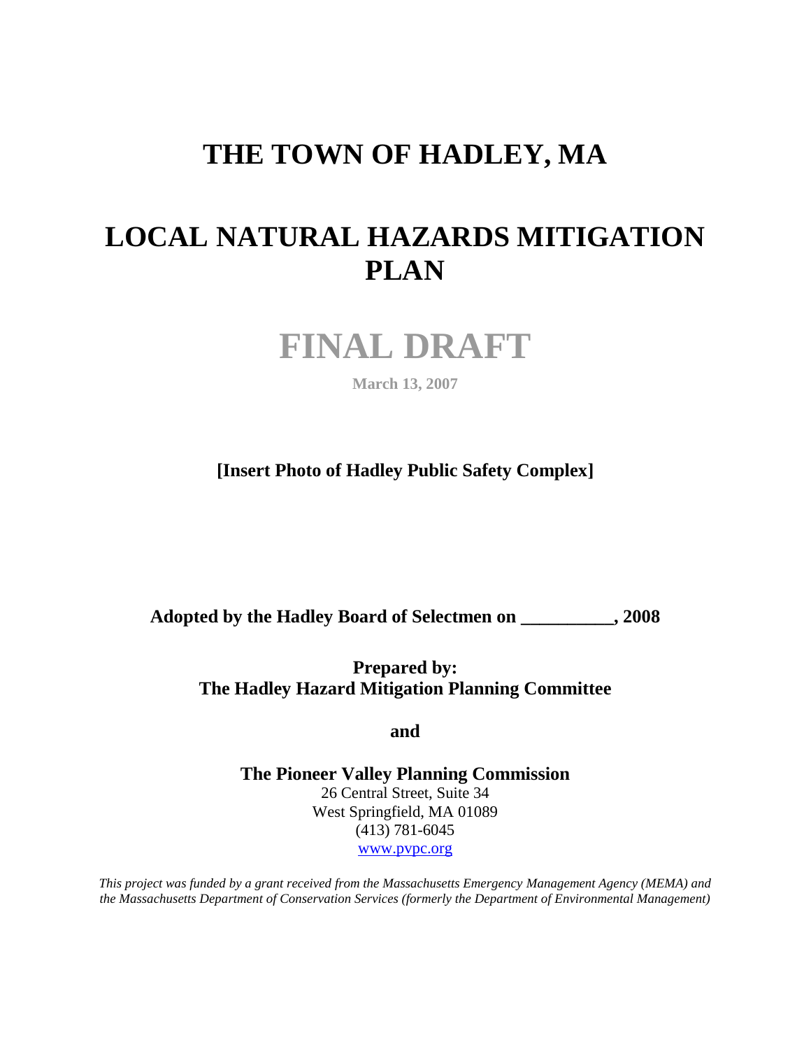# THE TOWN OF HADLEY, MA

# LOCAL NATURAL HAZARDS MITIGATION PLAN

# FINAL DRAFT

**March 13, 2007**

**[Insert Photo of Hadley Public Safety Complex]**

**Adopted by the Hadley Board of Selectmen on __________, 2008**

**Prepared by:**
**The Hadley Hazard Mitigation Planning Committee**

**and**

**The Pioneer Valley Planning Commission**
26 Central Street, Suite 34
West Springfield, MA 01089
(413) 781-6045
www.pvpc.org

*This project was funded by a grant received from the Massachusetts Emergency Management Agency (MEMA) and the Massachusetts Department of Conservation Services (formerly the Department of Environmental Management)*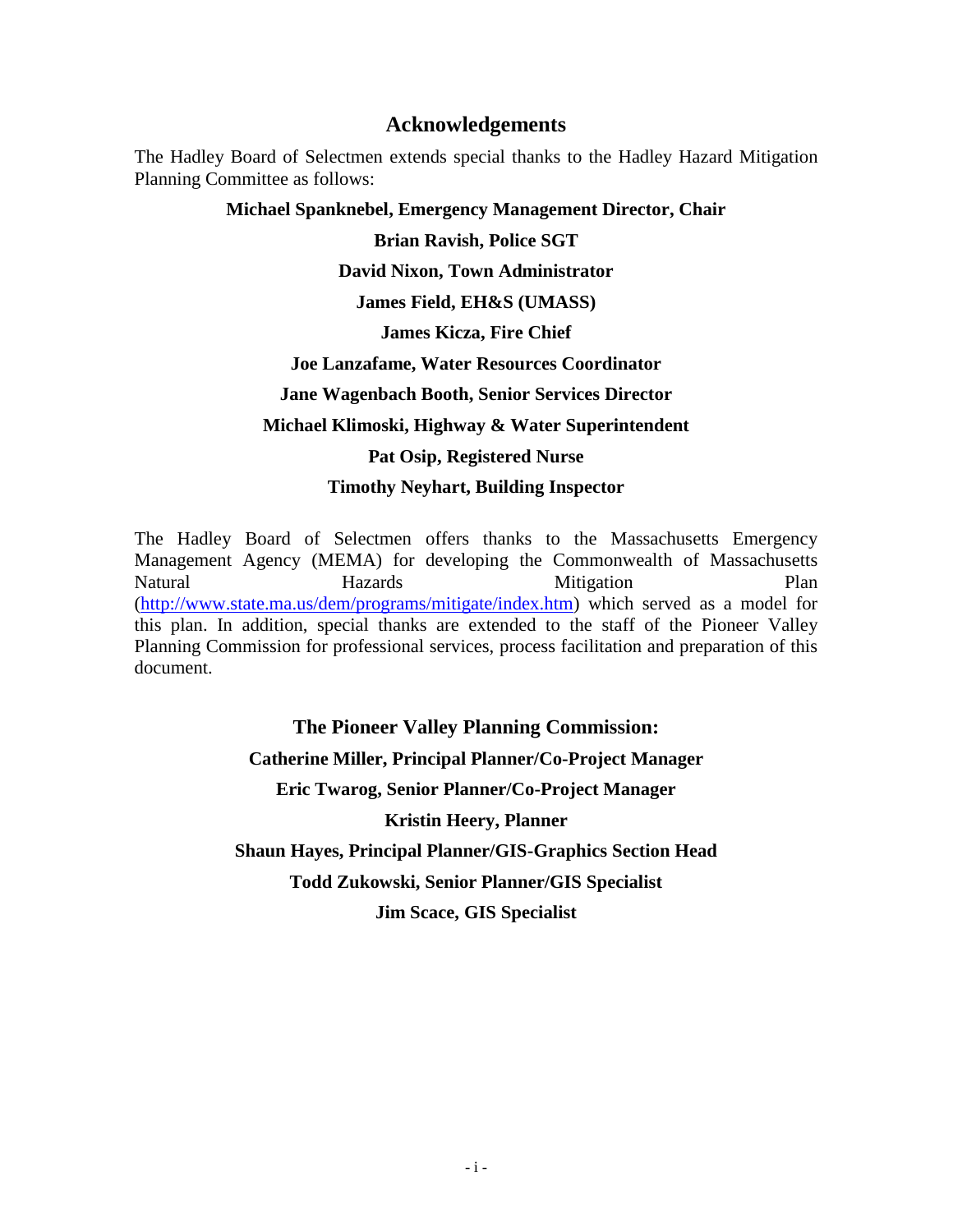## Acknowledgements

The Hadley Board of Selectmen extends special thanks to the Hadley Hazard Mitigation Planning Committee as follows:

**Michael Spanknebel, Emergency Management Director, Chair**

**Brian Ravish, Police SGT**

**David Nixon, Town Administrator**

**James Field, EH&S (UMASS)**

**James Kicza, Fire Chief**

**Joe Lanzafame, Water Resources Coordinator**

**Jane Wagenbach Booth, Senior Services Director**

**Michael Klimoski, Highway & Water Superintendent**

**Pat Osip, Registered Nurse**

**Timothy Neyhart, Building Inspector**

The Hadley Board of Selectmen offers thanks to the Massachusetts Emergency Management Agency (MEMA) for developing the Commonwealth of Massachusetts Natural Hazards Mitigation Plan (http://www.state.ma.us/dem/programs/mitigate/index.htm) which served as a model for this plan. In addition, special thanks are extended to the staff of the Pioneer Valley Planning Commission for professional services, process facilitation and preparation of this document.

**The Pioneer Valley Planning Commission:**

**Catherine Miller, Principal Planner/Co-Project Manager**

**Eric Twarog, Senior Planner/Co-Project Manager**

**Kristin Heery, Planner**

**Shaun Hayes, Principal Planner/GIS-Graphics Section Head**

**Todd Zukowski, Senior Planner/GIS Specialist**

**Jim Scace, GIS Specialist**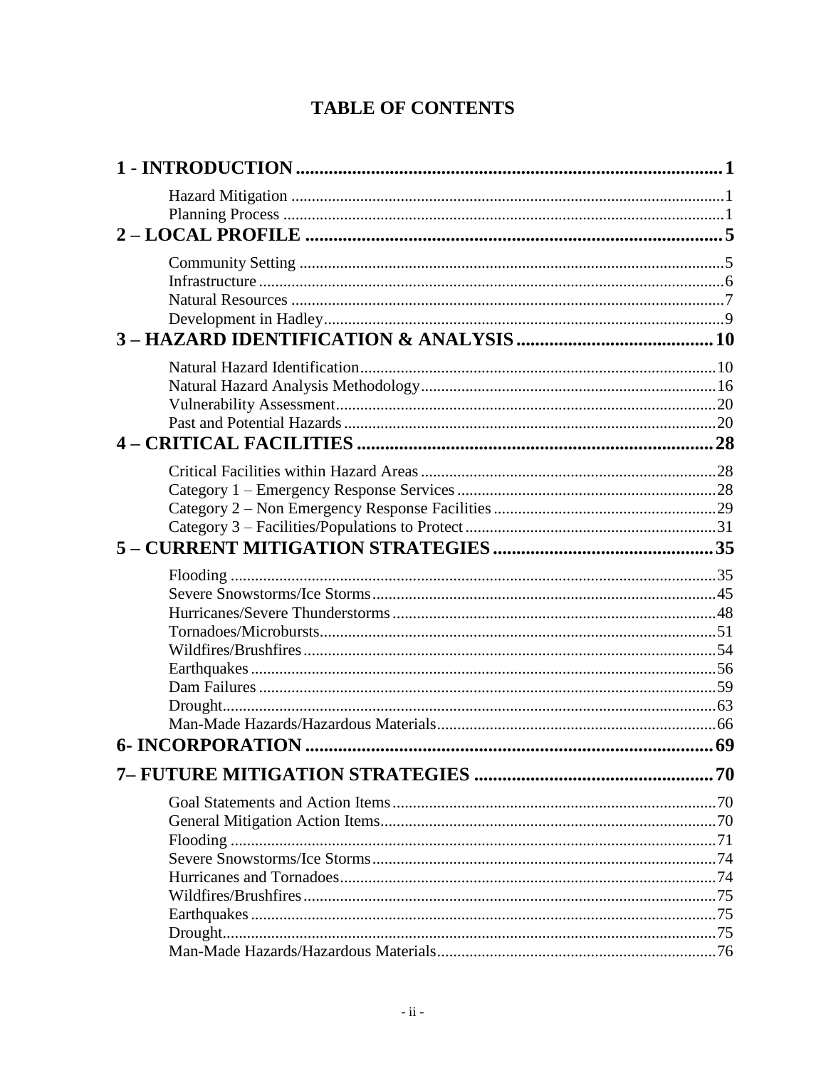# TABLE OF CONTENTS

**1 - INTRODUCTION .......... 1**

- Hazard Mitigation .......... 1
- Planning Process .......... 1

**2 – LOCAL PROFILE .......... 5**

- Community Setting .......... 5
- Infrastructure .......... 6
- Natural Resources .......... 7
- Development in Hadley .......... 9

**3 – HAZARD IDENTIFICATION & ANALYSIS .......... 10**

- Natural Hazard Identification .......... 10
- Natural Hazard Analysis Methodology .......... 16
- Vulnerability Assessment .......... 20
- Past and Potential Hazards .......... 20

**4 – CRITICAL FACILITIES .......... 28**

- Critical Facilities within Hazard Areas .......... 28
- Category 1 – Emergency Response Services .......... 28
- Category 2 – Non Emergency Response Facilities .......... 29
- Category 3 – Facilities/Populations to Protect .......... 31

**5 – CURRENT MITIGATION STRATEGIES .......... 35**

- Flooding .......... 35
- Severe Snowstorms/Ice Storms .......... 45
- Hurricanes/Severe Thunderstorms .......... 48
- Tornadoes/Microbursts .......... 51
- Wildfires/Brushfires .......... 54
- Earthquakes .......... 56
- Dam Failures .......... 59
- Drought .......... 63
- Man-Made Hazards/Hazardous Materials .......... 66

**6- INCORPORATION .......... 69**

**7– FUTURE MITIGATION STRATEGIES .......... 70**

- Goal Statements and Action Items .......... 70
- General Mitigation Action Items .......... 70
- Flooding .......... 71
- Severe Snowstorms/Ice Storms .......... 74
- Hurricanes and Tornadoes .......... 74
- Wildfires/Brushfires .......... 75
- Earthquakes .......... 75
- Drought .......... 75
- Man-Made Hazards/Hazardous Materials .......... 76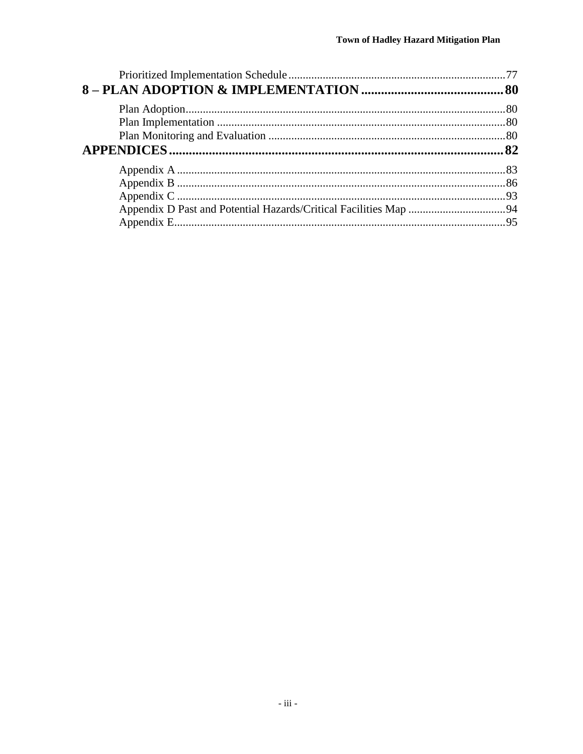Prioritized Implementation Schedule ........................................................................... 77

**8 – PLAN ADOPTION & IMPLEMENTATION .......................................... 80**

Plan Adoption ............................................................................................................. 80
Plan Implementation .................................................................................................. 80
Plan Monitoring and Evaluation ................................................................................. 80

**APPENDICES .................................................................................................... 82**

Appendix A ................................................................................................................. 83
Appendix B ................................................................................................................. 86
Appendix C ................................................................................................................. 93
Appendix D Past and Potential Hazards/Critical Facilities Map .................................. 94
Appendix E .................................................................................................................. 95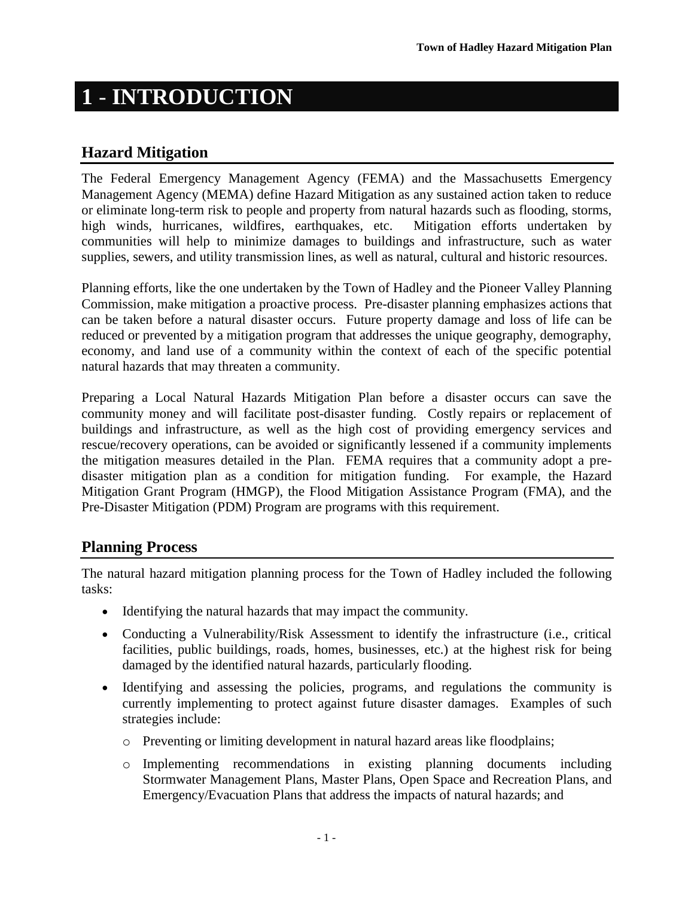# 1 - INTRODUCTION

## Hazard Mitigation

The Federal Emergency Management Agency (FEMA) and the Massachusetts Emergency Management Agency (MEMA) define Hazard Mitigation as any sustained action taken to reduce or eliminate long-term risk to people and property from natural hazards such as flooding, storms, high winds, hurricanes, wildfires, earthquakes, etc. Mitigation efforts undertaken by communities will help to minimize damages to buildings and infrastructure, such as water supplies, sewers, and utility transmission lines, as well as natural, cultural and historic resources.

Planning efforts, like the one undertaken by the Town of Hadley and the Pioneer Valley Planning Commission, make mitigation a proactive process. Pre-disaster planning emphasizes actions that can be taken before a natural disaster occurs. Future property damage and loss of life can be reduced or prevented by a mitigation program that addresses the unique geography, demography, economy, and land use of a community within the context of each of the specific potential natural hazards that may threaten a community.

Preparing a Local Natural Hazards Mitigation Plan before a disaster occurs can save the community money and will facilitate post-disaster funding. Costly repairs or replacement of buildings and infrastructure, as well as the high cost of providing emergency services and rescue/recovery operations, can be avoided or significantly lessened if a community implements the mitigation measures detailed in the Plan. FEMA requires that a community adopt a pre-disaster mitigation plan as a condition for mitigation funding. For example, the Hazard Mitigation Grant Program (HMGP), the Flood Mitigation Assistance Program (FMA), and the Pre-Disaster Mitigation (PDM) Program are programs with this requirement.

## Planning Process

The natural hazard mitigation planning process for the Town of Hadley included the following tasks:

- Identifying the natural hazards that may impact the community.
- Conducting a Vulnerability/Risk Assessment to identify the infrastructure (i.e., critical facilities, public buildings, roads, homes, businesses, etc.) at the highest risk for being damaged by the identified natural hazards, particularly flooding.
- Identifying and assessing the policies, programs, and regulations the community is currently implementing to protect against future disaster damages. Examples of such strategies include:
  - Preventing or limiting development in natural hazard areas like floodplains;
  - Implementing recommendations in existing planning documents including Stormwater Management Plans, Master Plans, Open Space and Recreation Plans, and Emergency/Evacuation Plans that address the impacts of natural hazards; and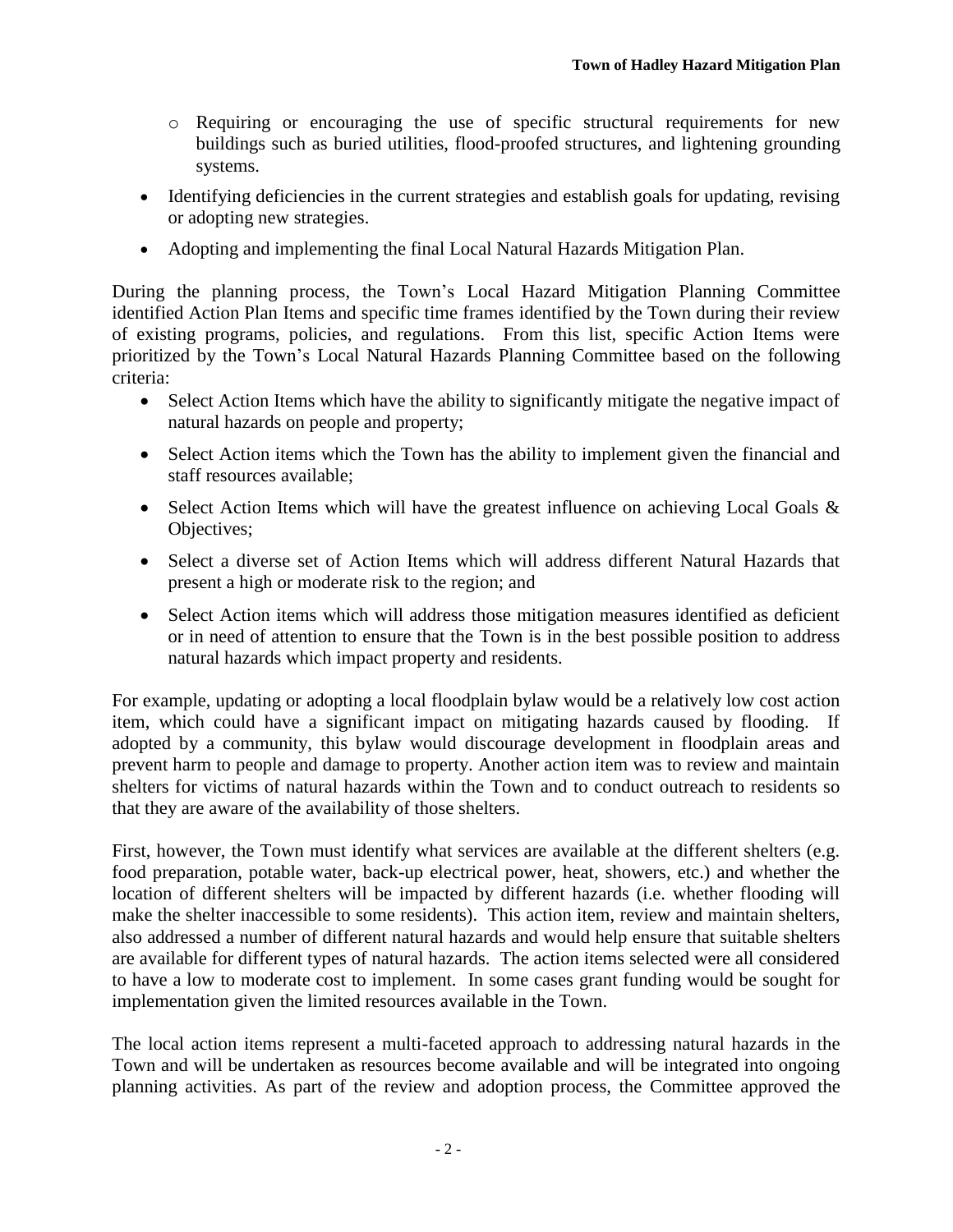- Requiring or encouraging the use of specific structural requirements for new buildings such as buried utilities, flood-proofed structures, and lightening grounding systems.

- Identifying deficiencies in the current strategies and establish goals for updating, revising or adopting new strategies.
- Adopting and implementing the final Local Natural Hazards Mitigation Plan.

During the planning process, the Town's Local Hazard Mitigation Planning Committee identified Action Plan Items and specific time frames identified by the Town during their review of existing programs, policies, and regulations. From this list, specific Action Items were prioritized by the Town's Local Natural Hazards Planning Committee based on the following criteria:

- Select Action Items which have the ability to significantly mitigate the negative impact of natural hazards on people and property;
- Select Action items which the Town has the ability to implement given the financial and staff resources available;
- Select Action Items which will have the greatest influence on achieving Local Goals & Objectives;
- Select a diverse set of Action Items which will address different Natural Hazards that present a high or moderate risk to the region; and
- Select Action items which will address those mitigation measures identified as deficient or in need of attention to ensure that the Town is in the best possible position to address natural hazards which impact property and residents.

For example, updating or adopting a local floodplain bylaw would be a relatively low cost action item, which could have a significant impact on mitigating hazards caused by flooding. If adopted by a community, this bylaw would discourage development in floodplain areas and prevent harm to people and damage to property. Another action item was to review and maintain shelters for victims of natural hazards within the Town and to conduct outreach to residents so that they are aware of the availability of those shelters.

First, however, the Town must identify what services are available at the different shelters (e.g. food preparation, potable water, back-up electrical power, heat, showers, etc.) and whether the location of different shelters will be impacted by different hazards (i.e. whether flooding will make the shelter inaccessible to some residents). This action item, review and maintain shelters, also addressed a number of different natural hazards and would help ensure that suitable shelters are available for different types of natural hazards. The action items selected were all considered to have a low to moderate cost to implement. In some cases grant funding would be sought for implementation given the limited resources available in the Town.

The local action items represent a multi-faceted approach to addressing natural hazards in the Town and will be undertaken as resources become available and will be integrated into ongoing planning activities. As part of the review and adoption process, the Committee approved the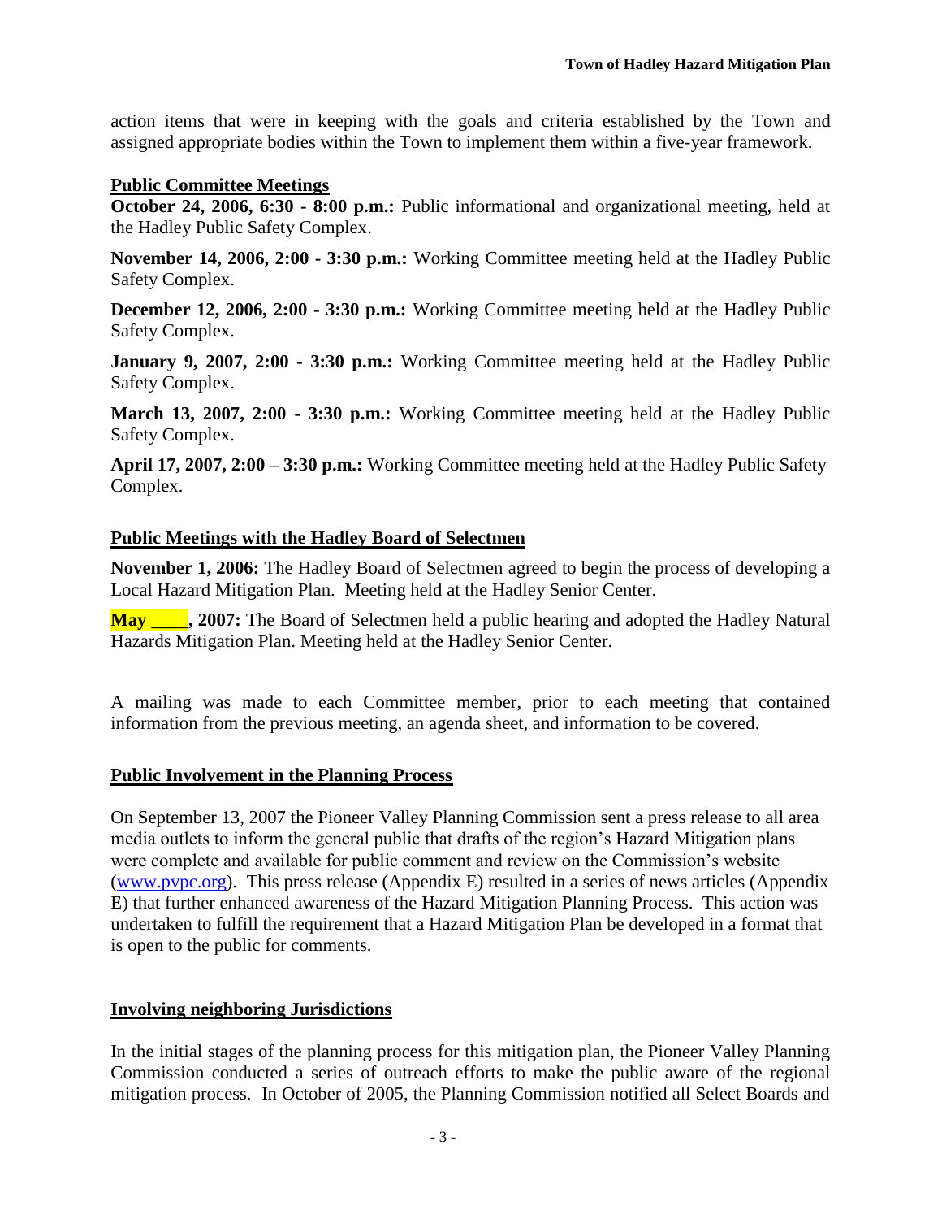action items that were in keeping with the goals and criteria established by the Town and assigned appropriate bodies within the Town to implement them within a five-year framework.

## Public Committee Meetings

**October 24, 2006, 6:30 - 8:00 p.m.:** Public informational and organizational meeting, held at the Hadley Public Safety Complex.

**November 14, 2006, 2:00 - 3:30 p.m.:** Working Committee meeting held at the Hadley Public Safety Complex.

**December 12, 2006, 2:00 - 3:30 p.m.:** Working Committee meeting held at the Hadley Public Safety Complex.

**January 9, 2007, 2:00 - 3:30 p.m.:** Working Committee meeting held at the Hadley Public Safety Complex.

**March 13, 2007, 2:00 - 3:30 p.m.:** Working Committee meeting held at the Hadley Public Safety Complex.

**April 17, 2007, 2:00 – 3:30 p.m.:** Working Committee meeting held at the Hadley Public Safety Complex.

## Public Meetings with the Hadley Board of Selectmen

**November 1, 2006:** The Hadley Board of Selectmen agreed to begin the process of developing a Local Hazard Mitigation Plan. Meeting held at the Hadley Senior Center.

**May ____, 2007:** The Board of Selectmen held a public hearing and adopted the Hadley Natural Hazards Mitigation Plan. Meeting held at the Hadley Senior Center.

A mailing was made to each Committee member, prior to each meeting that contained information from the previous meeting, an agenda sheet, and information to be covered.

## Public Involvement in the Planning Process

On September 13, 2007 the Pioneer Valley Planning Commission sent a press release to all area media outlets to inform the general public that drafts of the region's Hazard Mitigation plans were complete and available for public comment and review on the Commission's website (www.pvpc.org). This press release (Appendix E) resulted in a series of news articles (Appendix E) that further enhanced awareness of the Hazard Mitigation Planning Process. This action was undertaken to fulfill the requirement that a Hazard Mitigation Plan be developed in a format that is open to the public for comments.

## Involving neighboring Jurisdictions

In the initial stages of the planning process for this mitigation plan, the Pioneer Valley Planning Commission conducted a series of outreach efforts to make the public aware of the regional mitigation process. In October of 2005, the Planning Commission notified all Select Boards and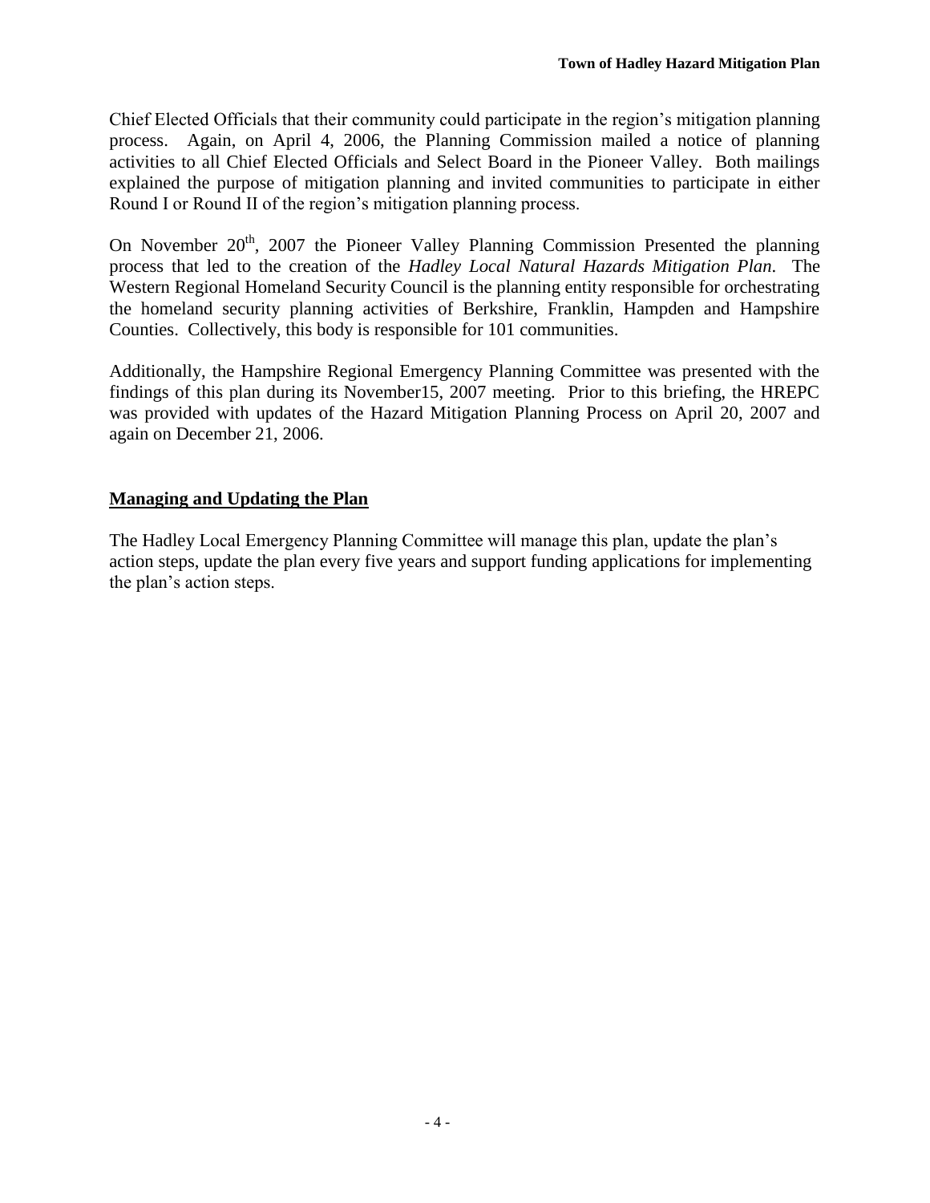Chief Elected Officials that their community could participate in the region's mitigation planning process. Again, on April 4, 2006, the Planning Commission mailed a notice of planning activities to all Chief Elected Officials and Select Board in the Pioneer Valley. Both mailings explained the purpose of mitigation planning and invited communities to participate in either Round I or Round II of the region's mitigation planning process.

On November 20th, 2007 the Pioneer Valley Planning Commission Presented the planning process that led to the creation of the *Hadley Local Natural Hazards Mitigation Plan*. The Western Regional Homeland Security Council is the planning entity responsible for orchestrating the homeland security planning activities of Berkshire, Franklin, Hampden and Hampshire Counties. Collectively, this body is responsible for 101 communities.

Additionally, the Hampshire Regional Emergency Planning Committee was presented with the findings of this plan during its November15, 2007 meeting. Prior to this briefing, the HREPC was provided with updates of the Hazard Mitigation Planning Process on April 20, 2007 and again on December 21, 2006.

## Managing and Updating the Plan

The Hadley Local Emergency Planning Committee will manage this plan, update the plan's action steps, update the plan every five years and support funding applications for implementing the plan's action steps.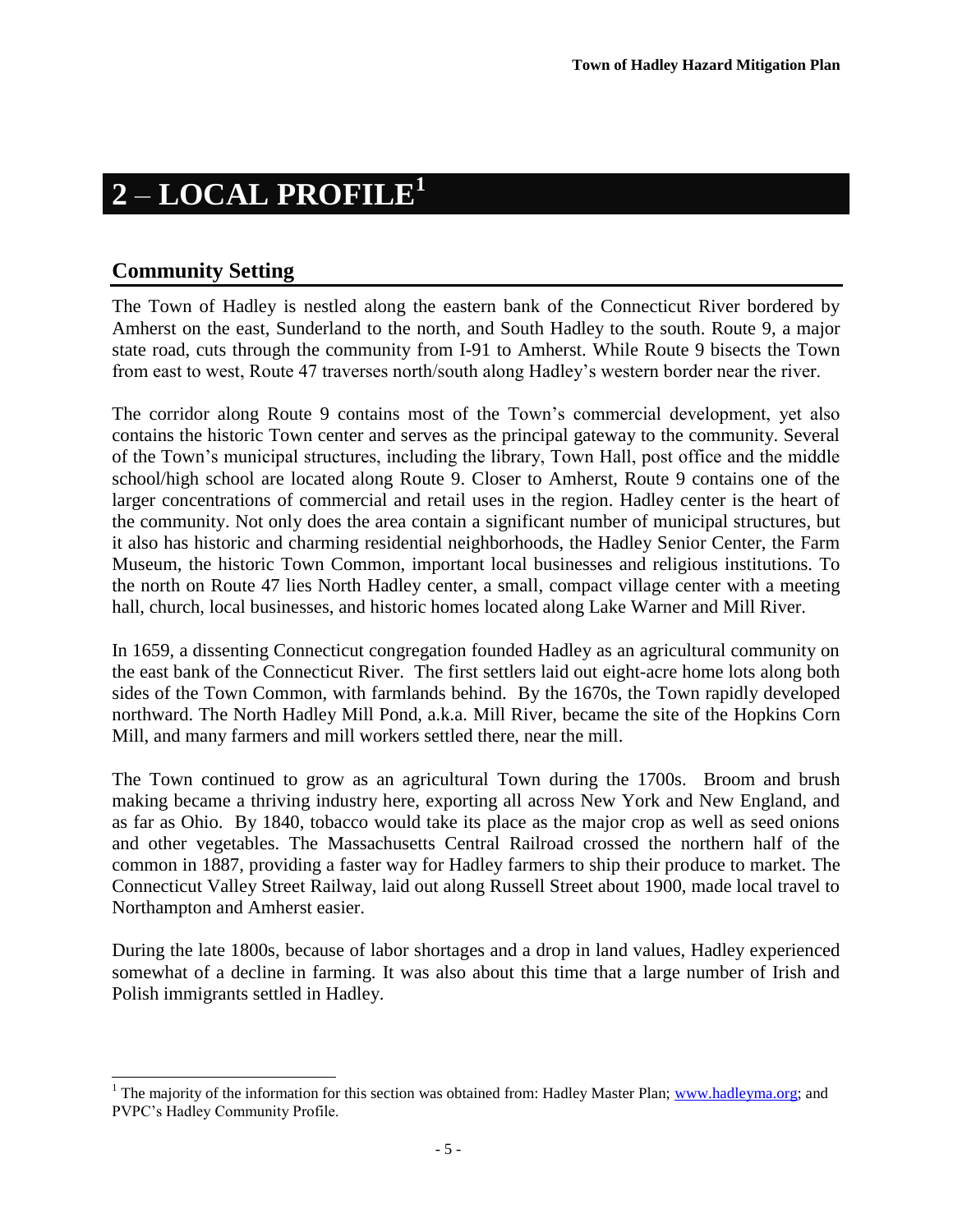# 2 – LOCAL PROFILE[1]

## Community Setting

The Town of Hadley is nestled along the eastern bank of the Connecticut River bordered by Amherst on the east, Sunderland to the north, and South Hadley to the south. Route 9, a major state road, cuts through the community from I-91 to Amherst. While Route 9 bisects the Town from east to west, Route 47 traverses north/south along Hadley's western border near the river.

The corridor along Route 9 contains most of the Town's commercial development, yet also contains the historic Town center and serves as the principal gateway to the community. Several of the Town's municipal structures, including the library, Town Hall, post office and the middle school/high school are located along Route 9. Closer to Amherst, Route 9 contains one of the larger concentrations of commercial and retail uses in the region. Hadley center is the heart of the community. Not only does the area contain a significant number of municipal structures, but it also has historic and charming residential neighborhoods, the Hadley Senior Center, the Farm Museum, the historic Town Common, important local businesses and religious institutions. To the north on Route 47 lies North Hadley center, a small, compact village center with a meeting hall, church, local businesses, and historic homes located along Lake Warner and Mill River.

In 1659, a dissenting Connecticut congregation founded Hadley as an agricultural community on the east bank of the Connecticut River. The first settlers laid out eight-acre home lots along both sides of the Town Common, with farmlands behind. By the 1670s, the Town rapidly developed northward. The North Hadley Mill Pond, a.k.a. Mill River, became the site of the Hopkins Corn Mill, and many farmers and mill workers settled there, near the mill.

The Town continued to grow as an agricultural Town during the 1700s. Broom and brush making became a thriving industry here, exporting all across New York and New England, and as far as Ohio. By 1840, tobacco would take its place as the major crop as well as seed onions and other vegetables. The Massachusetts Central Railroad crossed the northern half of the common in 1887, providing a faster way for Hadley farmers to ship their produce to market. The Connecticut Valley Street Railway, laid out along Russell Street about 1900, made local travel to Northampton and Amherst easier.

During the late 1800s, because of labor shortages and a drop in land values, Hadley experienced somewhat of a decline in farming. It was also about this time that a large number of Irish and Polish immigrants settled in Hadley.

---

[1] The majority of the information for this section was obtained from: Hadley Master Plan; www.hadleyma.org; and PVPC's Hadley Community Profile.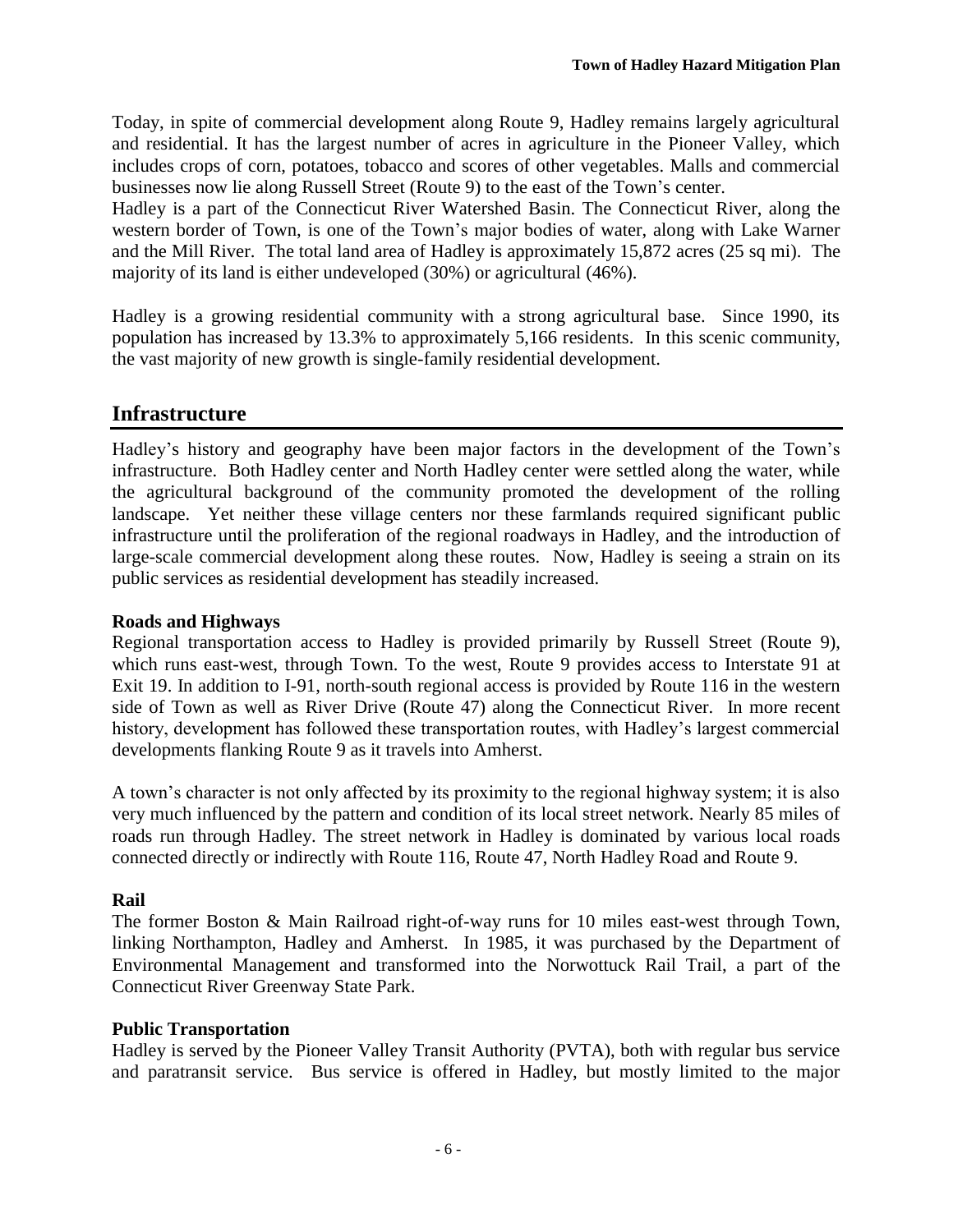Today, in spite of commercial development along Route 9, Hadley remains largely agricultural and residential. It has the largest number of acres in agriculture in the Pioneer Valley, which includes crops of corn, potatoes, tobacco and scores of other vegetables. Malls and commercial businesses now lie along Russell Street (Route 9) to the east of the Town's center.

Hadley is a part of the Connecticut River Watershed Basin. The Connecticut River, along the western border of Town, is one of the Town's major bodies of water, along with Lake Warner and the Mill River. The total land area of Hadley is approximately 15,872 acres (25 sq mi). The majority of its land is either undeveloped (30%) or agricultural (46%).

Hadley is a growing residential community with a strong agricultural base. Since 1990, its population has increased by 13.3% to approximately 5,166 residents. In this scenic community, the vast majority of new growth is single-family residential development.

## Infrastructure

Hadley's history and geography have been major factors in the development of the Town's infrastructure. Both Hadley center and North Hadley center were settled along the water, while the agricultural background of the community promoted the development of the rolling landscape. Yet neither these village centers nor these farmlands required significant public infrastructure until the proliferation of the regional roadways in Hadley, and the introduction of large-scale commercial development along these routes. Now, Hadley is seeing a strain on its public services as residential development has steadily increased.

### Roads and Highways

Regional transportation access to Hadley is provided primarily by Russell Street (Route 9), which runs east-west, through Town. To the west, Route 9 provides access to Interstate 91 at Exit 19. In addition to I-91, north-south regional access is provided by Route 116 in the western side of Town as well as River Drive (Route 47) along the Connecticut River. In more recent history, development has followed these transportation routes, with Hadley's largest commercial developments flanking Route 9 as it travels into Amherst.

A town's character is not only affected by its proximity to the regional highway system; it is also very much influenced by the pattern and condition of its local street network. Nearly 85 miles of roads run through Hadley. The street network in Hadley is dominated by various local roads connected directly or indirectly with Route 116, Route 47, North Hadley Road and Route 9.

### Rail

The former Boston & Main Railroad right-of-way runs for 10 miles east-west through Town, linking Northampton, Hadley and Amherst. In 1985, it was purchased by the Department of Environmental Management and transformed into the Norwottuck Rail Trail, a part of the Connecticut River Greenway State Park.

### Public Transportation

Hadley is served by the Pioneer Valley Transit Authority (PVTA), both with regular bus service and paratransit service. Bus service is offered in Hadley, but mostly limited to the major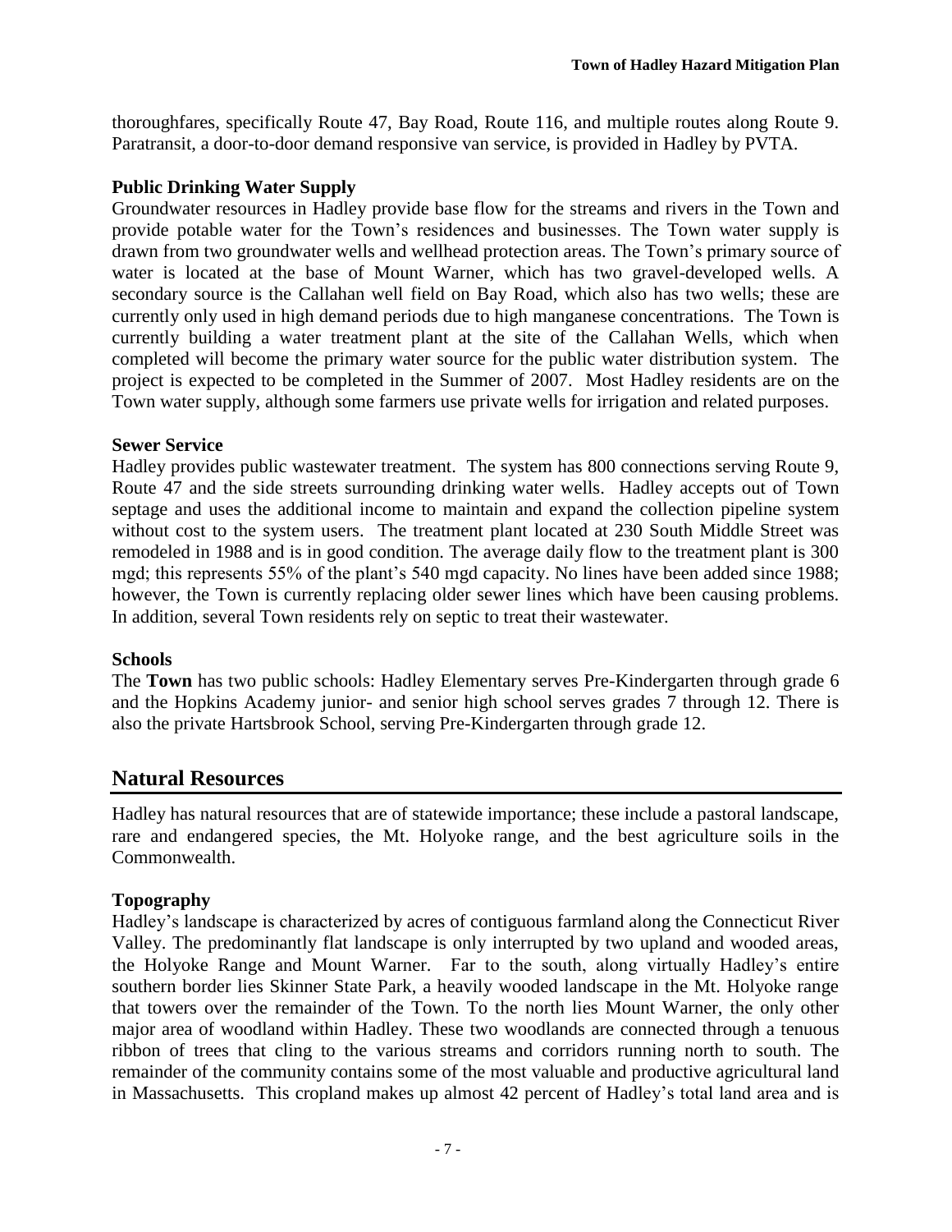thoroughfares, specifically Route 47, Bay Road, Route 116, and multiple routes along Route 9. Paratransit, a door-to-door demand responsive van service, is provided in Hadley by PVTA.

### Public Drinking Water Supply

Groundwater resources in Hadley provide base flow for the streams and rivers in the Town and provide potable water for the Town's residences and businesses. The Town water supply is drawn from two groundwater wells and wellhead protection areas. The Town's primary source of water is located at the base of Mount Warner, which has two gravel-developed wells. A secondary source is the Callahan well field on Bay Road, which also has two wells; these are currently only used in high demand periods due to high manganese concentrations. The Town is currently building a water treatment plant at the site of the Callahan Wells, which when completed will become the primary water source for the public water distribution system. The project is expected to be completed in the Summer of 2007. Most Hadley residents are on the Town water supply, although some farmers use private wells for irrigation and related purposes.

### Sewer Service

Hadley provides public wastewater treatment. The system has 800 connections serving Route 9, Route 47 and the side streets surrounding drinking water wells. Hadley accepts out of Town septage and uses the additional income to maintain and expand the collection pipeline system without cost to the system users. The treatment plant located at 230 South Middle Street was remodeled in 1988 and is in good condition. The average daily flow to the treatment plant is 300 mgd; this represents 55% of the plant's 540 mgd capacity. No lines have been added since 1988; however, the Town is currently replacing older sewer lines which have been causing problems. In addition, several Town residents rely on septic to treat their wastewater.

### Schools

The **Town** has two public schools: Hadley Elementary serves Pre-Kindergarten through grade 6 and the Hopkins Academy junior- and senior high school serves grades 7 through 12. There is also the private Hartsbrook School, serving Pre-Kindergarten through grade 12.

## Natural Resources

Hadley has natural resources that are of statewide importance; these include a pastoral landscape, rare and endangered species, the Mt. Holyoke range, and the best agriculture soils in the Commonwealth.

### Topography

Hadley's landscape is characterized by acres of contiguous farmland along the Connecticut River Valley. The predominantly flat landscape is only interrupted by two upland and wooded areas, the Holyoke Range and Mount Warner. Far to the south, along virtually Hadley's entire southern border lies Skinner State Park, a heavily wooded landscape in the Mt. Holyoke range that towers over the remainder of the Town. To the north lies Mount Warner, the only other major area of woodland within Hadley. These two woodlands are connected through a tenuous ribbon of trees that cling to the various streams and corridors running north to south. The remainder of the community contains some of the most valuable and productive agricultural land in Massachusetts. This cropland makes up almost 42 percent of Hadley's total land area and is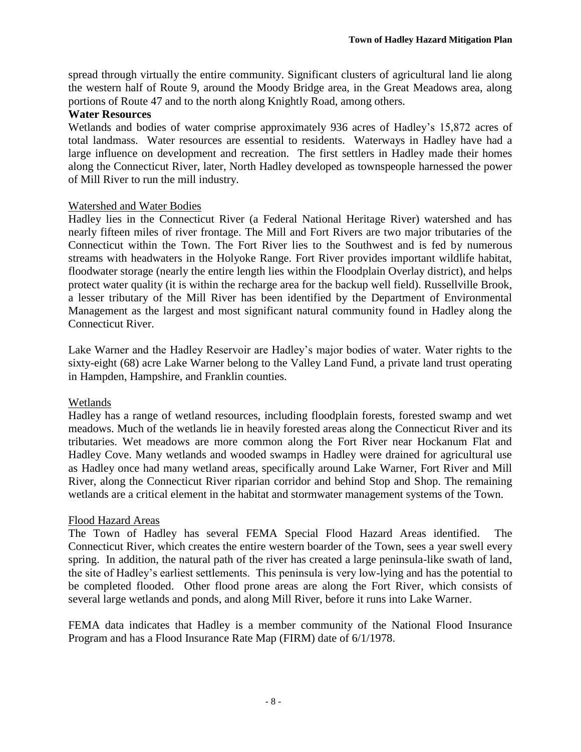spread through virtually the entire community. Significant clusters of agricultural land lie along the western half of Route 9, around the Moody Bridge area, in the Great Meadows area, along portions of Route 47 and to the north along Knightly Road, among others.

## Water Resources

Wetlands and bodies of water comprise approximately 936 acres of Hadley's 15,872 acres of total landmass. Water resources are essential to residents. Waterways in Hadley have had a large influence on development and recreation. The first settlers in Hadley made their homes along the Connecticut River, later, North Hadley developed as townspeople harnessed the power of Mill River to run the mill industry.

### Watershed and Water Bodies

Hadley lies in the Connecticut River (a Federal National Heritage River) watershed and has nearly fifteen miles of river frontage. The Mill and Fort Rivers are two major tributaries of the Connecticut within the Town. The Fort River lies to the Southwest and is fed by numerous streams with headwaters in the Holyoke Range. Fort River provides important wildlife habitat, floodwater storage (nearly the entire length lies within the Floodplain Overlay district), and helps protect water quality (it is within the recharge area for the backup well field). Russellville Brook, a lesser tributary of the Mill River has been identified by the Department of Environmental Management as the largest and most significant natural community found in Hadley along the Connecticut River.

Lake Warner and the Hadley Reservoir are Hadley's major bodies of water. Water rights to the sixty-eight (68) acre Lake Warner belong to the Valley Land Fund, a private land trust operating in Hampden, Hampshire, and Franklin counties.

### Wetlands

Hadley has a range of wetland resources, including floodplain forests, forested swamp and wet meadows. Much of the wetlands lie in heavily forested areas along the Connecticut River and its tributaries. Wet meadows are more common along the Fort River near Hockanum Flat and Hadley Cove. Many wetlands and wooded swamps in Hadley were drained for agricultural use as Hadley once had many wetland areas, specifically around Lake Warner, Fort River and Mill River, along the Connecticut River riparian corridor and behind Stop and Shop. The remaining wetlands are a critical element in the habitat and stormwater management systems of the Town.

### Flood Hazard Areas

The Town of Hadley has several FEMA Special Flood Hazard Areas identified. The Connecticut River, which creates the entire western boarder of the Town, sees a year swell every spring. In addition, the natural path of the river has created a large peninsula-like swath of land, the site of Hadley's earliest settlements. This peninsula is very low-lying and has the potential to be completed flooded. Other flood prone areas are along the Fort River, which consists of several large wetlands and ponds, and along Mill River, before it runs into Lake Warner.

FEMA data indicates that Hadley is a member community of the National Flood Insurance Program and has a Flood Insurance Rate Map (FIRM) date of 6/1/1978.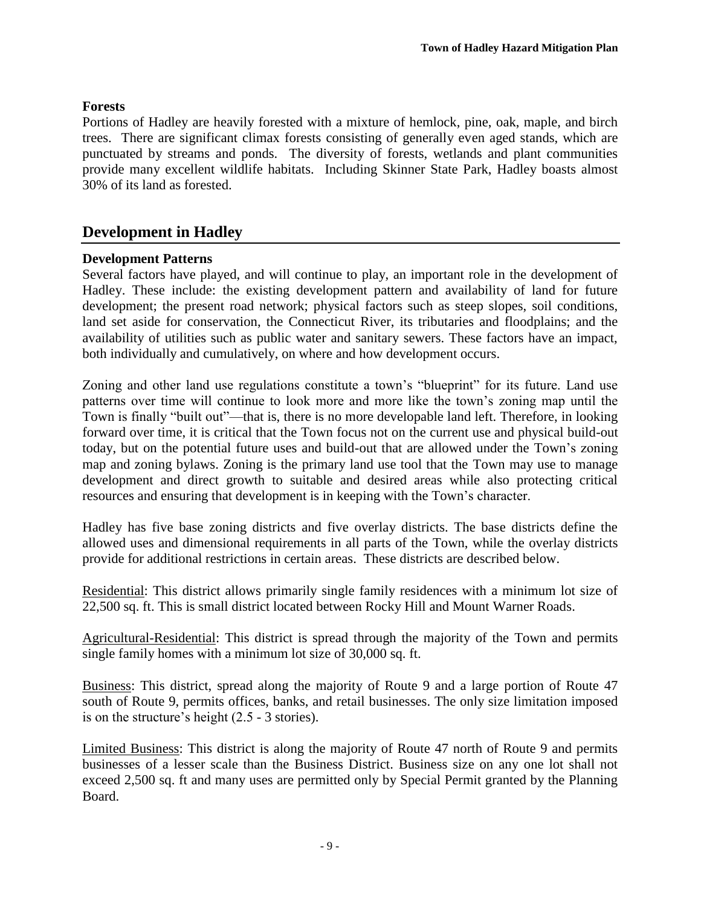**Forests**

Portions of Hadley are heavily forested with a mixture of hemlock, pine, oak, maple, and birch trees. There are significant climax forests consisting of generally even aged stands, which are punctuated by streams and ponds. The diversity of forests, wetlands and plant communities provide many excellent wildlife habitats. Including Skinner State Park, Hadley boasts almost 30% of its land as forested.

## Development in Hadley

**Development Patterns**

Several factors have played, and will continue to play, an important role in the development of Hadley. These include: the existing development pattern and availability of land for future development; the present road network; physical factors such as steep slopes, soil conditions, land set aside for conservation, the Connecticut River, its tributaries and floodplains; and the availability of utilities such as public water and sanitary sewers. These factors have an impact, both individually and cumulatively, on where and how development occurs.

Zoning and other land use regulations constitute a town's "blueprint" for its future. Land use patterns over time will continue to look more and more like the town's zoning map until the Town is finally "built out"—that is, there is no more developable land left. Therefore, in looking forward over time, it is critical that the Town focus not on the current use and physical build-out today, but on the potential future uses and build-out that are allowed under the Town's zoning map and zoning bylaws. Zoning is the primary land use tool that the Town may use to manage development and direct growth to suitable and desired areas while also protecting critical resources and ensuring that development is in keeping with the Town's character.

Hadley has five base zoning districts and five overlay districts. The base districts define the allowed uses and dimensional requirements in all parts of the Town, while the overlay districts provide for additional restrictions in certain areas. These districts are described below.

Residential: This district allows primarily single family residences with a minimum lot size of 22,500 sq. ft. This is small district located between Rocky Hill and Mount Warner Roads.

Agricultural-Residential: This district is spread through the majority of the Town and permits single family homes with a minimum lot size of 30,000 sq. ft.

Business: This district, spread along the majority of Route 9 and a large portion of Route 47 south of Route 9, permits offices, banks, and retail businesses. The only size limitation imposed is on the structure's height (2.5 - 3 stories).

Limited Business: This district is along the majority of Route 47 north of Route 9 and permits businesses of a lesser scale than the Business District. Business size on any one lot shall not exceed 2,500 sq. ft and many uses are permitted only by Special Permit granted by the Planning Board.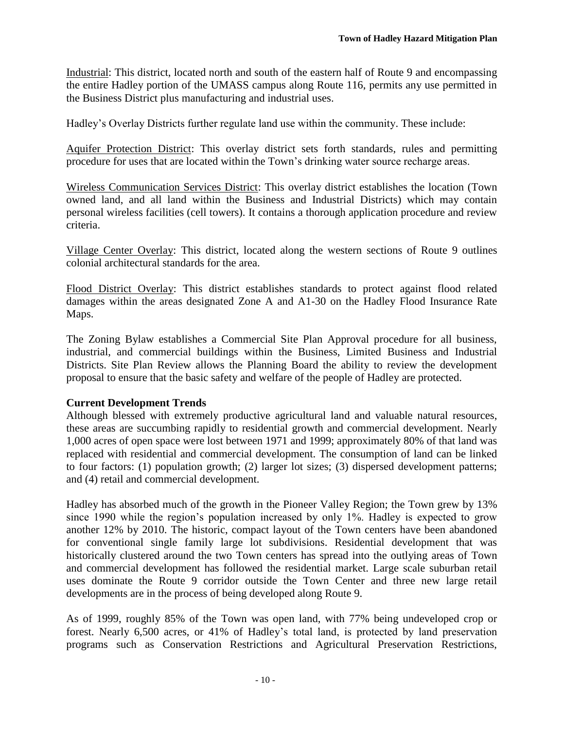Industrial: This district, located north and south of the eastern half of Route 9 and encompassing the entire Hadley portion of the UMASS campus along Route 116, permits any use permitted in the Business District plus manufacturing and industrial uses.

Hadley's Overlay Districts further regulate land use within the community. These include:

Aquifer Protection District: This overlay district sets forth standards, rules and permitting procedure for uses that are located within the Town's drinking water source recharge areas.

Wireless Communication Services District: This overlay district establishes the location (Town owned land, and all land within the Business and Industrial Districts) which may contain personal wireless facilities (cell towers). It contains a thorough application procedure and review criteria.

Village Center Overlay: This district, located along the western sections of Route 9 outlines colonial architectural standards for the area.

Flood District Overlay: This district establishes standards to protect against flood related damages within the areas designated Zone A and A1-30 on the Hadley Flood Insurance Rate Maps.

The Zoning Bylaw establishes a Commercial Site Plan Approval procedure for all business, industrial, and commercial buildings within the Business, Limited Business and Industrial Districts. Site Plan Review allows the Planning Board the ability to review the development proposal to ensure that the basic safety and welfare of the people of Hadley are protected.

**Current Development Trends**

Although blessed with extremely productive agricultural land and valuable natural resources, these areas are succumbing rapidly to residential growth and commercial development. Nearly 1,000 acres of open space were lost between 1971 and 1999; approximately 80% of that land was replaced with residential and commercial development. The consumption of land can be linked to four factors: (1) population growth; (2) larger lot sizes; (3) dispersed development patterns; and (4) retail and commercial development.

Hadley has absorbed much of the growth in the Pioneer Valley Region; the Town grew by 13% since 1990 while the region's population increased by only 1%. Hadley is expected to grow another 12% by 2010. The historic, compact layout of the Town centers have been abandoned for conventional single family large lot subdivisions. Residential development that was historically clustered around the two Town centers has spread into the outlying areas of Town and commercial development has followed the residential market. Large scale suburban retail uses dominate the Route 9 corridor outside the Town Center and three new large retail developments are in the process of being developed along Route 9.

As of 1999, roughly 85% of the Town was open land, with 77% being undeveloped crop or forest. Nearly 6,500 acres, or 41% of Hadley's total land, is protected by land preservation programs such as Conservation Restrictions and Agricultural Preservation Restrictions,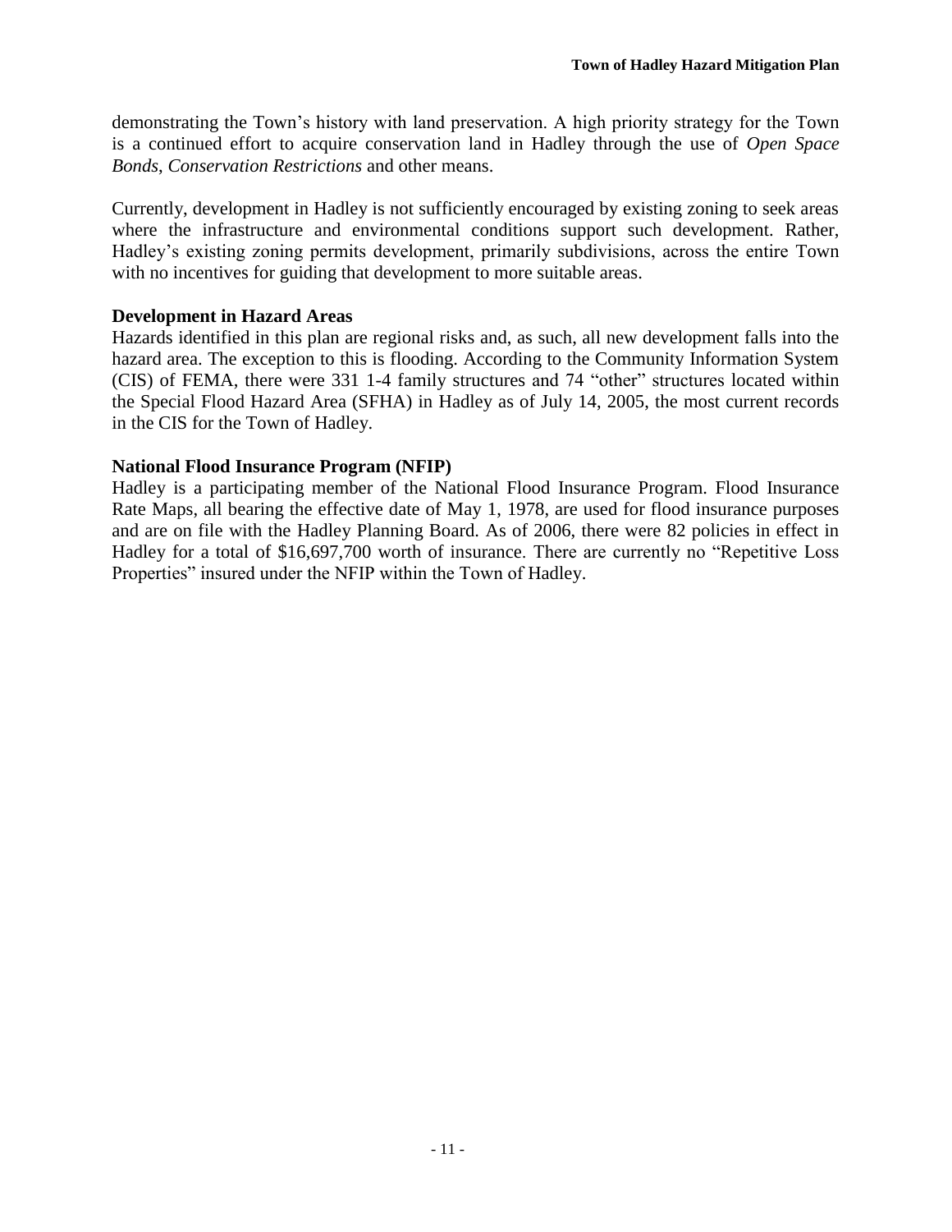demonstrating the Town's history with land preservation. A high priority strategy for the Town is a continued effort to acquire conservation land in Hadley through the use of *Open Space Bonds*, *Conservation Restrictions* and other means.

Currently, development in Hadley is not sufficiently encouraged by existing zoning to seek areas where the infrastructure and environmental conditions support such development. Rather, Hadley's existing zoning permits development, primarily subdivisions, across the entire Town with no incentives for guiding that development to more suitable areas.

**Development in Hazard Areas**

Hazards identified in this plan are regional risks and, as such, all new development falls into the hazard area. The exception to this is flooding. According to the Community Information System (CIS) of FEMA, there were 331 1-4 family structures and 74 "other" structures located within the Special Flood Hazard Area (SFHA) in Hadley as of July 14, 2005, the most current records in the CIS for the Town of Hadley.

**National Flood Insurance Program (NFIP)**

Hadley is a participating member of the National Flood Insurance Program. Flood Insurance Rate Maps, all bearing the effective date of May 1, 1978, are used for flood insurance purposes and are on file with the Hadley Planning Board. As of 2006, there were 82 policies in effect in Hadley for a total of $16,697,700 worth of insurance. There are currently no "Repetitive Loss Properties" insured under the NFIP within the Town of Hadley.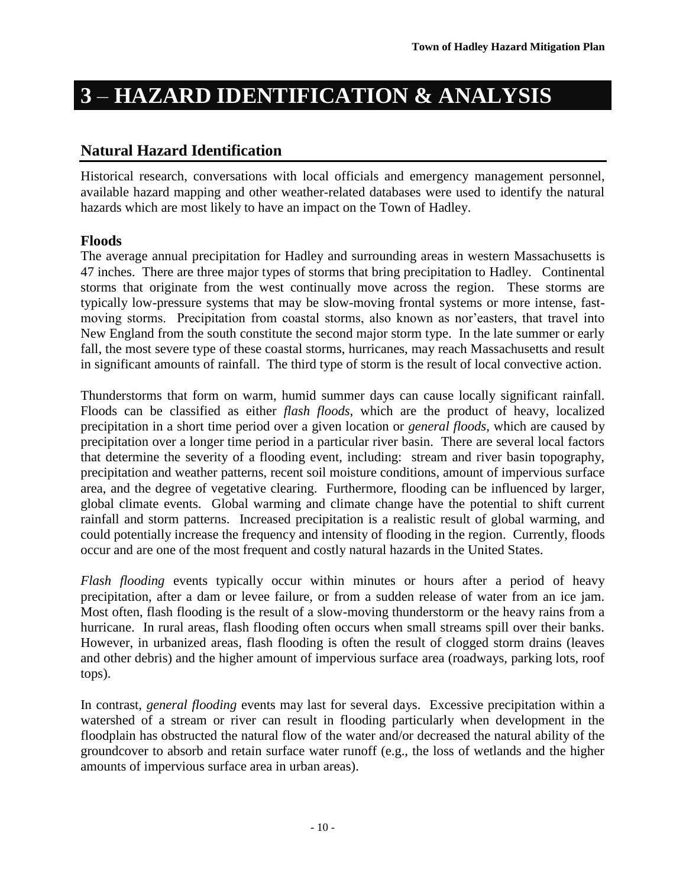# 3 – HAZARD IDENTIFICATION & ANALYSIS

## Natural Hazard Identification

Historical research, conversations with local officials and emergency management personnel, available hazard mapping and other weather-related databases were used to identify the natural hazards which are most likely to have an impact on the Town of Hadley.

### Floods

The average annual precipitation for Hadley and surrounding areas in western Massachusetts is 47 inches. There are three major types of storms that bring precipitation to Hadley. Continental storms that originate from the west continually move across the region. These storms are typically low-pressure systems that may be slow-moving frontal systems or more intense, fast-moving storms. Precipitation from coastal storms, also known as nor'easters, that travel into New England from the south constitute the second major storm type. In the late summer or early fall, the most severe type of these coastal storms, hurricanes, may reach Massachusetts and result in significant amounts of rainfall. The third type of storm is the result of local convective action.

Thunderstorms that form on warm, humid summer days can cause locally significant rainfall. Floods can be classified as either *flash floods*, which are the product of heavy, localized precipitation in a short time period over a given location or *general floods*, which are caused by precipitation over a longer time period in a particular river basin. There are several local factors that determine the severity of a flooding event, including: stream and river basin topography, precipitation and weather patterns, recent soil moisture conditions, amount of impervious surface area, and the degree of vegetative clearing. Furthermore, flooding can be influenced by larger, global climate events. Global warming and climate change have the potential to shift current rainfall and storm patterns. Increased precipitation is a realistic result of global warming, and could potentially increase the frequency and intensity of flooding in the region. Currently, floods occur and are one of the most frequent and costly natural hazards in the United States.

*Flash flooding* events typically occur within minutes or hours after a period of heavy precipitation, after a dam or levee failure, or from a sudden release of water from an ice jam. Most often, flash flooding is the result of a slow-moving thunderstorm or the heavy rains from a hurricane. In rural areas, flash flooding often occurs when small streams spill over their banks. However, in urbanized areas, flash flooding is often the result of clogged storm drains (leaves and other debris) and the higher amount of impervious surface area (roadways, parking lots, roof tops).

In contrast, *general flooding* events may last for several days. Excessive precipitation within a watershed of a stream or river can result in flooding particularly when development in the floodplain has obstructed the natural flow of the water and/or decreased the natural ability of the groundcover to absorb and retain surface water runoff (e.g., the loss of wetlands and the higher amounts of impervious surface area in urban areas).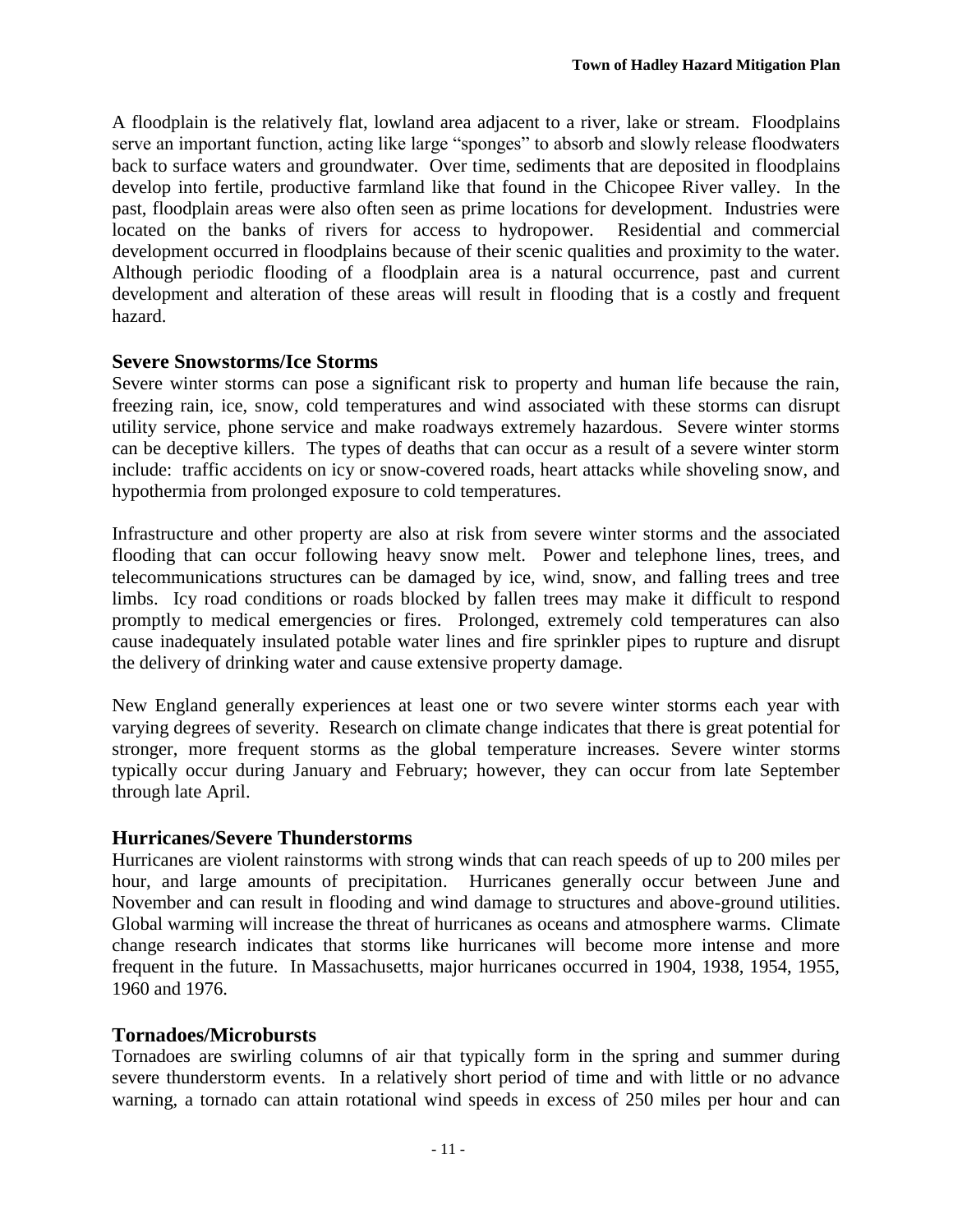A floodplain is the relatively flat, lowland area adjacent to a river, lake or stream. Floodplains serve an important function, acting like large "sponges" to absorb and slowly release floodwaters back to surface waters and groundwater. Over time, sediments that are deposited in floodplains develop into fertile, productive farmland like that found in the Chicopee River valley. In the past, floodplain areas were also often seen as prime locations for development. Industries were located on the banks of rivers for access to hydropower. Residential and commercial development occurred in floodplains because of their scenic qualities and proximity to the water. Although periodic flooding of a floodplain area is a natural occurrence, past and current development and alteration of these areas will result in flooding that is a costly and frequent hazard.

## Severe Snowstorms/Ice Storms

Severe winter storms can pose a significant risk to property and human life because the rain, freezing rain, ice, snow, cold temperatures and wind associated with these storms can disrupt utility service, phone service and make roadways extremely hazardous. Severe winter storms can be deceptive killers. The types of deaths that can occur as a result of a severe winter storm include: traffic accidents on icy or snow-covered roads, heart attacks while shoveling snow, and hypothermia from prolonged exposure to cold temperatures.

Infrastructure and other property are also at risk from severe winter storms and the associated flooding that can occur following heavy snow melt. Power and telephone lines, trees, and telecommunications structures can be damaged by ice, wind, snow, and falling trees and tree limbs. Icy road conditions or roads blocked by fallen trees may make it difficult to respond promptly to medical emergencies or fires. Prolonged, extremely cold temperatures can also cause inadequately insulated potable water lines and fire sprinkler pipes to rupture and disrupt the delivery of drinking water and cause extensive property damage.

New England generally experiences at least one or two severe winter storms each year with varying degrees of severity. Research on climate change indicates that there is great potential for stronger, more frequent storms as the global temperature increases. Severe winter storms typically occur during January and February; however, they can occur from late September through late April.

## Hurricanes/Severe Thunderstorms

Hurricanes are violent rainstorms with strong winds that can reach speeds of up to 200 miles per hour, and large amounts of precipitation. Hurricanes generally occur between June and November and can result in flooding and wind damage to structures and above-ground utilities. Global warming will increase the threat of hurricanes as oceans and atmosphere warms. Climate change research indicates that storms like hurricanes will become more intense and more frequent in the future. In Massachusetts, major hurricanes occurred in 1904, 1938, 1954, 1955, 1960 and 1976.

## Tornadoes/Microbursts

Tornadoes are swirling columns of air that typically form in the spring and summer during severe thunderstorm events. In a relatively short period of time and with little or no advance warning, a tornado can attain rotational wind speeds in excess of 250 miles per hour and can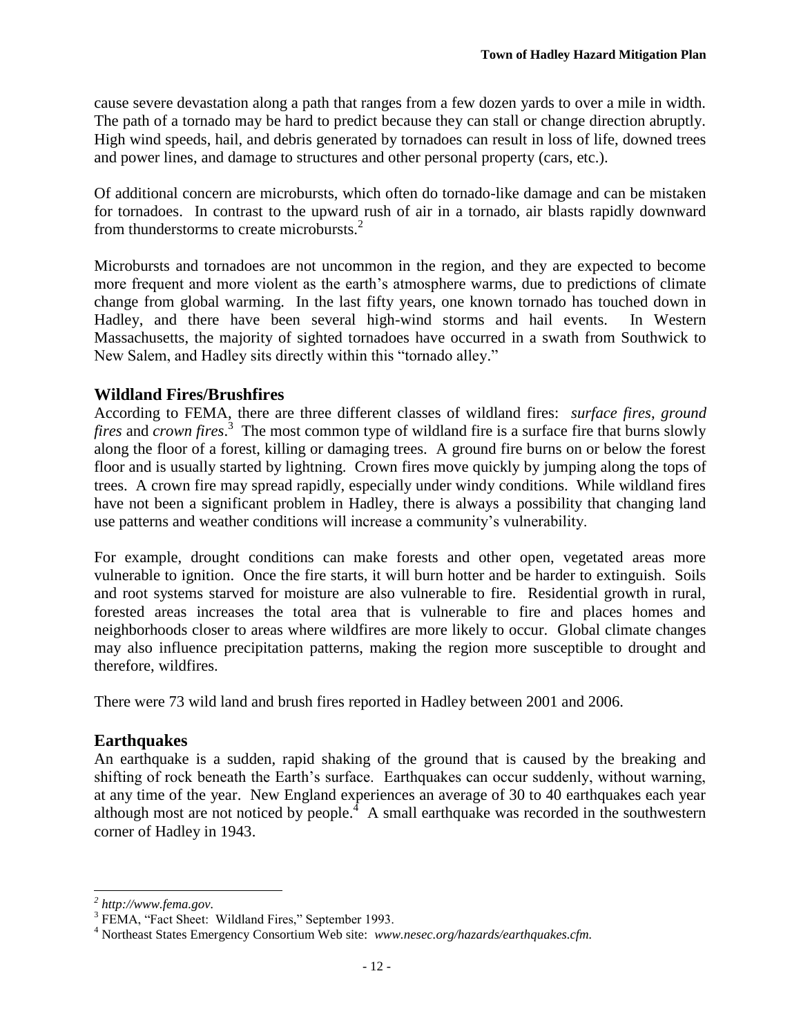cause severe devastation along a path that ranges from a few dozen yards to over a mile in width. The path of a tornado may be hard to predict because they can stall or change direction abruptly. High wind speeds, hail, and debris generated by tornadoes can result in loss of life, downed trees and power lines, and damage to structures and other personal property (cars, etc.).

Of additional concern are microbursts, which often do tornado-like damage and can be mistaken for tornadoes. In contrast to the upward rush of air in a tornado, air blasts rapidly downward from thunderstorms to create microbursts.[2]

Microbursts and tornadoes are not uncommon in the region, and they are expected to become more frequent and more violent as the earth's atmosphere warms, due to predictions of climate change from global warming. In the last fifty years, one known tornado has touched down in Hadley, and there have been several high-wind storms and hail events. In Western Massachusetts, the majority of sighted tornadoes have occurred in a swath from Southwick to New Salem, and Hadley sits directly within this "tornado alley."

## Wildland Fires/Brushfires

According to FEMA, there are three different classes of wildland fires: *surface fires*, *ground fires* and *crown fires*.[3] The most common type of wildland fire is a surface fire that burns slowly along the floor of a forest, killing or damaging trees. A ground fire burns on or below the forest floor and is usually started by lightning. Crown fires move quickly by jumping along the tops of trees. A crown fire may spread rapidly, especially under windy conditions. While wildland fires have not been a significant problem in Hadley, there is always a possibility that changing land use patterns and weather conditions will increase a community's vulnerability.

For example, drought conditions can make forests and other open, vegetated areas more vulnerable to ignition. Once the fire starts, it will burn hotter and be harder to extinguish. Soils and root systems starved for moisture are also vulnerable to fire. Residential growth in rural, forested areas increases the total area that is vulnerable to fire and places homes and neighborhoods closer to areas where wildfires are more likely to occur. Global climate changes may also influence precipitation patterns, making the region more susceptible to drought and therefore, wildfires.

There were 73 wild land and brush fires reported in Hadley between 2001 and 2006.

## Earthquakes

An earthquake is a sudden, rapid shaking of the ground that is caused by the breaking and shifting of rock beneath the Earth's surface. Earthquakes can occur suddenly, without warning, at any time of the year. New England experiences an average of 30 to 40 earthquakes each year although most are not noticed by people.[4] A small earthquake was recorded in the southwestern corner of Hadley in 1943.

---

[2] *http://www.fema.gov.*

[3] FEMA, "Fact Sheet: Wildland Fires," September 1993.

[4] Northeast States Emergency Consortium Web site: *www.nesec.org/hazards/earthquakes.cfm.*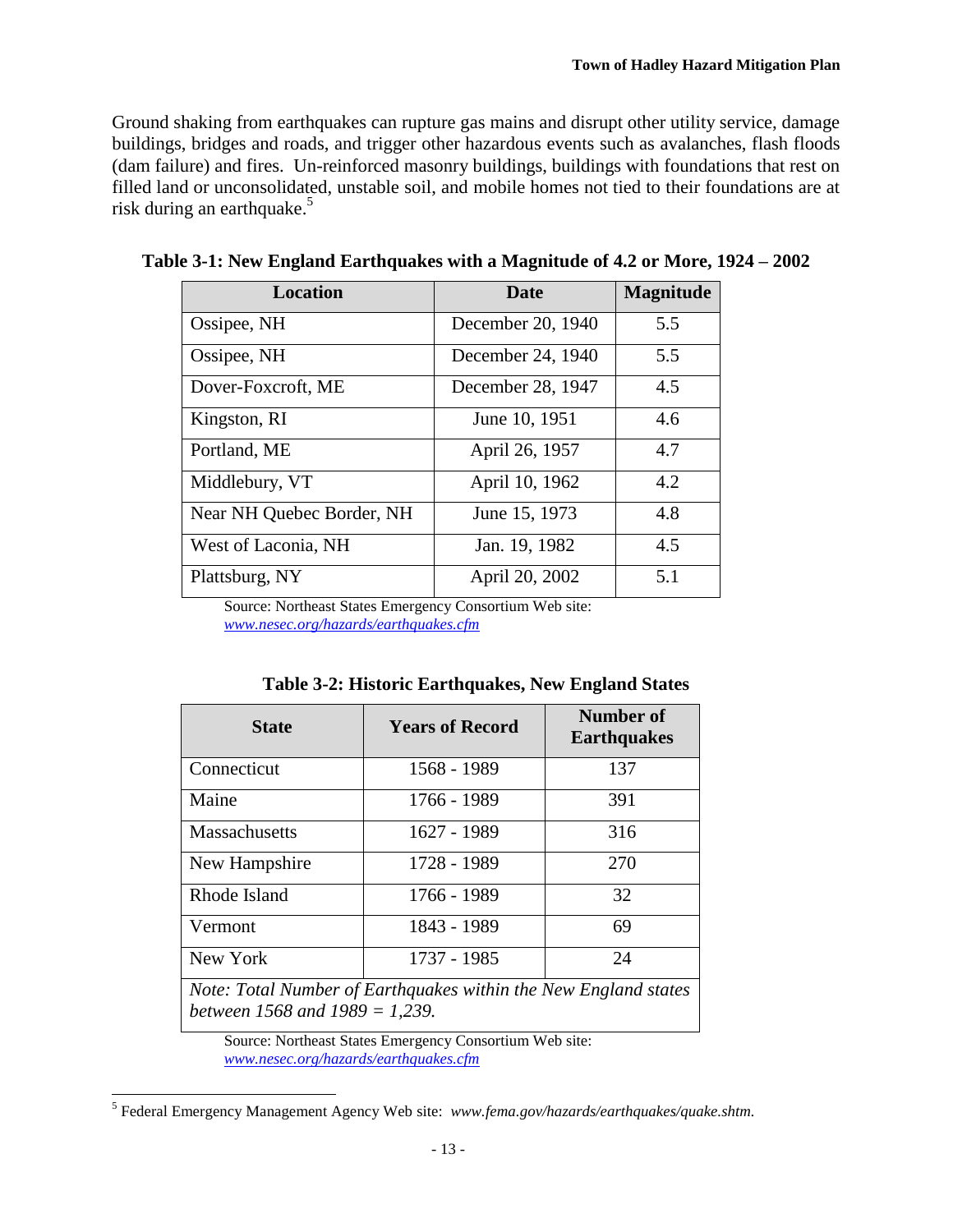Ground shaking from earthquakes can rupture gas mains and disrupt other utility service, damage buildings, bridges and roads, and trigger other hazardous events such as avalanches, flash floods (dam failure) and fires. Un-reinforced masonry buildings, buildings with foundations that rest on filled land or unconsolidated, unstable soil, and mobile homes not tied to their foundations are at risk during an earthquake.[5]

**Table 3-1: New England Earthquakes with a Magnitude of 4.2 or More, 1924 – 2002**

| Location | Date | Magnitude |
|---|---|---|
| Ossipee, NH | December 20, 1940 | 5.5 |
| Ossipee, NH | December 24, 1940 | 5.5 |
| Dover-Foxcroft, ME | December 28, 1947 | 4.5 |
| Kingston, RI | June 10, 1951 | 4.6 |
| Portland, ME | April 26, 1957 | 4.7 |
| Middlebury, VT | April 10, 1962 | 4.2 |
| Near NH Quebec Border, NH | June 15, 1973 | 4.8 |
| West of Laconia, NH | Jan. 19, 1982 | 4.5 |
| Plattsburg, NY | April 20, 2002 | 5.1 |

Source: Northeast States Emergency Consortium Web site: www.nesec.org/hazards/earthquakes.cfm

**Table 3-2: Historic Earthquakes, New England States**

| State | Years of Record | Number of Earthquakes |
|---|---|---|
| Connecticut | 1568 - 1989 | 137 |
| Maine | 1766 - 1989 | 391 |
| Massachusetts | 1627 - 1989 | 316 |
| New Hampshire | 1728 - 1989 | 270 |
| Rhode Island | 1766 - 1989 | 32 |
| Vermont | 1843 - 1989 | 69 |
| New York | 1737 - 1985 | 24 |
| *Note: Total Number of Earthquakes within the New England states between 1568 and 1989 = 1,239.* | | |

Source: Northeast States Emergency Consortium Web site: www.nesec.org/hazards/earthquakes.cfm

[5] Federal Emergency Management Agency Web site: *www.fema.gov/hazards/earthquakes/quake.shtm.*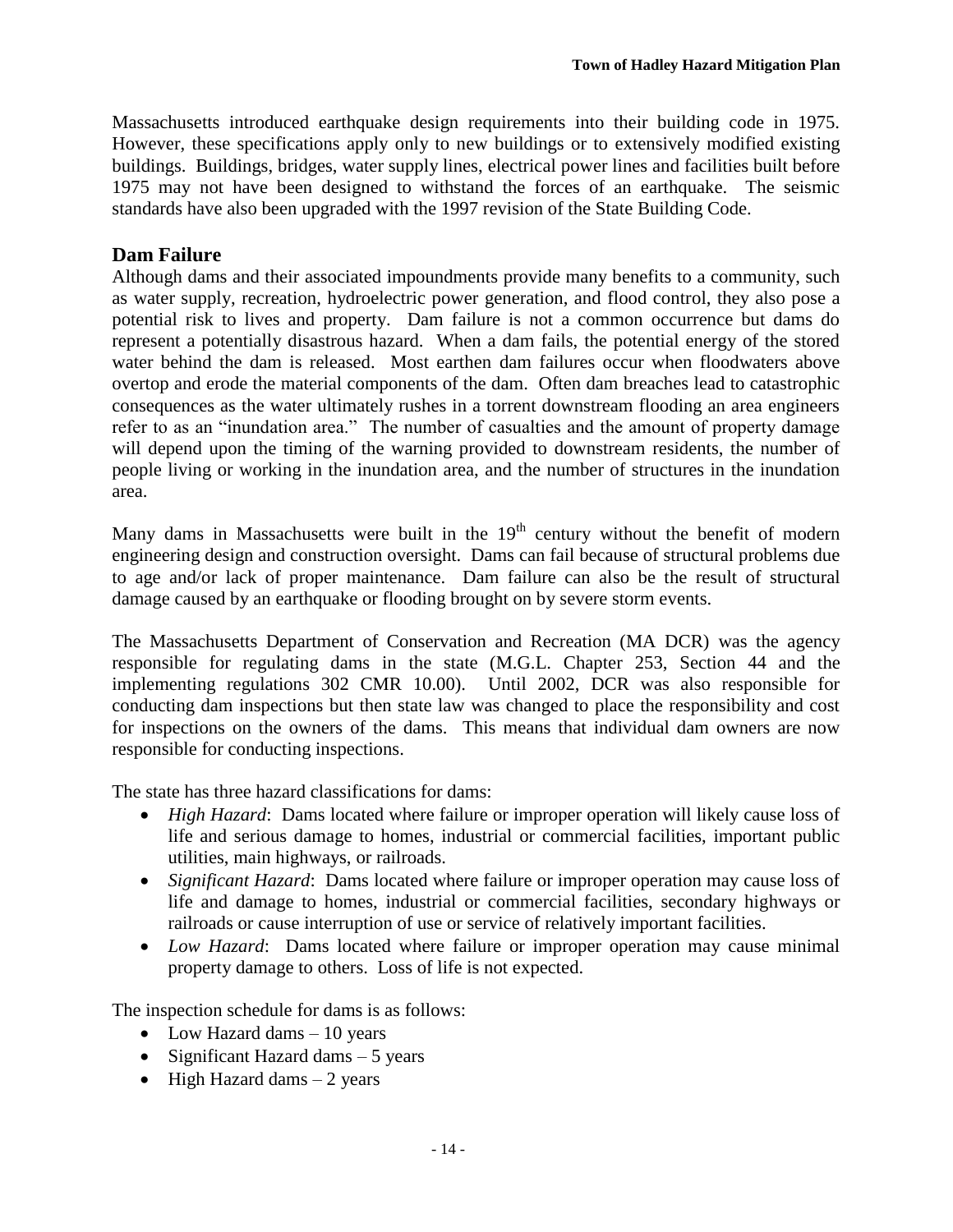Massachusetts introduced earthquake design requirements into their building code in 1975. However, these specifications apply only to new buildings or to extensively modified existing buildings. Buildings, bridges, water supply lines, electrical power lines and facilities built before 1975 may not have been designed to withstand the forces of an earthquake. The seismic standards have also been upgraded with the 1997 revision of the State Building Code.

## Dam Failure

Although dams and their associated impoundments provide many benefits to a community, such as water supply, recreation, hydroelectric power generation, and flood control, they also pose a potential risk to lives and property. Dam failure is not a common occurrence but dams do represent a potentially disastrous hazard. When a dam fails, the potential energy of the stored water behind the dam is released. Most earthen dam failures occur when floodwaters above overtop and erode the material components of the dam. Often dam breaches lead to catastrophic consequences as the water ultimately rushes in a torrent downstream flooding an area engineers refer to as an "inundation area." The number of casualties and the amount of property damage will depend upon the timing of the warning provided to downstream residents, the number of people living or working in the inundation area, and the number of structures in the inundation area.

Many dams in Massachusetts were built in the 19th century without the benefit of modern engineering design and construction oversight. Dams can fail because of structural problems due to age and/or lack of proper maintenance. Dam failure can also be the result of structural damage caused by an earthquake or flooding brought on by severe storm events.

The Massachusetts Department of Conservation and Recreation (MA DCR) was the agency responsible for regulating dams in the state (M.G.L. Chapter 253, Section 44 and the implementing regulations 302 CMR 10.00). Until 2002, DCR was also responsible for conducting dam inspections but then state law was changed to place the responsibility and cost for inspections on the owners of the dams. This means that individual dam owners are now responsible for conducting inspections.

The state has three hazard classifications for dams:

- *High Hazard*: Dams located where failure or improper operation will likely cause loss of life and serious damage to homes, industrial or commercial facilities, important public utilities, main highways, or railroads.
- *Significant Hazard*: Dams located where failure or improper operation may cause loss of life and damage to homes, industrial or commercial facilities, secondary highways or railroads or cause interruption of use or service of relatively important facilities.
- *Low Hazard*: Dams located where failure or improper operation may cause minimal property damage to others. Loss of life is not expected.

The inspection schedule for dams is as follows:

- Low Hazard dams – 10 years
- Significant Hazard dams – 5 years
- High Hazard dams – 2 years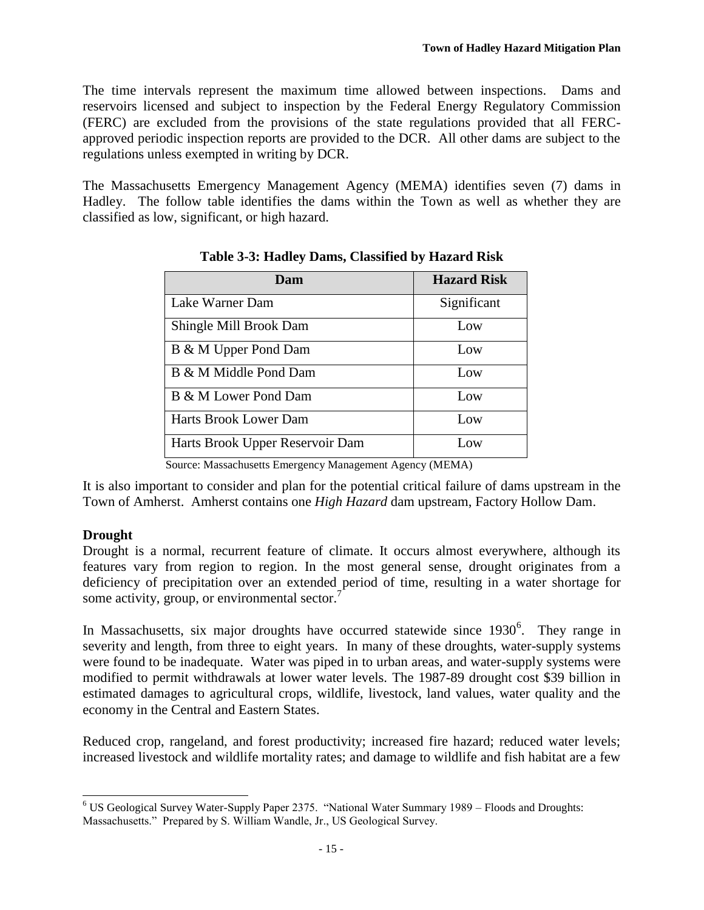The time intervals represent the maximum time allowed between inspections. Dams and reservoirs licensed and subject to inspection by the Federal Energy Regulatory Commission (FERC) are excluded from the provisions of the state regulations provided that all FERC-approved periodic inspection reports are provided to the DCR. All other dams are subject to the regulations unless exempted in writing by DCR.

The Massachusetts Emergency Management Agency (MEMA) identifies seven (7) dams in Hadley. The follow table identifies the dams within the Town as well as whether they are classified as low, significant, or high hazard.

**Table 3-3: Hadley Dams, Classified by Hazard Risk**

| Dam | Hazard Risk |
|---|---|
| Lake Warner Dam | Significant |
| Shingle Mill Brook Dam | Low |
| B & M Upper Pond Dam | Low |
| B & M Middle Pond Dam | Low |
| B & M Lower Pond Dam | Low |
| Harts Brook Lower Dam | Low |
| Harts Brook Upper Reservoir Dam | Low |

Source: Massachusetts Emergency Management Agency (MEMA)

It is also important to consider and plan for the potential critical failure of dams upstream in the Town of Amherst. Amherst contains one *High Hazard* dam upstream, Factory Hollow Dam.

**Drought**

Drought is a normal, recurrent feature of climate. It occurs almost everywhere, although its features vary from region to region. In the most general sense, drought originates from a deficiency of precipitation over an extended period of time, resulting in a water shortage for some activity, group, or environmental sector.[7]

In Massachusetts, six major droughts have occurred statewide since 1930[6]. They range in severity and length, from three to eight years. In many of these droughts, water-supply systems were found to be inadequate. Water was piped in to urban areas, and water-supply systems were modified to permit withdrawals at lower water levels. The 1987-89 drought cost $39 billion in estimated damages to agricultural crops, wildlife, livestock, land values, water quality and the economy in the Central and Eastern States.

Reduced crop, rangeland, and forest productivity; increased fire hazard; reduced water levels; increased livestock and wildlife mortality rates; and damage to wildlife and fish habitat are a few

[6] US Geological Survey Water-Supply Paper 2375. "National Water Summary 1989 – Floods and Droughts: Massachusetts." Prepared by S. William Wandle, Jr., US Geological Survey.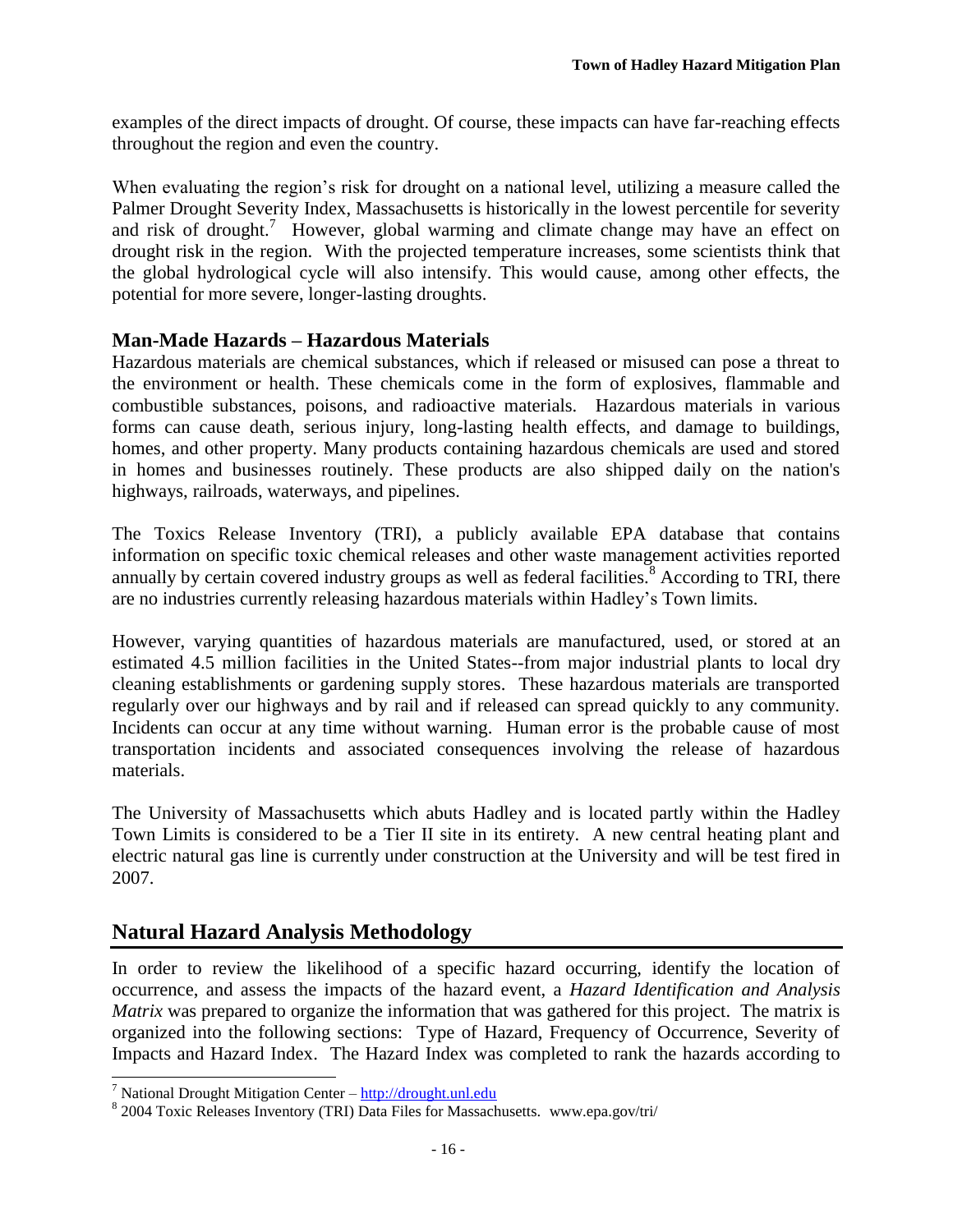examples of the direct impacts of drought. Of course, these impacts can have far-reaching effects throughout the region and even the country.

When evaluating the region's risk for drought on a national level, utilizing a measure called the Palmer Drought Severity Index, Massachusetts is historically in the lowest percentile for severity and risk of drought.[7] However, global warming and climate change may have an effect on drought risk in the region. With the projected temperature increases, some scientists think that the global hydrological cycle will also intensify. This would cause, among other effects, the potential for more severe, longer-lasting droughts.

### Man-Made Hazards – Hazardous Materials

Hazardous materials are chemical substances, which if released or misused can pose a threat to the environment or health. These chemicals come in the form of explosives, flammable and combustible substances, poisons, and radioactive materials. Hazardous materials in various forms can cause death, serious injury, long-lasting health effects, and damage to buildings, homes, and other property. Many products containing hazardous chemicals are used and stored in homes and businesses routinely. These products are also shipped daily on the nation's highways, railroads, waterways, and pipelines.

The Toxics Release Inventory (TRI), a publicly available EPA database that contains information on specific toxic chemical releases and other waste management activities reported annually by certain covered industry groups as well as federal facilities.[8] According to TRI, there are no industries currently releasing hazardous materials within Hadley's Town limits.

However, varying quantities of hazardous materials are manufactured, used, or stored at an estimated 4.5 million facilities in the United States--from major industrial plants to local dry cleaning establishments or gardening supply stores. These hazardous materials are transported regularly over our highways and by rail and if released can spread quickly to any community. Incidents can occur at any time without warning. Human error is the probable cause of most transportation incidents and associated consequences involving the release of hazardous materials.

The University of Massachusetts which abuts Hadley and is located partly within the Hadley Town Limits is considered to be a Tier II site in its entirety. A new central heating plant and electric natural gas line is currently under construction at the University and will be test fired in 2007.

## Natural Hazard Analysis Methodology

In order to review the likelihood of a specific hazard occurring, identify the location of occurrence, and assess the impacts of the hazard event, a *Hazard Identification and Analysis Matrix* was prepared to organize the information that was gathered for this project. The matrix is organized into the following sections: Type of Hazard, Frequency of Occurrence, Severity of Impacts and Hazard Index. The Hazard Index was completed to rank the hazards according to

---

[7] National Drought Mitigation Center – http://drought.unl.edu

[8] 2004 Toxic Releases Inventory (TRI) Data Files for Massachusetts. www.epa.gov/tri/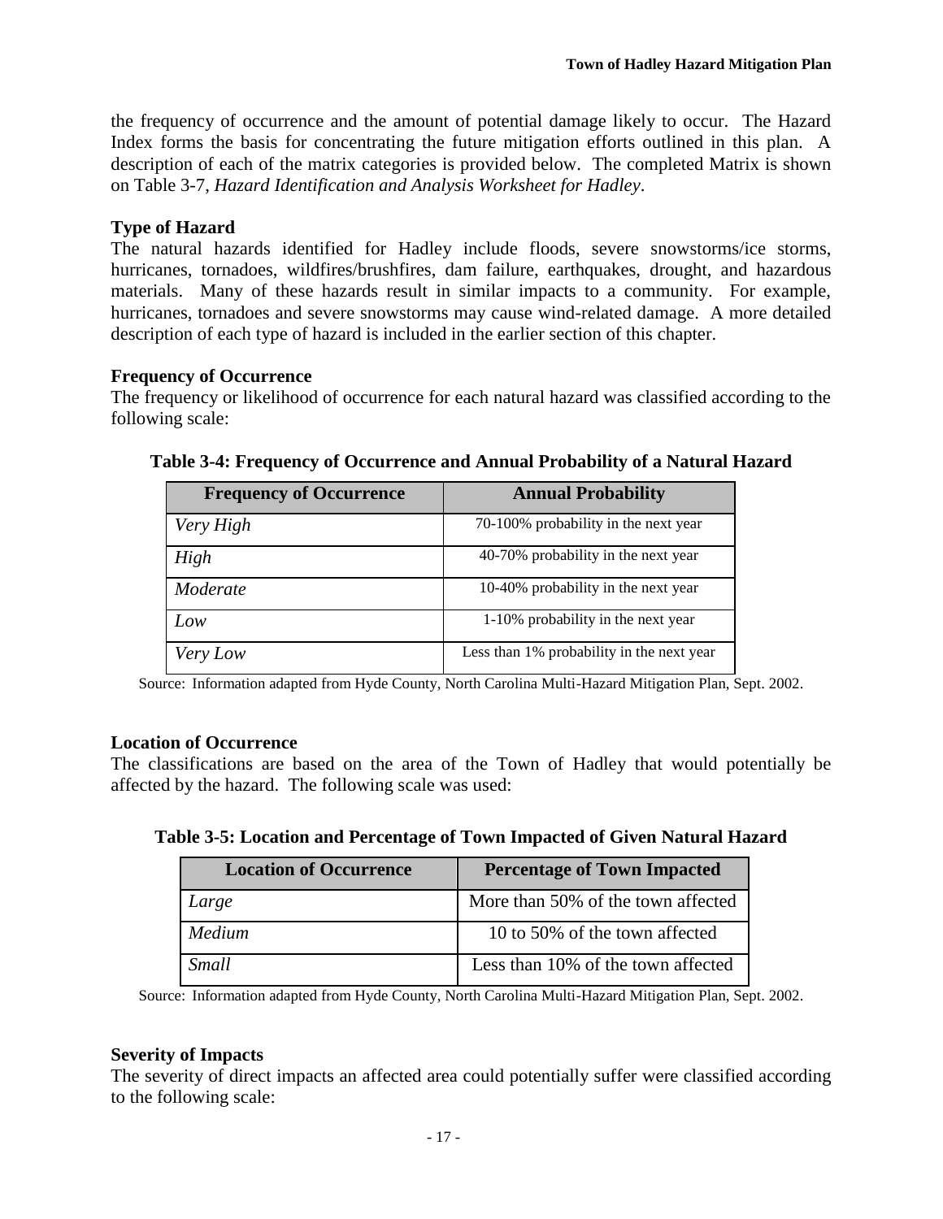the frequency of occurrence and the amount of potential damage likely to occur. The Hazard Index forms the basis for concentrating the future mitigation efforts outlined in this plan. A description of each of the matrix categories is provided below. The completed Matrix is shown on Table 3-7, *Hazard Identification and Analysis Worksheet for Hadley*.

**Type of Hazard**

The natural hazards identified for Hadley include floods, severe snowstorms/ice storms, hurricanes, tornadoes, wildfires/brushfires, dam failure, earthquakes, drought, and hazardous materials. Many of these hazards result in similar impacts to a community. For example, hurricanes, tornadoes and severe snowstorms may cause wind-related damage. A more detailed description of each type of hazard is included in the earlier section of this chapter.

**Frequency of Occurrence**

The frequency or likelihood of occurrence for each natural hazard was classified according to the following scale:

**Table 3-4: Frequency of Occurrence and Annual Probability of a Natural Hazard**

| Frequency of Occurrence | Annual Probability |
| --- | --- |
| *Very High* | 70-100% probability in the next year |
| *High* | 40-70% probability in the next year |
| *Moderate* | 10-40% probability in the next year |
| *Low* | 1-10% probability in the next year |
| *Very Low* | Less than 1% probability in the next year |

Source: Information adapted from Hyde County, North Carolina Multi-Hazard Mitigation Plan, Sept. 2002.

**Location of Occurrence**

The classifications are based on the area of the Town of Hadley that would potentially be affected by the hazard. The following scale was used:

**Table 3-5: Location and Percentage of Town Impacted of Given Natural Hazard**

| Location of Occurrence | Percentage of Town Impacted |
| --- | --- |
| *Large* | More than 50% of the town affected |
| *Medium* | 10 to 50% of the town affected |
| *Small* | Less than 10% of the town affected |

Source: Information adapted from Hyde County, North Carolina Multi-Hazard Mitigation Plan, Sept. 2002.

**Severity of Impacts**

The severity of direct impacts an affected area could potentially suffer were classified according to the following scale: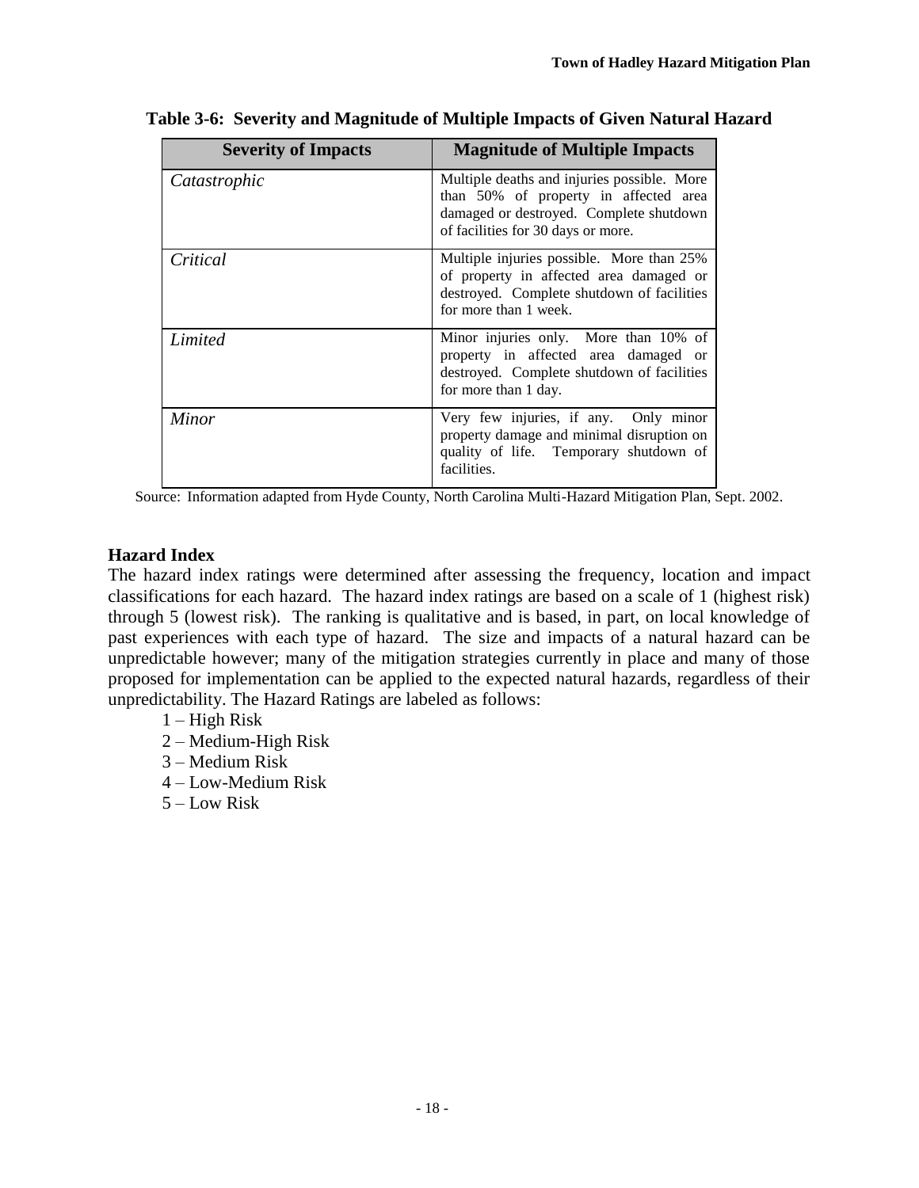**Table 3-6: Severity and Magnitude of Multiple Impacts of Given Natural Hazard**

| Severity of Impacts | Magnitude of Multiple Impacts |
|---|---|
| *Catastrophic* | Multiple deaths and injuries possible. More than 50% of property in affected area damaged or destroyed. Complete shutdown of facilities for 30 days or more. |
| *Critical* | Multiple injuries possible. More than 25% of property in affected area damaged or destroyed. Complete shutdown of facilities for more than 1 week. |
| *Limited* | Minor injuries only. More than 10% of property in affected area damaged or destroyed. Complete shutdown of facilities for more than 1 day. |
| *Minor* | Very few injuries, if any. Only minor property damage and minimal disruption on quality of life. Temporary shutdown of facilities. |

Source: Information adapted from Hyde County, North Carolina Multi-Hazard Mitigation Plan, Sept. 2002.

**Hazard Index**

The hazard index ratings were determined after assessing the frequency, location and impact classifications for each hazard. The hazard index ratings are based on a scale of 1 (highest risk) through 5 (lowest risk). The ranking is qualitative and is based, in part, on local knowledge of past experiences with each type of hazard. The size and impacts of a natural hazard can be unpredictable however; many of the mitigation strategies currently in place and many of those proposed for implementation can be applied to the expected natural hazards, regardless of their unpredictability. The Hazard Ratings are labeled as follows:

1 – High Risk
2 – Medium-High Risk
3 – Medium Risk
4 – Low-Medium Risk
5 – Low Risk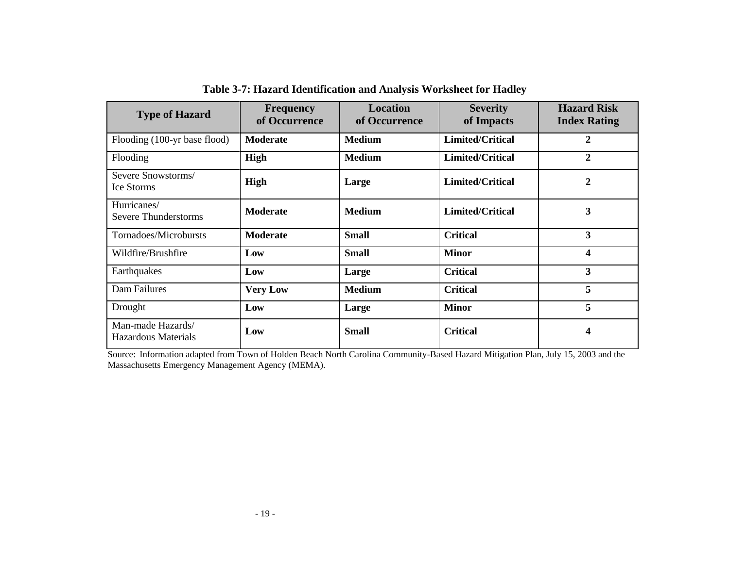**Table 3-7: Hazard Identification and Analysis Worksheet for Hadley**

| Type of Hazard | Frequency of Occurrence | Location of Occurrence | Severity of Impacts | Hazard Risk Index Rating |
|---|---|---|---|---|
| Flooding (100-yr base flood) | **Moderate** | **Medium** | **Limited/Critical** | **2** |
| Flooding | **High** | **Medium** | **Limited/Critical** | **2** |
| Severe Snowstorms/ Ice Storms | **High** | **Large** | **Limited/Critical** | **2** |
| Hurricanes/ Severe Thunderstorms | **Moderate** | **Medium** | **Limited/Critical** | **3** |
| Tornadoes/Microbursts | **Moderate** | **Small** | **Critical** | **3** |
| Wildfire/Brushfire | **Low** | **Small** | **Minor** | **4** |
| Earthquakes | **Low** | **Large** | **Critical** | **3** |
| Dam Failures | **Very Low** | **Medium** | **Critical** | **5** |
| Drought | **Low** | **Large** | **Minor** | **5** |
| Man-made Hazards/ Hazardous Materials | **Low** | **Small** | **Critical** | **4** |

Source: Information adapted from Town of Holden Beach North Carolina Community-Based Hazard Mitigation Plan, July 15, 2003 and the Massachusetts Emergency Management Agency (MEMA).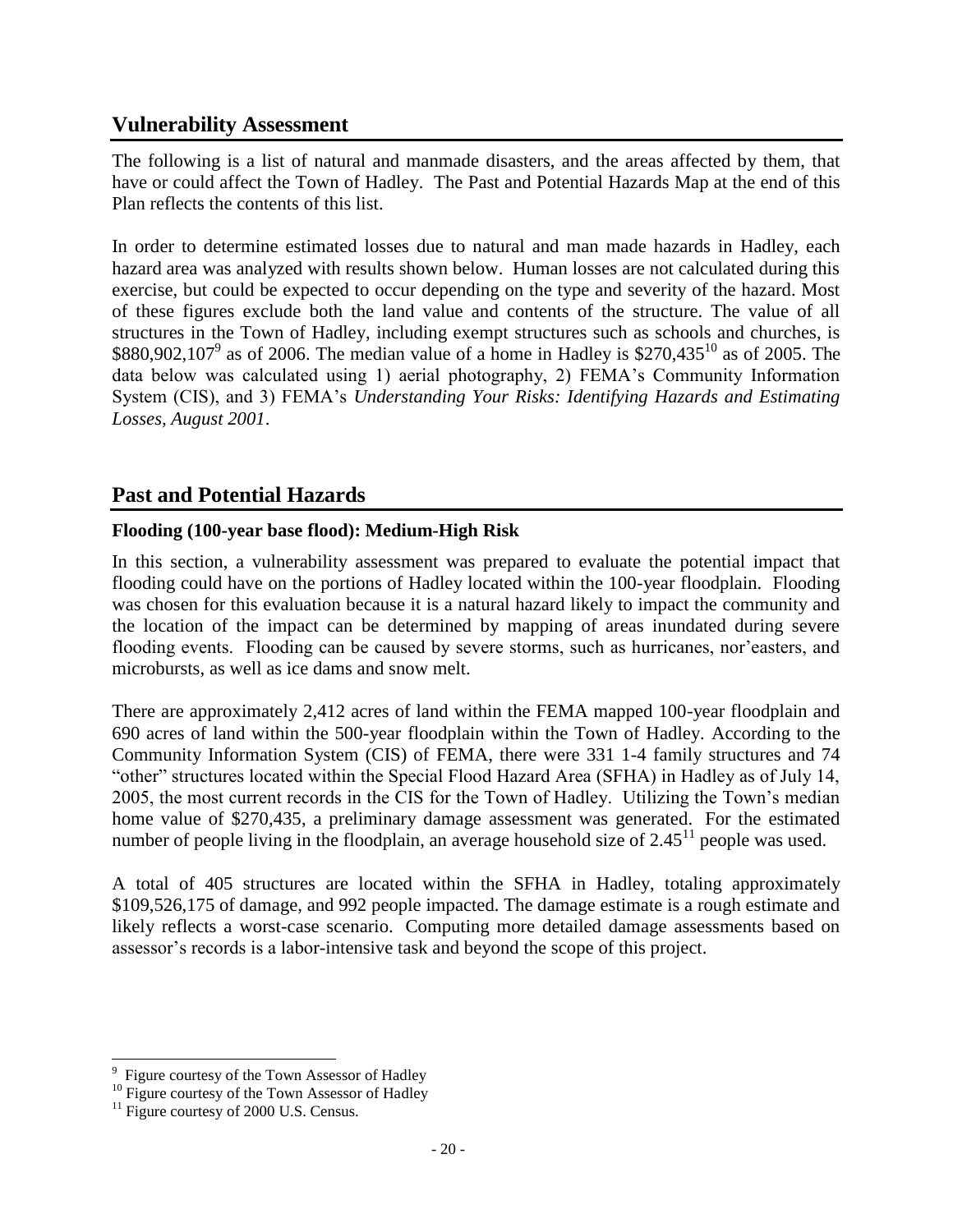## Vulnerability Assessment

The following is a list of natural and manmade disasters, and the areas affected by them, that have or could affect the Town of Hadley. The Past and Potential Hazards Map at the end of this Plan reflects the contents of this list.

In order to determine estimated losses due to natural and man made hazards in Hadley, each hazard area was analyzed with results shown below. Human losses are not calculated during this exercise, but could be expected to occur depending on the type and severity of the hazard. Most of these figures exclude both the land value and contents of the structure. The value of all structures in the Town of Hadley, including exempt structures such as schools and churches, is $880,902,107[9] as of 2006. The median value of a home in Hadley is $270,435[10] as of 2005. The data below was calculated using 1) aerial photography, 2) FEMA's Community Information System (CIS), and 3) FEMA's *Understanding Your Risks: Identifying Hazards and Estimating Losses, August 2001*.

## Past and Potential Hazards

### Flooding (100-year base flood): Medium-High Risk

In this section, a vulnerability assessment was prepared to evaluate the potential impact that flooding could have on the portions of Hadley located within the 100-year floodplain. Flooding was chosen for this evaluation because it is a natural hazard likely to impact the community and the location of the impact can be determined by mapping of areas inundated during severe flooding events. Flooding can be caused by severe storms, such as hurricanes, nor'easters, and microbursts, as well as ice dams and snow melt.

There are approximately 2,412 acres of land within the FEMA mapped 100-year floodplain and 690 acres of land within the 500-year floodplain within the Town of Hadley. According to the Community Information System (CIS) of FEMA, there were 331 1-4 family structures and 74 "other" structures located within the Special Flood Hazard Area (SFHA) in Hadley as of July 14, 2005, the most current records in the CIS for the Town of Hadley. Utilizing the Town's median home value of $270,435, a preliminary damage assessment was generated. For the estimated number of people living in the floodplain, an average household size of 2.45[11] people was used.

A total of 405 structures are located within the SFHA in Hadley, totaling approximately $109,526,175 of damage, and 992 people impacted. The damage estimate is a rough estimate and likely reflects a worst-case scenario. Computing more detailed damage assessments based on assessor's records is a labor-intensive task and beyond the scope of this project.

---

[9] Figure courtesy of the Town Assessor of Hadley

[10] Figure courtesy of the Town Assessor of Hadley

[11] Figure courtesy of 2000 U.S. Census.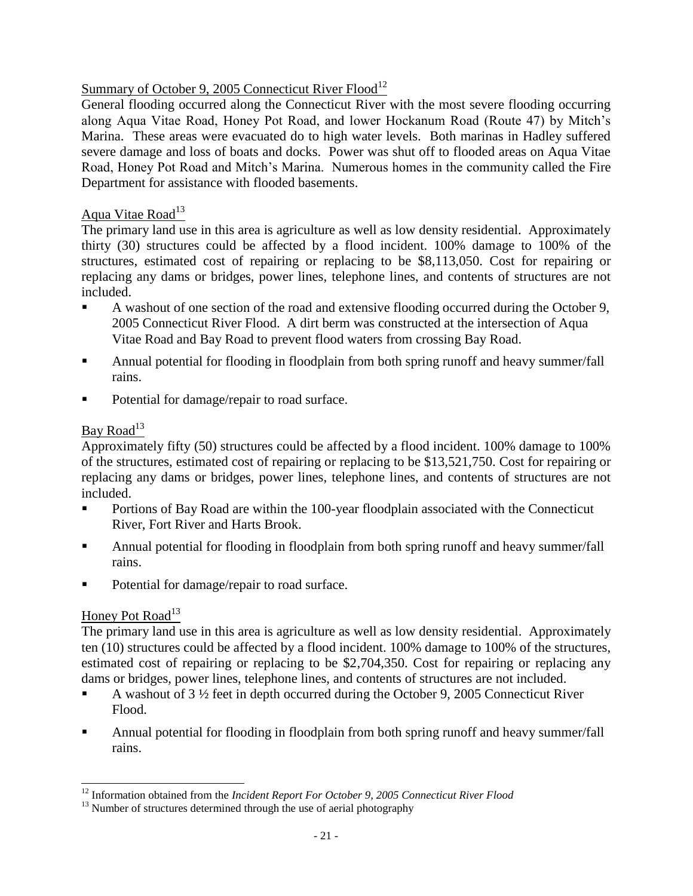Summary of October 9, 2005 Connecticut River Flood[12]

General flooding occurred along the Connecticut River with the most severe flooding occurring along Aqua Vitae Road, Honey Pot Road, and lower Hockanum Road (Route 47) by Mitch's Marina. These areas were evacuated do to high water levels. Both marinas in Hadley suffered severe damage and loss of boats and docks. Power was shut off to flooded areas on Aqua Vitae Road, Honey Pot Road and Mitch's Marina. Numerous homes in the community called the Fire Department for assistance with flooded basements.

Aqua Vitae Road[13]

The primary land use in this area is agriculture as well as low density residential. Approximately thirty (30) structures could be affected by a flood incident. 100% damage to 100% of the structures, estimated cost of repairing or replacing to be $8,113,050. Cost for repairing or replacing any dams or bridges, power lines, telephone lines, and contents of structures are not included.

- A washout of one section of the road and extensive flooding occurred during the October 9, 2005 Connecticut River Flood. A dirt berm was constructed at the intersection of Aqua Vitae Road and Bay Road to prevent flood waters from crossing Bay Road.
- Annual potential for flooding in floodplain from both spring runoff and heavy summer/fall rains.
- Potential for damage/repair to road surface.

Bay Road[13]

Approximately fifty (50) structures could be affected by a flood incident. 100% damage to 100% of the structures, estimated cost of repairing or replacing to be $13,521,750. Cost for repairing or replacing any dams or bridges, power lines, telephone lines, and contents of structures are not included.

- Portions of Bay Road are within the 100-year floodplain associated with the Connecticut River, Fort River and Harts Brook.
- Annual potential for flooding in floodplain from both spring runoff and heavy summer/fall rains.
- Potential for damage/repair to road surface.

Honey Pot Road[13]

The primary land use in this area is agriculture as well as low density residential. Approximately ten (10) structures could be affected by a flood incident. 100% damage to 100% of the structures, estimated cost of repairing or replacing to be $2,704,350. Cost for repairing or replacing any dams or bridges, power lines, telephone lines, and contents of structures are not included.

- A washout of 3 ½ feet in depth occurred during the October 9, 2005 Connecticut River Flood.
- Annual potential for flooding in floodplain from both spring runoff and heavy summer/fall rains.

[12] Information obtained from the *Incident Report For October 9, 2005 Connecticut River Flood*

[13] Number of structures determined through the use of aerial photography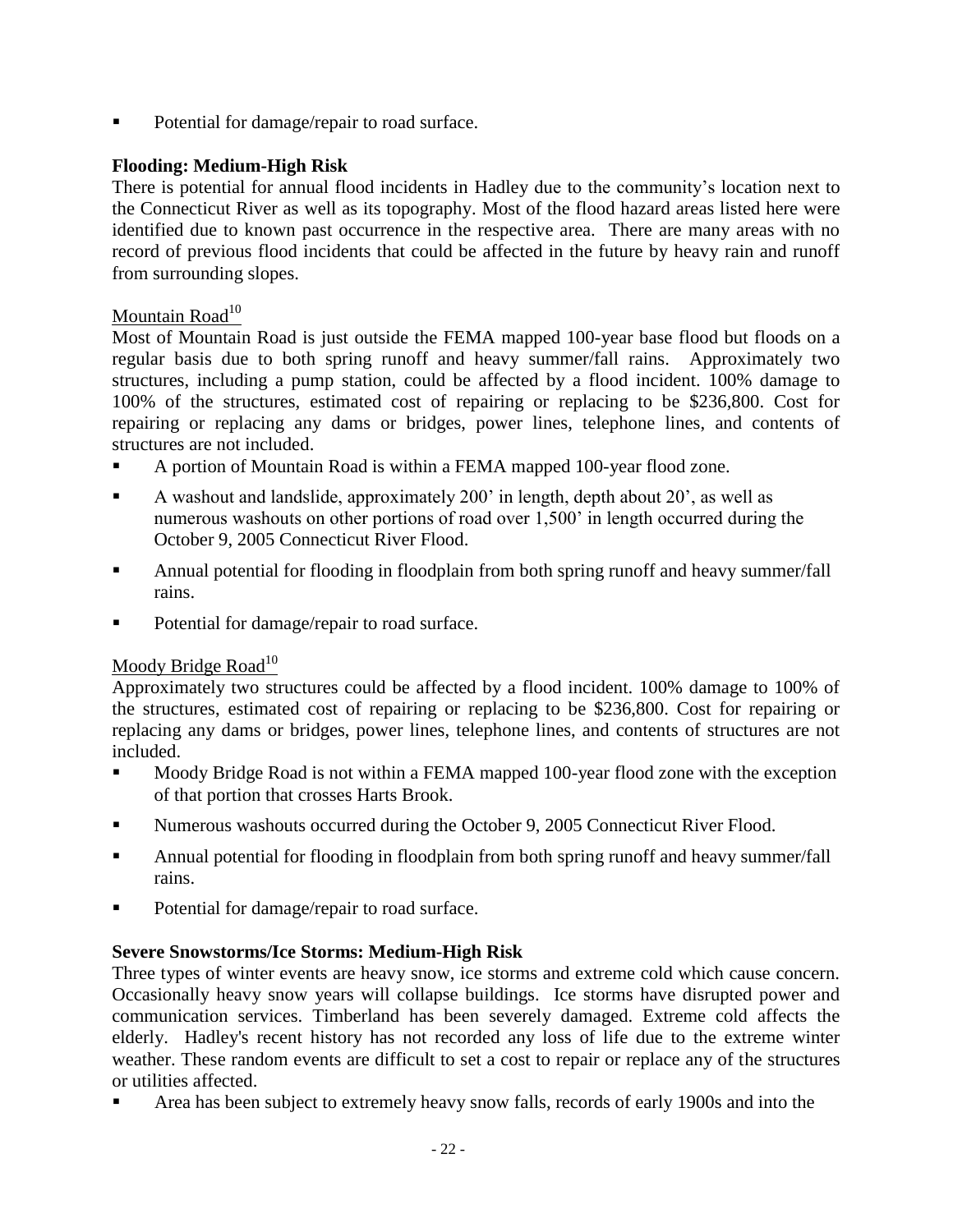- Potential for damage/repair to road surface.

**Flooding: Medium-High Risk**

There is potential for annual flood incidents in Hadley due to the community's location next to the Connecticut River as well as its topography. Most of the flood hazard areas listed here were identified due to known past occurrence in the respective area. There are many areas with no record of previous flood incidents that could be affected in the future by heavy rain and runoff from surrounding slopes.

Mountain Road[10]

Most of Mountain Road is just outside the FEMA mapped 100-year base flood but floods on a regular basis due to both spring runoff and heavy summer/fall rains. Approximately two structures, including a pump station, could be affected by a flood incident. 100% damage to 100% of the structures, estimated cost of repairing or replacing to be $236,800. Cost for repairing or replacing any dams or bridges, power lines, telephone lines, and contents of structures are not included.

- A portion of Mountain Road is within a FEMA mapped 100-year flood zone.
- A washout and landslide, approximately 200' in length, depth about 20', as well as numerous washouts on other portions of road over 1,500' in length occurred during the October 9, 2005 Connecticut River Flood.
- Annual potential for flooding in floodplain from both spring runoff and heavy summer/fall rains.
- Potential for damage/repair to road surface.

Moody Bridge Road[10]

Approximately two structures could be affected by a flood incident. 100% damage to 100% of the structures, estimated cost of repairing or replacing to be $236,800. Cost for repairing or replacing any dams or bridges, power lines, telephone lines, and contents of structures are not included.

- Moody Bridge Road is not within a FEMA mapped 100-year flood zone with the exception of that portion that crosses Harts Brook.
- Numerous washouts occurred during the October 9, 2005 Connecticut River Flood.
- Annual potential for flooding in floodplain from both spring runoff and heavy summer/fall rains.
- Potential for damage/repair to road surface.

**Severe Snowstorms/Ice Storms: Medium-High Risk**

Three types of winter events are heavy snow, ice storms and extreme cold which cause concern. Occasionally heavy snow years will collapse buildings. Ice storms have disrupted power and communication services. Timberland has been severely damaged. Extreme cold affects the elderly. Hadley's recent history has not recorded any loss of life due to the extreme winter weather. These random events are difficult to set a cost to repair or replace any of the structures or utilities affected.

- Area has been subject to extremely heavy snow falls, records of early 1900s and into the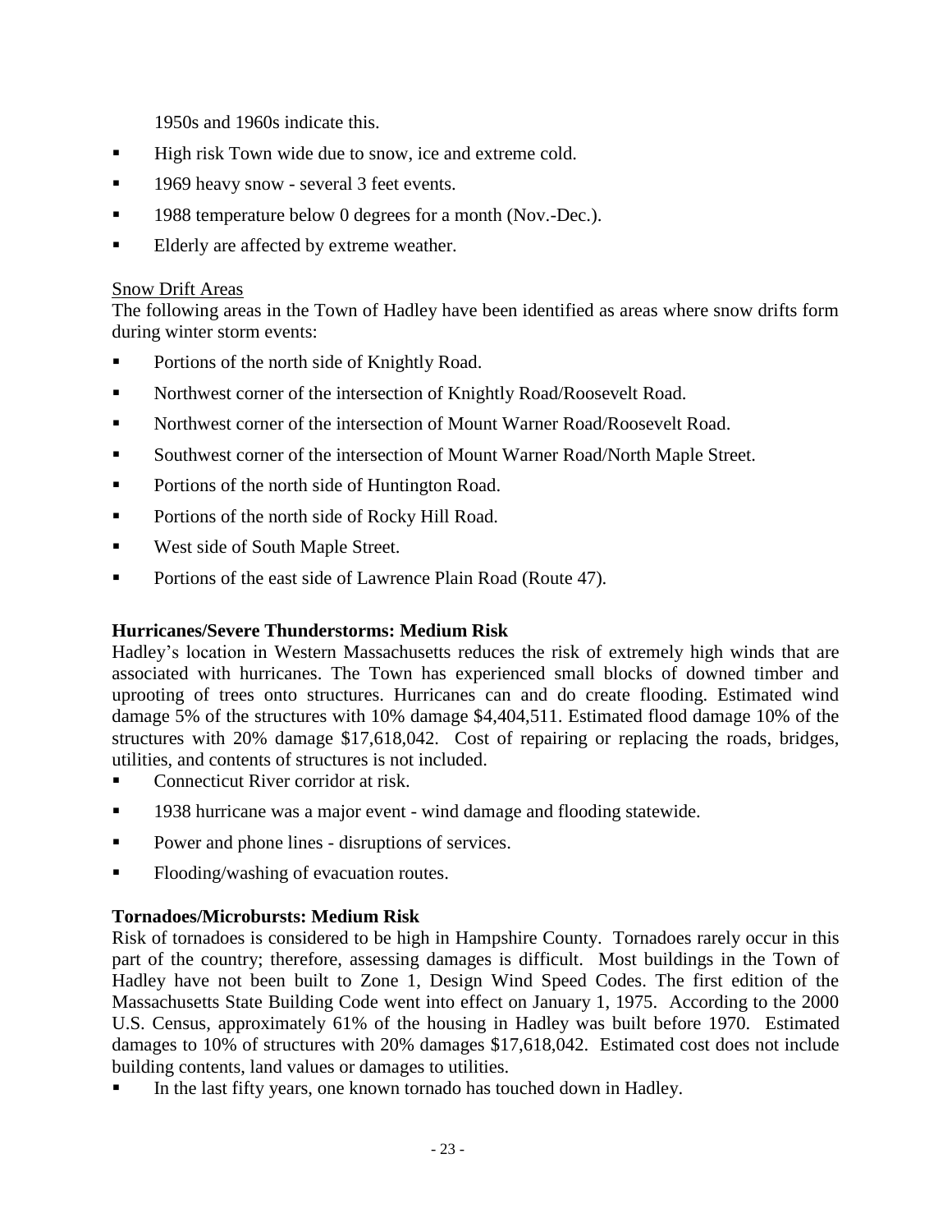1950s and 1960s indicate this.

- High risk Town wide due to snow, ice and extreme cold.
- 1969 heavy snow - several 3 feet events.
- 1988 temperature below 0 degrees for a month (Nov.-Dec.).
- Elderly are affected by extreme weather.

<u>Snow Drift Areas</u>

The following areas in the Town of Hadley have been identified as areas where snow drifts form during winter storm events:

- Portions of the north side of Knightly Road.
- Northwest corner of the intersection of Knightly Road/Roosevelt Road.
- Northwest corner of the intersection of Mount Warner Road/Roosevelt Road.
- Southwest corner of the intersection of Mount Warner Road/North Maple Street.
- Portions of the north side of Huntington Road.
- Portions of the north side of Rocky Hill Road.
- West side of South Maple Street.
- Portions of the east side of Lawrence Plain Road (Route 47).

**Hurricanes/Severe Thunderstorms: Medium Risk**

Hadley's location in Western Massachusetts reduces the risk of extremely high winds that are associated with hurricanes. The Town has experienced small blocks of downed timber and uprooting of trees onto structures. Hurricanes can and do create flooding. Estimated wind damage 5% of the structures with 10% damage $4,404,511. Estimated flood damage 10% of the structures with 20% damage $17,618,042. Cost of repairing or replacing the roads, bridges, utilities, and contents of structures is not included.

- Connecticut River corridor at risk.
- 1938 hurricane was a major event - wind damage and flooding statewide.
- Power and phone lines - disruptions of services.
- Flooding/washing of evacuation routes.

**Tornadoes/Microbursts: Medium Risk**

Risk of tornadoes is considered to be high in Hampshire County. Tornadoes rarely occur in this part of the country; therefore, assessing damages is difficult. Most buildings in the Town of Hadley have not been built to Zone 1, Design Wind Speed Codes. The first edition of the Massachusetts State Building Code went into effect on January 1, 1975. According to the 2000 U.S. Census, approximately 61% of the housing in Hadley was built before 1970. Estimated damages to 10% of structures with 20% damages $17,618,042. Estimated cost does not include building contents, land values or damages to utilities.

- In the last fifty years, one known tornado has touched down in Hadley.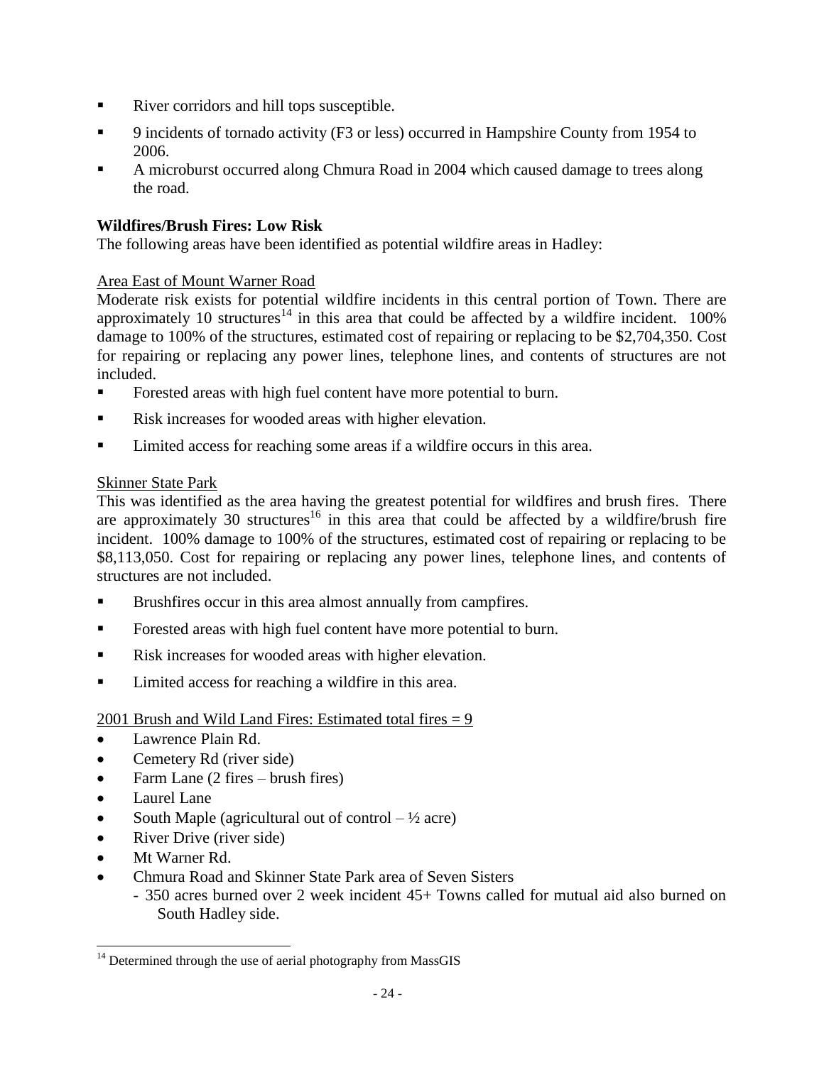- River corridors and hill tops susceptible.
- 9 incidents of tornado activity (F3 or less) occurred in Hampshire County from 1954 to 2006.
- A microburst occurred along Chmura Road in 2004 which caused damage to trees along the road.

**Wildfires/Brush Fires: Low Risk**

The following areas have been identified as potential wildfire areas in Hadley:

Area East of Mount Warner Road

Moderate risk exists for potential wildfire incidents in this central portion of Town. There are approximately 10 structures[14] in this area that could be affected by a wildfire incident. 100% damage to 100% of the structures, estimated cost of repairing or replacing to be $2,704,350. Cost for repairing or replacing any power lines, telephone lines, and contents of structures are not included.

- Forested areas with high fuel content have more potential to burn.
- Risk increases for wooded areas with higher elevation.
- Limited access for reaching some areas if a wildfire occurs in this area.

Skinner State Park

This was identified as the area having the greatest potential for wildfires and brush fires. There are approximately 30 structures[16] in this area that could be affected by a wildfire/brush fire incident. 100% damage to 100% of the structures, estimated cost of repairing or replacing to be $8,113,050. Cost for repairing or replacing any power lines, telephone lines, and contents of structures are not included.

- Brushfires occur in this area almost annually from campfires.
- Forested areas with high fuel content have more potential to burn.
- Risk increases for wooded areas with higher elevation.
- Limited access for reaching a wildfire in this area.

2001 Brush and Wild Land Fires: Estimated total fires = 9

- Lawrence Plain Rd.
- Cemetery Rd (river side)
- Farm Lane (2 fires – brush fires)
- Laurel Lane
- South Maple (agricultural out of control – ½ acre)
- River Drive (river side)
- Mt Warner Rd.
- Chmura Road and Skinner State Park area of Seven Sisters
  - 350 acres burned over 2 week incident 45+ Towns called for mutual aid also burned on South Hadley side.

[14] Determined through the use of aerial photography from MassGIS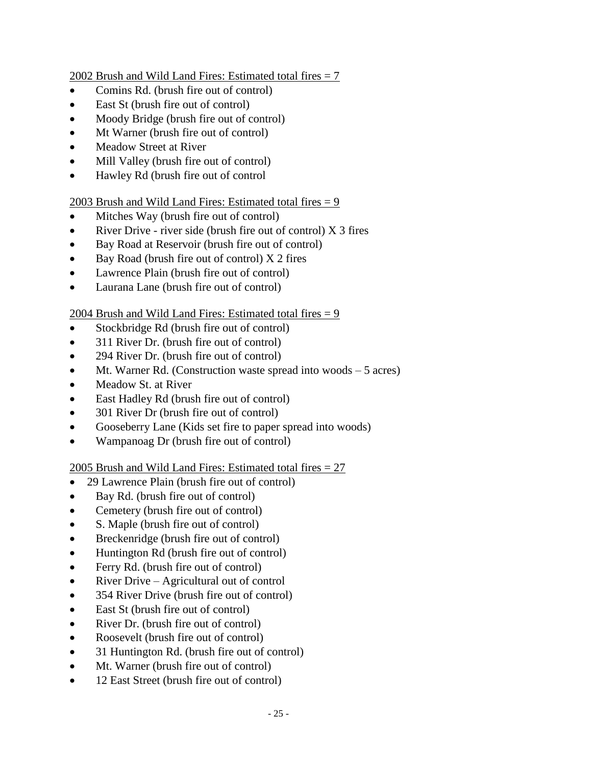2002 Brush and Wild Land Fires: Estimated total fires = 7

- Comins Rd. (brush fire out of control)
- East St (brush fire out of control)
- Moody Bridge (brush fire out of control)
- Mt Warner (brush fire out of control)
- Meadow Street at River
- Mill Valley (brush fire out of control)
- Hawley Rd (brush fire out of control

2003 Brush and Wild Land Fires: Estimated total fires = 9

- Mitches Way (brush fire out of control)
- River Drive - river side (brush fire out of control) X 3 fires
- Bay Road at Reservoir (brush fire out of control)
- Bay Road (brush fire out of control) X 2 fires
- Lawrence Plain (brush fire out of control)
- Laurana Lane (brush fire out of control)

2004 Brush and Wild Land Fires: Estimated total fires = 9

- Stockbridge Rd (brush fire out of control)
- 311 River Dr. (brush fire out of control)
- 294 River Dr. (brush fire out of control)
- Mt. Warner Rd. (Construction waste spread into woods – 5 acres)
- Meadow St. at River
- East Hadley Rd (brush fire out of control)
- 301 River Dr (brush fire out of control)
- Gooseberry Lane (Kids set fire to paper spread into woods)
- Wampanoag Dr (brush fire out of control)

2005 Brush and Wild Land Fires: Estimated total fires = 27

- 29 Lawrence Plain (brush fire out of control)
- Bay Rd. (brush fire out of control)
- Cemetery (brush fire out of control)
- S. Maple (brush fire out of control)
- Breckenridge (brush fire out of control)
- Huntington Rd (brush fire out of control)
- Ferry Rd. (brush fire out of control)
- River Drive – Agricultural out of control
- 354 River Drive (brush fire out of control)
- East St (brush fire out of control)
- River Dr. (brush fire out of control)
- Roosevelt (brush fire out of control)
- 31 Huntington Rd. (brush fire out of control)
- Mt. Warner (brush fire out of control)
- 12 East Street (brush fire out of control)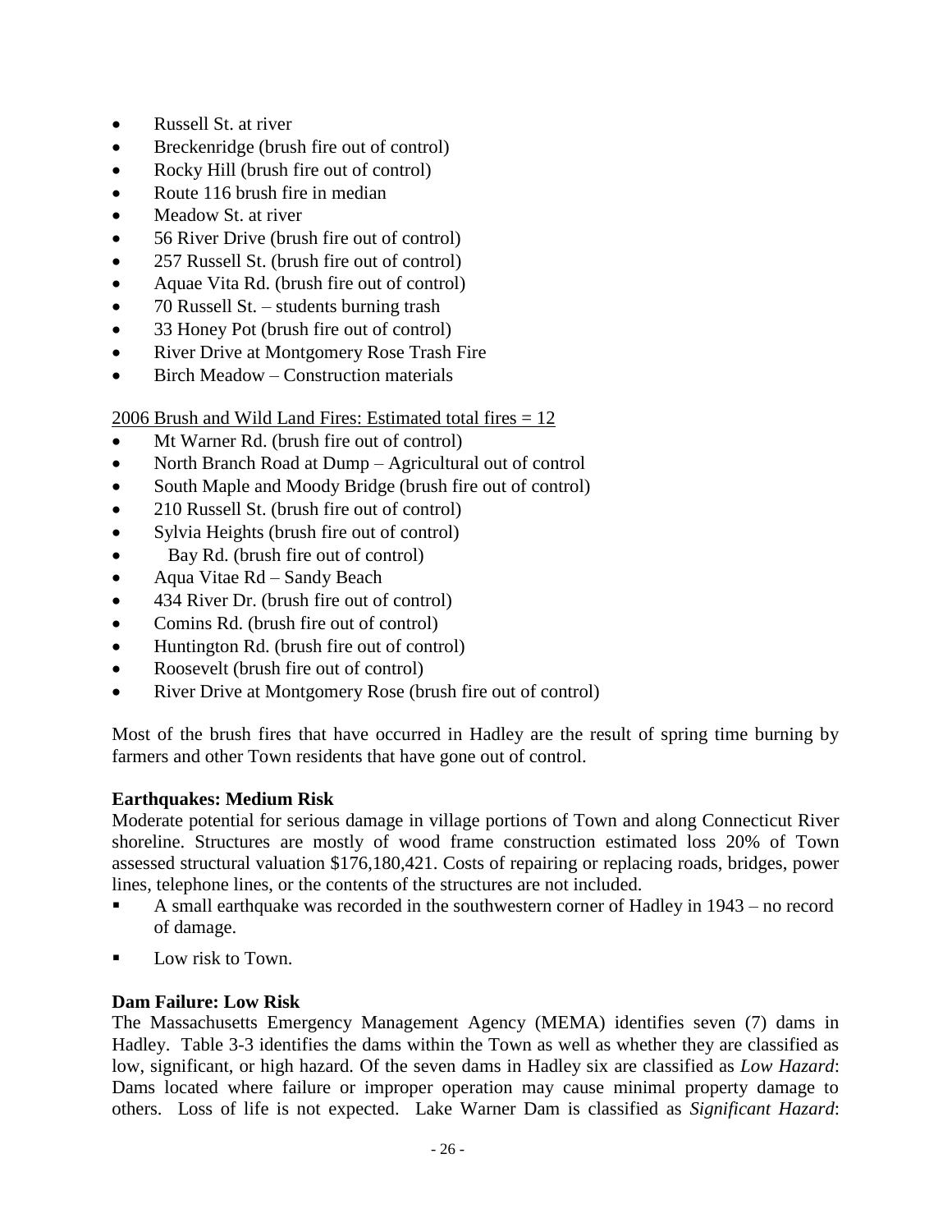- Russell St. at river
- Breckenridge (brush fire out of control)
- Rocky Hill (brush fire out of control)
- Route 116 brush fire in median
- Meadow St. at river
- 56 River Drive (brush fire out of control)
- 257 Russell St. (brush fire out of control)
- Aquae Vita Rd. (brush fire out of control)
- 70 Russell St. – students burning trash
- 33 Honey Pot (brush fire out of control)
- River Drive at Montgomery Rose Trash Fire
- Birch Meadow – Construction materials

2006 Brush and Wild Land Fires: Estimated total fires = 12

- Mt Warner Rd. (brush fire out of control)
- North Branch Road at Dump – Agricultural out of control
- South Maple and Moody Bridge (brush fire out of control)
- 210 Russell St. (brush fire out of control)
- Sylvia Heights (brush fire out of control)
- Bay Rd. (brush fire out of control)
- Aqua Vitae Rd – Sandy Beach
- 434 River Dr. (brush fire out of control)
- Comins Rd. (brush fire out of control)
- Huntington Rd. (brush fire out of control)
- Roosevelt (brush fire out of control)
- River Drive at Montgomery Rose (brush fire out of control)

Most of the brush fires that have occurred in Hadley are the result of spring time burning by farmers and other Town residents that have gone out of control.

**Earthquakes: Medium Risk**

Moderate potential for serious damage in village portions of Town and along Connecticut River shoreline. Structures are mostly of wood frame construction estimated loss 20% of Town assessed structural valuation $176,180,421. Costs of repairing or replacing roads, bridges, power lines, telephone lines, or the contents of the structures are not included.

- A small earthquake was recorded in the southwestern corner of Hadley in 1943 – no record of damage.
- Low risk to Town.

**Dam Failure: Low Risk**

The Massachusetts Emergency Management Agency (MEMA) identifies seven (7) dams in Hadley. Table 3-3 identifies the dams within the Town as well as whether they are classified as low, significant, or high hazard. Of the seven dams in Hadley six are classified as *Low Hazard*: Dams located where failure or improper operation may cause minimal property damage to others. Loss of life is not expected. Lake Warner Dam is classified as *Significant Hazard*: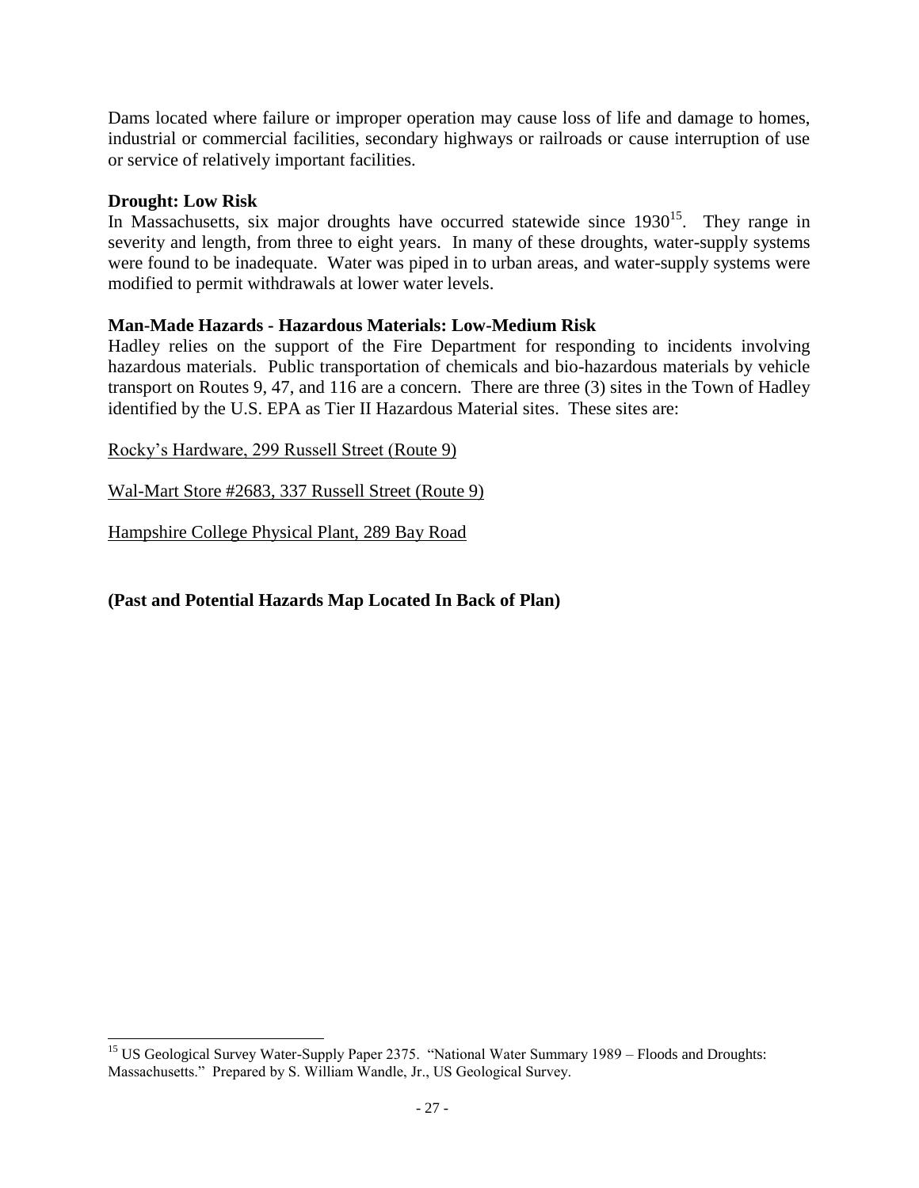Dams located where failure or improper operation may cause loss of life and damage to homes, industrial or commercial facilities, secondary highways or railroads or cause interruption of use or service of relatively important facilities.

**Drought: Low Risk**

In Massachusetts, six major droughts have occurred statewide since 1930[15]. They range in severity and length, from three to eight years. In many of these droughts, water-supply systems were found to be inadequate. Water was piped in to urban areas, and water-supply systems were modified to permit withdrawals at lower water levels.

**Man-Made Hazards - Hazardous Materials: Low-Medium Risk**

Hadley relies on the support of the Fire Department for responding to incidents involving hazardous materials. Public transportation of chemicals and bio-hazardous materials by vehicle transport on Routes 9, 47, and 116 are a concern. There are three (3) sites in the Town of Hadley identified by the U.S. EPA as Tier II Hazardous Material sites. These sites are:

<u>Rocky's Hardware, 299 Russell Street (Route 9)</u>

<u>Wal-Mart Store #2683, 337 Russell Street (Route 9)</u>

<u>Hampshire College Physical Plant, 289 Bay Road</u>

**(Past and Potential Hazards Map Located In Back of Plan)**

---

[15] US Geological Survey Water-Supply Paper 2375. "National Water Summary 1989 – Floods and Droughts: Massachusetts." Prepared by S. William Wandle, Jr., US Geological Survey.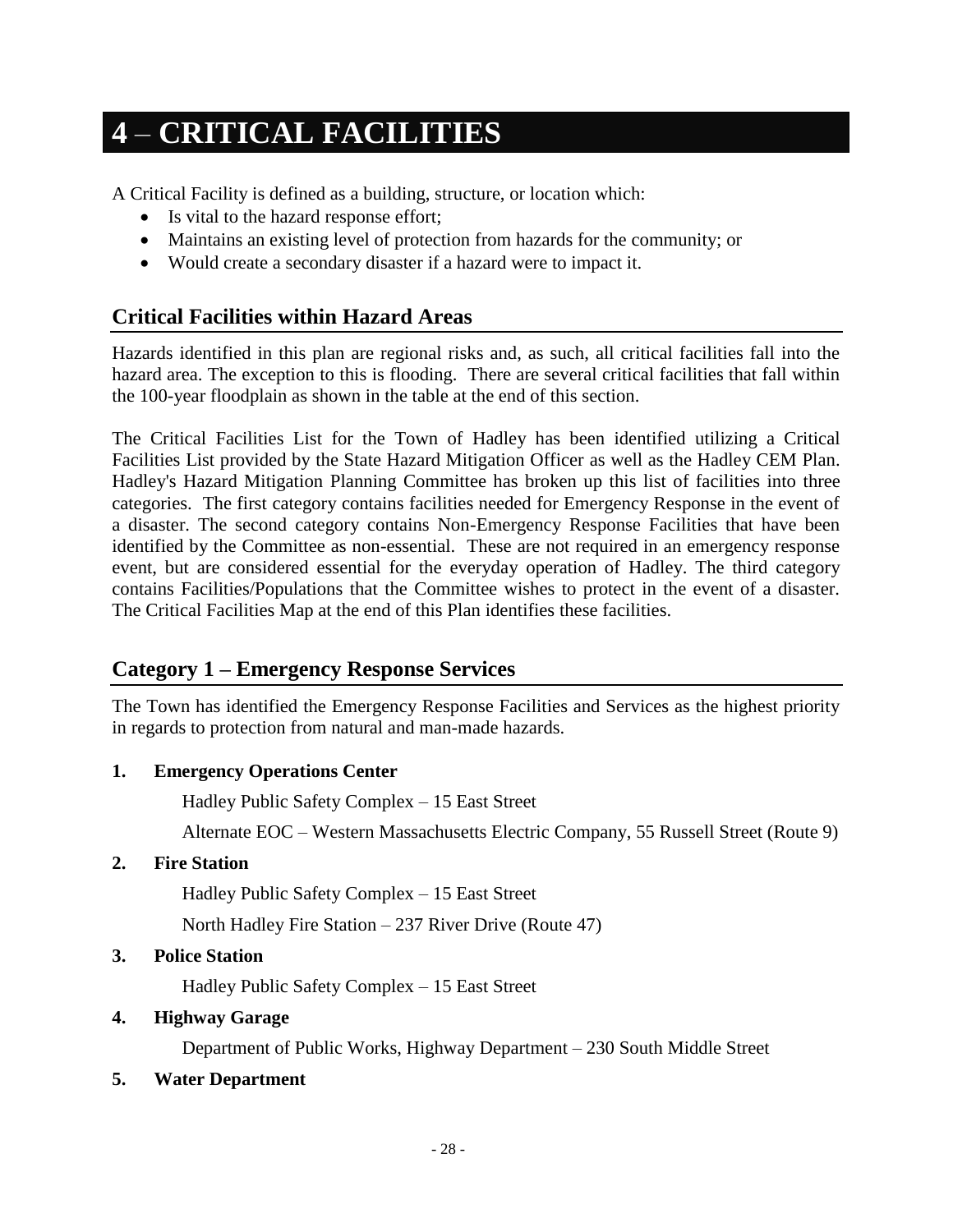# 4 – CRITICAL FACILITIES

A Critical Facility is defined as a building, structure, or location which:

- Is vital to the hazard response effort;
- Maintains an existing level of protection from hazards for the community; or
- Would create a secondary disaster if a hazard were to impact it.

## Critical Facilities within Hazard Areas

Hazards identified in this plan are regional risks and, as such, all critical facilities fall into the hazard area. The exception to this is flooding. There are several critical facilities that fall within the 100-year floodplain as shown in the table at the end of this section.

The Critical Facilities List for the Town of Hadley has been identified utilizing a Critical Facilities List provided by the State Hazard Mitigation Officer as well as the Hadley CEM Plan. Hadley's Hazard Mitigation Planning Committee has broken up this list of facilities into three categories. The first category contains facilities needed for Emergency Response in the event of a disaster. The second category contains Non-Emergency Response Facilities that have been identified by the Committee as non-essential. These are not required in an emergency response event, but are considered essential for the everyday operation of Hadley. The third category contains Facilities/Populations that the Committee wishes to protect in the event of a disaster. The Critical Facilities Map at the end of this Plan identifies these facilities.

## Category 1 – Emergency Response Services

The Town has identified the Emergency Response Facilities and Services as the highest priority in regards to protection from natural and man-made hazards.

**1. Emergency Operations Center**

Hadley Public Safety Complex – 15 East Street

Alternate EOC – Western Massachusetts Electric Company, 55 Russell Street (Route 9)

**2. Fire Station**

Hadley Public Safety Complex – 15 East Street

North Hadley Fire Station – 237 River Drive (Route 47)

**3. Police Station**

Hadley Public Safety Complex – 15 East Street

**4. Highway Garage**

Department of Public Works, Highway Department – 230 South Middle Street

**5. Water Department**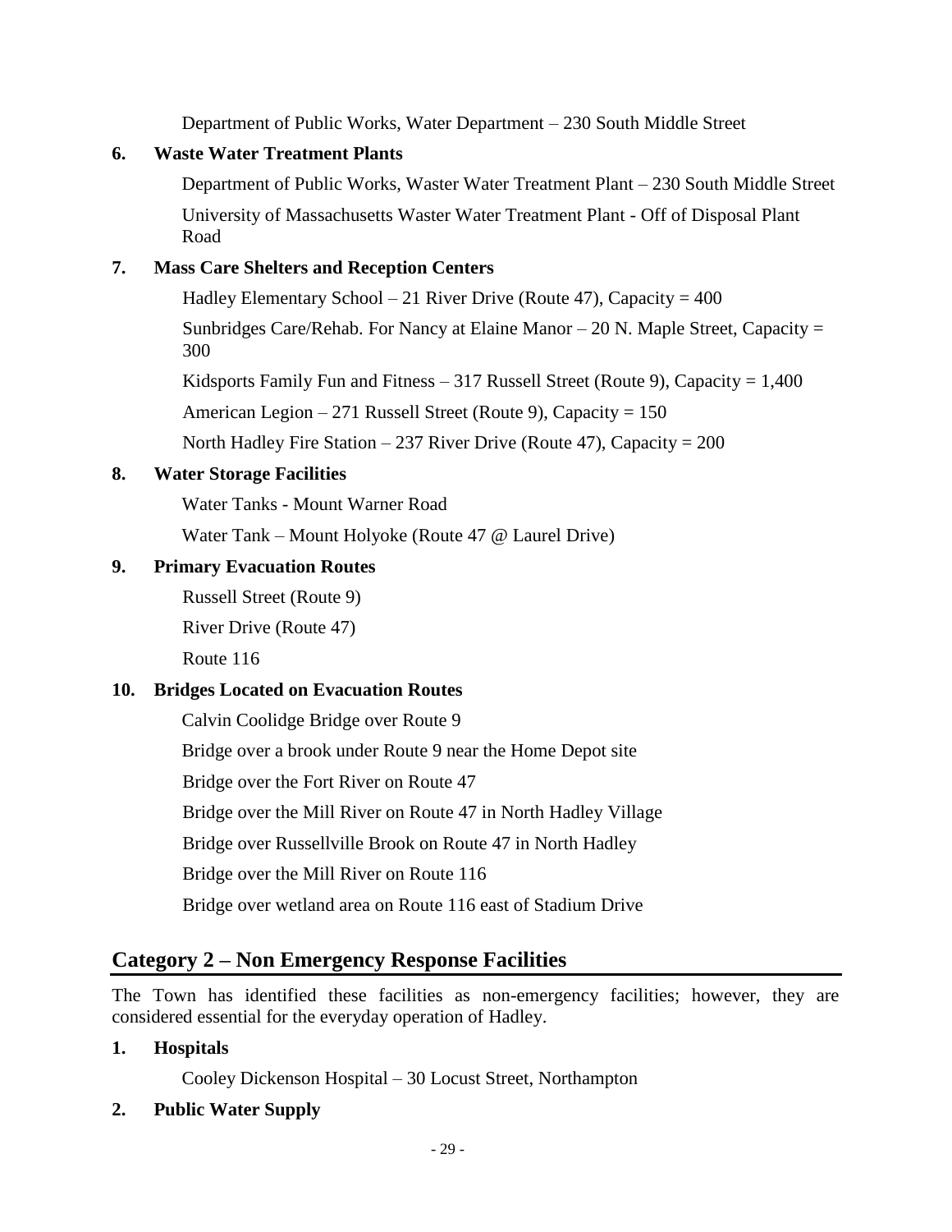Department of Public Works, Water Department – 230 South Middle Street

**6. Waste Water Treatment Plants**

Department of Public Works, Waster Water Treatment Plant – 230 South Middle Street

University of Massachusetts Waster Water Treatment Plant - Off of Disposal Plant Road

**7. Mass Care Shelters and Reception Centers**

Hadley Elementary School – 21 River Drive (Route 47), Capacity = 400

Sunbridges Care/Rehab. For Nancy at Elaine Manor – 20 N. Maple Street, Capacity = 300

Kidsports Family Fun and Fitness – 317 Russell Street (Route 9), Capacity = 1,400

American Legion – 271 Russell Street (Route 9), Capacity = 150

North Hadley Fire Station – 237 River Drive (Route 47), Capacity = 200

**8. Water Storage Facilities**

Water Tanks - Mount Warner Road

Water Tank – Mount Holyoke (Route 47 @ Laurel Drive)

**9. Primary Evacuation Routes**

Russell Street (Route 9)

River Drive (Route 47)

Route 116

**10. Bridges Located on Evacuation Routes**

Calvin Coolidge Bridge over Route 9

Bridge over a brook under Route 9 near the Home Depot site

Bridge over the Fort River on Route 47

Bridge over the Mill River on Route 47 in North Hadley Village

Bridge over Russellville Brook on Route 47 in North Hadley

Bridge over the Mill River on Route 116

Bridge over wetland area on Route 116 east of Stadium Drive

## Category 2 – Non Emergency Response Facilities

The Town has identified these facilities as non-emergency facilities; however, they are considered essential for the everyday operation of Hadley.

**1. Hospitals**

Cooley Dickenson Hospital – 30 Locust Street, Northampton

**2. Public Water Supply**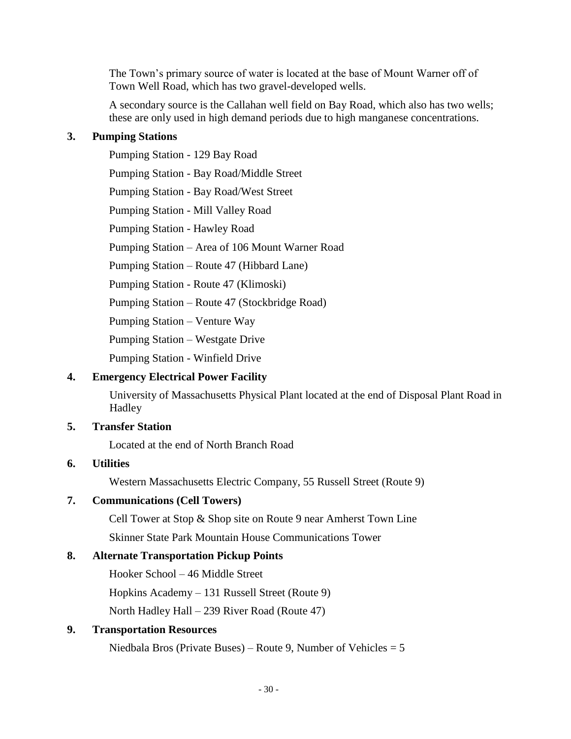The Town's primary source of water is located at the base of Mount Warner off of Town Well Road, which has two gravel-developed wells.

A secondary source is the Callahan well field on Bay Road, which also has two wells; these are only used in high demand periods due to high manganese concentrations.

**3. Pumping Stations**

Pumping Station - 129 Bay Road

Pumping Station - Bay Road/Middle Street

Pumping Station - Bay Road/West Street

Pumping Station - Mill Valley Road

Pumping Station - Hawley Road

Pumping Station – Area of 106 Mount Warner Road

Pumping Station – Route 47 (Hibbard Lane)

Pumping Station - Route 47 (Klimoski)

Pumping Station – Route 47 (Stockbridge Road)

Pumping Station – Venture Way

Pumping Station – Westgate Drive

Pumping Station - Winfield Drive

**4. Emergency Electrical Power Facility**

University of Massachusetts Physical Plant located at the end of Disposal Plant Road in Hadley

**5. Transfer Station**

Located at the end of North Branch Road

**6. Utilities**

Western Massachusetts Electric Company, 55 Russell Street (Route 9)

**7. Communications (Cell Towers)**

Cell Tower at Stop & Shop site on Route 9 near Amherst Town Line

Skinner State Park Mountain House Communications Tower

**8. Alternate Transportation Pickup Points**

Hooker School – 46 Middle Street

Hopkins Academy – 131 Russell Street (Route 9)

North Hadley Hall – 239 River Road (Route 47)

**9. Transportation Resources**

Niedbala Bros (Private Buses) – Route 9, Number of Vehicles = 5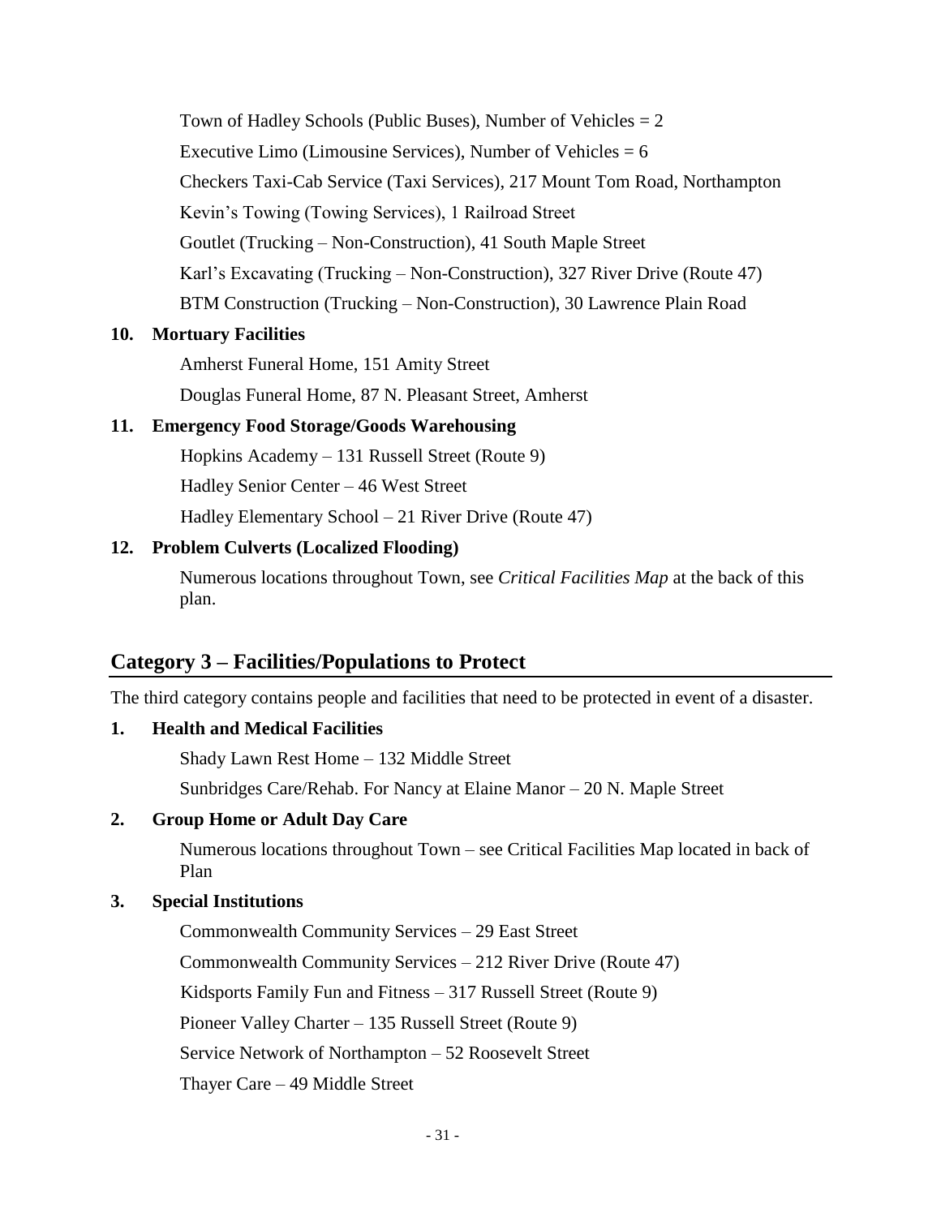Town of Hadley Schools (Public Buses), Number of Vehicles = 2

Executive Limo (Limousine Services), Number of Vehicles = 6

Checkers Taxi-Cab Service (Taxi Services), 217 Mount Tom Road, Northampton

Kevin's Towing (Towing Services), 1 Railroad Street

Goutlet (Trucking – Non-Construction), 41 South Maple Street

Karl's Excavating (Trucking – Non-Construction), 327 River Drive (Route 47)

BTM Construction (Trucking – Non-Construction), 30 Lawrence Plain Road

**10. Mortuary Facilities**

Amherst Funeral Home, 151 Amity Street

Douglas Funeral Home, 87 N. Pleasant Street, Amherst

**11. Emergency Food Storage/Goods Warehousing**

Hopkins Academy – 131 Russell Street (Route 9)

Hadley Senior Center – 46 West Street

Hadley Elementary School – 21 River Drive (Route 47)

**12. Problem Culverts (Localized Flooding)**

Numerous locations throughout Town, see *Critical Facilities Map* at the back of this plan.

## Category 3 – Facilities/Populations to Protect

The third category contains people and facilities that need to be protected in event of a disaster.

**1. Health and Medical Facilities**

Shady Lawn Rest Home – 132 Middle Street

Sunbridges Care/Rehab. For Nancy at Elaine Manor – 20 N. Maple Street

**2. Group Home or Adult Day Care**

Numerous locations throughout Town – see Critical Facilities Map located in back of Plan

**3. Special Institutions**

Commonwealth Community Services – 29 East Street

Commonwealth Community Services – 212 River Drive (Route 47)

Kidsports Family Fun and Fitness – 317 Russell Street (Route 9)

Pioneer Valley Charter – 135 Russell Street (Route 9)

Service Network of Northampton – 52 Roosevelt Street

Thayer Care – 49 Middle Street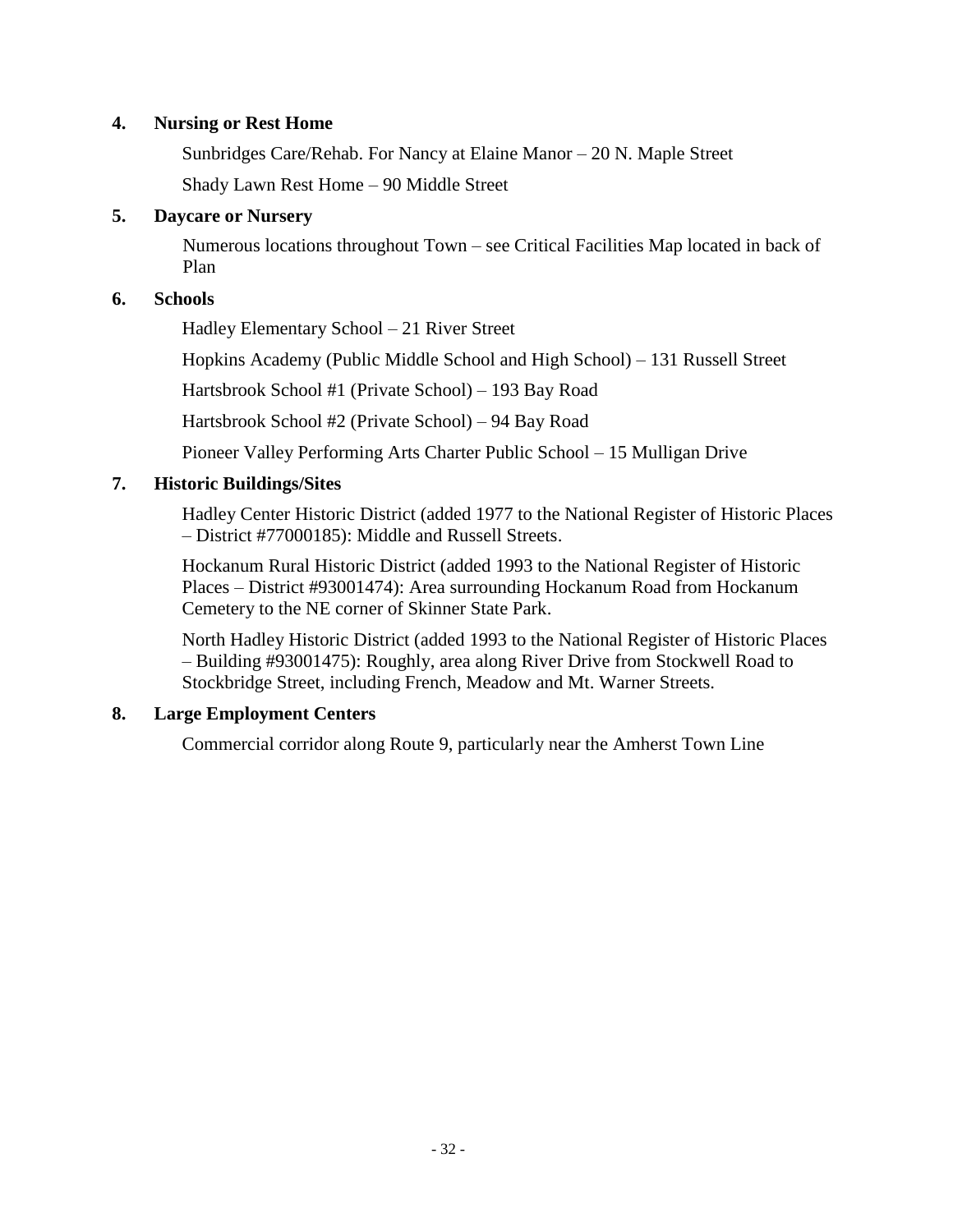**4. Nursing or Rest Home**

Sunbridges Care/Rehab. For Nancy at Elaine Manor – 20 N. Maple Street

Shady Lawn Rest Home – 90 Middle Street

**5. Daycare or Nursery**

Numerous locations throughout Town – see Critical Facilities Map located in back of Plan

**6. Schools**

Hadley Elementary School – 21 River Street

Hopkins Academy (Public Middle School and High School) – 131 Russell Street

Hartsbrook School #1 (Private School) – 193 Bay Road

Hartsbrook School #2 (Private School) – 94 Bay Road

Pioneer Valley Performing Arts Charter Public School – 15 Mulligan Drive

**7. Historic Buildings/Sites**

Hadley Center Historic District (added 1977 to the National Register of Historic Places – District #77000185): Middle and Russell Streets.

Hockanum Rural Historic District (added 1993 to the National Register of Historic Places – District #93001474): Area surrounding Hockanum Road from Hockanum Cemetery to the NE corner of Skinner State Park.

North Hadley Historic District (added 1993 to the National Register of Historic Places – Building #93001475): Roughly, area along River Drive from Stockwell Road to Stockbridge Street, including French, Meadow and Mt. Warner Streets.

**8. Large Employment Centers**

Commercial corridor along Route 9, particularly near the Amherst Town Line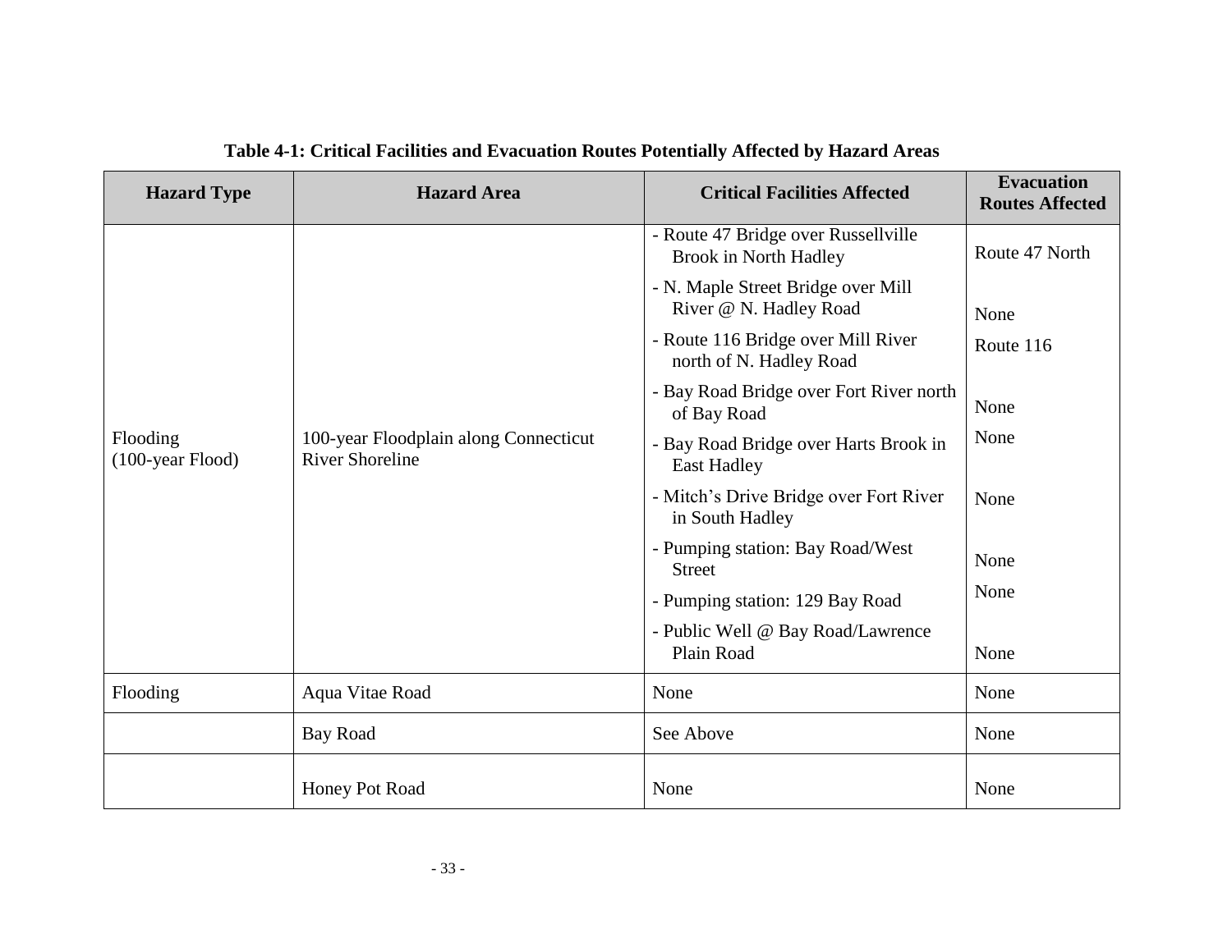**Table 4-1: Critical Facilities and Evacuation Routes Potentially Affected by Hazard Areas**

| Hazard Type | Hazard Area | Critical Facilities Affected | Evacuation Routes Affected |
|---|---|---|---|
| Flooding (100-year Flood) | 100-year Floodplain along Connecticut River Shoreline | - Route 47 Bridge over Russellville Brook in North Hadley | Route 47 North |
| | | - N. Maple Street Bridge over Mill River @ N. Hadley Road | None |
| | | - Route 116 Bridge over Mill River north of N. Hadley Road | Route 116 |
| | | - Bay Road Bridge over Fort River north of Bay Road | None |
| | | - Bay Road Bridge over Harts Brook in East Hadley | None |
| | | - Mitch's Drive Bridge over Fort River in South Hadley | None |
| | | - Pumping station: Bay Road/West Street | None |
| | | - Pumping station: 129 Bay Road | None |
| | | - Public Well @ Bay Road/Lawrence Plain Road | None |
| Flooding | Aqua Vitae Road | None | None |
| | Bay Road | See Above | None |
| | Honey Pot Road | None | None |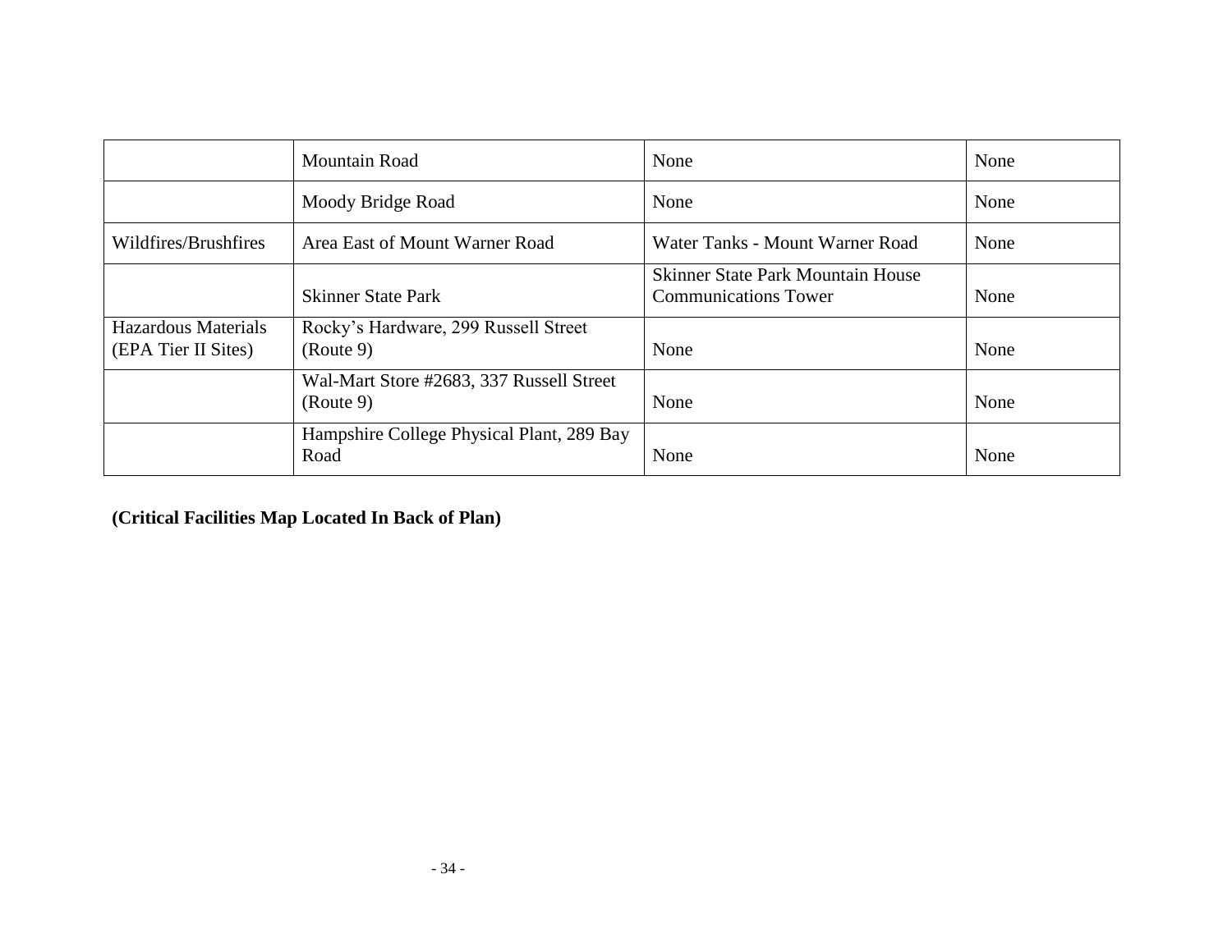| | | | |
|---|---|---|---|
| | Mountain Road | None | None |
| | Moody Bridge Road | None | None |
| Wildfires/Brushfires | Area East of Mount Warner Road | Water Tanks - Mount Warner Road | None |
| | Skinner State Park | Skinner State Park Mountain House Communications Tower | None |
| Hazardous Materials (EPA Tier II Sites) | Rocky's Hardware, 299 Russell Street (Route 9) | None | None |
| | Wal-Mart Store #2683, 337 Russell Street (Route 9) | None | None |
| | Hampshire College Physical Plant, 289 Bay Road | None | None |

**(Critical Facilities Map Located In Back of Plan)**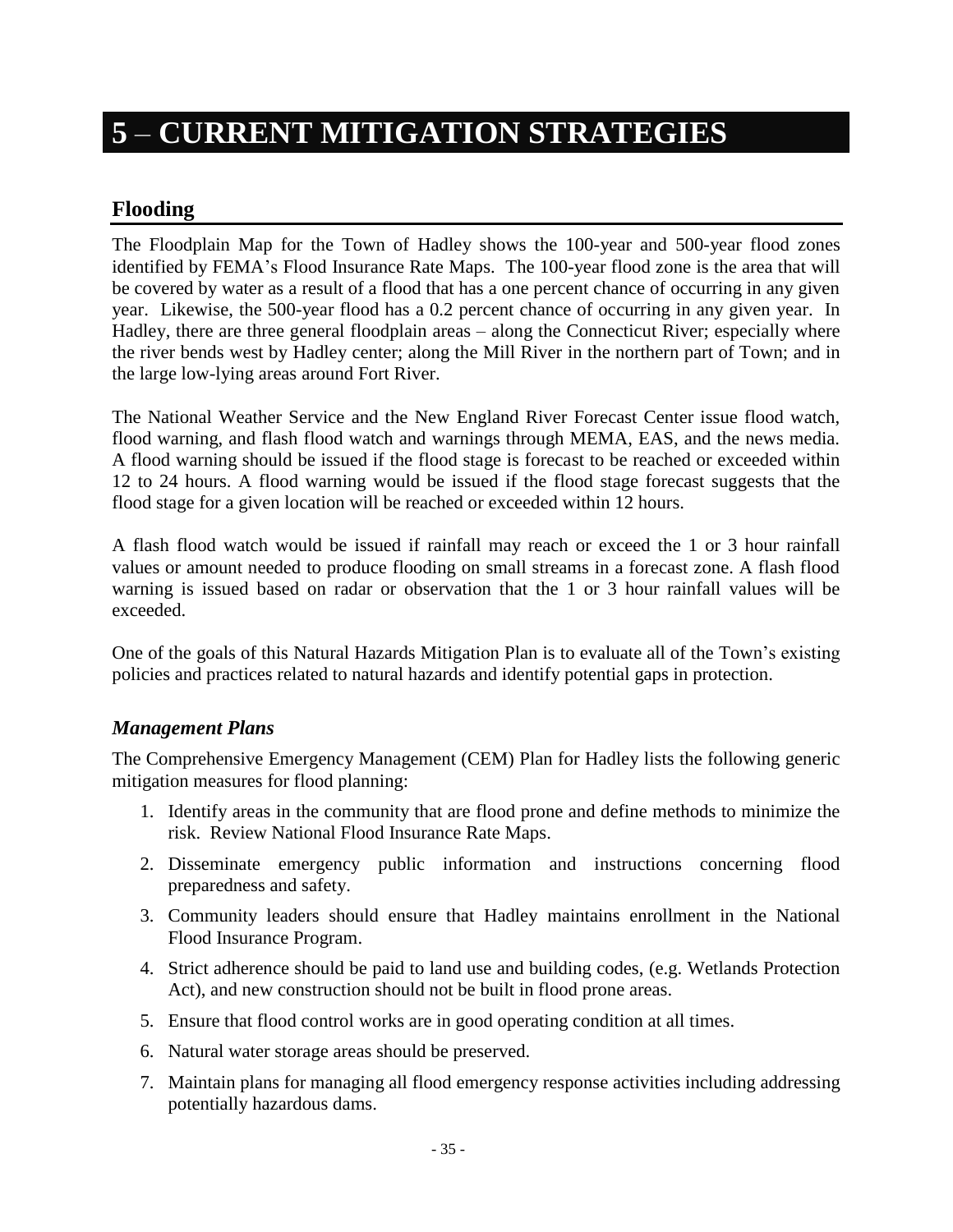# 5 – CURRENT MITIGATION STRATEGIES

## Flooding

The Floodplain Map for the Town of Hadley shows the 100-year and 500-year flood zones identified by FEMA's Flood Insurance Rate Maps. The 100-year flood zone is the area that will be covered by water as a result of a flood that has a one percent chance of occurring in any given year. Likewise, the 500-year flood has a 0.2 percent chance of occurring in any given year. In Hadley, there are three general floodplain areas – along the Connecticut River; especially where the river bends west by Hadley center; along the Mill River in the northern part of Town; and in the large low-lying areas around Fort River.

The National Weather Service and the New England River Forecast Center issue flood watch, flood warning, and flash flood watch and warnings through MEMA, EAS, and the news media. A flood warning should be issued if the flood stage is forecast to be reached or exceeded within 12 to 24 hours. A flood warning would be issued if the flood stage forecast suggests that the flood stage for a given location will be reached or exceeded within 12 hours.

A flash flood watch would be issued if rainfall may reach or exceed the 1 or 3 hour rainfall values or amount needed to produce flooding on small streams in a forecast zone. A flash flood warning is issued based on radar or observation that the 1 or 3 hour rainfall values will be exceeded.

One of the goals of this Natural Hazards Mitigation Plan is to evaluate all of the Town's existing policies and practices related to natural hazards and identify potential gaps in protection.

### *Management Plans*

The Comprehensive Emergency Management (CEM) Plan for Hadley lists the following generic mitigation measures for flood planning:

1. Identify areas in the community that are flood prone and define methods to minimize the risk. Review National Flood Insurance Rate Maps.
2. Disseminate emergency public information and instructions concerning flood preparedness and safety.
3. Community leaders should ensure that Hadley maintains enrollment in the National Flood Insurance Program.
4. Strict adherence should be paid to land use and building codes, (e.g. Wetlands Protection Act), and new construction should not be built in flood prone areas.
5. Ensure that flood control works are in good operating condition at all times.
6. Natural water storage areas should be preserved.
7. Maintain plans for managing all flood emergency response activities including addressing potentially hazardous dams.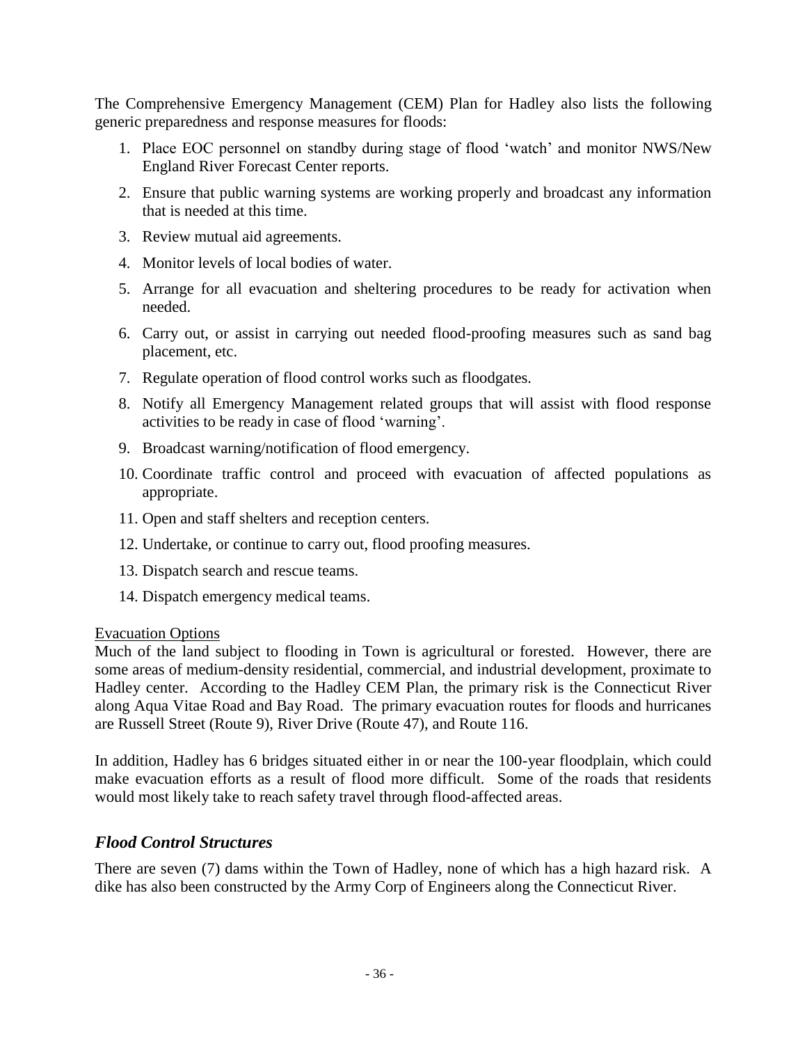The Comprehensive Emergency Management (CEM) Plan for Hadley also lists the following generic preparedness and response measures for floods:

1. Place EOC personnel on standby during stage of flood 'watch' and monitor NWS/New England River Forecast Center reports.
2. Ensure that public warning systems are working properly and broadcast any information that is needed at this time.
3. Review mutual aid agreements.
4. Monitor levels of local bodies of water.
5. Arrange for all evacuation and sheltering procedures to be ready for activation when needed.
6. Carry out, or assist in carrying out needed flood-proofing measures such as sand bag placement, etc.
7. Regulate operation of flood control works such as floodgates.
8. Notify all Emergency Management related groups that will assist with flood response activities to be ready in case of flood 'warning'.
9. Broadcast warning/notification of flood emergency.
10. Coordinate traffic control and proceed with evacuation of affected populations as appropriate.
11. Open and staff shelters and reception centers.
12. Undertake, or continue to carry out, flood proofing measures.
13. Dispatch search and rescue teams.
14. Dispatch emergency medical teams.

Evacuation Options

Much of the land subject to flooding in Town is agricultural or forested. However, there are some areas of medium-density residential, commercial, and industrial development, proximate to Hadley center. According to the Hadley CEM Plan, the primary risk is the Connecticut River along Aqua Vitae Road and Bay Road. The primary evacuation routes for floods and hurricanes are Russell Street (Route 9), River Drive (Route 47), and Route 116.

In addition, Hadley has 6 bridges situated either in or near the 100-year floodplain, which could make evacuation efforts as a result of flood more difficult. Some of the roads that residents would most likely take to reach safety travel through flood-affected areas.

## *Flood Control Structures*

There are seven (7) dams within the Town of Hadley, none of which has a high hazard risk. A dike has also been constructed by the Army Corp of Engineers along the Connecticut River.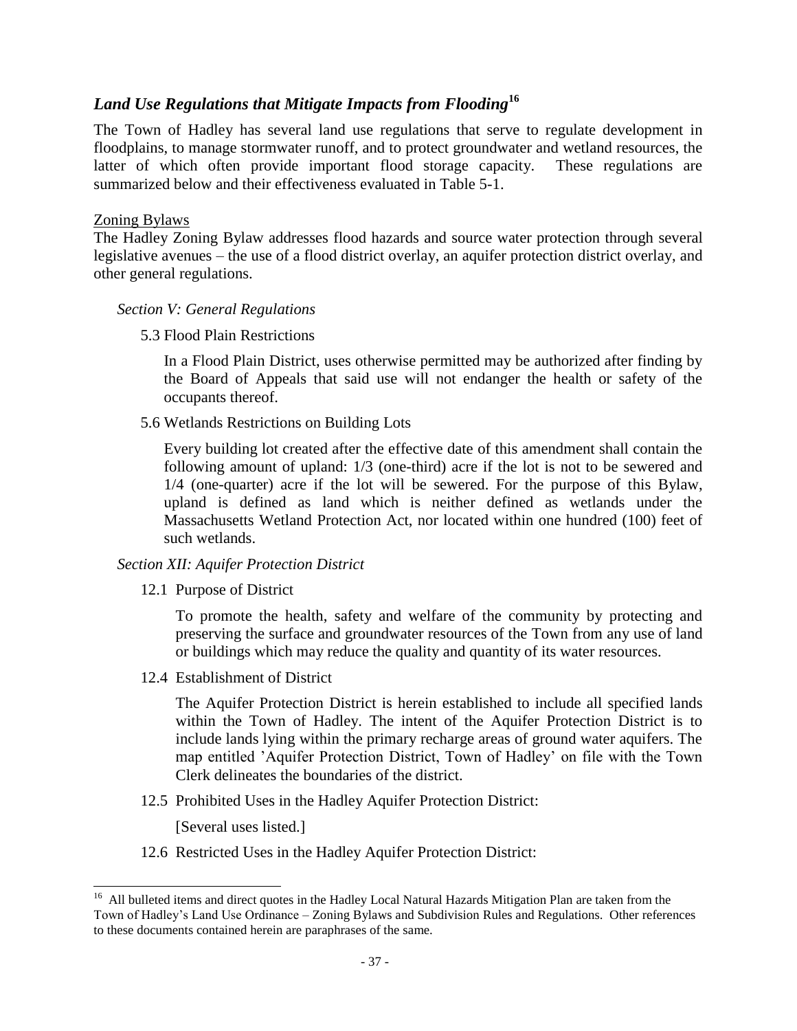## *Land Use Regulations that Mitigate Impacts from Flooding*[16]

The Town of Hadley has several land use regulations that serve to regulate development in floodplains, to manage stormwater runoff, and to protect groundwater and wetland resources, the latter of which often provide important flood storage capacity. These regulations are summarized below and their effectiveness evaluated in Table 5-1.

### Zoning Bylaws

The Hadley Zoning Bylaw addresses flood hazards and source water protection through several legislative avenues – the use of a flood district overlay, an aquifer protection district overlay, and other general regulations.

*Section V: General Regulations*

5.3 Flood Plain Restrictions

In a Flood Plain District, uses otherwise permitted may be authorized after finding by the Board of Appeals that said use will not endanger the health or safety of the occupants thereof.

5.6 Wetlands Restrictions on Building Lots

Every building lot created after the effective date of this amendment shall contain the following amount of upland: 1/3 (one-third) acre if the lot is not to be sewered and 1/4 (one-quarter) acre if the lot will be sewered. For the purpose of this Bylaw, upland is defined as land which is neither defined as wetlands under the Massachusetts Wetland Protection Act, nor located within one hundred (100) feet of such wetlands.

*Section XII: Aquifer Protection District*

12.1 Purpose of District

To promote the health, safety and welfare of the community by protecting and preserving the surface and groundwater resources of the Town from any use of land or buildings which may reduce the quality and quantity of its water resources.

12.4 Establishment of District

The Aquifer Protection District is herein established to include all specified lands within the Town of Hadley. The intent of the Aquifer Protection District is to include lands lying within the primary recharge areas of ground water aquifers. The map entitled 'Aquifer Protection District, Town of Hadley' on file with the Town Clerk delineates the boundaries of the district.

12.5 Prohibited Uses in the Hadley Aquifer Protection District:

[Several uses listed.]

12.6 Restricted Uses in the Hadley Aquifer Protection District:

---

[16] All bulleted items and direct quotes in the Hadley Local Natural Hazards Mitigation Plan are taken from the Town of Hadley's Land Use Ordinance – Zoning Bylaws and Subdivision Rules and Regulations. Other references to these documents contained herein are paraphrases of the same.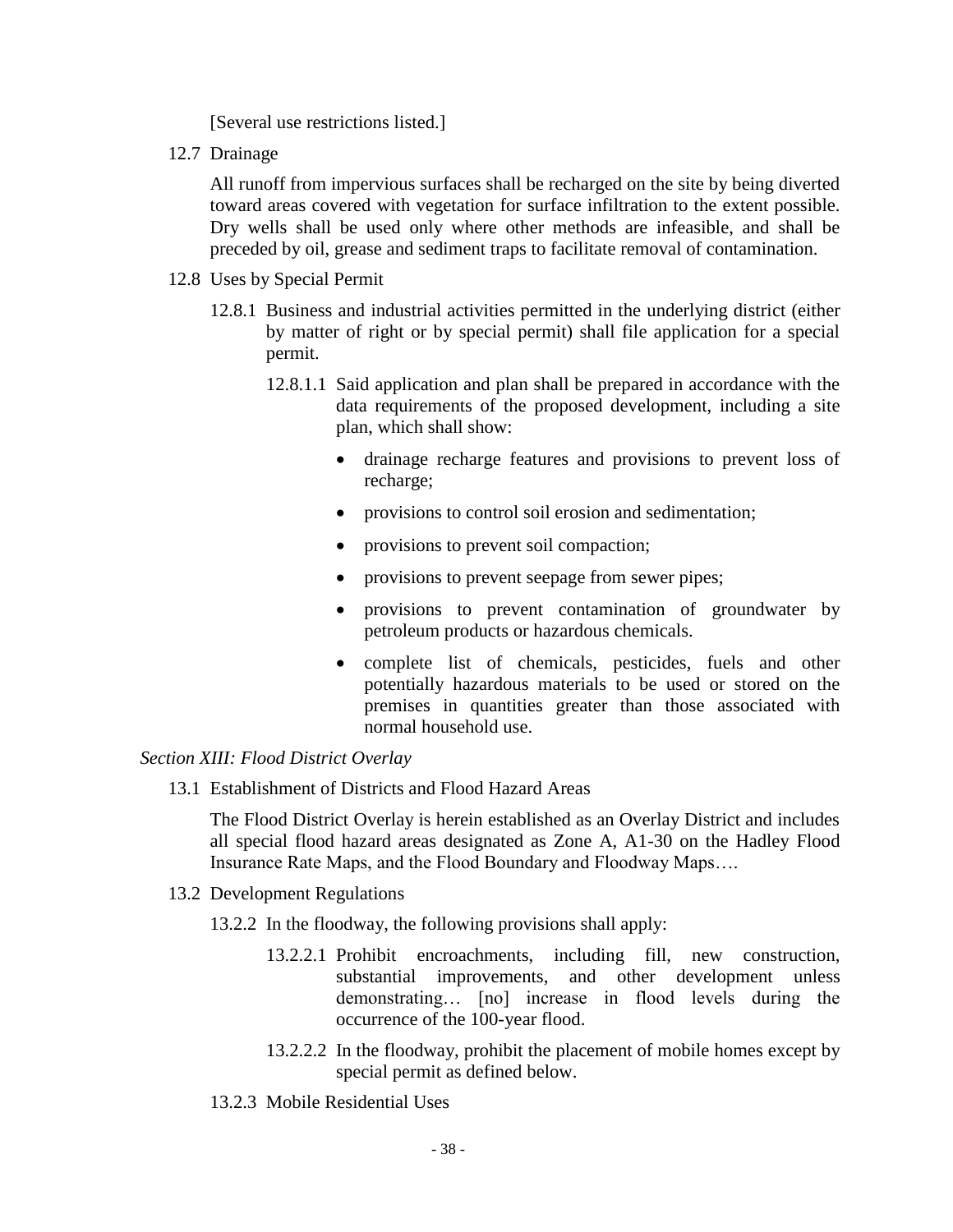[Several use restrictions listed.]

12.7 Drainage

All runoff from impervious surfaces shall be recharged on the site by being diverted toward areas covered with vegetation for surface infiltration to the extent possible. Dry wells shall be used only where other methods are infeasible, and shall be preceded by oil, grease and sediment traps to facilitate removal of contamination.

12.8 Uses by Special Permit

12.8.1 Business and industrial activities permitted in the underlying district (either by matter of right or by special permit) shall file application for a special permit.

12.8.1.1 Said application and plan shall be prepared in accordance with the data requirements of the proposed development, including a site plan, which shall show:

- drainage recharge features and provisions to prevent loss of recharge;
- provisions to control soil erosion and sedimentation;
- provisions to prevent soil compaction;
- provisions to prevent seepage from sewer pipes;
- provisions to prevent contamination of groundwater by petroleum products or hazardous chemicals.
- complete list of chemicals, pesticides, fuels and other potentially hazardous materials to be used or stored on the premises in quantities greater than those associated with normal household use.

*Section XIII: Flood District Overlay*

13.1 Establishment of Districts and Flood Hazard Areas

The Flood District Overlay is herein established as an Overlay District and includes all special flood hazard areas designated as Zone A, A1-30 on the Hadley Flood Insurance Rate Maps, and the Flood Boundary and Floodway Maps….

13.2 Development Regulations

13.2.2 In the floodway, the following provisions shall apply:

13.2.2.1 Prohibit encroachments, including fill, new construction, substantial improvements, and other development unless demonstrating… [no] increase in flood levels during the occurrence of the 100-year flood.

13.2.2.2 In the floodway, prohibit the placement of mobile homes except by special permit as defined below.

13.2.3 Mobile Residential Uses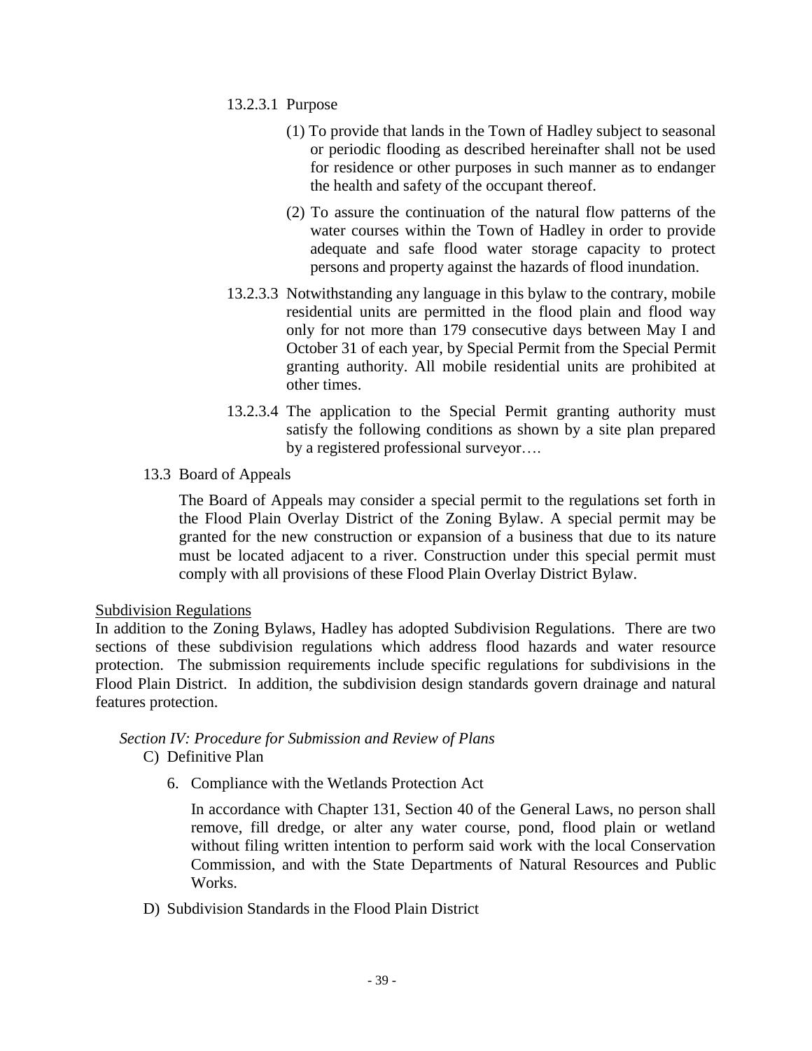13.2.3.1 Purpose

(1) To provide that lands in the Town of Hadley subject to seasonal or periodic flooding as described hereinafter shall not be used for residence or other purposes in such manner as to endanger the health and safety of the occupant thereof.

(2) To assure the continuation of the natural flow patterns of the water courses within the Town of Hadley in order to provide adequate and safe flood water storage capacity to protect persons and property against the hazards of flood inundation.

13.2.3.3 Notwithstanding any language in this bylaw to the contrary, mobile residential units are permitted in the flood plain and flood way only for not more than 179 consecutive days between May I and October 31 of each year, by Special Permit from the Special Permit granting authority. All mobile residential units are prohibited at other times.

13.2.3.4 The application to the Special Permit granting authority must satisfy the following conditions as shown by a site plan prepared by a registered professional surveyor….

13.3 Board of Appeals

The Board of Appeals may consider a special permit to the regulations set forth in the Flood Plain Overlay District of the Zoning Bylaw. A special permit may be granted for the new construction or expansion of a business that due to its nature must be located adjacent to a river. Construction under this special permit must comply with all provisions of these Flood Plain Overlay District Bylaw.

Subdivision Regulations

In addition to the Zoning Bylaws, Hadley has adopted Subdivision Regulations. There are two sections of these subdivision regulations which address flood hazards and water resource protection. The submission requirements include specific regulations for subdivisions in the Flood Plain District. In addition, the subdivision design standards govern drainage and natural features protection.

*Section IV: Procedure for Submission and Review of Plans*

C) Definitive Plan

6. Compliance with the Wetlands Protection Act

In accordance with Chapter 131, Section 40 of the General Laws, no person shall remove, fill dredge, or alter any water course, pond, flood plain or wetland without filing written intention to perform said work with the local Conservation Commission, and with the State Departments of Natural Resources and Public Works.

D) Subdivision Standards in the Flood Plain District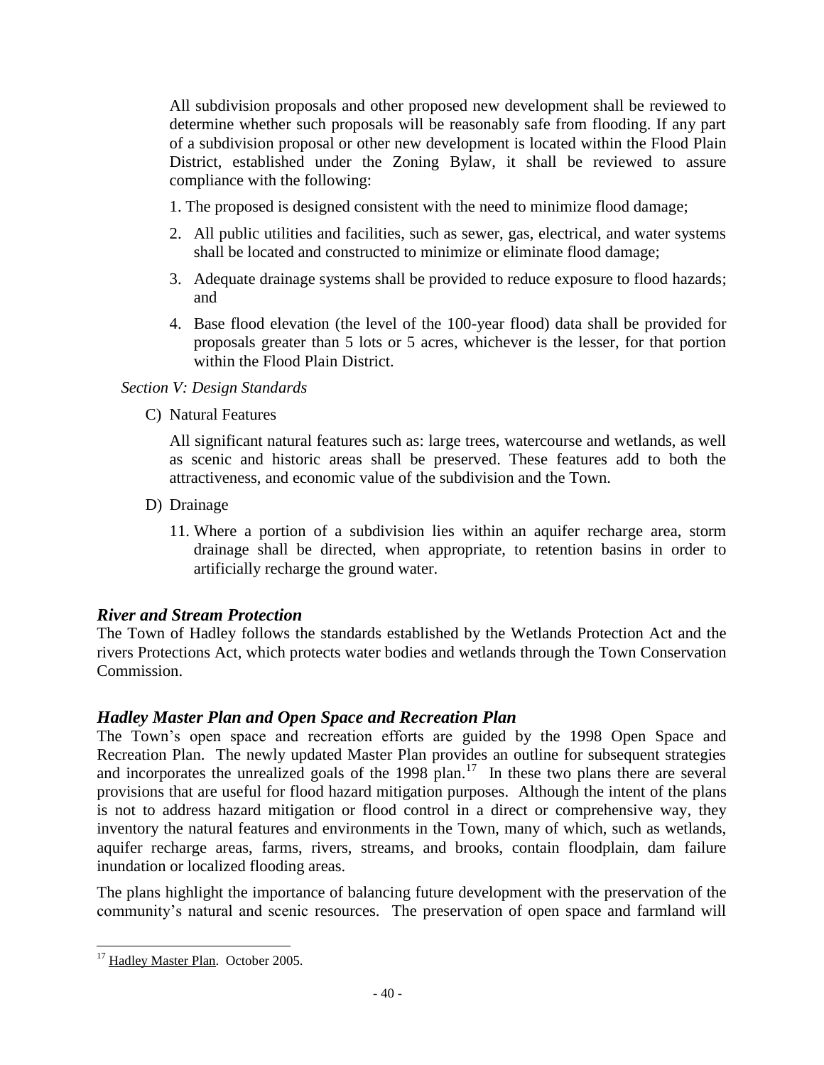All subdivision proposals and other proposed new development shall be reviewed to determine whether such proposals will be reasonably safe from flooding. If any part of a subdivision proposal or other new development is located within the Flood Plain District, established under the Zoning Bylaw, it shall be reviewed to assure compliance with the following:

1. The proposed is designed consistent with the need to minimize flood damage;
2. All public utilities and facilities, such as sewer, gas, electrical, and water systems shall be located and constructed to minimize or eliminate flood damage;
3. Adequate drainage systems shall be provided to reduce exposure to flood hazards; and
4. Base flood elevation (the level of the 100-year flood) data shall be provided for proposals greater than 5 lots or 5 acres, whichever is the lesser, for that portion within the Flood Plain District.

*Section V: Design Standards*

C) Natural Features

All significant natural features such as: large trees, watercourse and wetlands, as well as scenic and historic areas shall be preserved. These features add to both the attractiveness, and economic value of the subdivision and the Town.

D) Drainage

11. Where a portion of a subdivision lies within an aquifer recharge area, storm drainage shall be directed, when appropriate, to retention basins in order to artificially recharge the ground water.

### *River and Stream Protection*

The Town of Hadley follows the standards established by the Wetlands Protection Act and the rivers Protections Act, which protects water bodies and wetlands through the Town Conservation Commission.

### *Hadley Master Plan and Open Space and Recreation Plan*

The Town's open space and recreation efforts are guided by the 1998 Open Space and Recreation Plan. The newly updated Master Plan provides an outline for subsequent strategies and incorporates the unrealized goals of the 1998 plan.[17] In these two plans there are several provisions that are useful for flood hazard mitigation purposes. Although the intent of the plans is not to address hazard mitigation or flood control in a direct or comprehensive way, they inventory the natural features and environments in the Town, many of which, such as wetlands, aquifer recharge areas, farms, rivers, streams, and brooks, contain floodplain, dam failure inundation or localized flooding areas.

The plans highlight the importance of balancing future development with the preservation of the community's natural and scenic resources. The preservation of open space and farmland will

---

[17] Hadley Master Plan. October 2005.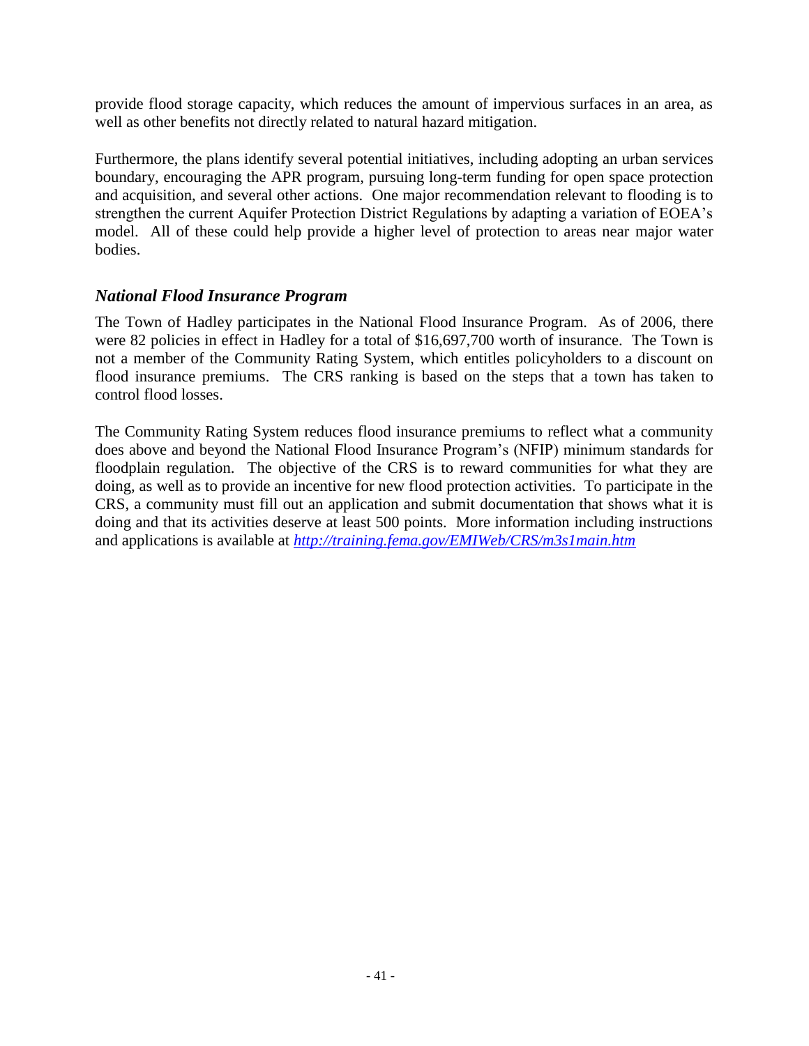provide flood storage capacity, which reduces the amount of impervious surfaces in an area, as well as other benefits not directly related to natural hazard mitigation.

Furthermore, the plans identify several potential initiatives, including adopting an urban services boundary, encouraging the APR program, pursuing long-term funding for open space protection and acquisition, and several other actions. One major recommendation relevant to flooding is to strengthen the current Aquifer Protection District Regulations by adapting a variation of EOEA's model. All of these could help provide a higher level of protection to areas near major water bodies.

### *National Flood Insurance Program*

The Town of Hadley participates in the National Flood Insurance Program. As of 2006, there were 82 policies in effect in Hadley for a total of $16,697,700 worth of insurance. The Town is not a member of the Community Rating System, which entitles policyholders to a discount on flood insurance premiums. The CRS ranking is based on the steps that a town has taken to control flood losses.

The Community Rating System reduces flood insurance premiums to reflect what a community does above and beyond the National Flood Insurance Program's (NFIP) minimum standards for floodplain regulation. The objective of the CRS is to reward communities for what they are doing, as well as to provide an incentive for new flood protection activities. To participate in the CRS, a community must fill out an application and submit documentation that shows what it is doing and that its activities deserve at least 500 points. More information including instructions and applications is available at *http://training.fema.gov/EMIWeb/CRS/m3s1main.htm*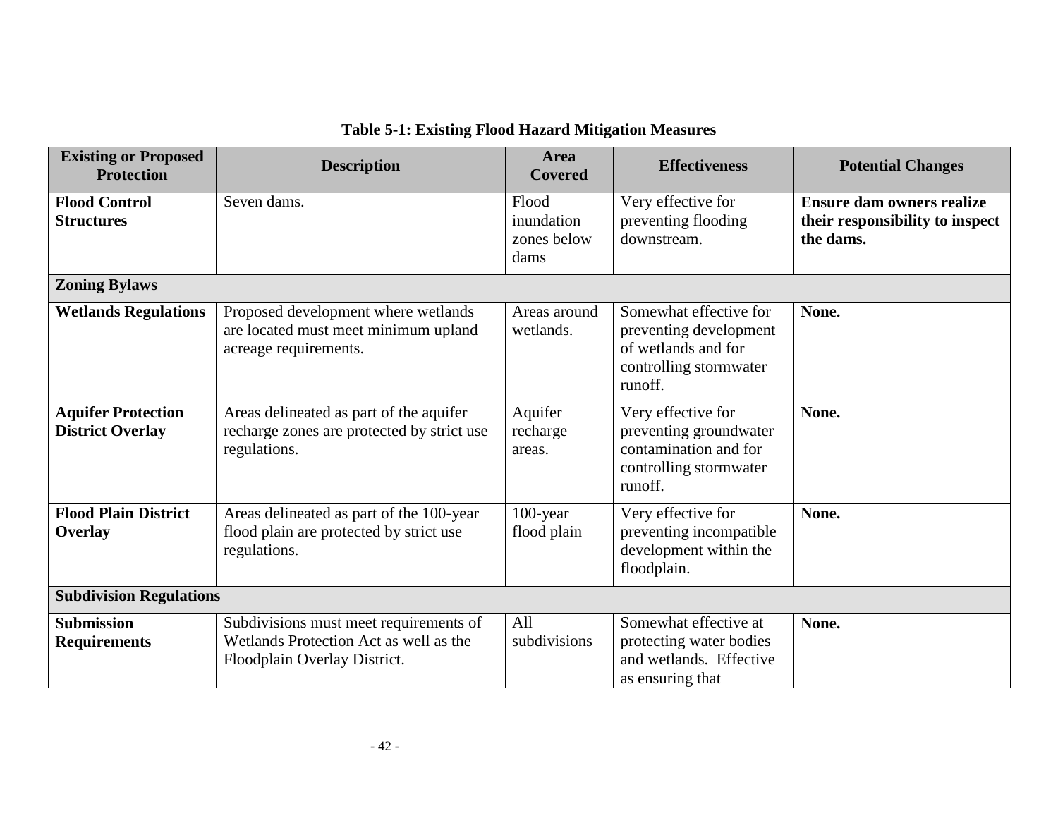**Table 5-1: Existing Flood Hazard Mitigation Measures**

| Existing or Proposed Protection | Description | Area Covered | Effectiveness | Potential Changes |
|---|---|---|---|---|
| **Flood Control Structures** | Seven dams. | Flood inundation zones below dams | Very effective for preventing flooding downstream. | **Ensure dam owners realize their responsibility to inspect the dams.** |
| **Zoning Bylaws** | | | | |
| **Wetlands Regulations** | Proposed development where wetlands are located must meet minimum upland acreage requirements. | Areas around wetlands. | Somewhat effective for preventing development of wetlands and for controlling stormwater runoff. | **None.** |
| **Aquifer Protection District Overlay** | Areas delineated as part of the aquifer recharge zones are protected by strict use regulations. | Aquifer recharge areas. | Very effective for preventing groundwater contamination and for controlling stormwater runoff. | **None.** |
| **Flood Plain District Overlay** | Areas delineated as part of the 100-year flood plain are protected by strict use regulations. | 100-year flood plain | Very effective for preventing incompatible development within the floodplain. | **None.** |
| **Subdivision Regulations** | | | | |
| **Submission Requirements** | Subdivisions must meet requirements of Wetlands Protection Act as well as the Floodplain Overlay District. | All subdivisions | Somewhat effective at protecting water bodies and wetlands. Effective as ensuring that | **None.** |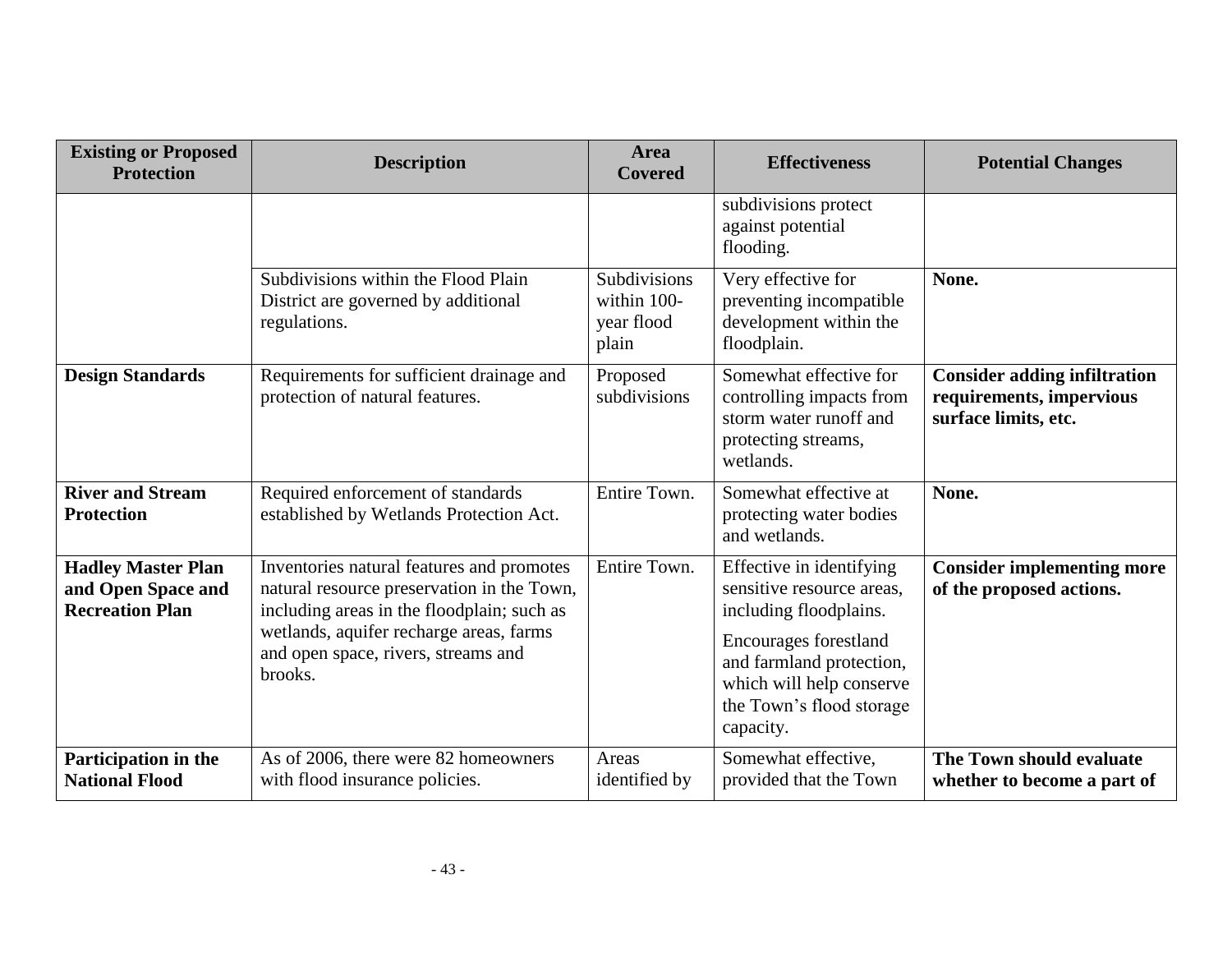| Existing or Proposed Protection | Description | Area Covered | Effectiveness | Potential Changes |
|---|---|---|---|---|
| | | | subdivisions protect against potential flooding. | |
| | Subdivisions within the Flood Plain District are governed by additional regulations. | Subdivisions within 100-year flood plain | Very effective for preventing incompatible development within the floodplain. | **None.** |
| **Design Standards** | Requirements for sufficient drainage and protection of natural features. | Proposed subdivisions | Somewhat effective for controlling impacts from storm water runoff and protecting streams, wetlands. | **Consider adding infiltration requirements, impervious surface limits, etc.** |
| **River and Stream Protection** | Required enforcement of standards established by Wetlands Protection Act. | Entire Town. | Somewhat effective at protecting water bodies and wetlands. | **None.** |
| **Hadley Master Plan and Open Space and Recreation Plan** | Inventories natural features and promotes natural resource preservation in the Town, including areas in the floodplain; such as wetlands, aquifer recharge areas, farms and open space, rivers, streams and brooks. | Entire Town. | Effective in identifying sensitive resource areas, including floodplains. Encourages forestland and farmland protection, which will help conserve the Town's flood storage capacity. | **Consider implementing more of the proposed actions.** |
| **Participation in the National Flood** | As of 2006, there were 82 homeowners with flood insurance policies. | Areas identified by | Somewhat effective, provided that the Town | **The Town should evaluate whether to become a part of** |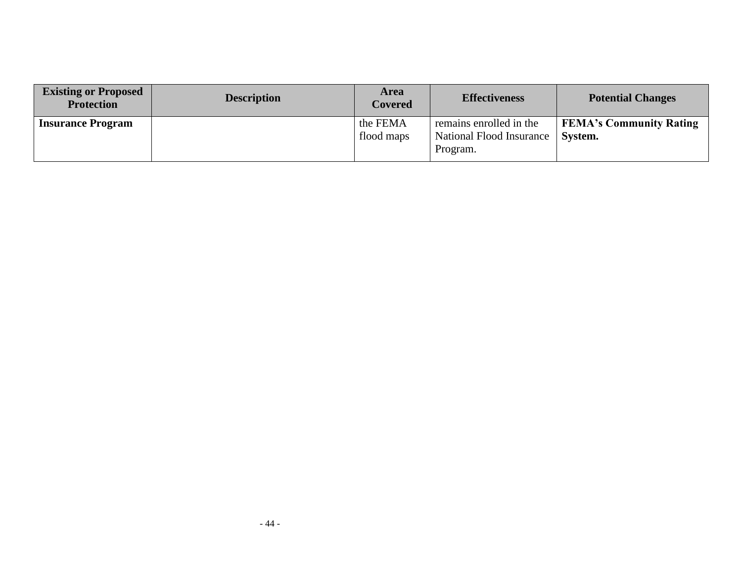| Existing or Proposed Protection | Description | Area Covered | Effectiveness | Potential Changes |
|---|---|---|---|---|
| **Insurance Program** | | the FEMA flood maps | remains enrolled in the National Flood Insurance Program. | **FEMA's Community Rating System.** |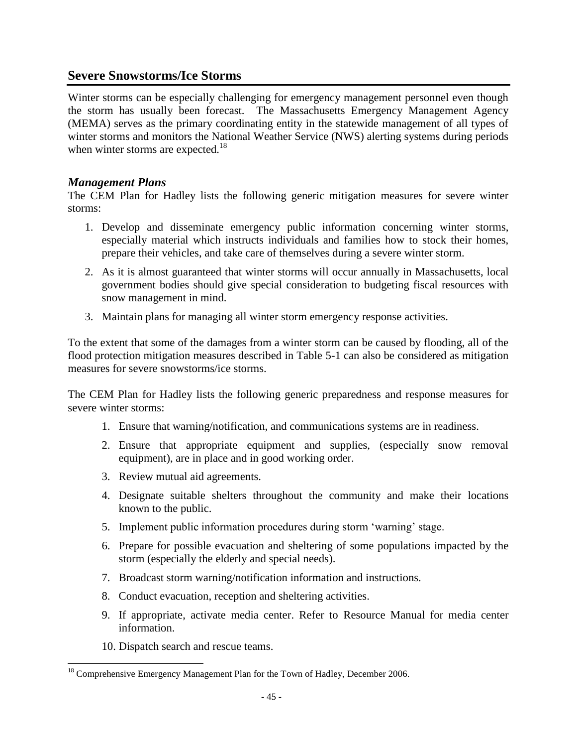## Severe Snowstorms/Ice Storms

Winter storms can be especially challenging for emergency management personnel even though the storm has usually been forecast. The Massachusetts Emergency Management Agency (MEMA) serves as the primary coordinating entity in the statewide management of all types of winter storms and monitors the National Weather Service (NWS) alerting systems during periods when winter storms are expected.[18]

### *Management Plans*

The CEM Plan for Hadley lists the following generic mitigation measures for severe winter storms:

1. Develop and disseminate emergency public information concerning winter storms, especially material which instructs individuals and families how to stock their homes, prepare their vehicles, and take care of themselves during a severe winter storm.
2. As it is almost guaranteed that winter storms will occur annually in Massachusetts, local government bodies should give special consideration to budgeting fiscal resources with snow management in mind.
3. Maintain plans for managing all winter storm emergency response activities.

To the extent that some of the damages from a winter storm can be caused by flooding, all of the flood protection mitigation measures described in Table 5-1 can also be considered as mitigation measures for severe snowstorms/ice storms.

The CEM Plan for Hadley lists the following generic preparedness and response measures for severe winter storms:

1. Ensure that warning/notification, and communications systems are in readiness.
2. Ensure that appropriate equipment and supplies, (especially snow removal equipment), are in place and in good working order.
3. Review mutual aid agreements.
4. Designate suitable shelters throughout the community and make their locations known to the public.
5. Implement public information procedures during storm 'warning' stage.
6. Prepare for possible evacuation and sheltering of some populations impacted by the storm (especially the elderly and special needs).
7. Broadcast storm warning/notification information and instructions.
8. Conduct evacuation, reception and sheltering activities.
9. If appropriate, activate media center. Refer to Resource Manual for media center information.
10. Dispatch search and rescue teams.

[18] Comprehensive Emergency Management Plan for the Town of Hadley, December 2006.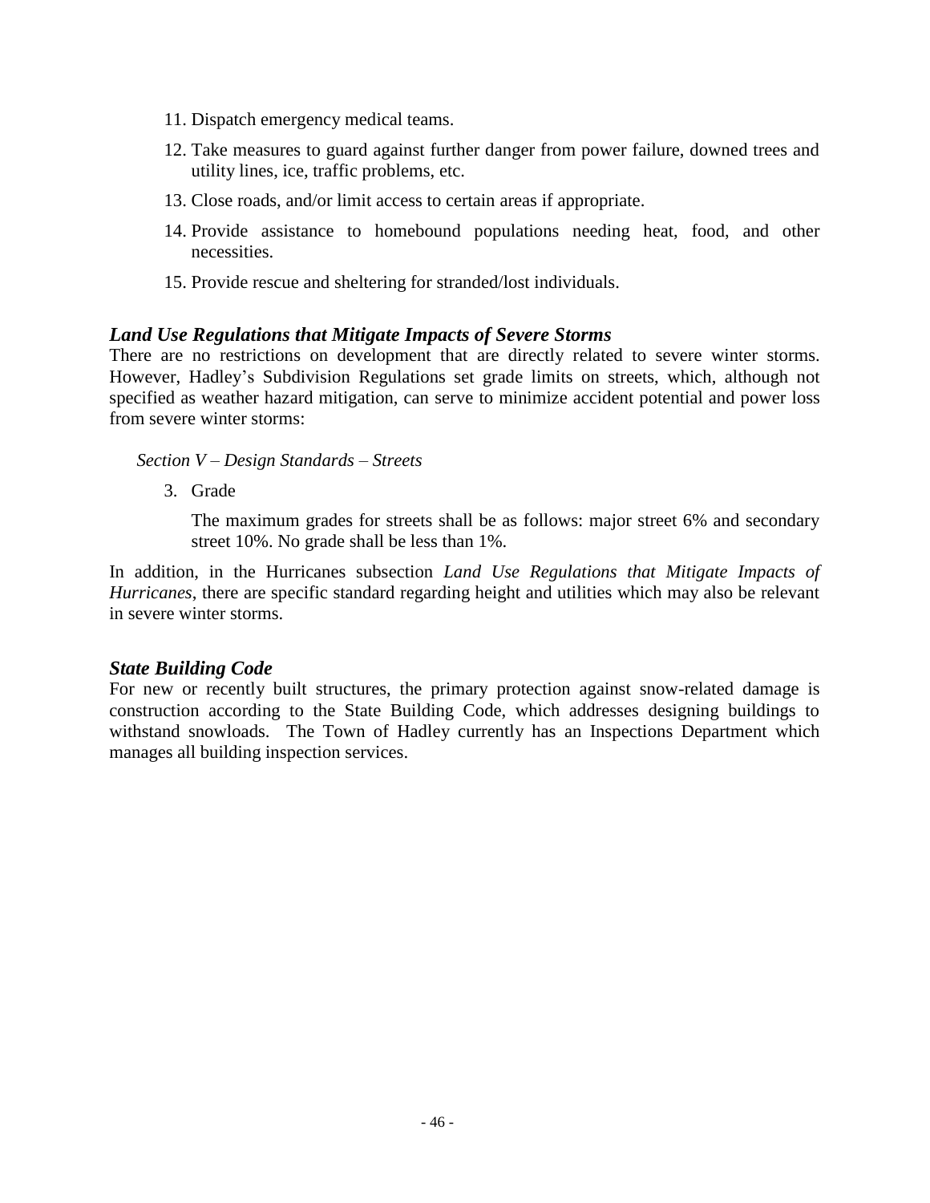11. Dispatch emergency medical teams.
12. Take measures to guard against further danger from power failure, downed trees and utility lines, ice, traffic problems, etc.
13. Close roads, and/or limit access to certain areas if appropriate.
14. Provide assistance to homebound populations needing heat, food, and other necessities.
15. Provide rescue and sheltering for stranded/lost individuals.

### *Land Use Regulations that Mitigate Impacts of Severe Storms*

There are no restrictions on development that are directly related to severe winter storms. However, Hadley's Subdivision Regulations set grade limits on streets, which, although not specified as weather hazard mitigation, can serve to minimize accident potential and power loss from severe winter storms:

*Section V – Design Standards – Streets*

3. Grade

   The maximum grades for streets shall be as follows: major street 6% and secondary street 10%. No grade shall be less than 1%.

In addition, in the Hurricanes subsection *Land Use Regulations that Mitigate Impacts of Hurricanes*, there are specific standard regarding height and utilities which may also be relevant in severe winter storms.

### *State Building Code*

For new or recently built structures, the primary protection against snow-related damage is construction according to the State Building Code, which addresses designing buildings to withstand snowloads. The Town of Hadley currently has an Inspections Department which manages all building inspection services.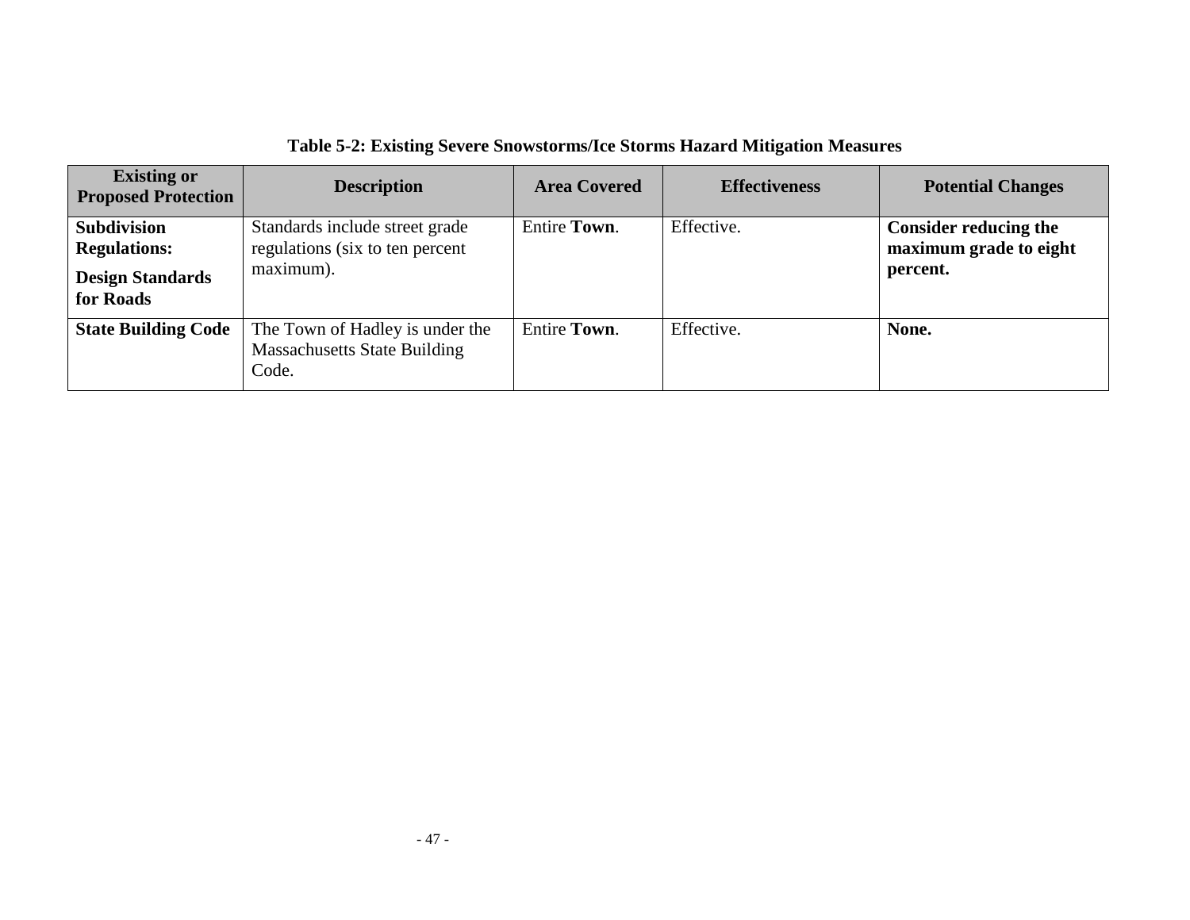**Table 5-2: Existing Severe Snowstorms/Ice Storms Hazard Mitigation Measures**

| Existing or Proposed Protection | Description | Area Covered | Effectiveness | Potential Changes |
|---|---|---|---|---|
| **Subdivision Regulations:** **Design Standards for Roads** | Standards include street grade regulations (six to ten percent maximum). | Entire **Town**. | Effective. | **Consider reducing the maximum grade to eight percent.** |
| **State Building Code** | The Town of Hadley is under the Massachusetts State Building Code. | Entire **Town**. | Effective. | **None.** |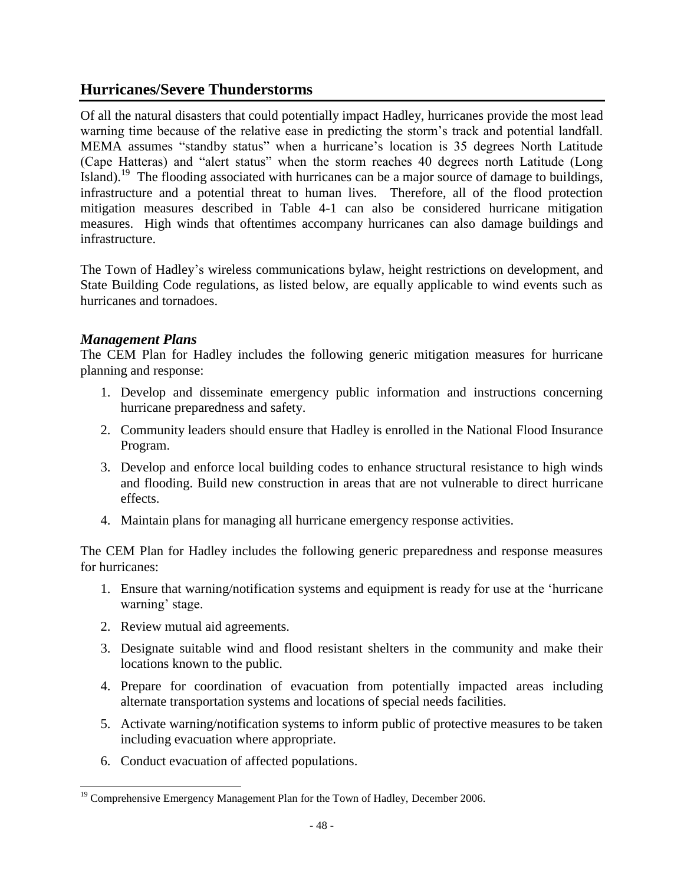## Hurricanes/Severe Thunderstorms

Of all the natural disasters that could potentially impact Hadley, hurricanes provide the most lead warning time because of the relative ease in predicting the storm's track and potential landfall. MEMA assumes "standby status" when a hurricane's location is 35 degrees North Latitude (Cape Hatteras) and "alert status" when the storm reaches 40 degrees north Latitude (Long Island).[19] The flooding associated with hurricanes can be a major source of damage to buildings, infrastructure and a potential threat to human lives. Therefore, all of the flood protection mitigation measures described in Table 4-1 can also be considered hurricane mitigation measures. High winds that oftentimes accompany hurricanes can also damage buildings and infrastructure.

The Town of Hadley's wireless communications bylaw, height restrictions on development, and State Building Code regulations, as listed below, are equally applicable to wind events such as hurricanes and tornadoes.

### *Management Plans*

The CEM Plan for Hadley includes the following generic mitigation measures for hurricane planning and response:

1. Develop and disseminate emergency public information and instructions concerning hurricane preparedness and safety.
2. Community leaders should ensure that Hadley is enrolled in the National Flood Insurance Program.
3. Develop and enforce local building codes to enhance structural resistance to high winds and flooding. Build new construction in areas that are not vulnerable to direct hurricane effects.
4. Maintain plans for managing all hurricane emergency response activities.

The CEM Plan for Hadley includes the following generic preparedness and response measures for hurricanes:

1. Ensure that warning/notification systems and equipment is ready for use at the 'hurricane warning' stage.
2. Review mutual aid agreements.
3. Designate suitable wind and flood resistant shelters in the community and make their locations known to the public.
4. Prepare for coordination of evacuation from potentially impacted areas including alternate transportation systems and locations of special needs facilities.
5. Activate warning/notification systems to inform public of protective measures to be taken including evacuation where appropriate.
6. Conduct evacuation of affected populations.

---

[19] Comprehensive Emergency Management Plan for the Town of Hadley, December 2006.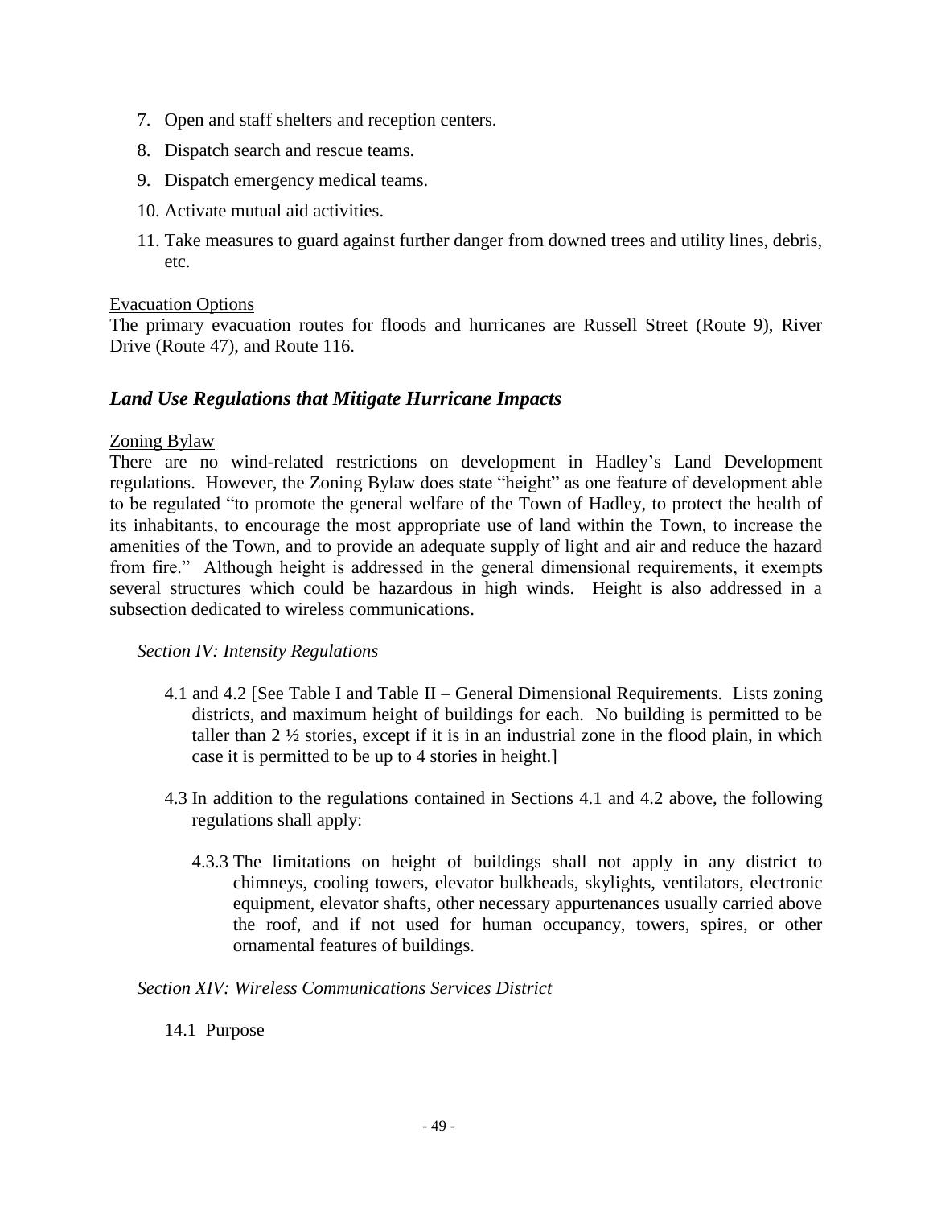7. Open and staff shelters and reception centers.
8. Dispatch search and rescue teams.
9. Dispatch emergency medical teams.
10. Activate mutual aid activities.
11. Take measures to guard against further danger from downed trees and utility lines, debris, etc.

Evacuation Options

The primary evacuation routes for floods and hurricanes are Russell Street (Route 9), River Drive (Route 47), and Route 116.

### *Land Use Regulations that Mitigate Hurricane Impacts*

Zoning Bylaw

There are no wind-related restrictions on development in Hadley's Land Development regulations. However, the Zoning Bylaw does state "height" as one feature of development able to be regulated "to promote the general welfare of the Town of Hadley, to protect the health of its inhabitants, to encourage the most appropriate use of land within the Town, to increase the amenities of the Town, and to provide an adequate supply of light and air and reduce the hazard from fire." Although height is addressed in the general dimensional requirements, it exempts several structures which could be hazardous in high winds. Height is also addressed in a subsection dedicated to wireless communications.

*Section IV: Intensity Regulations*

4.1 and 4.2 [See Table I and Table II – General Dimensional Requirements. Lists zoning districts, and maximum height of buildings for each. No building is permitted to be taller than 2 ½ stories, except if it is in an industrial zone in the flood plain, in which case it is permitted to be up to 4 stories in height.]

4.3 In addition to the regulations contained in Sections 4.1 and 4.2 above, the following regulations shall apply:

4.3.3 The limitations on height of buildings shall not apply in any district to chimneys, cooling towers, elevator bulkheads, skylights, ventilators, electronic equipment, elevator shafts, other necessary appurtenances usually carried above the roof, and if not used for human occupancy, towers, spires, or other ornamental features of buildings.

*Section XIV: Wireless Communications Services District*

14.1 Purpose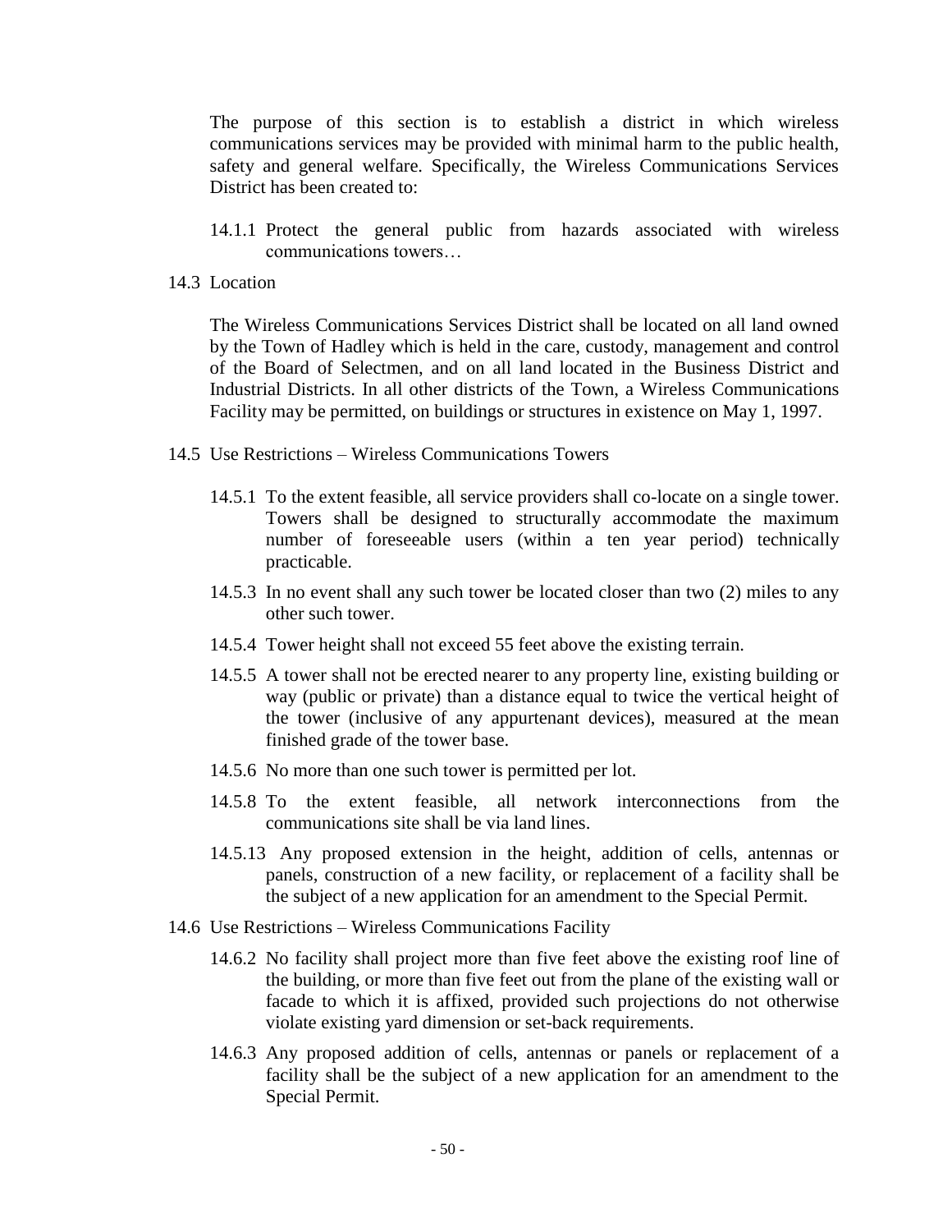The purpose of this section is to establish a district in which wireless communications services may be provided with minimal harm to the public health, safety and general welfare. Specifically, the Wireless Communications Services District has been created to:

14.1.1 Protect the general public from hazards associated with wireless communications towers…

## 14.3 Location

The Wireless Communications Services District shall be located on all land owned by the Town of Hadley which is held in the care, custody, management and control of the Board of Selectmen, and on all land located in the Business District and Industrial Districts. In all other districts of the Town, a Wireless Communications Facility may be permitted, on buildings or structures in existence on May 1, 1997.

## 14.5 Use Restrictions – Wireless Communications Towers

14.5.1 To the extent feasible, all service providers shall co-locate on a single tower. Towers shall be designed to structurally accommodate the maximum number of foreseeable users (within a ten year period) technically practicable.

14.5.3 In no event shall any such tower be located closer than two (2) miles to any other such tower.

14.5.4 Tower height shall not exceed 55 feet above the existing terrain.

14.5.5 A tower shall not be erected nearer to any property line, existing building or way (public or private) than a distance equal to twice the vertical height of the tower (inclusive of any appurtenant devices), measured at the mean finished grade of the tower base.

14.5.6 No more than one such tower is permitted per lot.

14.5.8 To the extent feasible, all network interconnections from the communications site shall be via land lines.

14.5.13 Any proposed extension in the height, addition of cells, antennas or panels, construction of a new facility, or replacement of a facility shall be the subject of a new application for an amendment to the Special Permit.

## 14.6 Use Restrictions – Wireless Communications Facility

14.6.2 No facility shall project more than five feet above the existing roof line of the building, or more than five feet out from the plane of the existing wall or facade to which it is affixed, provided such projections do not otherwise violate existing yard dimension or set-back requirements.

14.6.3 Any proposed addition of cells, antennas or panels or replacement of a facility shall be the subject of a new application for an amendment to the Special Permit.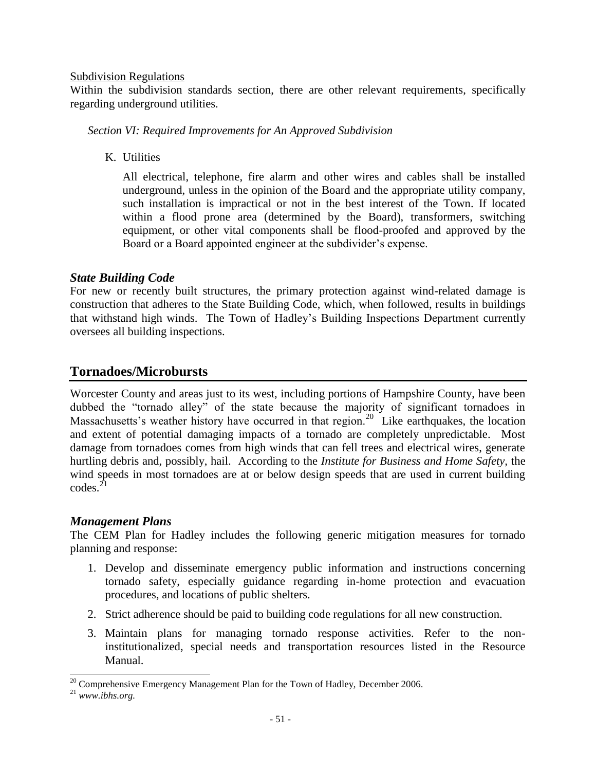Subdivision Regulations

Within the subdivision standards section, there are other relevant requirements, specifically regarding underground utilities.

*Section VI: Required Improvements for An Approved Subdivision*

K. Utilities

All electrical, telephone, fire alarm and other wires and cables shall be installed underground, unless in the opinion of the Board and the appropriate utility company, such installation is impractical or not in the best interest of the Town. If located within a flood prone area (determined by the Board), transformers, switching equipment, or other vital components shall be flood-proofed and approved by the Board or a Board appointed engineer at the subdivider's expense.

### *State Building Code*

For new or recently built structures, the primary protection against wind-related damage is construction that adheres to the State Building Code, which, when followed, results in buildings that withstand high winds. The Town of Hadley's Building Inspections Department currently oversees all building inspections.

## Tornadoes/Microbursts

Worcester County and areas just to its west, including portions of Hampshire County, have been dubbed the "tornado alley" of the state because the majority of significant tornadoes in Massachusetts's weather history have occurred in that region.[20] Like earthquakes, the location and extent of potential damaging impacts of a tornado are completely unpredictable. Most damage from tornadoes comes from high winds that can fell trees and electrical wires, generate hurtling debris and, possibly, hail. According to the *Institute for Business and Home Safety,* the wind speeds in most tornadoes are at or below design speeds that are used in current building codes.[21]

### *Management Plans*

The CEM Plan for Hadley includes the following generic mitigation measures for tornado planning and response:

1. Develop and disseminate emergency public information and instructions concerning tornado safety, especially guidance regarding in-home protection and evacuation procedures, and locations of public shelters.
2. Strict adherence should be paid to building code regulations for all new construction.
3. Maintain plans for managing tornado response activities. Refer to the non-institutionalized, special needs and transportation resources listed in the Resource Manual.

[20] Comprehensive Emergency Management Plan for the Town of Hadley, December 2006.

[21] *www.ibhs.org.*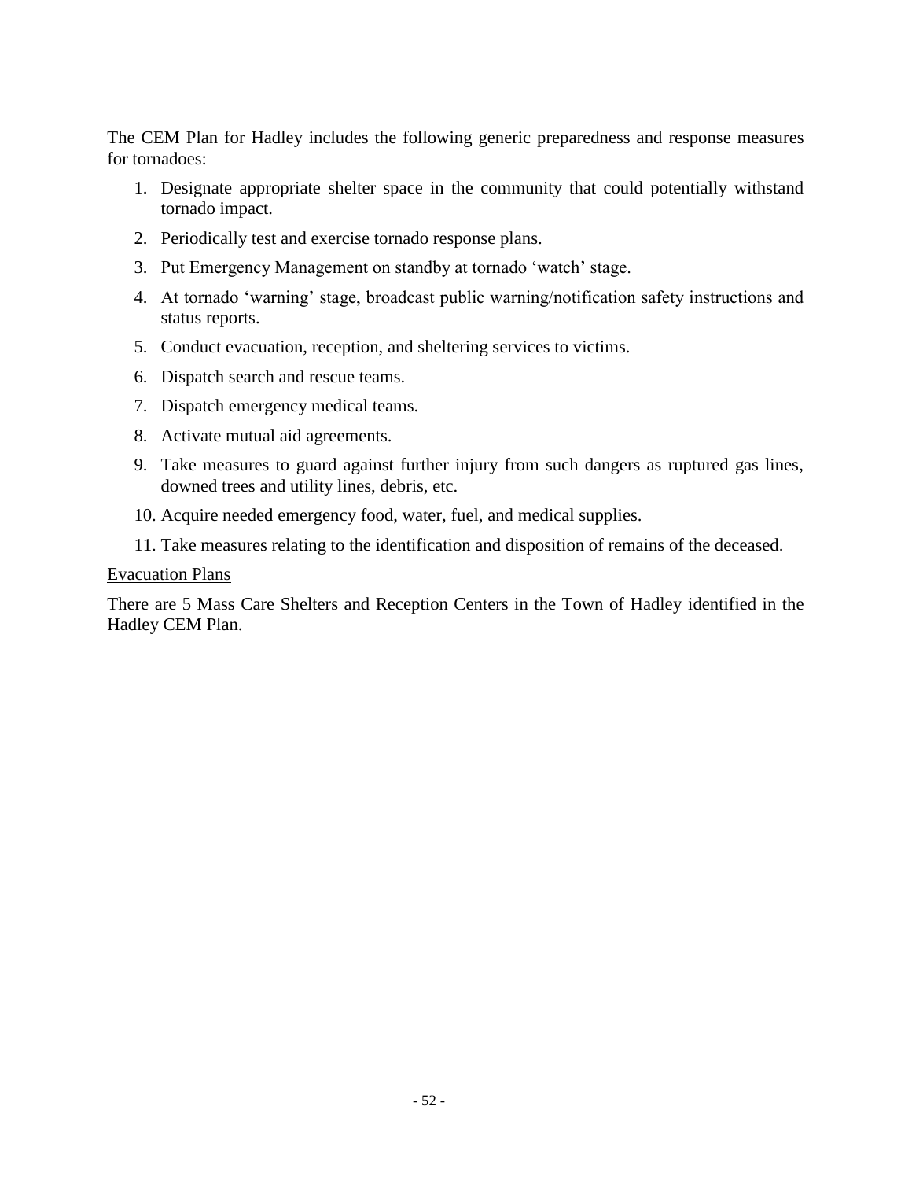The CEM Plan for Hadley includes the following generic preparedness and response measures for tornadoes:

1. Designate appropriate shelter space in the community that could potentially withstand tornado impact.
2. Periodically test and exercise tornado response plans.
3. Put Emergency Management on standby at tornado 'watch' stage.
4. At tornado 'warning' stage, broadcast public warning/notification safety instructions and status reports.
5. Conduct evacuation, reception, and sheltering services to victims.
6. Dispatch search and rescue teams.
7. Dispatch emergency medical teams.
8. Activate mutual aid agreements.
9. Take measures to guard against further injury from such dangers as ruptured gas lines, downed trees and utility lines, debris, etc.
10. Acquire needed emergency food, water, fuel, and medical supplies.
11. Take measures relating to the identification and disposition of remains of the deceased.

Evacuation Plans

There are 5 Mass Care Shelters and Reception Centers in the Town of Hadley identified in the Hadley CEM Plan.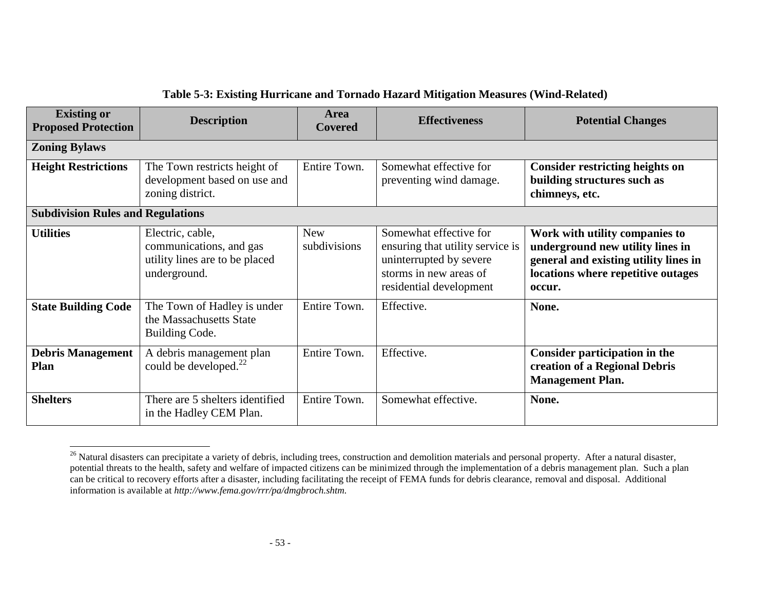**Table 5-3: Existing Hurricane and Tornado Hazard Mitigation Measures (Wind-Related)**

| Existing or Proposed Protection | Description | Area Covered | Effectiveness | Potential Changes |
|---|---|---|---|---|
| **Zoning Bylaws** | | | | |
| **Height Restrictions** | The Town restricts height of development based on use and zoning district. | Entire Town. | Somewhat effective for preventing wind damage. | **Consider restricting heights on building structures such as chimneys, etc.** |
| **Subdivision Rules and Regulations** | | | | |
| **Utilities** | Electric, cable, communications, and gas utility lines are to be placed underground. | New subdivisions | Somewhat effective for ensuring that utility service is uninterrupted by severe storms in new areas of residential development | **Work with utility companies to underground new utility lines in general and existing utility lines in locations where repetitive outages occur.** |
| **State Building Code** | The Town of Hadley is under the Massachusetts State Building Code. | Entire Town. | Effective. | **None.** |
| **Debris Management Plan** | A debris management plan could be developed.[22] | Entire Town. | Effective. | **Consider participation in the creation of a Regional Debris Management Plan.** |
| **Shelters** | There are 5 shelters identified in the Hadley CEM Plan. | Entire Town. | Somewhat effective. | **None.** |

[26] Natural disasters can precipitate a variety of debris, including trees, construction and demolition materials and personal property. After a natural disaster, potential threats to the health, safety and welfare of impacted citizens can be minimized through the implementation of a debris management plan. Such a plan can be critical to recovery efforts after a disaster, including facilitating the receipt of FEMA funds for debris clearance, removal and disposal. Additional information is available at *http://www.fema.gov/rrr/pa/dmgbroch.shtm.*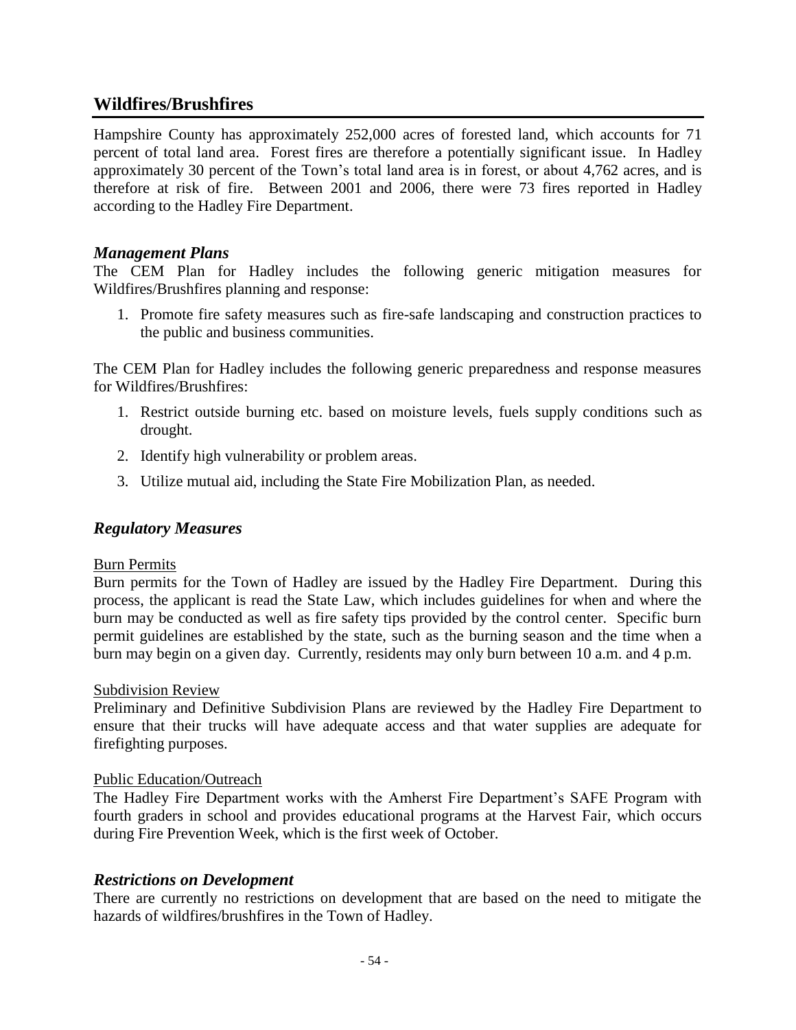## Wildfires/Brushfires

Hampshire County has approximately 252,000 acres of forested land, which accounts for 71 percent of total land area. Forest fires are therefore a potentially significant issue. In Hadley approximately 30 percent of the Town's total land area is in forest, or about 4,762 acres, and is therefore at risk of fire. Between 2001 and 2006, there were 73 fires reported in Hadley according to the Hadley Fire Department.

### *Management Plans*

The CEM Plan for Hadley includes the following generic mitigation measures for Wildfires/Brushfires planning and response:

1. Promote fire safety measures such as fire-safe landscaping and construction practices to the public and business communities.

The CEM Plan for Hadley includes the following generic preparedness and response measures for Wildfires/Brushfires:

1. Restrict outside burning etc. based on moisture levels, fuels supply conditions such as drought.
2. Identify high vulnerability or problem areas.
3. Utilize mutual aid, including the State Fire Mobilization Plan, as needed.

### *Regulatory Measures*

<u>Burn Permits</u>

Burn permits for the Town of Hadley are issued by the Hadley Fire Department. During this process, the applicant is read the State Law, which includes guidelines for when and where the burn may be conducted as well as fire safety tips provided by the control center. Specific burn permit guidelines are established by the state, such as the burning season and the time when a burn may begin on a given day. Currently, residents may only burn between 10 a.m. and 4 p.m.

<u>Subdivision Review</u>

Preliminary and Definitive Subdivision Plans are reviewed by the Hadley Fire Department to ensure that their trucks will have adequate access and that water supplies are adequate for firefighting purposes.

<u>Public Education/Outreach</u>

The Hadley Fire Department works with the Amherst Fire Department's SAFE Program with fourth graders in school and provides educational programs at the Harvest Fair, which occurs during Fire Prevention Week, which is the first week of October.

### *Restrictions on Development*

There are currently no restrictions on development that are based on the need to mitigate the hazards of wildfires/brushfires in the Town of Hadley.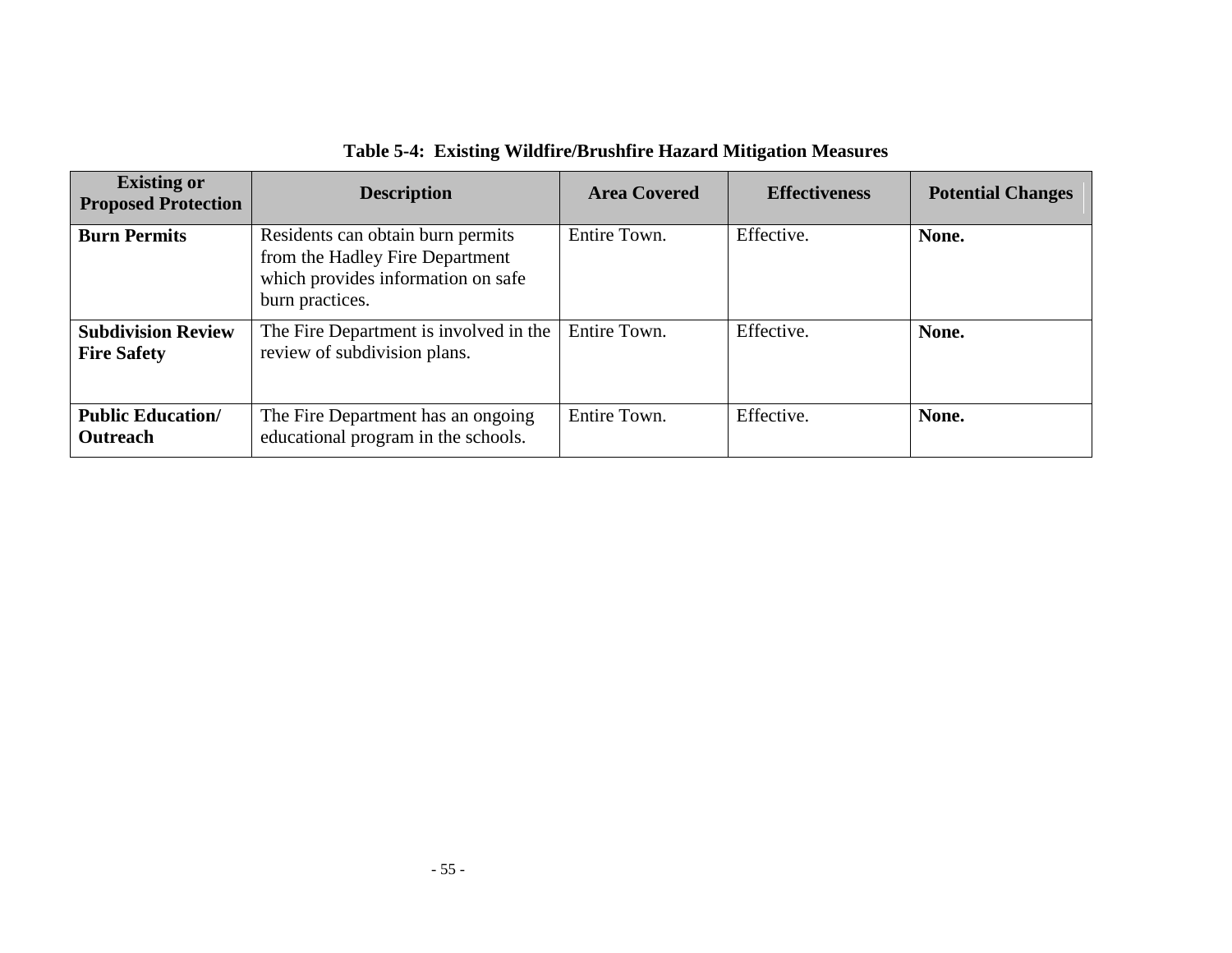**Table 5-4: Existing Wildfire/Brushfire Hazard Mitigation Measures**

| Existing or Proposed Protection | Description | Area Covered | Effectiveness | Potential Changes |
|---|---|---|---|---|
| **Burn Permits** | Residents can obtain burn permits from the Hadley Fire Department which provides information on safe burn practices. | Entire Town. | Effective. | **None.** |
| **Subdivision Review Fire Safety** | The Fire Department is involved in the review of subdivision plans. | Entire Town. | Effective. | **None.** |
| **Public Education/ Outreach** | The Fire Department has an ongoing educational program in the schools. | Entire Town. | Effective. | **None.** |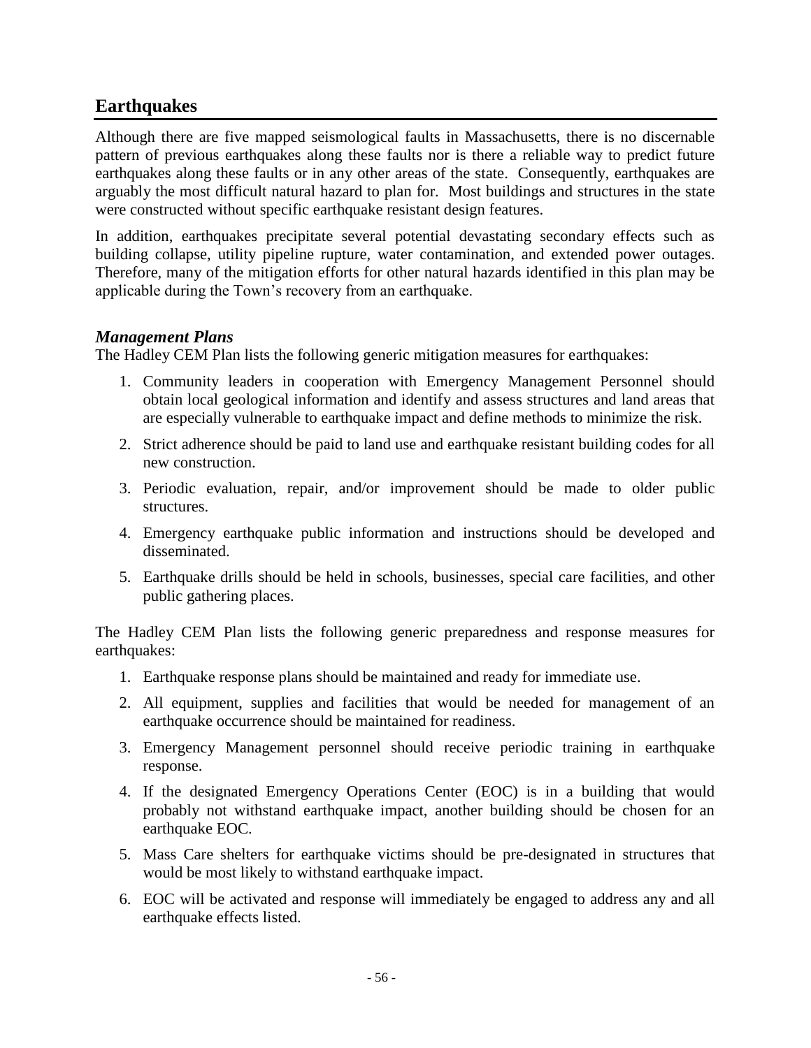## Earthquakes

Although there are five mapped seismological faults in Massachusetts, there is no discernable pattern of previous earthquakes along these faults nor is there a reliable way to predict future earthquakes along these faults or in any other areas of the state. Consequently, earthquakes are arguably the most difficult natural hazard to plan for. Most buildings and structures in the state were constructed without specific earthquake resistant design features.

In addition, earthquakes precipitate several potential devastating secondary effects such as building collapse, utility pipeline rupture, water contamination, and extended power outages. Therefore, many of the mitigation efforts for other natural hazards identified in this plan may be applicable during the Town's recovery from an earthquake.

### *Management Plans*

The Hadley CEM Plan lists the following generic mitigation measures for earthquakes:

1. Community leaders in cooperation with Emergency Management Personnel should obtain local geological information and identify and assess structures and land areas that are especially vulnerable to earthquake impact and define methods to minimize the risk.
2. Strict adherence should be paid to land use and earthquake resistant building codes for all new construction.
3. Periodic evaluation, repair, and/or improvement should be made to older public structures.
4. Emergency earthquake public information and instructions should be developed and disseminated.
5. Earthquake drills should be held in schools, businesses, special care facilities, and other public gathering places.

The Hadley CEM Plan lists the following generic preparedness and response measures for earthquakes:

1. Earthquake response plans should be maintained and ready for immediate use.
2. All equipment, supplies and facilities that would be needed for management of an earthquake occurrence should be maintained for readiness.
3. Emergency Management personnel should receive periodic training in earthquake response.
4. If the designated Emergency Operations Center (EOC) is in a building that would probably not withstand earthquake impact, another building should be chosen for an earthquake EOC.
5. Mass Care shelters for earthquake victims should be pre-designated in structures that would be most likely to withstand earthquake impact.
6. EOC will be activated and response will immediately be engaged to address any and all earthquake effects listed.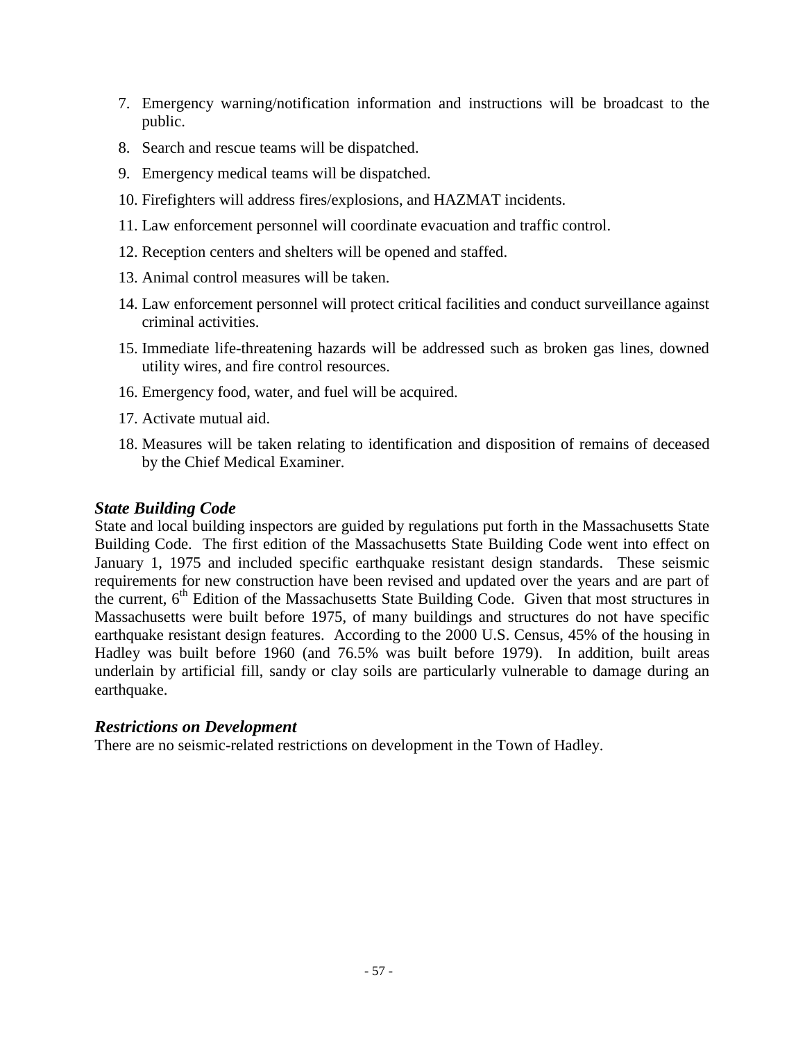7. Emergency warning/notification information and instructions will be broadcast to the public.
8. Search and rescue teams will be dispatched.
9. Emergency medical teams will be dispatched.
10. Firefighters will address fires/explosions, and HAZMAT incidents.
11. Law enforcement personnel will coordinate evacuation and traffic control.
12. Reception centers and shelters will be opened and staffed.
13. Animal control measures will be taken.
14. Law enforcement personnel will protect critical facilities and conduct surveillance against criminal activities.
15. Immediate life-threatening hazards will be addressed such as broken gas lines, downed utility wires, and fire control resources.
16. Emergency food, water, and fuel will be acquired.
17. Activate mutual aid.
18. Measures will be taken relating to identification and disposition of remains of deceased by the Chief Medical Examiner.

### *State Building Code*

State and local building inspectors are guided by regulations put forth in the Massachusetts State Building Code. The first edition of the Massachusetts State Building Code went into effect on January 1, 1975 and included specific earthquake resistant design standards. These seismic requirements for new construction have been revised and updated over the years and are part of the current, 6th Edition of the Massachusetts State Building Code. Given that most structures in Massachusetts were built before 1975, of many buildings and structures do not have specific earthquake resistant design features. According to the 2000 U.S. Census, 45% of the housing in Hadley was built before 1960 (and 76.5% was built before 1979). In addition, built areas underlain by artificial fill, sandy or clay soils are particularly vulnerable to damage during an earthquake.

### *Restrictions on Development*

There are no seismic-related restrictions on development in the Town of Hadley.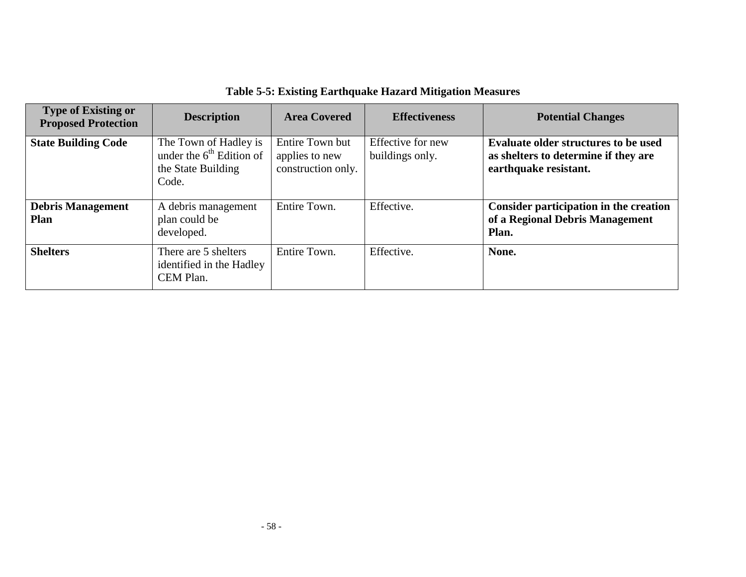**Table 5-5: Existing Earthquake Hazard Mitigation Measures**

| Type of Existing or Proposed Protection | Description | Area Covered | Effectiveness | Potential Changes |
|---|---|---|---|---|
| **State Building Code** | The Town of Hadley is under the $6^{th}$ Edition of the State Building Code. | Entire Town but applies to new construction only. | Effective for new buildings only. | **Evaluate older structures to be used as shelters to determine if they are earthquake resistant.** |
| **Debris Management Plan** | A debris management plan could be developed. | Entire Town. | Effective. | **Consider participation in the creation of a Regional Debris Management Plan.** |
| **Shelters** | There are 5 shelters identified in the Hadley CEM Plan. | Entire Town. | Effective. | **None.** |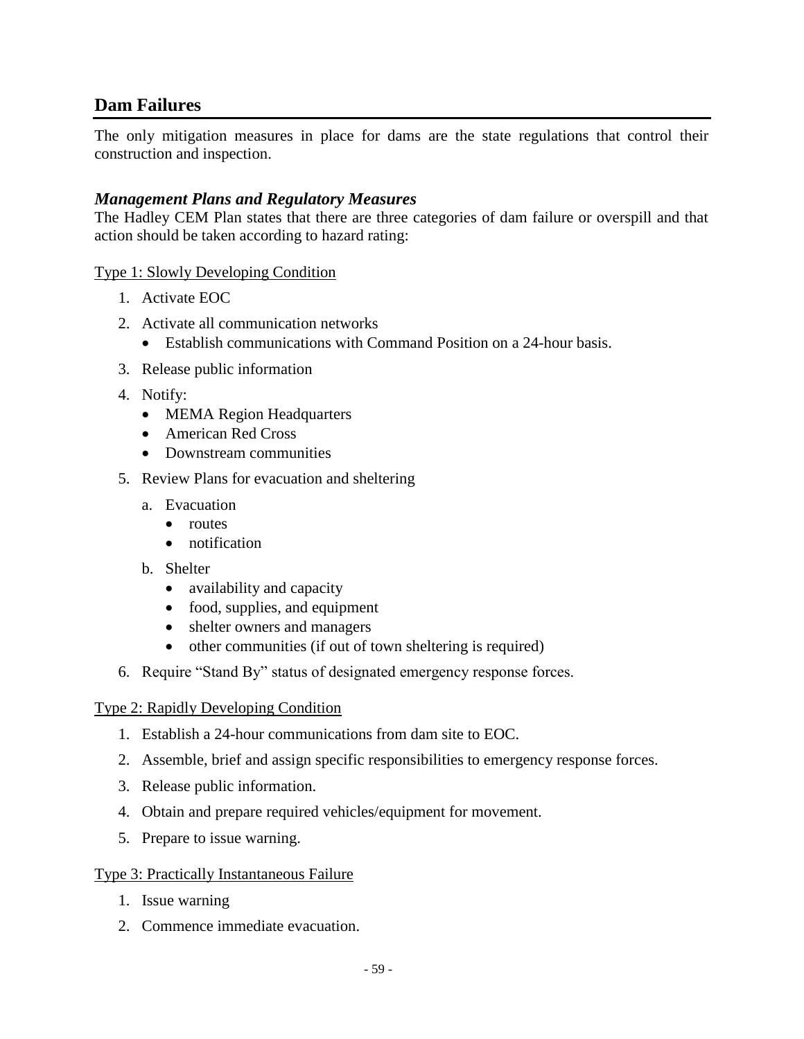## Dam Failures

The only mitigation measures in place for dams are the state regulations that control their construction and inspection.

### *Management Plans and Regulatory Measures*

The Hadley CEM Plan states that there are three categories of dam failure or overspill and that action should be taken according to hazard rating:

<u>Type 1: Slowly Developing Condition</u>

1. Activate EOC
2. Activate all communication networks
   - Establish communications with Command Position on a 24-hour basis.
3. Release public information
4. Notify:
   - MEMA Region Headquarters
   - American Red Cross
   - Downstream communities
5. Review Plans for evacuation and sheltering
   a. Evacuation
      - routes
      - notification
   
   b. Shelter
      - availability and capacity
      - food, supplies, and equipment
      - shelter owners and managers
      - other communities (if out of town sheltering is required)
6. Require "Stand By" status of designated emergency response forces.

<u>Type 2: Rapidly Developing Condition</u>

1. Establish a 24-hour communications from dam site to EOC.
2. Assemble, brief and assign specific responsibilities to emergency response forces.
3. Release public information.
4. Obtain and prepare required vehicles/equipment for movement.
5. Prepare to issue warning.

<u>Type 3: Practically Instantaneous Failure</u>

1. Issue warning
2. Commence immediate evacuation.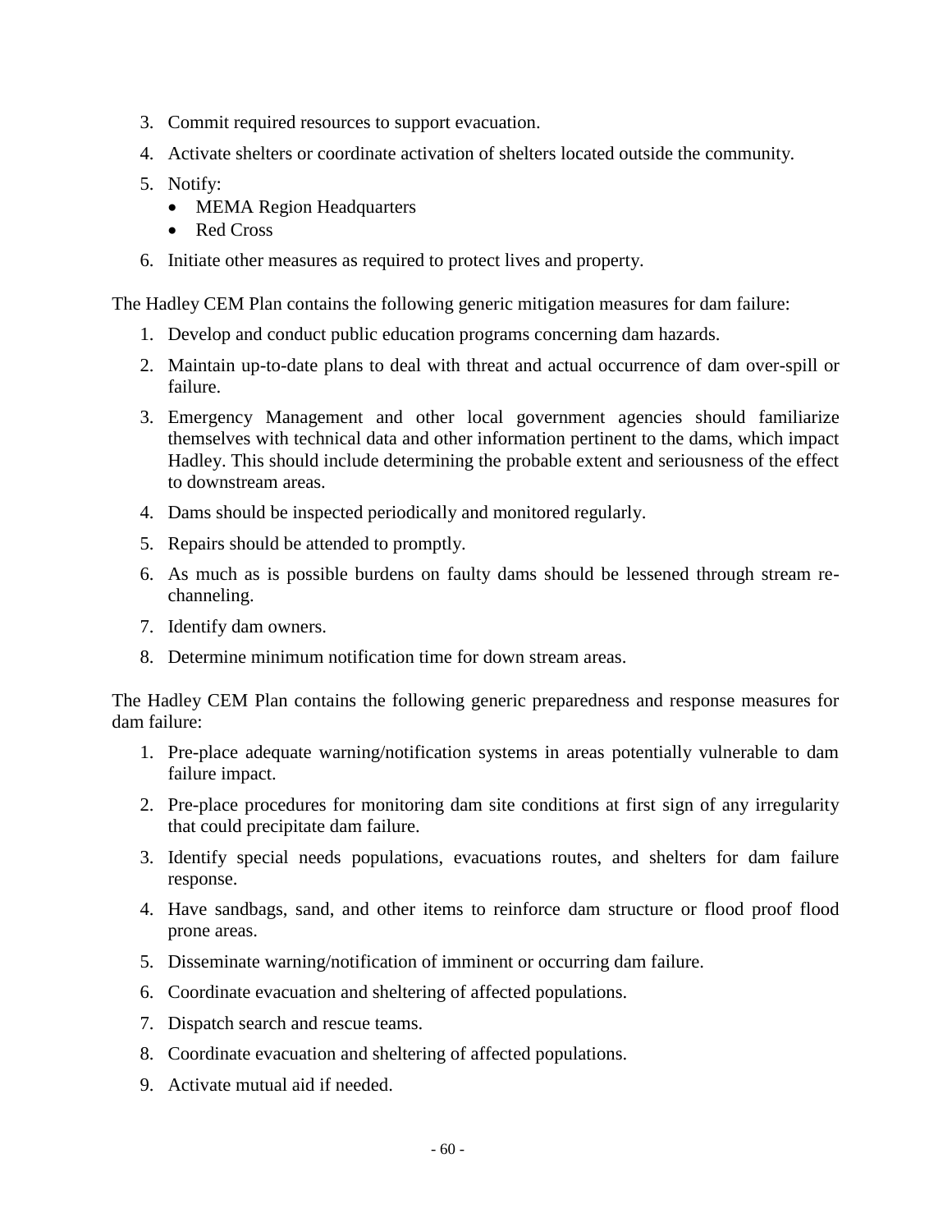3. Commit required resources to support evacuation.
4. Activate shelters or coordinate activation of shelters located outside the community.
5. Notify:
    - MEMA Region Headquarters
    - Red Cross
6. Initiate other measures as required to protect lives and property.

The Hadley CEM Plan contains the following generic mitigation measures for dam failure:

1. Develop and conduct public education programs concerning dam hazards.
2. Maintain up-to-date plans to deal with threat and actual occurrence of dam over-spill or failure.
3. Emergency Management and other local government agencies should familiarize themselves with technical data and other information pertinent to the dams, which impact Hadley. This should include determining the probable extent and seriousness of the effect to downstream areas.
4. Dams should be inspected periodically and monitored regularly.
5. Repairs should be attended to promptly.
6. As much as is possible burdens on faulty dams should be lessened through stream re-channeling.
7. Identify dam owners.
8. Determine minimum notification time for down stream areas.

The Hadley CEM Plan contains the following generic preparedness and response measures for dam failure:

1. Pre-place adequate warning/notification systems in areas potentially vulnerable to dam failure impact.
2. Pre-place procedures for monitoring dam site conditions at first sign of any irregularity that could precipitate dam failure.
3. Identify special needs populations, evacuations routes, and shelters for dam failure response.
4. Have sandbags, sand, and other items to reinforce dam structure or flood proof flood prone areas.
5. Disseminate warning/notification of imminent or occurring dam failure.
6. Coordinate evacuation and sheltering of affected populations.
7. Dispatch search and rescue teams.
8. Coordinate evacuation and sheltering of affected populations.
9. Activate mutual aid if needed.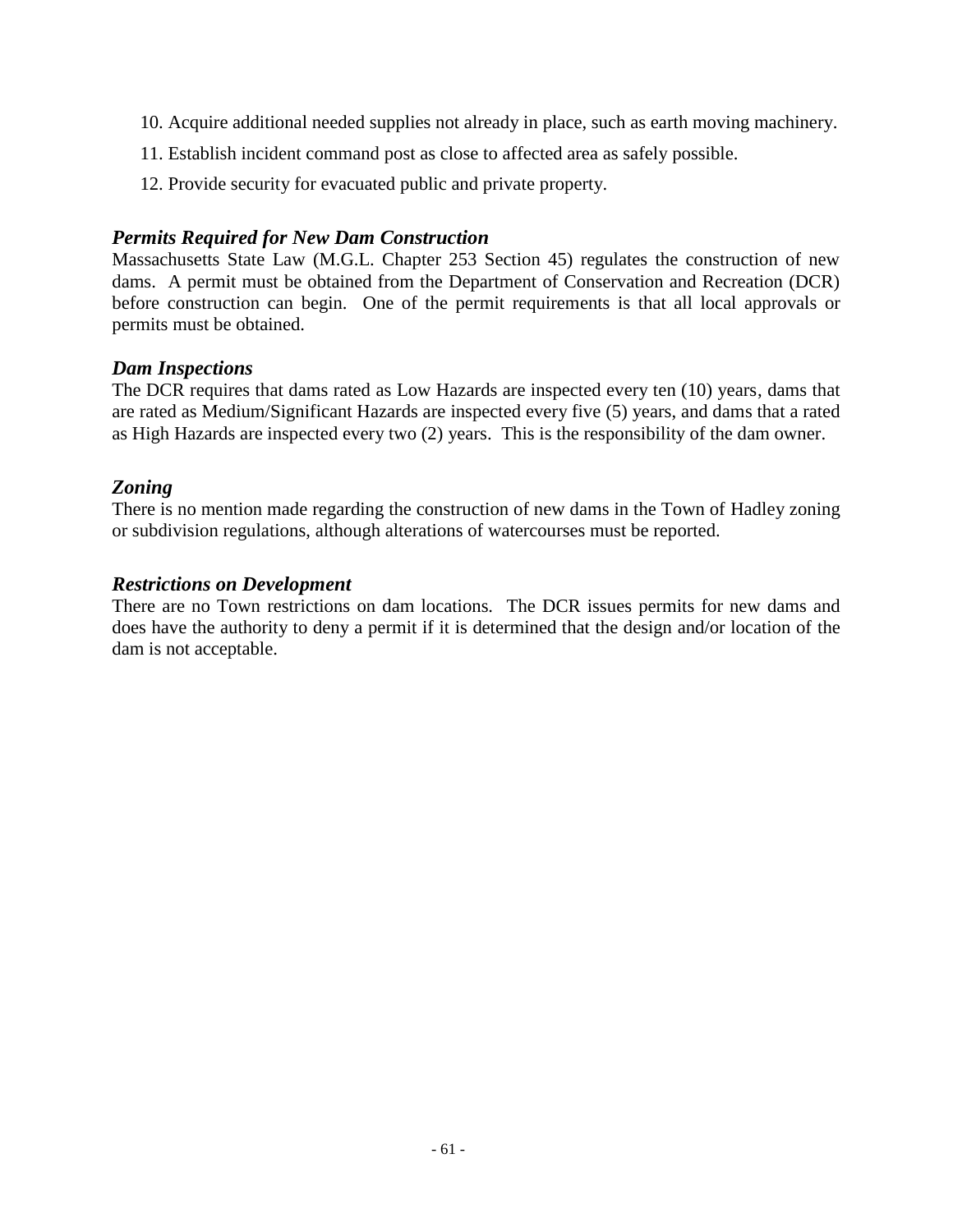10. Acquire additional needed supplies not already in place, such as earth moving machinery.
11. Establish incident command post as close to affected area as safely possible.
12. Provide security for evacuated public and private property.

### *Permits Required for New Dam Construction*

Massachusetts State Law (M.G.L. Chapter 253 Section 45) regulates the construction of new dams. A permit must be obtained from the Department of Conservation and Recreation (DCR) before construction can begin. One of the permit requirements is that all local approvals or permits must be obtained.

### *Dam Inspections*

The DCR requires that dams rated as Low Hazards are inspected every ten (10) years, dams that are rated as Medium/Significant Hazards are inspected every five (5) years, and dams that a rated as High Hazards are inspected every two (2) years. This is the responsibility of the dam owner.

### *Zoning*

There is no mention made regarding the construction of new dams in the Town of Hadley zoning or subdivision regulations, although alterations of watercourses must be reported.

### *Restrictions on Development*

There are no Town restrictions on dam locations. The DCR issues permits for new dams and does have the authority to deny a permit if it is determined that the design and/or location of the dam is not acceptable.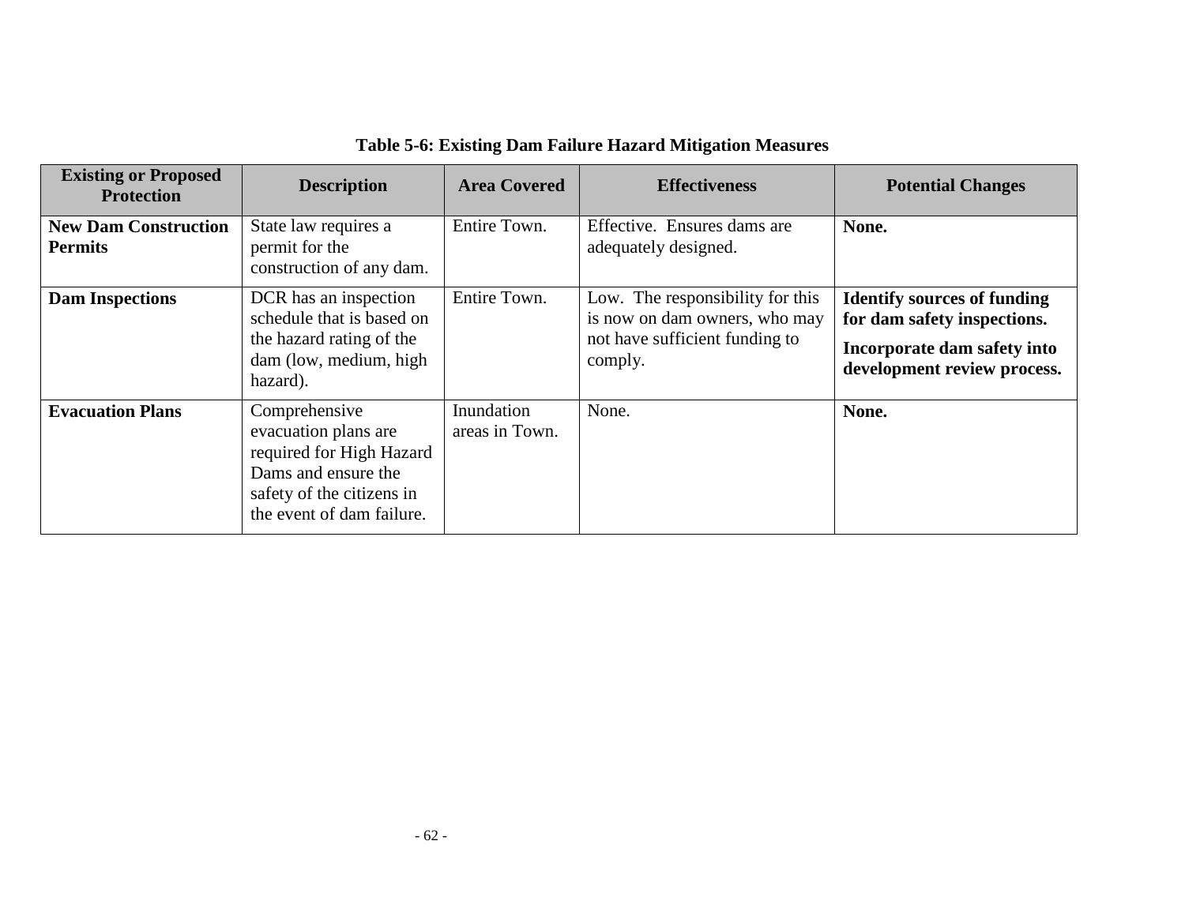**Table 5-6: Existing Dam Failure Hazard Mitigation Measures**

| Existing or Proposed Protection | Description | Area Covered | Effectiveness | Potential Changes |
|---|---|---|---|---|
| **New Dam Construction Permits** | State law requires a permit for the construction of any dam. | Entire Town. | Effective. Ensures dams are adequately designed. | **None.** |
| **Dam Inspections** | DCR has an inspection schedule that is based on the hazard rating of the dam (low, medium, high hazard). | Entire Town. | Low. The responsibility for this is now on dam owners, who may not have sufficient funding to comply. | **Identify sources of funding for dam safety inspections.** **Incorporate dam safety into development review process.** |
| **Evacuation Plans** | Comprehensive evacuation plans are required for High Hazard Dams and ensure the safety of the citizens in the event of dam failure. | Inundation areas in Town. | None. | **None.** |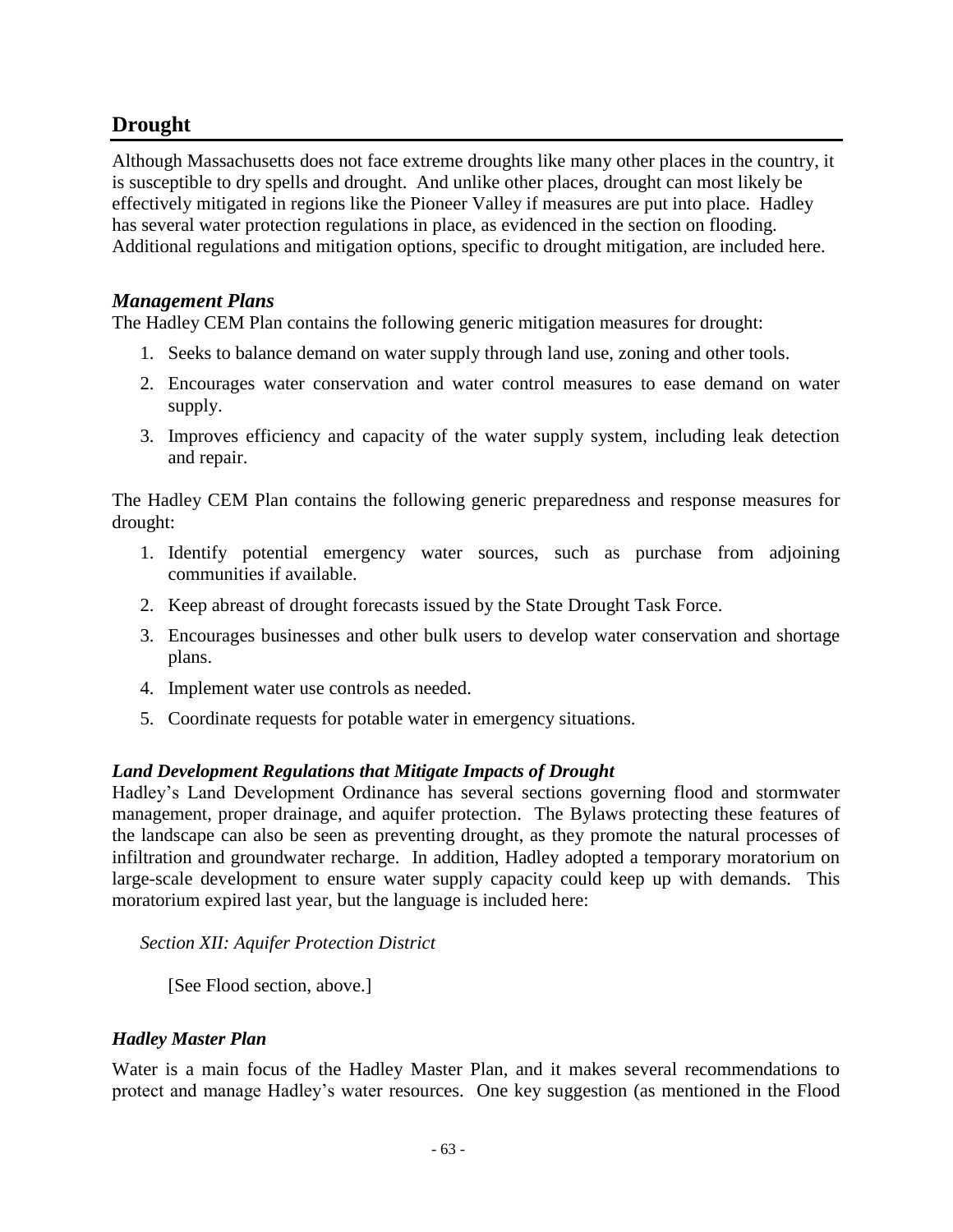## Drought

Although Massachusetts does not face extreme droughts like many other places in the country, it is susceptible to dry spells and drought. And unlike other places, drought can most likely be effectively mitigated in regions like the Pioneer Valley if measures are put into place. Hadley has several water protection regulations in place, as evidenced in the section on flooding. Additional regulations and mitigation options, specific to drought mitigation, are included here.

### *Management Plans*

The Hadley CEM Plan contains the following generic mitigation measures for drought:

1. Seeks to balance demand on water supply through land use, zoning and other tools.
2. Encourages water conservation and water control measures to ease demand on water supply.
3. Improves efficiency and capacity of the water supply system, including leak detection and repair.

The Hadley CEM Plan contains the following generic preparedness and response measures for drought:

1. Identify potential emergency water sources, such as purchase from adjoining communities if available.
2. Keep abreast of drought forecasts issued by the State Drought Task Force.
3. Encourages businesses and other bulk users to develop water conservation and shortage plans.
4. Implement water use controls as needed.
5. Coordinate requests for potable water in emergency situations.

### *Land Development Regulations that Mitigate Impacts of Drought*

Hadley's Land Development Ordinance has several sections governing flood and stormwater management, proper drainage, and aquifer protection. The Bylaws protecting these features of the landscape can also be seen as preventing drought, as they promote the natural processes of infiltration and groundwater recharge. In addition, Hadley adopted a temporary moratorium on large-scale development to ensure water supply capacity could keep up with demands. This moratorium expired last year, but the language is included here:

*Section XII: Aquifer Protection District*

[See Flood section, above.]

### *Hadley Master Plan*

Water is a main focus of the Hadley Master Plan, and it makes several recommendations to protect and manage Hadley's water resources. One key suggestion (as mentioned in the Flood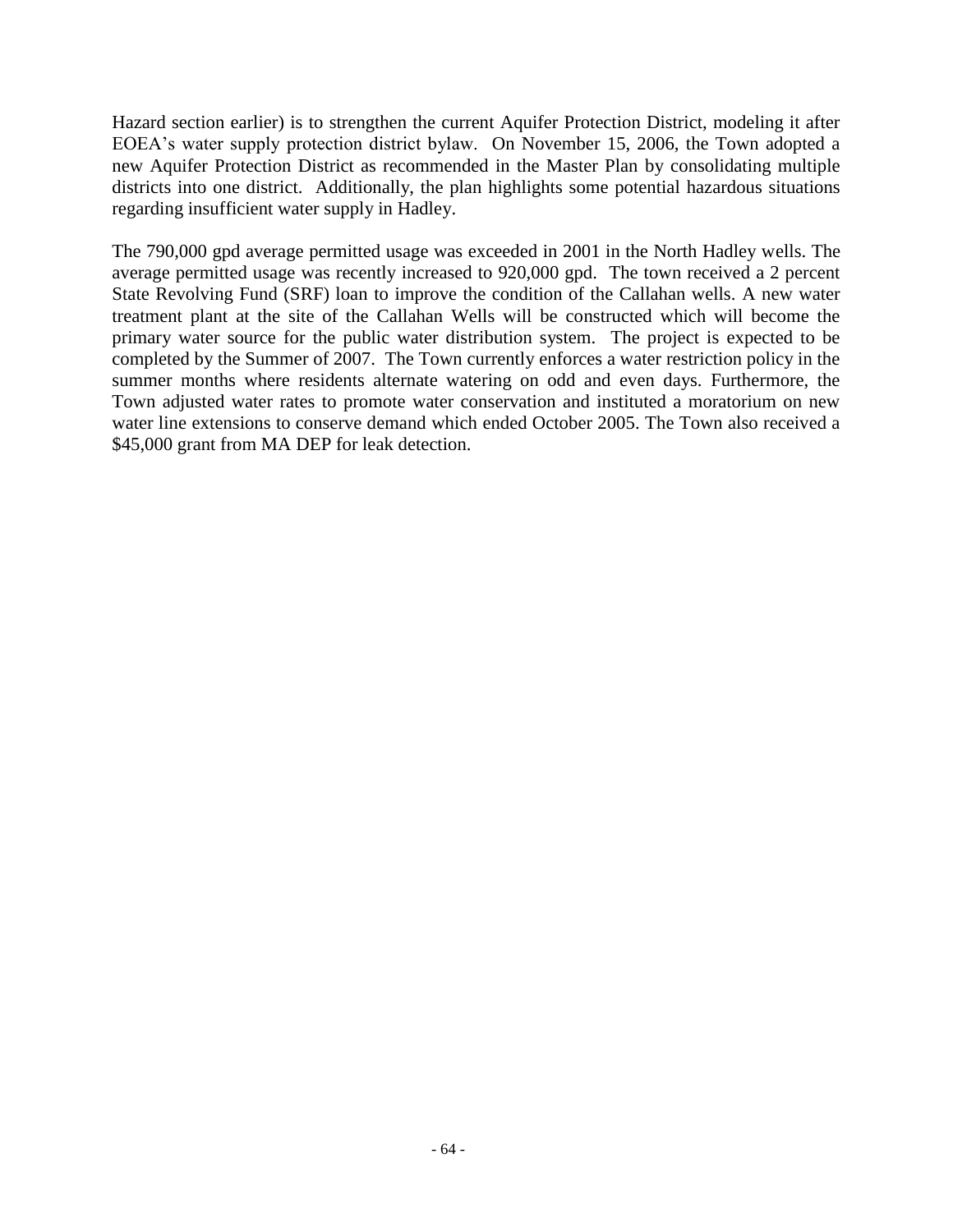Hazard section earlier) is to strengthen the current Aquifer Protection District, modeling it after EOEA's water supply protection district bylaw. On November 15, 2006, the Town adopted a new Aquifer Protection District as recommended in the Master Plan by consolidating multiple districts into one district. Additionally, the plan highlights some potential hazardous situations regarding insufficient water supply in Hadley.

The 790,000 gpd average permitted usage was exceeded in 2001 in the North Hadley wells. The average permitted usage was recently increased to 920,000 gpd. The town received a 2 percent State Revolving Fund (SRF) loan to improve the condition of the Callahan wells. A new water treatment plant at the site of the Callahan Wells will be constructed which will become the primary water source for the public water distribution system. The project is expected to be completed by the Summer of 2007. The Town currently enforces a water restriction policy in the summer months where residents alternate watering on odd and even days. Furthermore, the Town adjusted water rates to promote water conservation and instituted a moratorium on new water line extensions to conserve demand which ended October 2005. The Town also received a $45,000 grant from MA DEP for leak detection.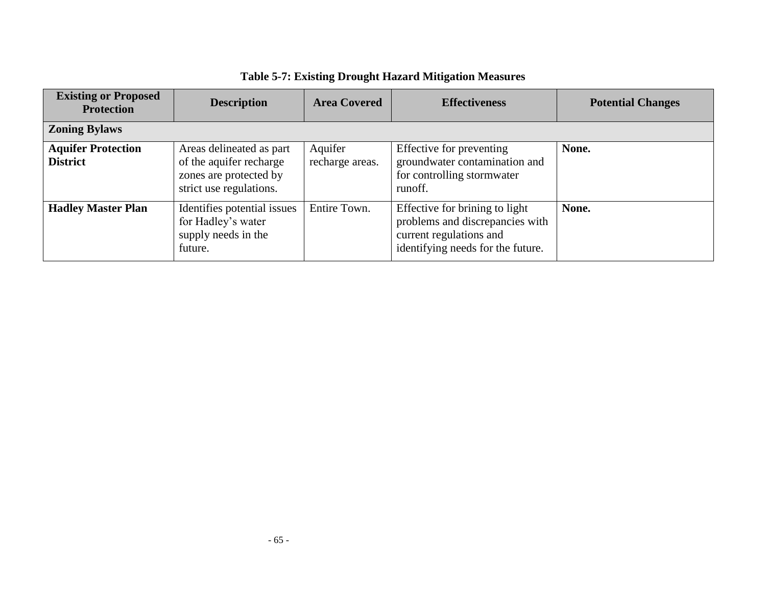**Table 5-7: Existing Drought Hazard Mitigation Measures**

| Existing or Proposed Protection | Description | Area Covered | Effectiveness | Potential Changes |
|---|---|---|---|---|
| **Zoning Bylaws** | | | | |
| **Aquifer Protection District** | Areas delineated as part of the aquifer recharge zones are protected by strict use regulations. | Aquifer recharge areas. | Effective for preventing groundwater contamination and for controlling stormwater runoff. | **None.** |
| **Hadley Master Plan** | Identifies potential issues for Hadley's water supply needs in the future. | Entire Town. | Effective for brining to light problems and discrepancies with current regulations and identifying needs for the future. | **None.** |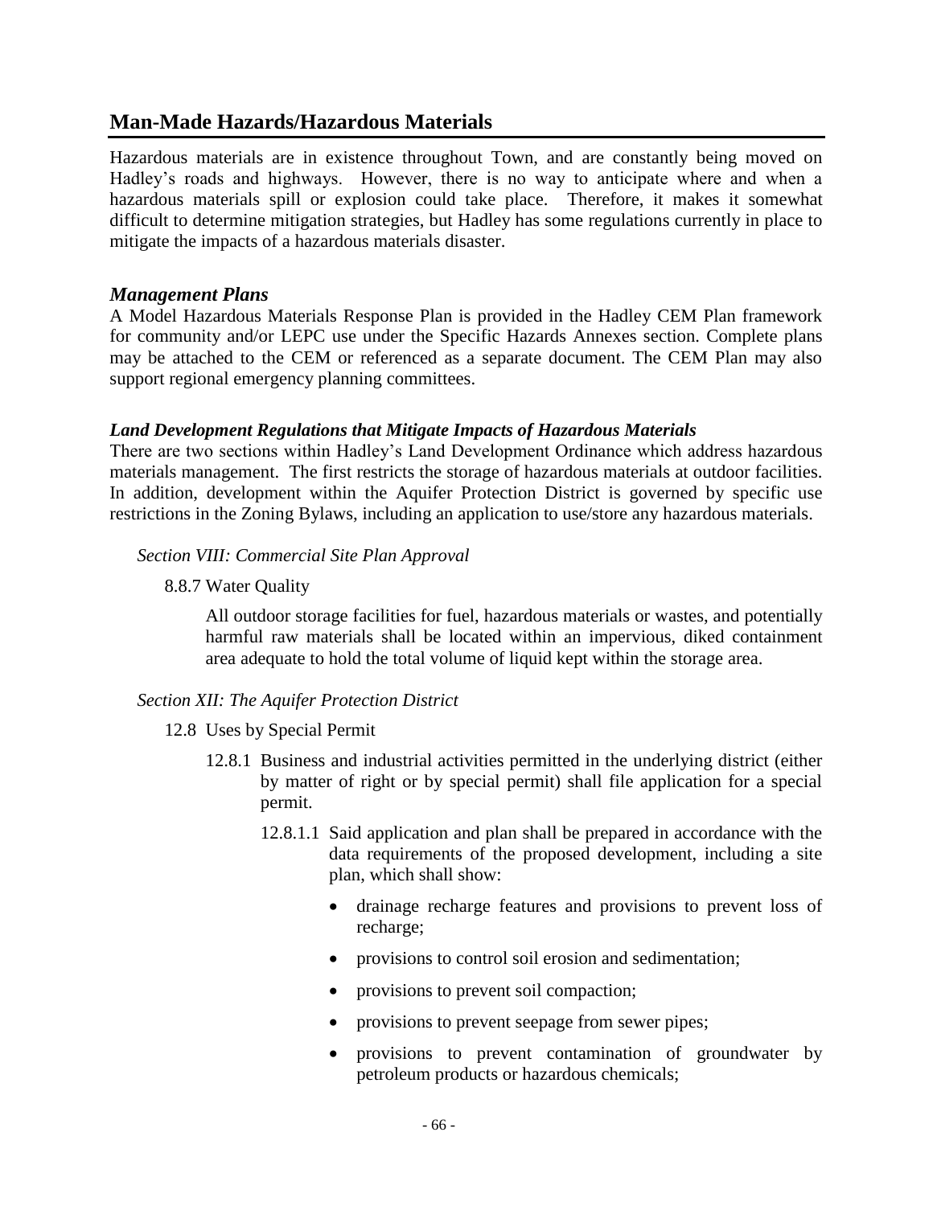## Man-Made Hazards/Hazardous Materials

Hazardous materials are in existence throughout Town, and are constantly being moved on Hadley's roads and highways. However, there is no way to anticipate where and when a hazardous materials spill or explosion could take place. Therefore, it makes it somewhat difficult to determine mitigation strategies, but Hadley has some regulations currently in place to mitigate the impacts of a hazardous materials disaster.

### *Management Plans*

A Model Hazardous Materials Response Plan is provided in the Hadley CEM Plan framework for community and/or LEPC use under the Specific Hazards Annexes section. Complete plans may be attached to the CEM or referenced as a separate document. The CEM Plan may also support regional emergency planning committees.

#### *Land Development Regulations that Mitigate Impacts of Hazardous Materials*

There are two sections within Hadley's Land Development Ordinance which address hazardous materials management. The first restricts the storage of hazardous materials at outdoor facilities. In addition, development within the Aquifer Protection District is governed by specific use restrictions in the Zoning Bylaws, including an application to use/store any hazardous materials.

*Section VIII: Commercial Site Plan Approval*

8.8.7 Water Quality

All outdoor storage facilities for fuel, hazardous materials or wastes, and potentially harmful raw materials shall be located within an impervious, diked containment area adequate to hold the total volume of liquid kept within the storage area.

*Section XII: The Aquifer Protection District*

12.8 Uses by Special Permit

12.8.1 Business and industrial activities permitted in the underlying district (either by matter of right or by special permit) shall file application for a special permit.

12.8.1.1 Said application and plan shall be prepared in accordance with the data requirements of the proposed development, including a site plan, which shall show:

- drainage recharge features and provisions to prevent loss of recharge;
- provisions to control soil erosion and sedimentation;
- provisions to prevent soil compaction;
- provisions to prevent seepage from sewer pipes;
- provisions to prevent contamination of groundwater by petroleum products or hazardous chemicals;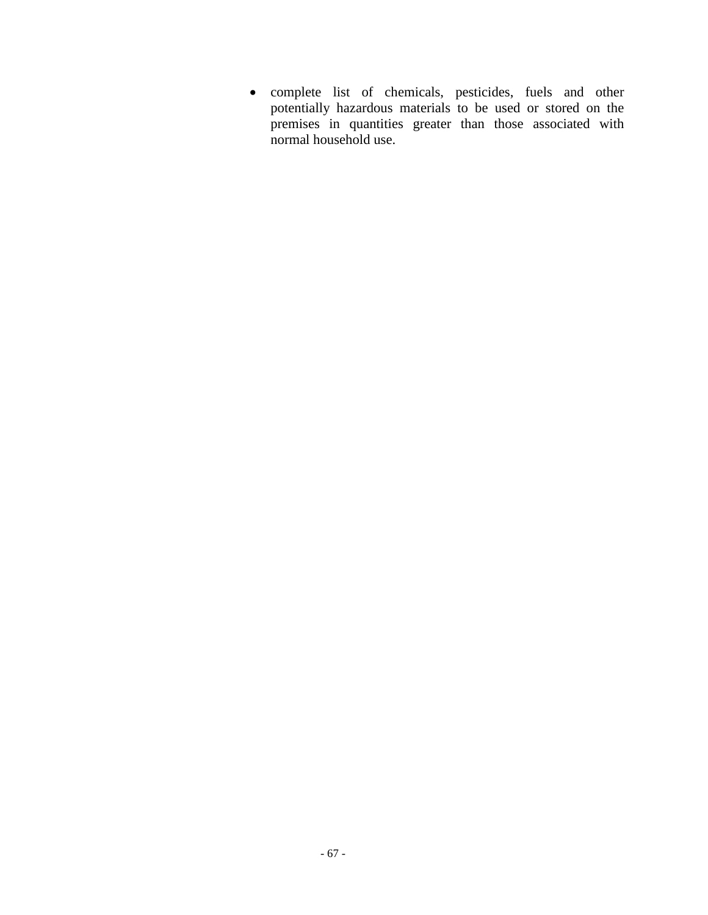- complete list of chemicals, pesticides, fuels and other potentially hazardous materials to be used or stored on the premises in quantities greater than those associated with normal household use.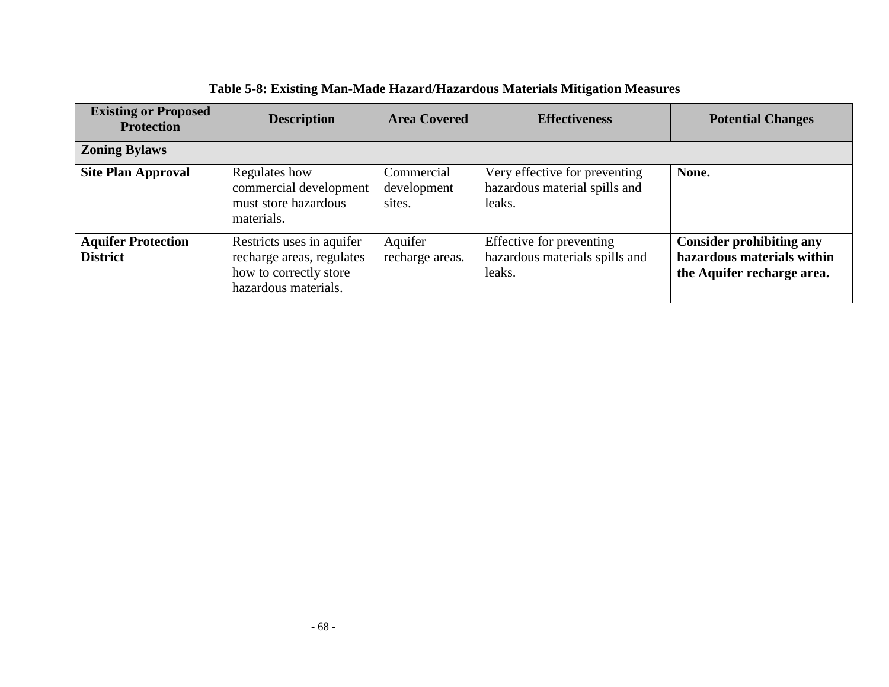**Table 5-8: Existing Man-Made Hazard/Hazardous Materials Mitigation Measures**

| Existing or Proposed Protection | Description | Area Covered | Effectiveness | Potential Changes |
|---|---|---|---|---|
| **Zoning Bylaws** | | | | |
| **Site Plan Approval** | Regulates how commercial development must store hazardous materials. | Commercial development sites. | Very effective for preventing hazardous material spills and leaks. | **None.** |
| **Aquifer Protection District** | Restricts uses in aquifer recharge areas, regulates how to correctly store hazardous materials. | Aquifer recharge areas. | Effective for preventing hazardous materials spills and leaks. | **Consider prohibiting any hazardous materials within the Aquifer recharge area.** |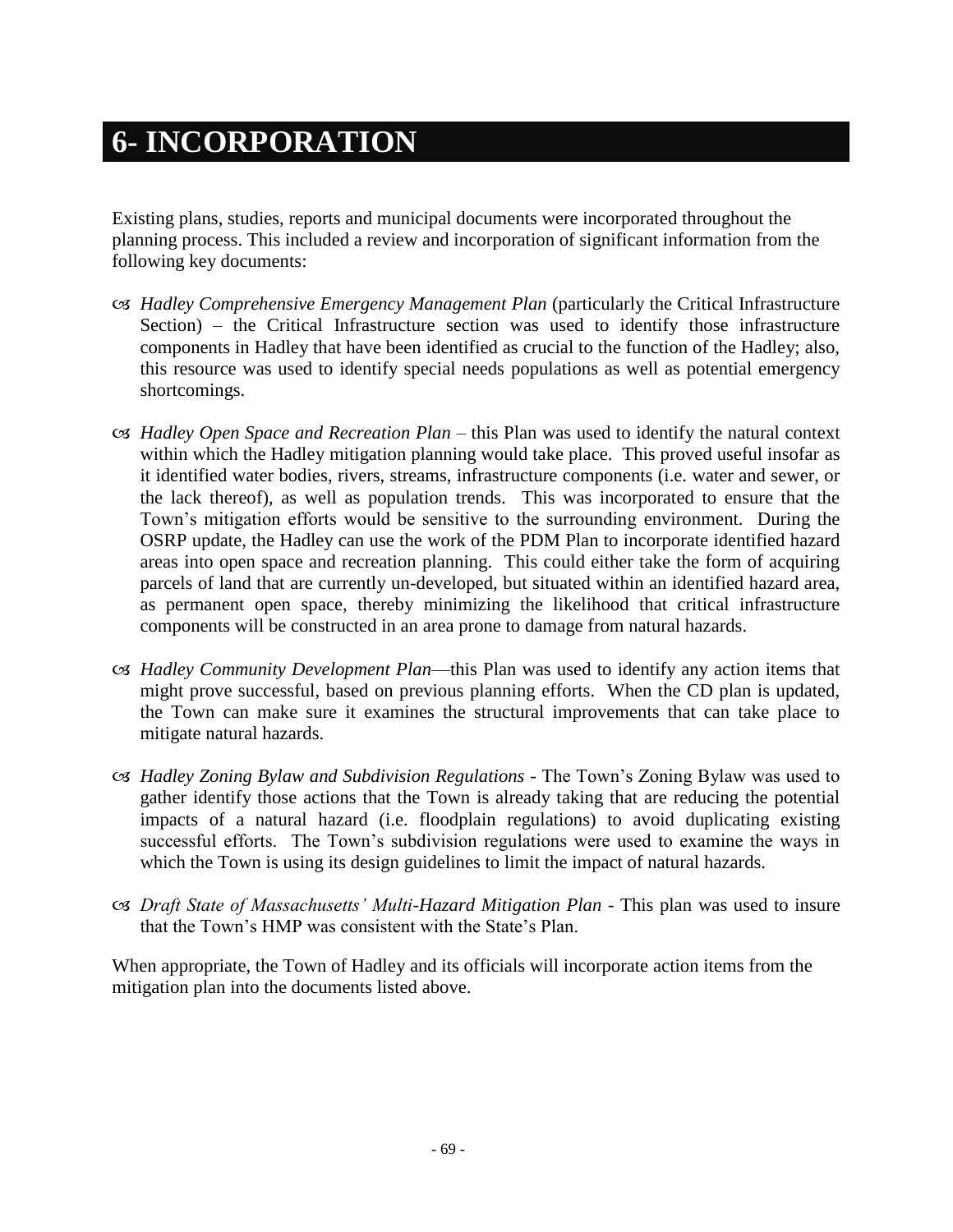# 6- INCORPORATION

Existing plans, studies, reports and municipal documents were incorporated throughout the planning process. This included a review and incorporation of significant information from the following key documents:

- *Hadley Comprehensive Emergency Management Plan* (particularly the Critical Infrastructure Section) – the Critical Infrastructure section was used to identify those infrastructure components in Hadley that have been identified as crucial to the function of the Hadley; also, this resource was used to identify special needs populations as well as potential emergency shortcomings.

- *Hadley Open Space and Recreation Plan* – this Plan was used to identify the natural context within which the Hadley mitigation planning would take place. This proved useful insofar as it identified water bodies, rivers, streams, infrastructure components (i.e. water and sewer, or the lack thereof), as well as population trends. This was incorporated to ensure that the Town's mitigation efforts would be sensitive to the surrounding environment. During the OSRP update, the Hadley can use the work of the PDM Plan to incorporate identified hazard areas into open space and recreation planning. This could either take the form of acquiring parcels of land that are currently un-developed, but situated within an identified hazard area, as permanent open space, thereby minimizing the likelihood that critical infrastructure components will be constructed in an area prone to damage from natural hazards.

- *Hadley Community Development Plan*—this Plan was used to identify any action items that might prove successful, based on previous planning efforts. When the CD plan is updated, the Town can make sure it examines the structural improvements that can take place to mitigate natural hazards.

- *Hadley Zoning Bylaw and Subdivision Regulations* - The Town's Zoning Bylaw was used to gather identify those actions that the Town is already taking that are reducing the potential impacts of a natural hazard (i.e. floodplain regulations) to avoid duplicating existing successful efforts. The Town's subdivision regulations were used to examine the ways in which the Town is using its design guidelines to limit the impact of natural hazards.

- *Draft State of Massachusetts' Multi-Hazard Mitigation Plan* - This plan was used to insure that the Town's HMP was consistent with the State's Plan.

When appropriate, the Town of Hadley and its officials will incorporate action items from the mitigation plan into the documents listed above.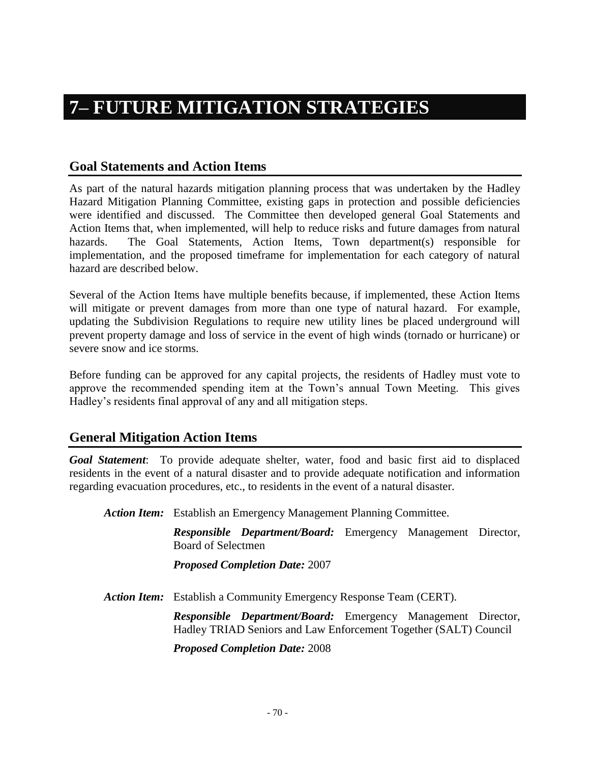# 7– FUTURE MITIGATION STRATEGIES

## Goal Statements and Action Items

As part of the natural hazards mitigation planning process that was undertaken by the Hadley Hazard Mitigation Planning Committee, existing gaps in protection and possible deficiencies were identified and discussed. The Committee then developed general Goal Statements and Action Items that, when implemented, will help to reduce risks and future damages from natural hazards. The Goal Statements, Action Items, Town department(s) responsible for implementation, and the proposed timeframe for implementation for each category of natural hazard are described below.

Several of the Action Items have multiple benefits because, if implemented, these Action Items will mitigate or prevent damages from more than one type of natural hazard. For example, updating the Subdivision Regulations to require new utility lines be placed underground will prevent property damage and loss of service in the event of high winds (tornado or hurricane) or severe snow and ice storms.

Before funding can be approved for any capital projects, the residents of Hadley must vote to approve the recommended spending item at the Town's annual Town Meeting. This gives Hadley's residents final approval of any and all mitigation steps.

## General Mitigation Action Items

***Goal Statement***: To provide adequate shelter, water, food and basic first aid to displaced residents in the event of a natural disaster and to provide adequate notification and information regarding evacuation procedures, etc., to residents in the event of a natural disaster.

***Action Item:*** Establish an Emergency Management Planning Committee.

***Responsible Department/Board:*** Emergency Management Director, Board of Selectmen

***Proposed Completion Date:*** 2007

***Action Item:*** Establish a Community Emergency Response Team (CERT).

***Responsible Department/Board:*** Emergency Management Director, Hadley TRIAD Seniors and Law Enforcement Together (SALT) Council

***Proposed Completion Date:*** 2008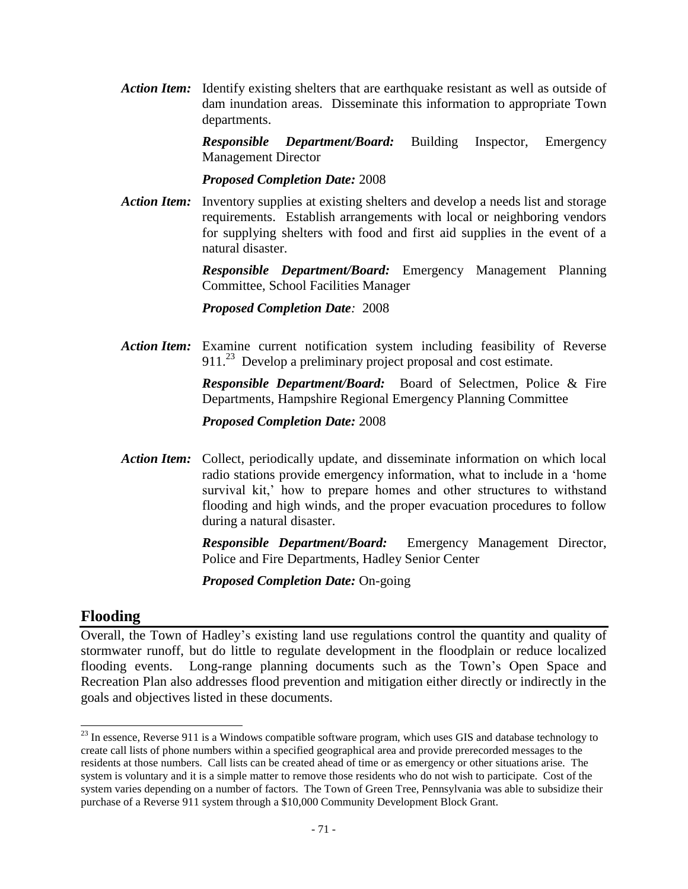***Action Item:*** Identify existing shelters that are earthquake resistant as well as outside of dam inundation areas. Disseminate this information to appropriate Town departments.

***Responsible Department/Board:*** Building Inspector, Emergency Management Director

***Proposed Completion Date:*** 2008

***Action Item:*** Inventory supplies at existing shelters and develop a needs list and storage requirements. Establish arrangements with local or neighboring vendors for supplying shelters with food and first aid supplies in the event of a natural disaster.

***Responsible Department/Board:*** Emergency Management Planning Committee, School Facilities Manager

***Proposed Completion Date:*** 2008

***Action Item:*** Examine current notification system including feasibility of Reverse 911.[23] Develop a preliminary project proposal and cost estimate.

***Responsible Department/Board:*** Board of Selectmen, Police & Fire Departments, Hampshire Regional Emergency Planning Committee

***Proposed Completion Date:*** 2008

***Action Item:*** Collect, periodically update, and disseminate information on which local radio stations provide emergency information, what to include in a 'home survival kit,' how to prepare homes and other structures to withstand flooding and high winds, and the proper evacuation procedures to follow during a natural disaster.

***Responsible Department/Board:*** Emergency Management Director, Police and Fire Departments, Hadley Senior Center

***Proposed Completion Date:*** On-going

## Flooding

Overall, the Town of Hadley's existing land use regulations control the quantity and quality of stormwater runoff, but do little to regulate development in the floodplain or reduce localized flooding events. Long-range planning documents such as the Town's Open Space and Recreation Plan also addresses flood prevention and mitigation either directly or indirectly in the goals and objectives listed in these documents.

---

[23] In essence, Reverse 911 is a Windows compatible software program, which uses GIS and database technology to create call lists of phone numbers within a specified geographical area and provide prerecorded messages to the residents at those numbers. Call lists can be created ahead of time or as emergency or other situations arise. The system is voluntary and it is a simple matter to remove those residents who do not wish to participate. Cost of the system varies depending on a number of factors. The Town of Green Tree, Pennsylvania was able to subsidize their purchase of a Reverse 911 system through a $10,000 Community Development Block Grant.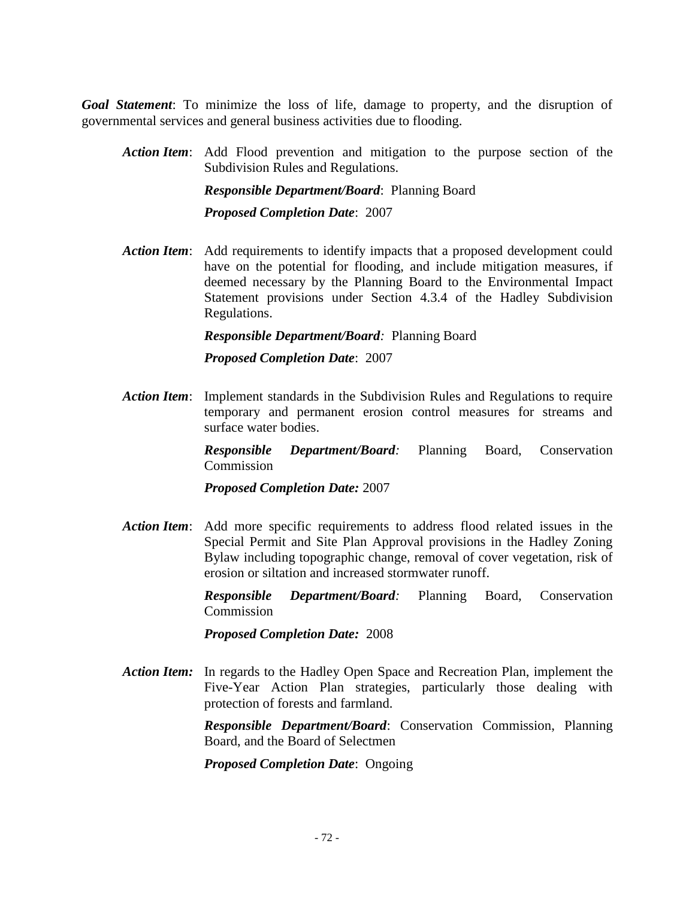***Goal Statement***: To minimize the loss of life, damage to property, and the disruption of governmental services and general business activities due to flooding.

***Action Item***: Add Flood prevention and mitigation to the purpose section of the Subdivision Rules and Regulations.

***Responsible Department/Board***: Planning Board

***Proposed Completion Date***: 2007

***Action Item***: Add requirements to identify impacts that a proposed development could have on the potential for flooding, and include mitigation measures, if deemed necessary by the Planning Board to the Environmental Impact Statement provisions under Section 4.3.4 of the Hadley Subdivision Regulations.

***Responsible Department/Board:*** Planning Board

***Proposed Completion Date***: 2007

***Action Item***: Implement standards in the Subdivision Rules and Regulations to require temporary and permanent erosion control measures for streams and surface water bodies.

***Responsible Department/Board:*** Planning Board, Conservation Commission

***Proposed Completion Date:*** 2007

***Action Item***: Add more specific requirements to address flood related issues in the Special Permit and Site Plan Approval provisions in the Hadley Zoning Bylaw including topographic change, removal of cover vegetation, risk of erosion or siltation and increased stormwater runoff.

***Responsible Department/Board:*** Planning Board, Conservation Commission

***Proposed Completion Date:*** 2008

***Action Item:*** In regards to the Hadley Open Space and Recreation Plan, implement the Five-Year Action Plan strategies, particularly those dealing with protection of forests and farmland.

***Responsible Department/Board***: Conservation Commission, Planning Board, and the Board of Selectmen

***Proposed Completion Date***: Ongoing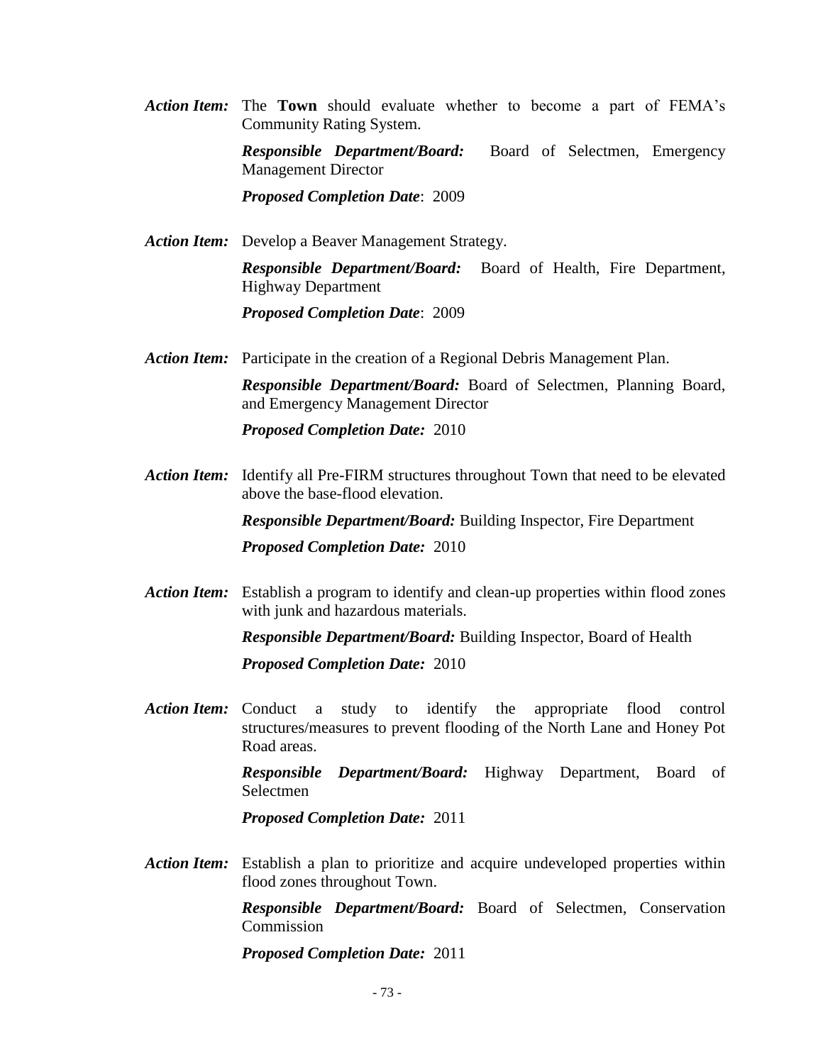***Action Item:*** The **Town** should evaluate whether to become a part of FEMA's Community Rating System.

***Responsible Department/Board:*** Board of Selectmen, Emergency Management Director

***Proposed Completion Date***: 2009

***Action Item:*** Develop a Beaver Management Strategy.

***Responsible Department/Board:*** Board of Health, Fire Department, Highway Department

***Proposed Completion Date***: 2009

***Action Item:*** Participate in the creation of a Regional Debris Management Plan.

***Responsible Department/Board:*** Board of Selectmen, Planning Board, and Emergency Management Director

***Proposed Completion Date:*** 2010

***Action Item:*** Identify all Pre-FIRM structures throughout Town that need to be elevated above the base-flood elevation.

***Responsible Department/Board:*** Building Inspector, Fire Department

***Proposed Completion Date:*** 2010

***Action Item:*** Establish a program to identify and clean-up properties within flood zones with junk and hazardous materials.

***Responsible Department/Board:*** Building Inspector, Board of Health

***Proposed Completion Date:*** 2010

***Action Item:*** Conduct a study to identify the appropriate flood control structures/measures to prevent flooding of the North Lane and Honey Pot Road areas.

***Responsible Department/Board:*** Highway Department, Board of Selectmen

***Proposed Completion Date:*** 2011

***Action Item:*** Establish a plan to prioritize and acquire undeveloped properties within flood zones throughout Town.

***Responsible Department/Board:*** Board of Selectmen, Conservation Commission

***Proposed Completion Date:*** 2011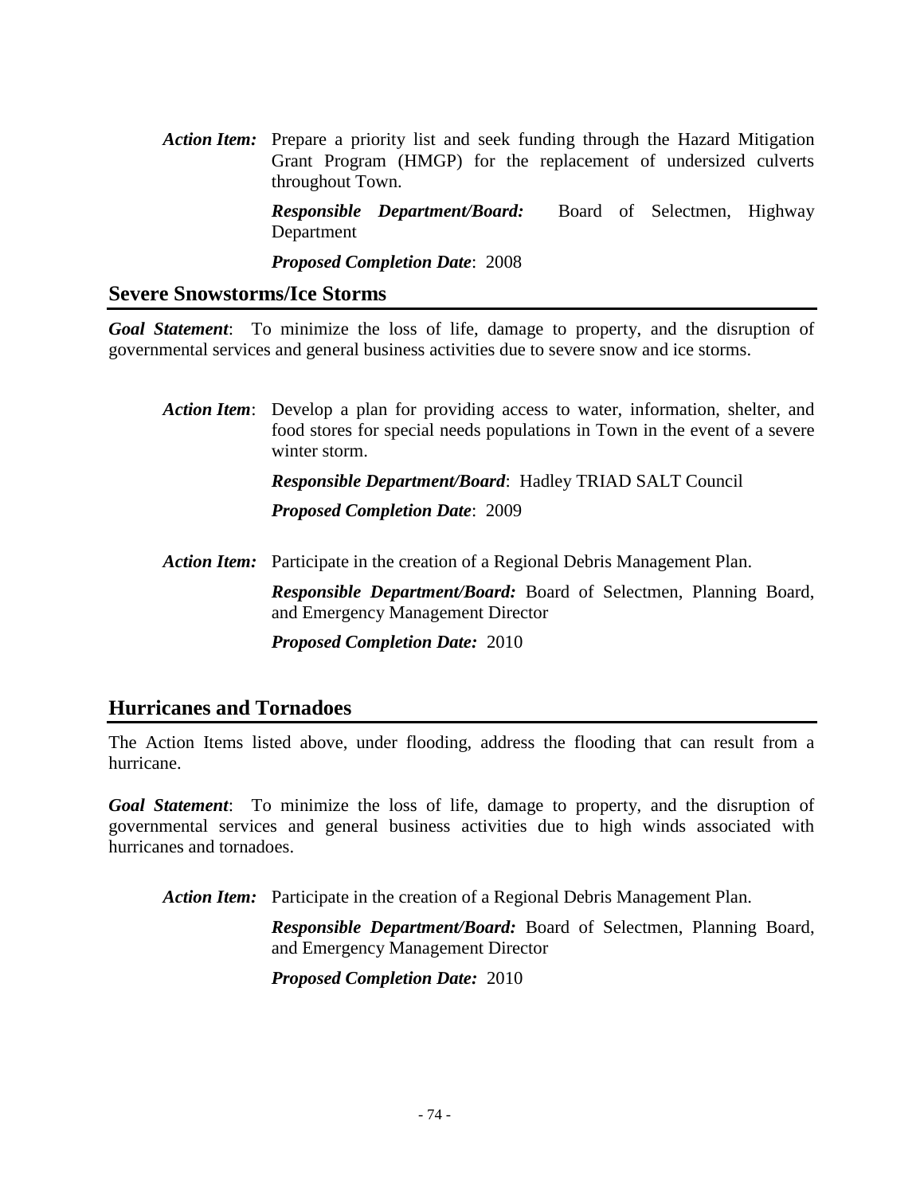***Action Item:*** Prepare a priority list and seek funding through the Hazard Mitigation Grant Program (HMGP) for the replacement of undersized culverts throughout Town.

***Responsible Department/Board:*** Board of Selectmen, Highway Department

***Proposed Completion Date***: 2008

## Severe Snowstorms/Ice Storms

***Goal Statement***: To minimize the loss of life, damage to property, and the disruption of governmental services and general business activities due to severe snow and ice storms.

***Action Item***: Develop a plan for providing access to water, information, shelter, and food stores for special needs populations in Town in the event of a severe winter storm.

***Responsible Department/Board***: Hadley TRIAD SALT Council

***Proposed Completion Date***: 2009

***Action Item:*** Participate in the creation of a Regional Debris Management Plan.

***Responsible Department/Board:*** Board of Selectmen, Planning Board, and Emergency Management Director

***Proposed Completion Date:*** 2010

## Hurricanes and Tornadoes

The Action Items listed above, under flooding, address the flooding that can result from a hurricane.

***Goal Statement***: To minimize the loss of life, damage to property, and the disruption of governmental services and general business activities due to high winds associated with hurricanes and tornadoes.

***Action Item:*** Participate in the creation of a Regional Debris Management Plan.

***Responsible Department/Board:*** Board of Selectmen, Planning Board, and Emergency Management Director

***Proposed Completion Date:*** 2010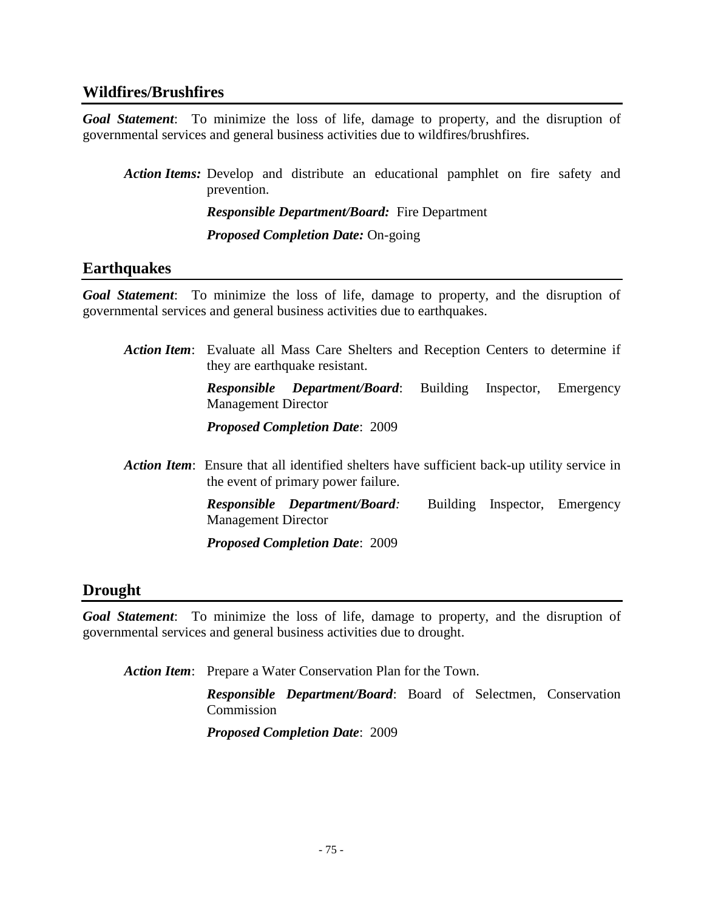## Wildfires/Brushfires

***Goal Statement***: To minimize the loss of life, damage to property, and the disruption of governmental services and general business activities due to wildfires/brushfires.

***Action Items:*** Develop and distribute an educational pamphlet on fire safety and prevention.

***Responsible Department/Board:*** Fire Department

***Proposed Completion Date:*** On-going

## Earthquakes

***Goal Statement***: To minimize the loss of life, damage to property, and the disruption of governmental services and general business activities due to earthquakes.

***Action Item***: Evaluate all Mass Care Shelters and Reception Centers to determine if they are earthquake resistant.

***Responsible Department/Board***: Building Inspector, Emergency Management Director

***Proposed Completion Date***: 2009

***Action Item***: Ensure that all identified shelters have sufficient back-up utility service in the event of primary power failure.

***Responsible Department/Board:*** Building Inspector, Emergency Management Director

***Proposed Completion Date***: 2009

## Drought

***Goal Statement***: To minimize the loss of life, damage to property, and the disruption of governmental services and general business activities due to drought.

***Action Item***: Prepare a Water Conservation Plan for the Town.

***Responsible Department/Board***: Board of Selectmen, Conservation Commission

***Proposed Completion Date***: 2009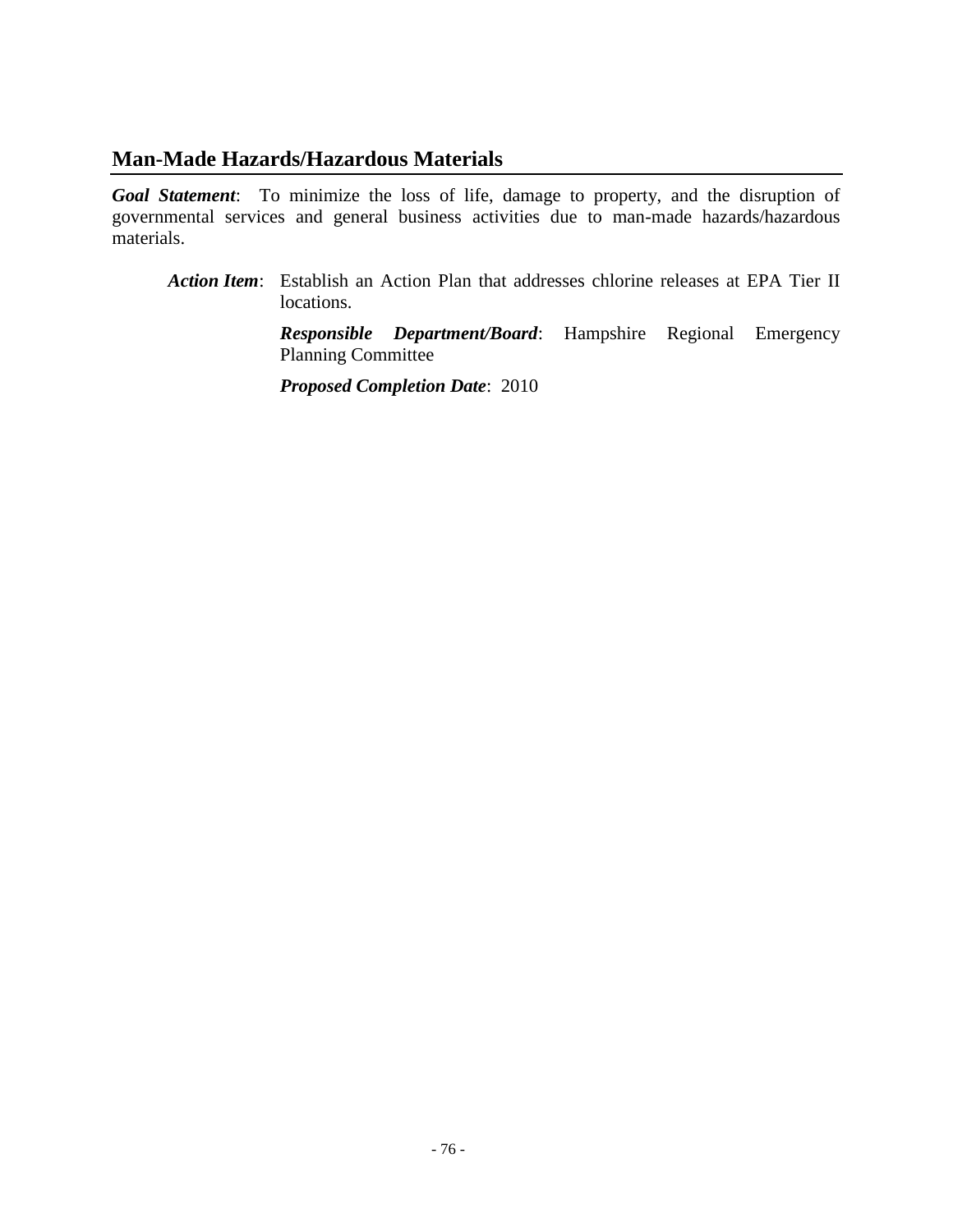## Man-Made Hazards/Hazardous Materials

***Goal Statement***: To minimize the loss of life, damage to property, and the disruption of governmental services and general business activities due to man-made hazards/hazardous materials.

> ***Action Item***: Establish an Action Plan that addresses chlorine releases at EPA Tier II locations.
>
> ***Responsible Department/Board***: Hampshire Regional Emergency Planning Committee
>
> ***Proposed Completion Date***: 2010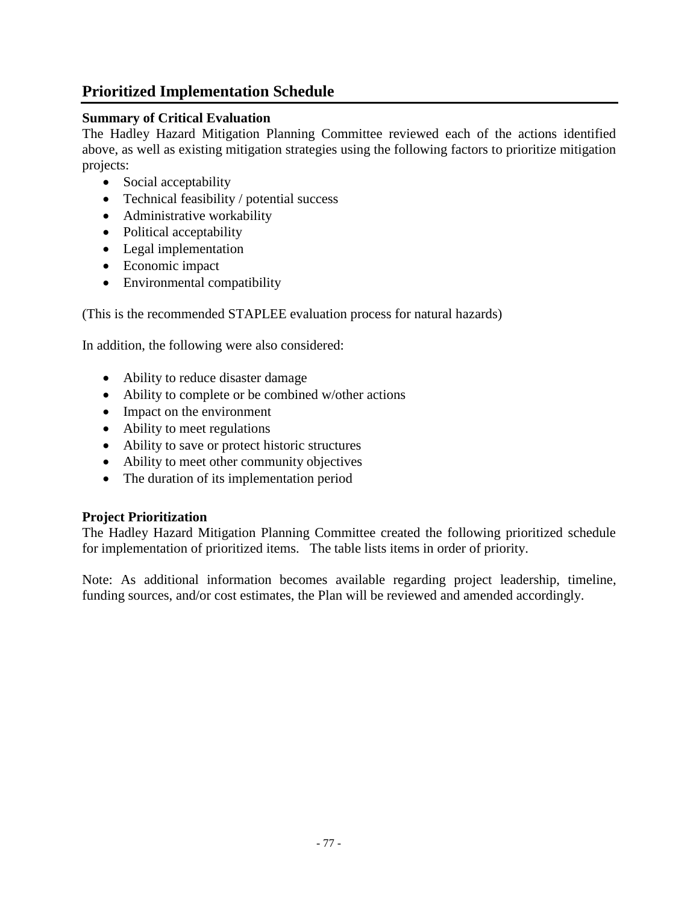## Prioritized Implementation Schedule

### Summary of Critical Evaluation

The Hadley Hazard Mitigation Planning Committee reviewed each of the actions identified above, as well as existing mitigation strategies using the following factors to prioritize mitigation projects:

- Social acceptability
- Technical feasibility / potential success
- Administrative workability
- Political acceptability
- Legal implementation
- Economic impact
- Environmental compatibility

(This is the recommended STAPLEE evaluation process for natural hazards)

In addition, the following were also considered:

- Ability to reduce disaster damage
- Ability to complete or be combined w/other actions
- Impact on the environment
- Ability to meet regulations
- Ability to save or protect historic structures
- Ability to meet other community objectives
- The duration of its implementation period

### Project Prioritization

The Hadley Hazard Mitigation Planning Committee created the following prioritized schedule for implementation of prioritized items. The table lists items in order of priority.

Note: As additional information becomes available regarding project leadership, timeline, funding sources, and/or cost estimates, the Plan will be reviewed and amended accordingly.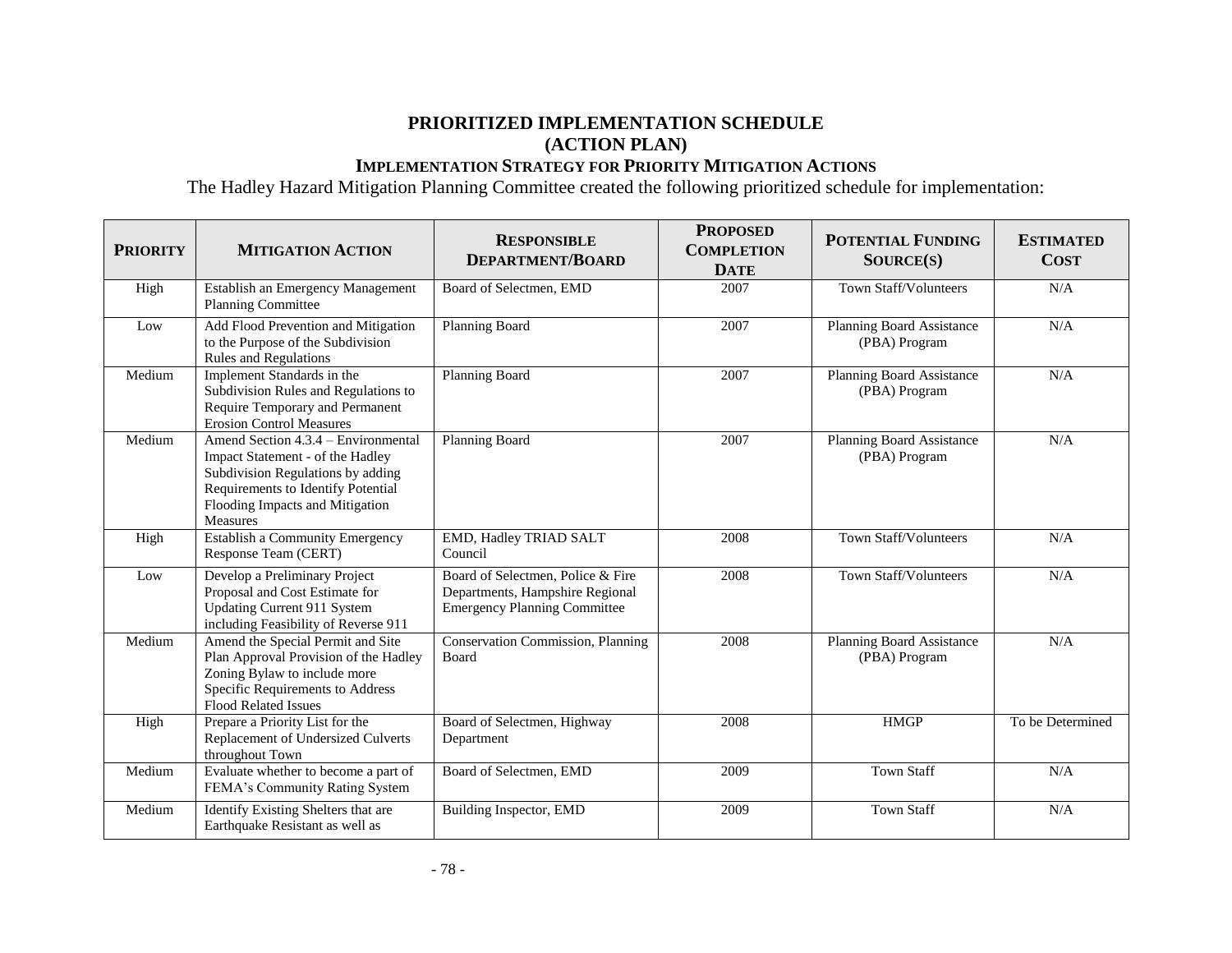## PRIORITIZED IMPLEMENTATION SCHEDULE (ACTION PLAN)

### IMPLEMENTATION STRATEGY FOR PRIORITY MITIGATION ACTIONS

The Hadley Hazard Mitigation Planning Committee created the following prioritized schedule for implementation:

| PRIORITY | MITIGATION ACTION | RESPONSIBLE DEPARTMENT/BOARD | PROPOSED COMPLETION DATE | POTENTIAL FUNDING SOURCE(S) | ESTIMATED COST |
|---|---|---|---|---|---|
| High | Establish an Emergency Management Planning Committee | Board of Selectmen, EMD | 2007 | Town Staff/Volunteers | N/A |
| Low | Add Flood Prevention and Mitigation to the Purpose of the Subdivision Rules and Regulations | Planning Board | 2007 | Planning Board Assistance (PBA) Program | N/A |
| Medium | Implement Standards in the Subdivision Rules and Regulations to Require Temporary and Permanent Erosion Control Measures | Planning Board | 2007 | Planning Board Assistance (PBA) Program | N/A |
| Medium | Amend Section 4.3.4 – Environmental Impact Statement - of the Hadley Subdivision Regulations by adding Requirements to Identify Potential Flooding Impacts and Mitigation Measures | Planning Board | 2007 | Planning Board Assistance (PBA) Program | N/A |
| High | Establish a Community Emergency Response Team (CERT) | EMD, Hadley TRIAD SALT Council | 2008 | Town Staff/Volunteers | N/A |
| Low | Develop a Preliminary Project Proposal and Cost Estimate for Updating Current 911 System including Feasibility of Reverse 911 | Board of Selectmen, Police & Fire Departments, Hampshire Regional Emergency Planning Committee | 2008 | Town Staff/Volunteers | N/A |
| Medium | Amend the Special Permit and Site Plan Approval Provision of the Hadley Zoning Bylaw to include more Specific Requirements to Address Flood Related Issues | Conservation Commission, Planning Board | 2008 | Planning Board Assistance (PBA) Program | N/A |
| High | Prepare a Priority List for the Replacement of Undersized Culverts throughout Town | Board of Selectmen, Highway Department | 2008 | HMGP | To be Determined |
| Medium | Evaluate whether to become a part of FEMA's Community Rating System | Board of Selectmen, EMD | 2009 | Town Staff | N/A |
| Medium | Identify Existing Shelters that are Earthquake Resistant as well as | Building Inspector, EMD | 2009 | Town Staff | N/A |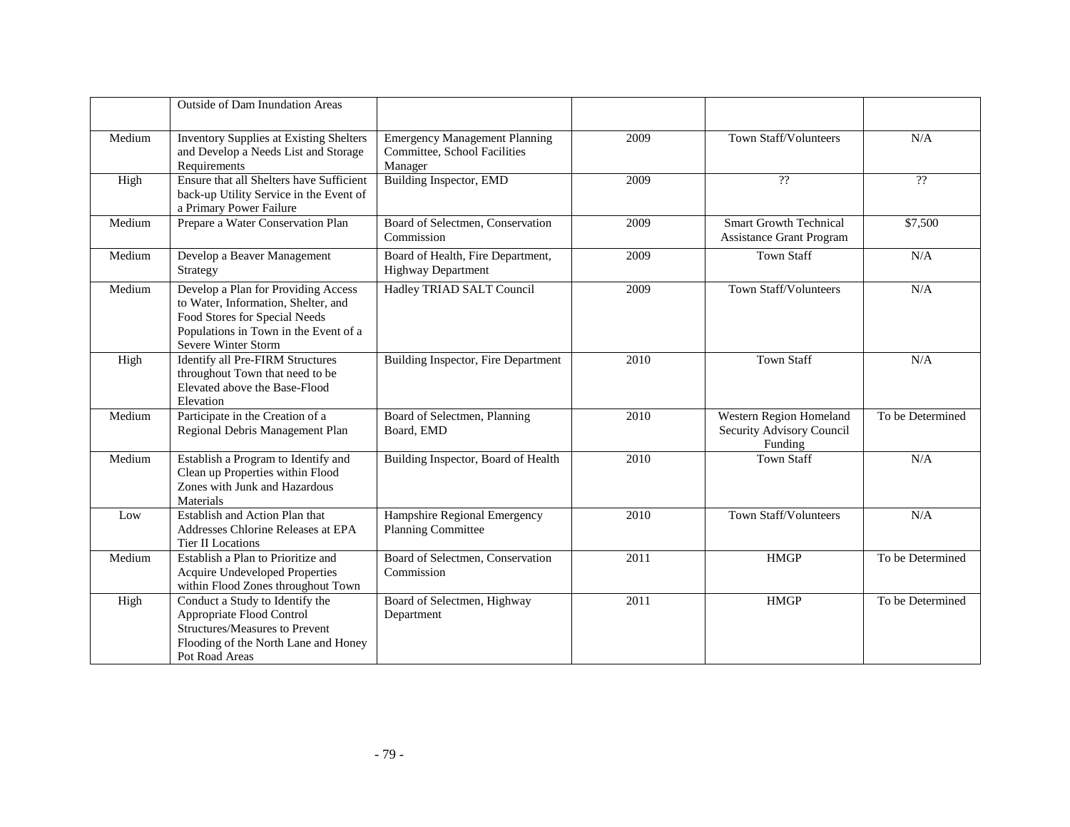| | | | | | |
|---|---|---|---|---|---|
| | Outside of Dam Inundation Areas | | | | |
| Medium | Inventory Supplies at Existing Shelters and Develop a Needs List and Storage Requirements | Emergency Management Planning Committee, School Facilities Manager | 2009 | Town Staff/Volunteers | N/A |
| High | Ensure that all Shelters have Sufficient back-up Utility Service in the Event of a Primary Power Failure | Building Inspector, EMD | 2009 | ?? | ?? |
| Medium | Prepare a Water Conservation Plan | Board of Selectmen, Conservation Commission | 2009 | Smart Growth Technical Assistance Grant Program | $7,500 |
| Medium | Develop a Beaver Management Strategy | Board of Health, Fire Department, Highway Department | 2009 | Town Staff | N/A |
| Medium | Develop a Plan for Providing Access to Water, Information, Shelter, and Food Stores for Special Needs Populations in Town in the Event of a Severe Winter Storm | Hadley TRIAD SALT Council | 2009 | Town Staff/Volunteers | N/A |
| High | Identify all Pre-FIRM Structures throughout Town that need to be Elevated above the Base-Flood Elevation | Building Inspector, Fire Department | 2010 | Town Staff | N/A |
| Medium | Participate in the Creation of a Regional Debris Management Plan | Board of Selectmen, Planning Board, EMD | 2010 | Western Region Homeland Security Advisory Council Funding | To be Determined |
| Medium | Establish a Program to Identify and Clean up Properties within Flood Zones with Junk and Hazardous Materials | Building Inspector, Board of Health | 2010 | Town Staff | N/A |
| Low | Establish and Action Plan that Addresses Chlorine Releases at EPA Tier II Locations | Hampshire Regional Emergency Planning Committee | 2010 | Town Staff/Volunteers | N/A |
| Medium | Establish a Plan to Prioritize and Acquire Undeveloped Properties within Flood Zones throughout Town | Board of Selectmen, Conservation Commission | 2011 | HMGP | To be Determined |
| High | Conduct a Study to Identify the Appropriate Flood Control Structures/Measures to Prevent Flooding of the North Lane and Honey Pot Road Areas | Board of Selectmen, Highway Department | 2011 | HMGP | To be Determined |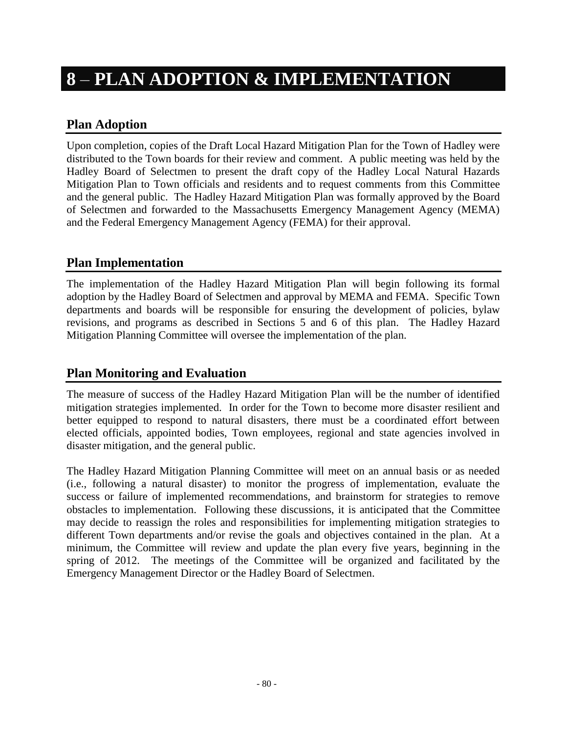# 8 – PLAN ADOPTION & IMPLEMENTATION

## Plan Adoption

Upon completion, copies of the Draft Local Hazard Mitigation Plan for the Town of Hadley were distributed to the Town boards for their review and comment. A public meeting was held by the Hadley Board of Selectmen to present the draft copy of the Hadley Local Natural Hazards Mitigation Plan to Town officials and residents and to request comments from this Committee and the general public. The Hadley Hazard Mitigation Plan was formally approved by the Board of Selectmen and forwarded to the Massachusetts Emergency Management Agency (MEMA) and the Federal Emergency Management Agency (FEMA) for their approval.

## Plan Implementation

The implementation of the Hadley Hazard Mitigation Plan will begin following its formal adoption by the Hadley Board of Selectmen and approval by MEMA and FEMA. Specific Town departments and boards will be responsible for ensuring the development of policies, bylaw revisions, and programs as described in Sections 5 and 6 of this plan. The Hadley Hazard Mitigation Planning Committee will oversee the implementation of the plan.

## Plan Monitoring and Evaluation

The measure of success of the Hadley Hazard Mitigation Plan will be the number of identified mitigation strategies implemented. In order for the Town to become more disaster resilient and better equipped to respond to natural disasters, there must be a coordinated effort between elected officials, appointed bodies, Town employees, regional and state agencies involved in disaster mitigation, and the general public.

The Hadley Hazard Mitigation Planning Committee will meet on an annual basis or as needed (i.e., following a natural disaster) to monitor the progress of implementation, evaluate the success or failure of implemented recommendations, and brainstorm for strategies to remove obstacles to implementation. Following these discussions, it is anticipated that the Committee may decide to reassign the roles and responsibilities for implementing mitigation strategies to different Town departments and/or revise the goals and objectives contained in the plan. At a minimum, the Committee will review and update the plan every five years, beginning in the spring of 2012. The meetings of the Committee will be organized and facilitated by the Emergency Management Director or the Hadley Board of Selectmen.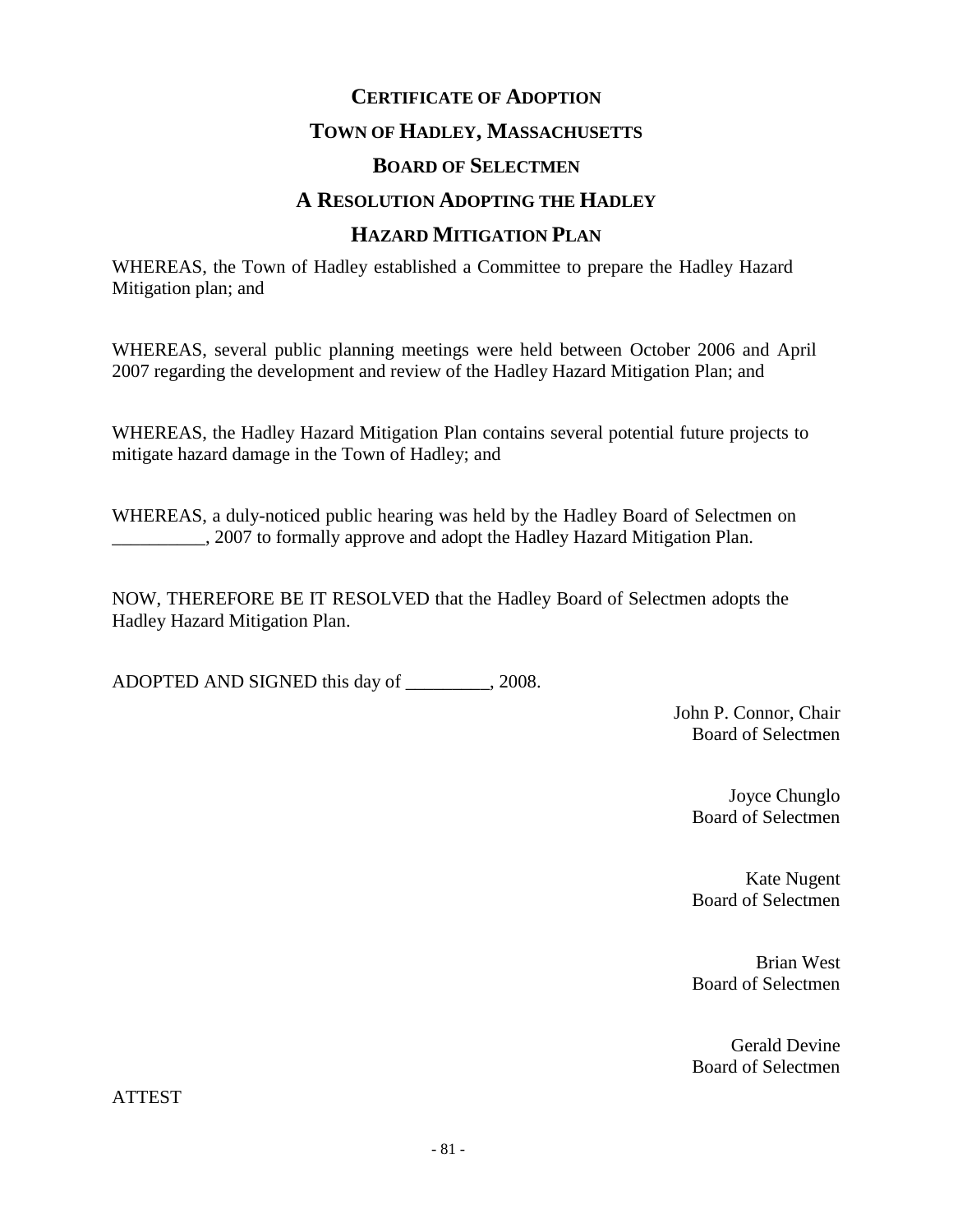# CERTIFICATE OF ADOPTION

# TOWN OF HADLEY, MASSACHUSETTS

# BOARD OF SELECTMEN

# A RESOLUTION ADOPTING THE HADLEY HAZARD MITIGATION PLAN

WHEREAS, the Town of Hadley established a Committee to prepare the Hadley Hazard Mitigation plan; and

WHEREAS, several public planning meetings were held between October 2006 and April 2007 regarding the development and review of the Hadley Hazard Mitigation Plan; and

WHEREAS, the Hadley Hazard Mitigation Plan contains several potential future projects to mitigate hazard damage in the Town of Hadley; and

WHEREAS, a duly-noticed public hearing was held by the Hadley Board of Selectmen on __________, 2007 to formally approve and adopt the Hadley Hazard Mitigation Plan.

NOW, THEREFORE BE IT RESOLVED that the Hadley Board of Selectmen adopts the Hadley Hazard Mitigation Plan.

ADOPTED AND SIGNED this day of _________, 2008.

John P. Connor, Chair
Board of Selectmen

Joyce Chunglo
Board of Selectmen

Kate Nugent
Board of Selectmen

Brian West
Board of Selectmen

Gerald Devine
Board of Selectmen

ATTEST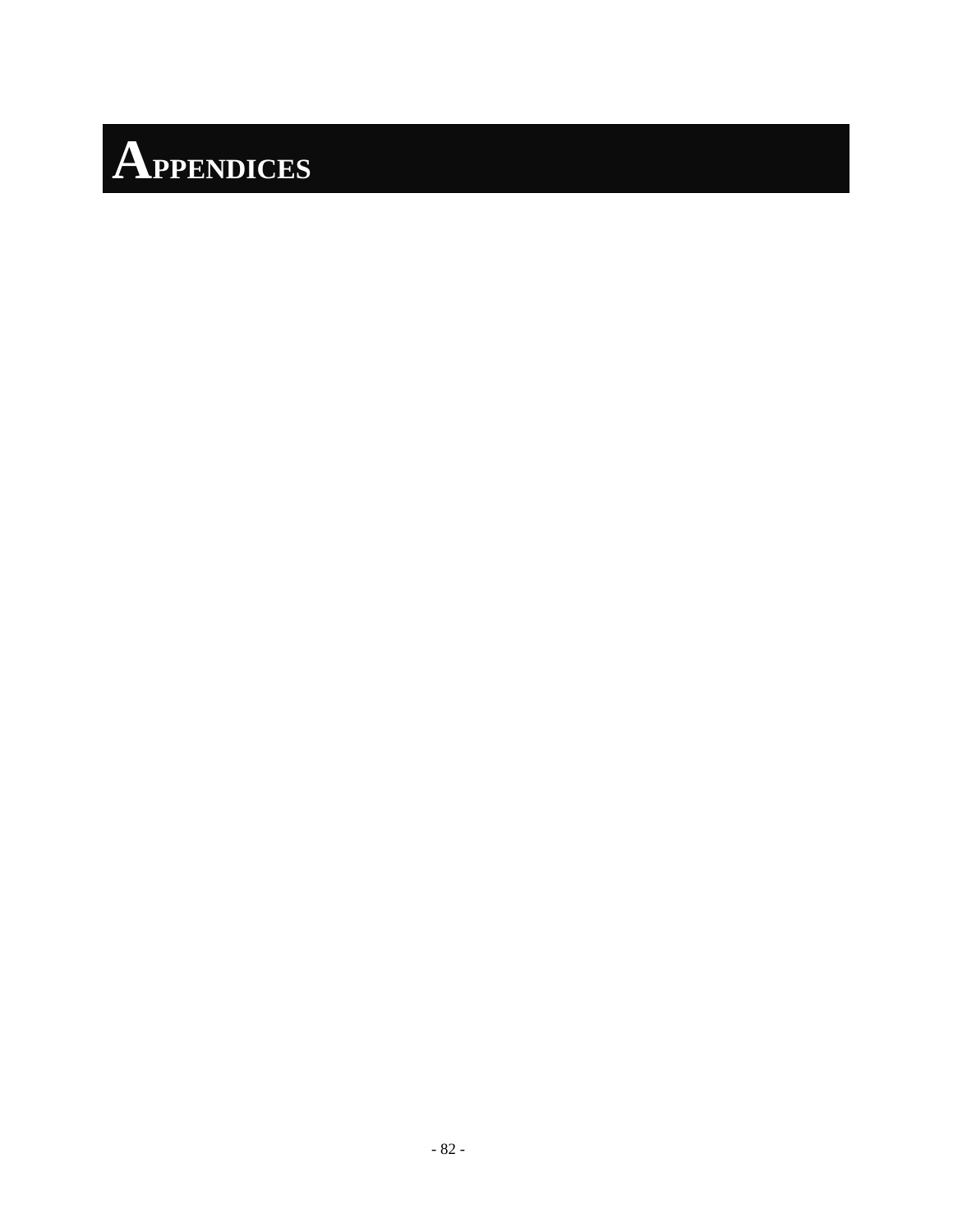# APPENDICES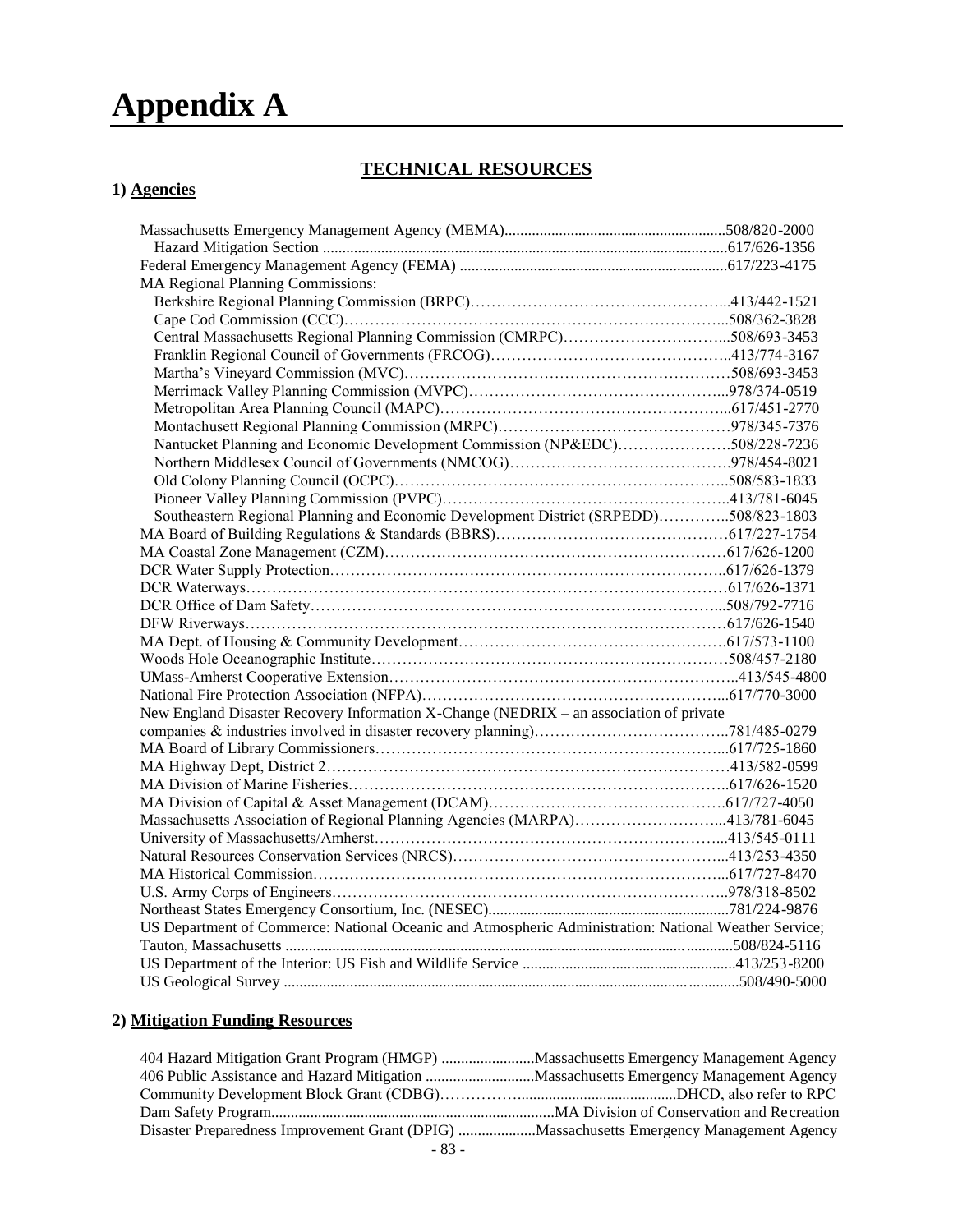# Appendix A

## TECHNICAL RESOURCES

### 1) Agencies

Massachusetts Emergency Management Agency (MEMA)........................................................508/820-2000
Hazard Mitigation Section ........................................................................................................617/626-1356
Federal Emergency Management Agency (FEMA) ....................................................................617/223-4175
MA Regional Planning Commissions:
Berkshire Regional Planning Commission (BRPC)…………………………………………...413/442-1521
Cape Cod Commission (CCC)………………………………………………………………...508/362-3828
Central Massachusetts Regional Planning Commission (CMRPC)…………………………...508/693-3453
Franklin Regional Council of Governments (FRCOG)………………………………………..413/774-3167
Martha's Vineyard Commission (MVC)………………………………………………………508/693-3453
Merrimack Valley Planning Commission (MVPC)……………………………………………...978/374-0519
Metropolitan Area Planning Council (MAPC)…………………………………………………...617/451-2770
Montachusett Regional Planning Commission (MRPC)………………………………………978/345-7376
Nantucket Planning and Economic Development Commission (NP&EDC)………………….508/228-7236
Northern Middlesex Council of Governments (NMCOG)…………………………………….978/454-8021
Old Colony Planning Council (OCPC)………………………………………………………..508/583-1833
Pioneer Valley Planning Commission (PVPC)………………………………………………..413/781-6045
Southeastern Regional Planning and Economic Development District (SRPEDD)…………..508/823-1803
MA Board of Building Regulations & Standards (BBRS)………………………………………617/227-1754
MA Coastal Zone Management (CZM)…………………………………………………………617/626-1200
DCR Water Supply Protection…………………………………………………………………..617/626-1379
DCR Waterways………………………………………………………………………………617/626-1371
DCR Office of Dam Safety……………………………………………………………………...508/792-7716
DFW Riverways………………………………………………………………………………617/626-1540
MA Dept. of Housing & Community Development……………………………………………617/573-1100
Woods Hole Oceanographic Institute……………………………………………………………508/457-2180
UMass-Amherst Cooperative Extension…………………………………………………………..413/545-4800
National Fire Protection Association (NFPA)……………………………………………………...617/770-3000
New England Disaster Recovery Information X-Change (NEDRIX – an association of private companies & industries involved in disaster recovery planning)………………………………..781/485-0279
MA Board of Library Commissioners…………………………………………………………...617/725-1860
MA Highway Dept, District 2……………………………………………………………………413/582-0599
MA Division of Marine Fisheries………………………………………………………………..617/626-1520
MA Division of Capital & Asset Management (DCAM)……………………………………….617/727-4050
Massachusetts Association of Regional Planning Agencies (MARPA)………………………...413/781-6045
University of Massachusetts/Amherst…………………………………………………………...413/545-0111
Natural Resources Conservation Services (NRCS)……………………………………………...413/253-4350
MA Historical Commission……………………………………………………………………...617/727-8470
U.S. Army Corps of Engineers…………………………………………………………………..978/318-8502
Northeast States Emergency Consortium, Inc. (NESEC)..............................................................781/224-9876
US Department of Commerce: National Oceanic and Atmospheric Administration: National Weather Service; Tauton, Massachusetts ....................................................................................................................508/824-5116
US Department of the Interior: US Fish and Wildlife Service .......................................................413/253-8200
US Geological Survey .....................................................................................................................508/490-5000

### 2) Mitigation Funding Resources

404 Hazard Mitigation Grant Program (HMGP) ........................Massachusetts Emergency Management Agency
406 Public Assistance and Hazard Mitigation ............................Massachusetts Emergency Management Agency
Community Development Block Grant (CDBG)…………….........................................DHCD, also refer to RPC
Dam Safety Program.........................................................................MA Division of Conservation and Recreation
Disaster Preparedness Improvement Grant (DPIG) ....................Massachusetts Emergency Management Agency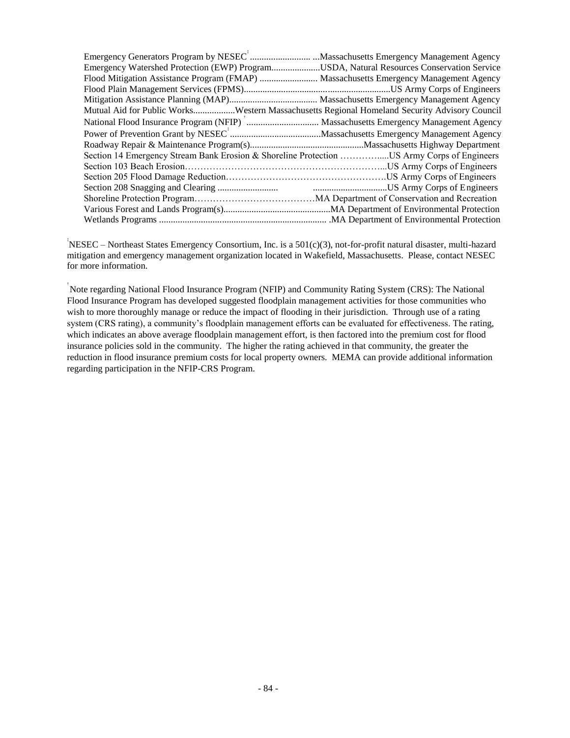Emergency Generators Program by NESEC[‡] .......................... ...Massachusetts Emergency Management Agency
Emergency Watershed Protection (EWP) Program.....................USDA, Natural Resources Conservation Service
Flood Mitigation Assistance Program (FMAP) ......................... Massachusetts Emergency Management Agency
Flood Plain Management Services (FPMS)...............................................................US Army Corps of Engineers
Mitigation Assistance Planning (MAP)...................................... Massachusetts Emergency Management Agency
Mutual Aid for Public Works..................Western Massachusetts Regional Homeland Security Advisory Council
National Flood Insurance Program (NFIP) [†] ............................... Massachusetts Emergency Management Agency
Power of Prevention Grant by NESEC[‡] .......................................Massachusetts Emergency Management Agency
Roadway Repair & Maintenance Program(s).................................................Massachusetts Highway Department
Section 14 Emergency Stream Bank Erosion & Shoreline Protection …………....US Army Corps of Engineers
Section 103 Beach Erosion…………………………………………………………...US Army Corps of Engineers
Section 205 Flood Damage Reduction…………………………………………….US Army Corps of Engineers
Section 208 Snagging and Clearing .......................... ................................US Army Corps of Engineers
Shoreline Protection Program…………………………………MA Department of Conservation and Recreation
Various Forest and Lands Program(s)..............................................MA Department of Environmental Protection
Wetlands Programs ........................................................................ .MA Department of Environmental Protection

[‡] NESEC – Northeast States Emergency Consortium, Inc. is a 501(c)(3), not-for-profit natural disaster, multi-hazard mitigation and emergency management organization located in Wakefield, Massachusetts. Please, contact NESEC for more information.

[†] Note regarding National Flood Insurance Program (NFIP) and Community Rating System (CRS): The National Flood Insurance Program has developed suggested floodplain management activities for those communities who wish to more thoroughly manage or reduce the impact of flooding in their jurisdiction. Through use of a rating system (CRS rating), a community's floodplain management efforts can be evaluated for effectiveness. The rating, which indicates an above average floodplain management effort, is then factored into the premium cost for flood insurance policies sold in the community. The higher the rating achieved in that community, the greater the reduction in flood insurance premium costs for local property owners. MEMA can provide additional information regarding participation in the NFIP-CRS Program.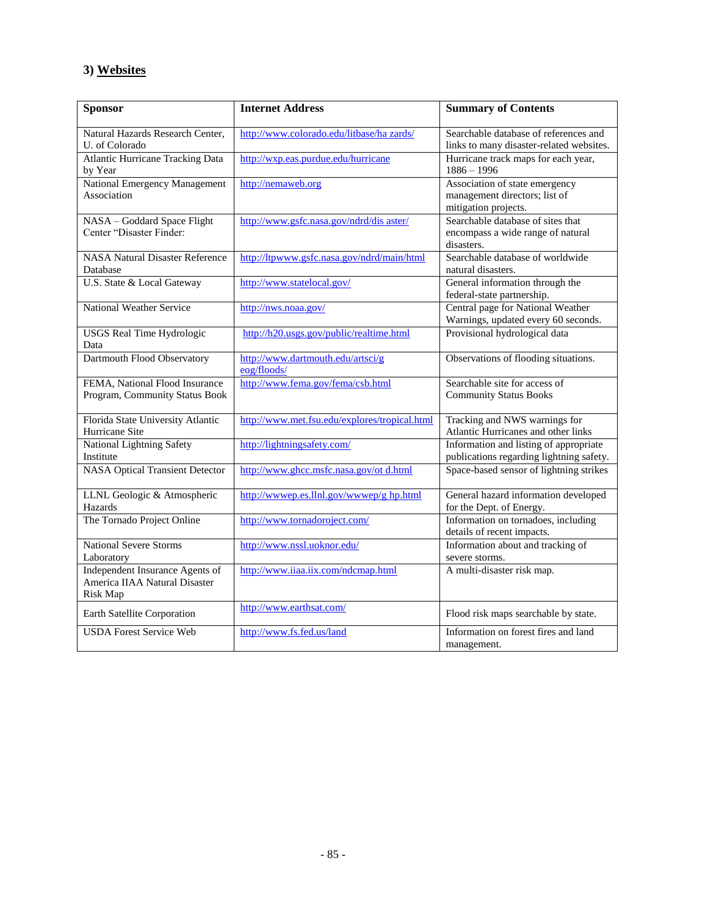### 3) Websites

| Sponsor | Internet Address | Summary of Contents |
|---|---|---|
| Natural Hazards Research Center, U. of Colorado | http://www.colorado.edu/litbase/ha zards/ | Searchable database of references and links to many disaster-related websites. |
| Atlantic Hurricane Tracking Data by Year | http://wxp.eas.purdue.edu/hurricane | Hurricane track maps for each year, 1886 – 1996 |
| National Emergency Management Association | http://nemaweb.org | Association of state emergency management directors; list of mitigation projects. |
| NASA – Goddard Space Flight Center "Disaster Finder: | http://www.gsfc.nasa.gov/ndrd/dis aster/ | Searchable database of sites that encompass a wide range of natural disasters. |
| NASA Natural Disaster Reference Database | http://ltpwww.gsfc.nasa.gov/ndrd/main/html | Searchable database of worldwide natural disasters. |
| U.S. State & Local Gateway | http://www.statelocal.gov/ | General information through the federal-state partnership. |
| National Weather Service | http://nws.noaa.gov/ | Central page for National Weather Warnings, updated every 60 seconds. |
| USGS Real Time Hydrologic Data | http://h20.usgs.gov/public/realtime.html | Provisional hydrological data |
| Dartmouth Flood Observatory | http://www.dartmouth.edu/artsci/g eog/floods/ | Observations of flooding situations. |
| FEMA, National Flood Insurance Program, Community Status Book | http://www.fema.gov/fema/csb.html | Searchable site for access of Community Status Books |
| Florida State University Atlantic Hurricane Site | http://www.met.fsu.edu/explores/tropical.html | Tracking and NWS warnings for Atlantic Hurricanes and other links |
| National Lightning Safety Institute | http://lightningsafety.com/ | Information and listing of appropriate publications regarding lightning safety. |
| NASA Optical Transient Detector | http://www.ghcc.msfc.nasa.gov/ot d.html | Space-based sensor of lightning strikes |
| LLNL Geologic & Atmospheric Hazards | http://wwwep.es.llnl.gov/wwwep/g hp.html | General hazard information developed for the Dept. of Energy. |
| The Tornado Project Online | http://www.tornadoroject.com/ | Information on tornadoes, including details of recent impacts. |
| National Severe Storms Laboratory | http://www.nssl.uoknor.edu/ | Information about and tracking of severe storms. |
| Independent Insurance Agents of America IIAA Natural Disaster Risk Map | http://www.iiaa.iix.com/ndcmap.html | A multi-disaster risk map. |
| Earth Satellite Corporation | http://www.earthsat.com/ | Flood risk maps searchable by state. |
| USDA Forest Service Web | http://www.fs.fed.us/land | Information on forest fires and land management. |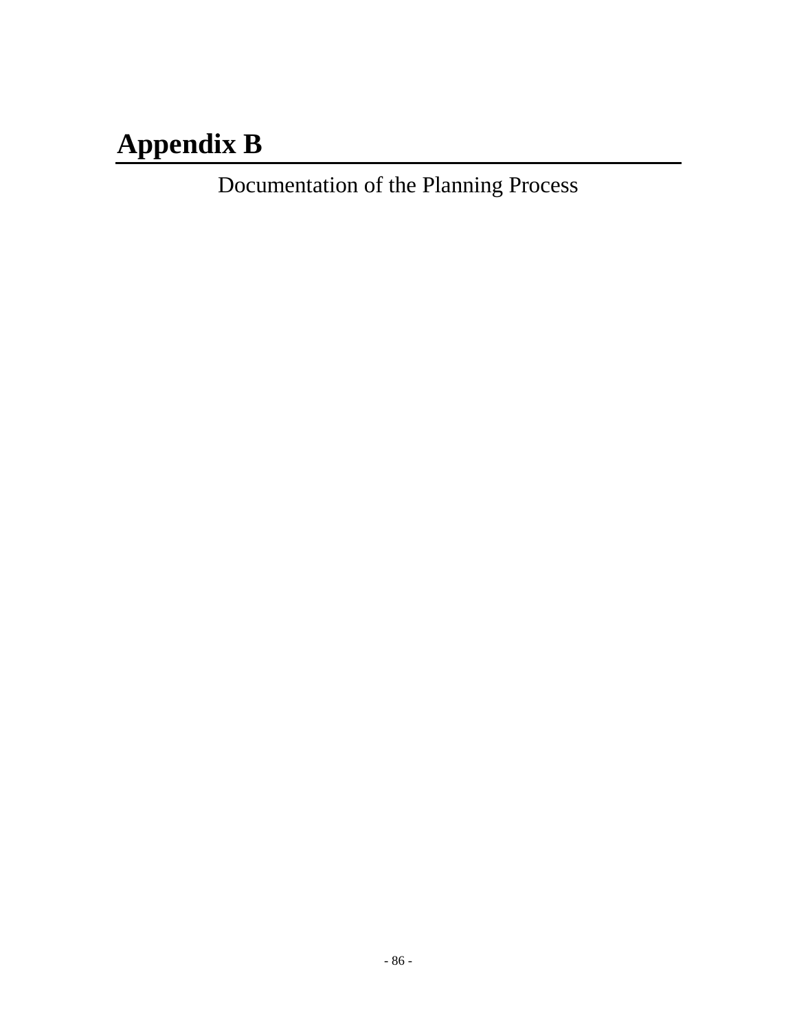# Appendix B

Documentation of the Planning Process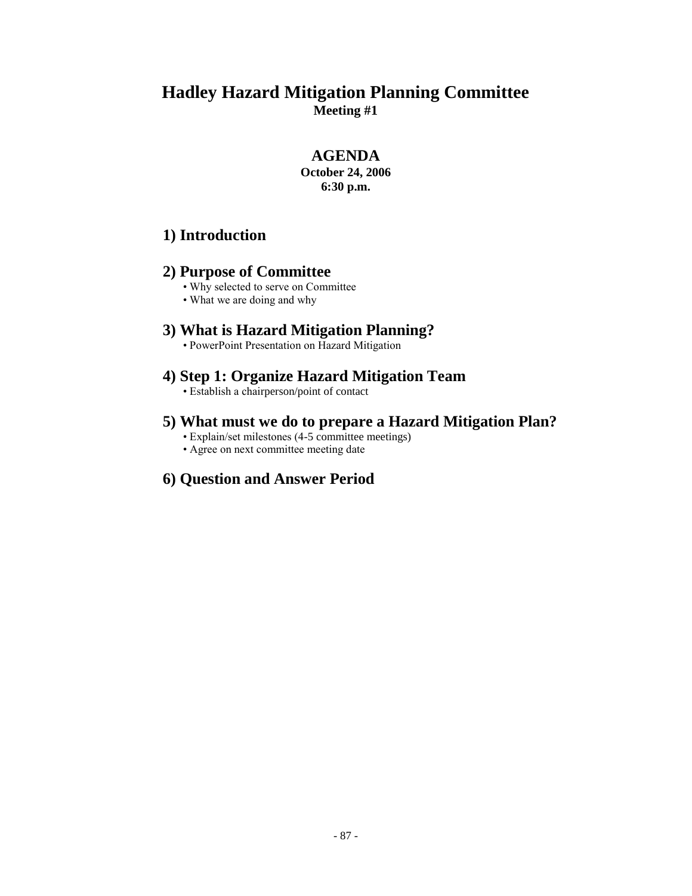# Hadley Hazard Mitigation Planning Committee

**Meeting #1**

## AGENDA

**October 24, 2006**

**6:30 p.m.**

### 1) Introduction

### 2) Purpose of Committee

- Why selected to serve on Committee
- What we are doing and why

### 3) What is Hazard Mitigation Planning?

- PowerPoint Presentation on Hazard Mitigation

### 4) Step 1: Organize Hazard Mitigation Team

- Establish a chairperson/point of contact

### 5) What must we do to prepare a Hazard Mitigation Plan?

- Explain/set milestones (4-5 committee meetings)
- Agree on next committee meeting date

### 6) Question and Answer Period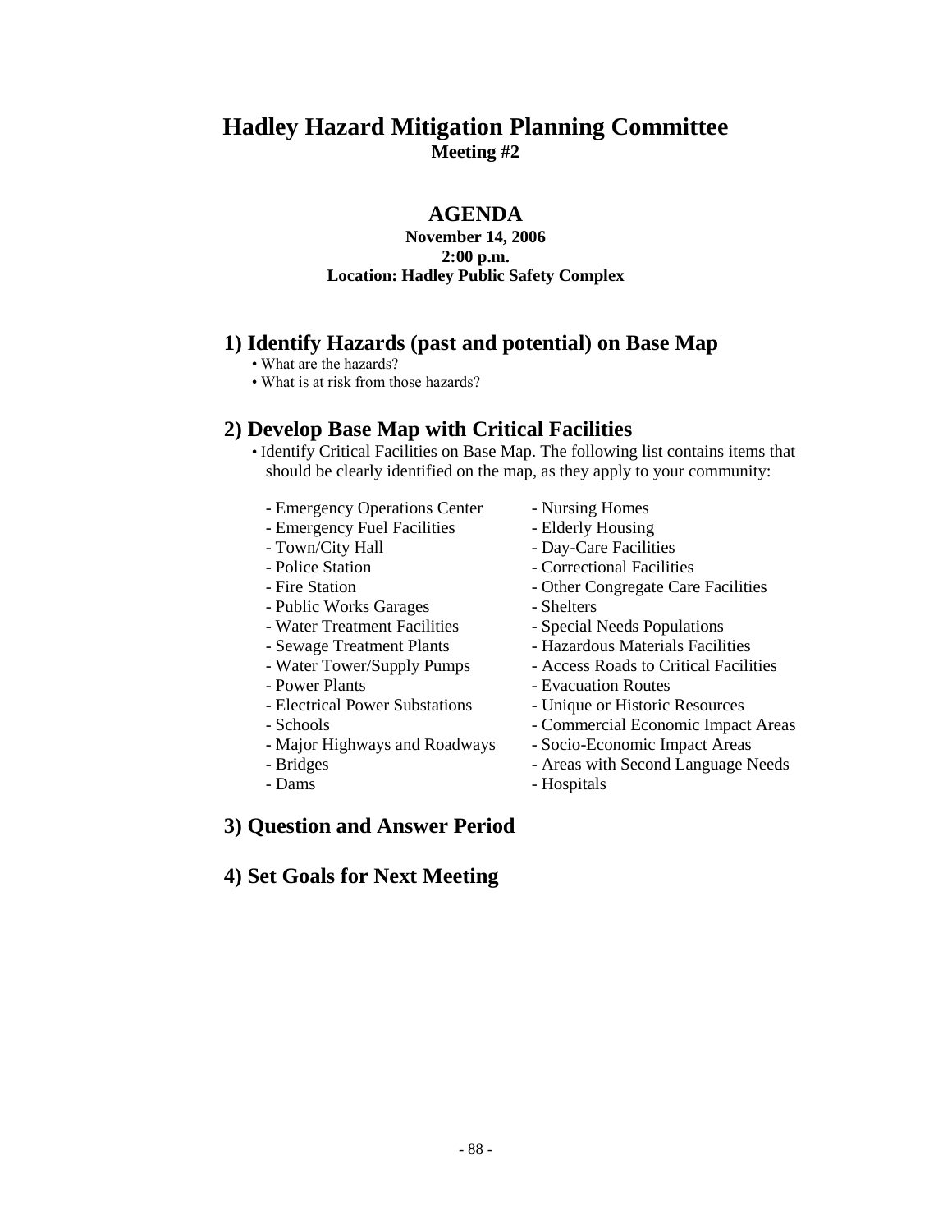# Hadley Hazard Mitigation Planning Committee

**Meeting #2**

## AGENDA

**November 14, 2006**
**2:00 p.m.**
**Location: Hadley Public Safety Complex**

## 1) Identify Hazards (past and potential) on Base Map

- What are the hazards?
- What is at risk from those hazards?

## 2) Develop Base Map with Critical Facilities

- Identify Critical Facilities on Base Map. The following list contains items that should be clearly identified on the map, as they apply to your community:

  - Emergency Operations Center
  - Emergency Fuel Facilities
  - Town/City Hall
  - Police Station
  - Fire Station
  - Public Works Garages
  - Water Treatment Facilities
  - Sewage Treatment Plants
  - Water Tower/Supply Pumps
  - Power Plants
  - Electrical Power Substations
  - Schools
  - Major Highways and Roadways
  - Bridges
  - Dams
  - Nursing Homes
  - Elderly Housing
  - Day-Care Facilities
  - Correctional Facilities
  - Other Congregate Care Facilities
  - Shelters
  - Special Needs Populations
  - Hazardous Materials Facilities
  - Access Roads to Critical Facilities
  - Evacuation Routes
  - Unique or Historic Resources
  - Commercial Economic Impact Areas
  - Socio-Economic Impact Areas
  - Areas with Second Language Needs
  - Hospitals

## 3) Question and Answer Period

## 4) Set Goals for Next Meeting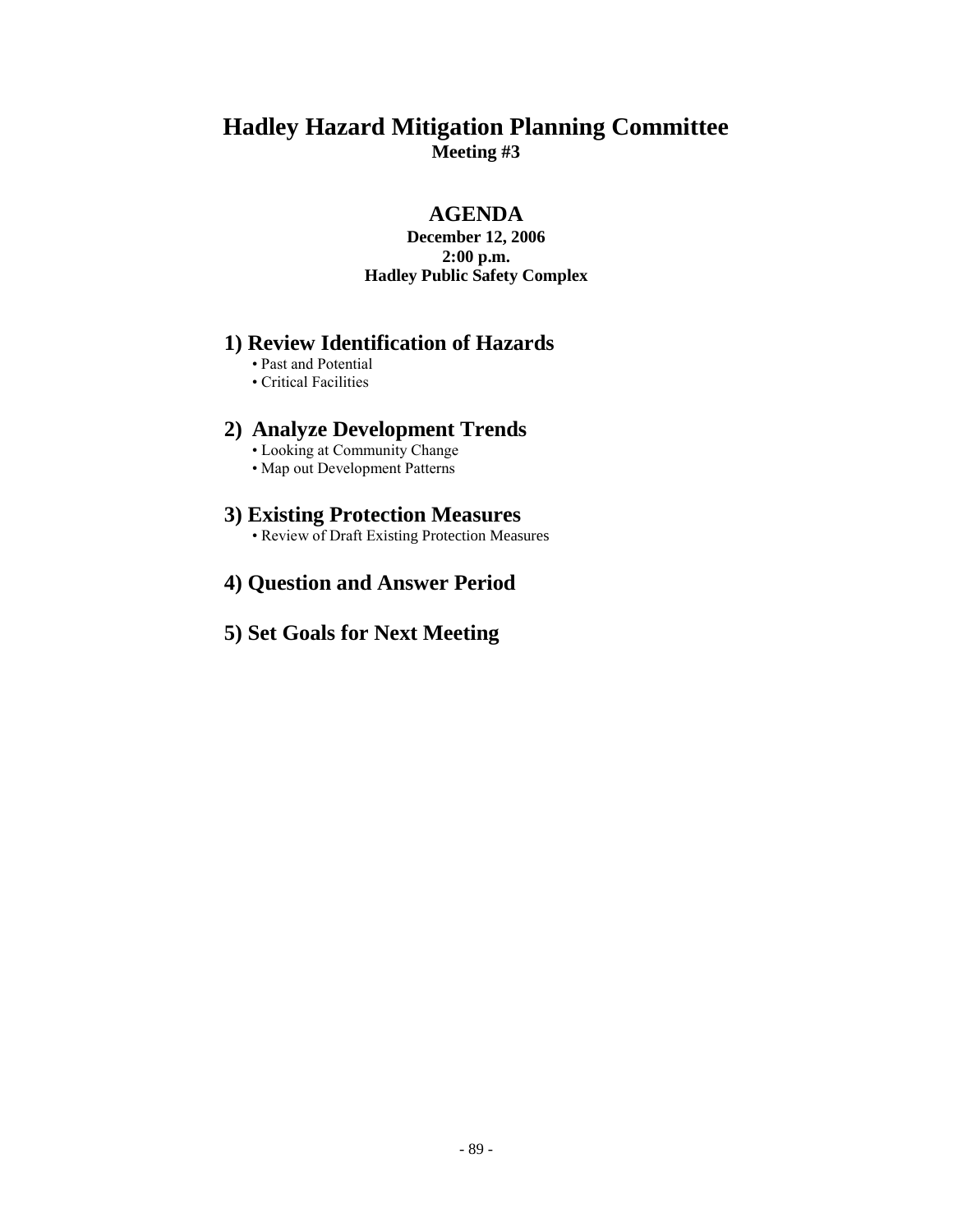# Hadley Hazard Mitigation Planning Committee

**Meeting #3**

## AGENDA

**December 12, 2006**
**2:00 p.m.**
**Hadley Public Safety Complex**

### 1) Review Identification of Hazards

- Past and Potential
- Critical Facilities

### 2) Analyze Development Trends

- Looking at Community Change
- Map out Development Patterns

### 3) Existing Protection Measures

- Review of Draft Existing Protection Measures

### 4) Question and Answer Period

### 5) Set Goals for Next Meeting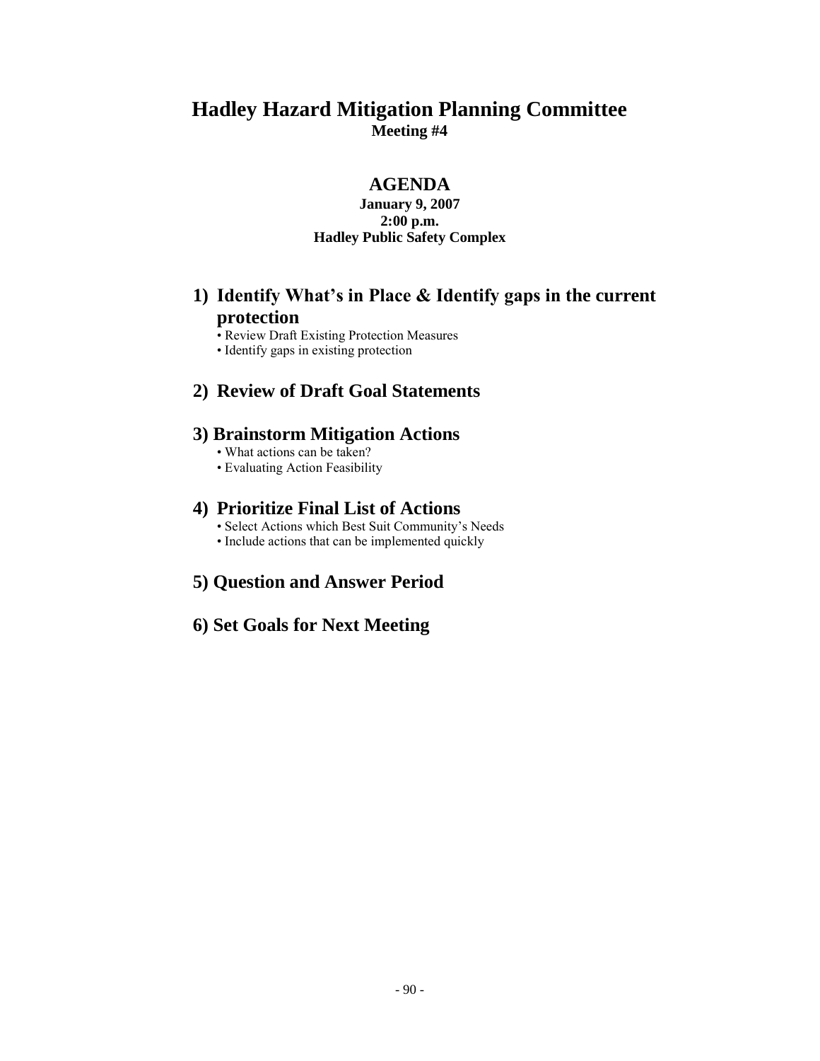# Hadley Hazard Mitigation Planning Committee

**Meeting #4**

## AGENDA

**January 9, 2007**
**2:00 p.m.**
**Hadley Public Safety Complex**

## 1) Identify What's in Place & Identify gaps in the current protection

- Review Draft Existing Protection Measures
- Identify gaps in existing protection

## 2) Review of Draft Goal Statements

## 3) Brainstorm Mitigation Actions

- What actions can be taken?
- Evaluating Action Feasibility

## 4) Prioritize Final List of Actions

- Select Actions which Best Suit Community's Needs
- Include actions that can be implemented quickly

## 5) Question and Answer Period

## 6) Set Goals for Next Meeting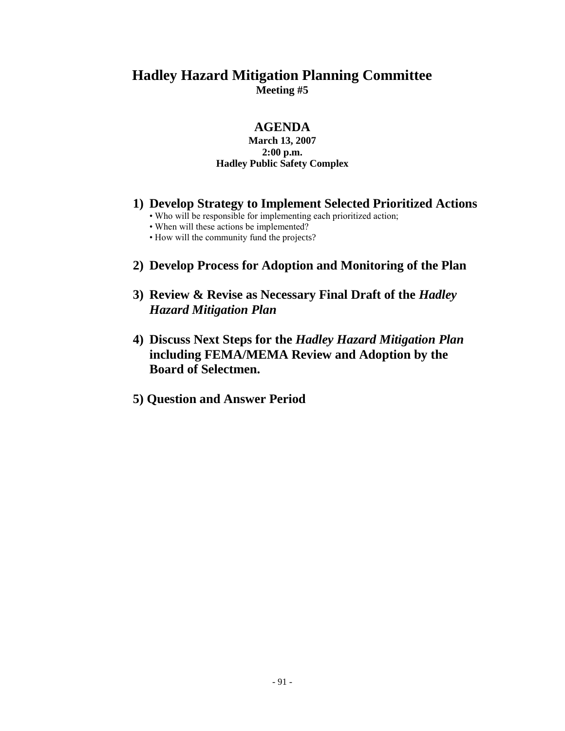# Hadley Hazard Mitigation Planning Committee

**Meeting #5**

## AGENDA

**March 13, 2007**
**2:00 p.m.**
**Hadley Public Safety Complex**

1) **Develop Strategy to Implement Selected Prioritized Actions**
   - Who will be responsible for implementing each prioritized action;
   - When will these actions be implemented?
   - How will the community fund the projects?

2) **Develop Process for Adoption and Monitoring of the Plan**

3) **Review & Revise as Necessary Final Draft of the *Hadley Hazard Mitigation Plan***

4) **Discuss Next Steps for the *Hadley Hazard Mitigation Plan* including FEMA/MEMA Review and Adoption by the Board of Selectmen.**

5) **Question and Answer Period**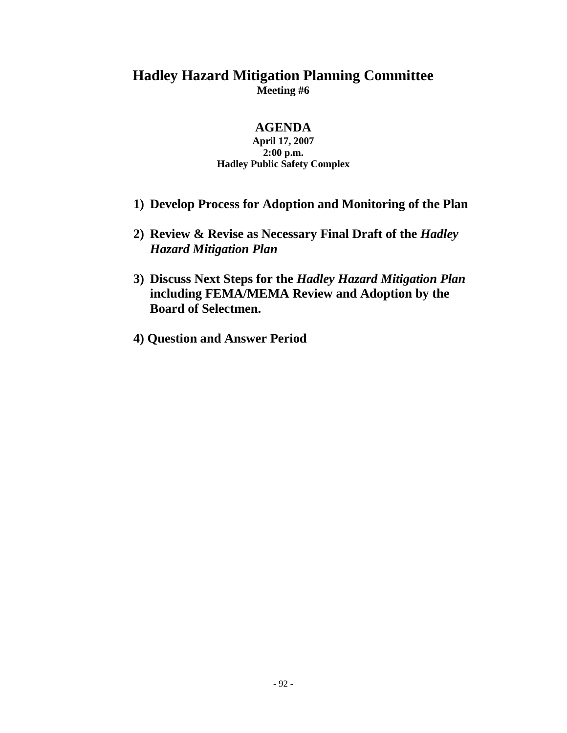# Hadley Hazard Mitigation Planning Committee

**Meeting #6**

## AGENDA

**April 17, 2007**
**2:00 p.m.**
**Hadley Public Safety Complex**

1) **Develop Process for Adoption and Monitoring of the Plan**

2) **Review & Revise as Necessary Final Draft of the *Hadley Hazard Mitigation Plan***

3) **Discuss Next Steps for the *Hadley Hazard Mitigation Plan* including FEMA/MEMA Review and Adoption by the Board of Selectmen.**

4) **Question and Answer Period**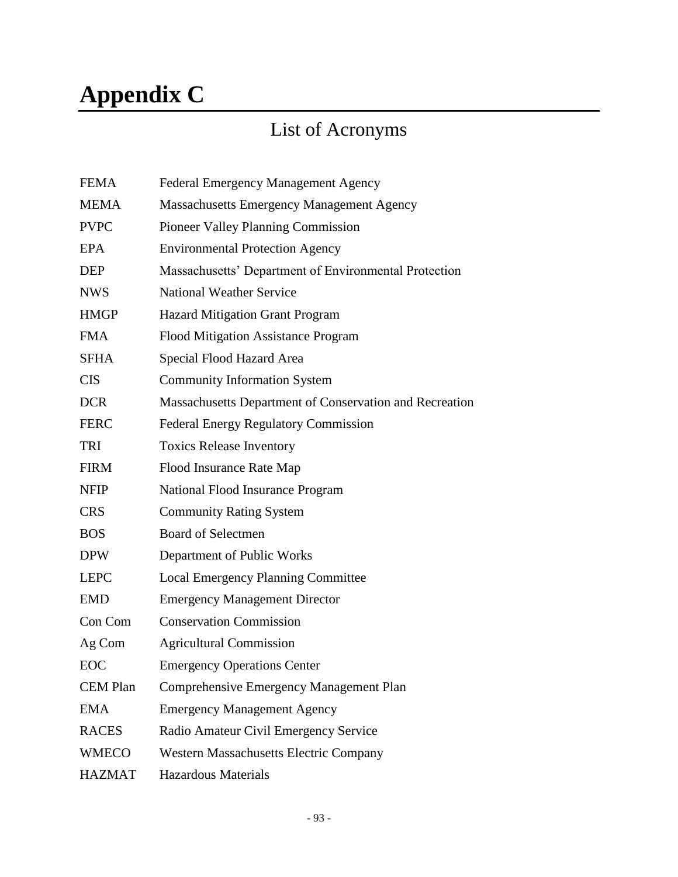# Appendix C

## List of Acronyms

| | |
|---|---|
| FEMA | Federal Emergency Management Agency |
| MEMA | Massachusetts Emergency Management Agency |
| PVPC | Pioneer Valley Planning Commission |
| EPA | Environmental Protection Agency |
| DEP | Massachusetts' Department of Environmental Protection |
| NWS | National Weather Service |
| HMGP | Hazard Mitigation Grant Program |
| FMA | Flood Mitigation Assistance Program |
| SFHA | Special Flood Hazard Area |
| CIS | Community Information System |
| DCR | Massachusetts Department of Conservation and Recreation |
| FERC | Federal Energy Regulatory Commission |
| TRI | Toxics Release Inventory |
| FIRM | Flood Insurance Rate Map |
| NFIP | National Flood Insurance Program |
| CRS | Community Rating System |
| BOS | Board of Selectmen |
| DPW | Department of Public Works |
| LEPC | Local Emergency Planning Committee |
| EMD | Emergency Management Director |
| Con Com | Conservation Commission |
| Ag Com | Agricultural Commission |
| EOC | Emergency Operations Center |
| CEM Plan | Comprehensive Emergency Management Plan |
| EMA | Emergency Management Agency |
| RACES | Radio Amateur Civil Emergency Service |
| WMECO | Western Massachusetts Electric Company |
| HAZMAT | Hazardous Materials |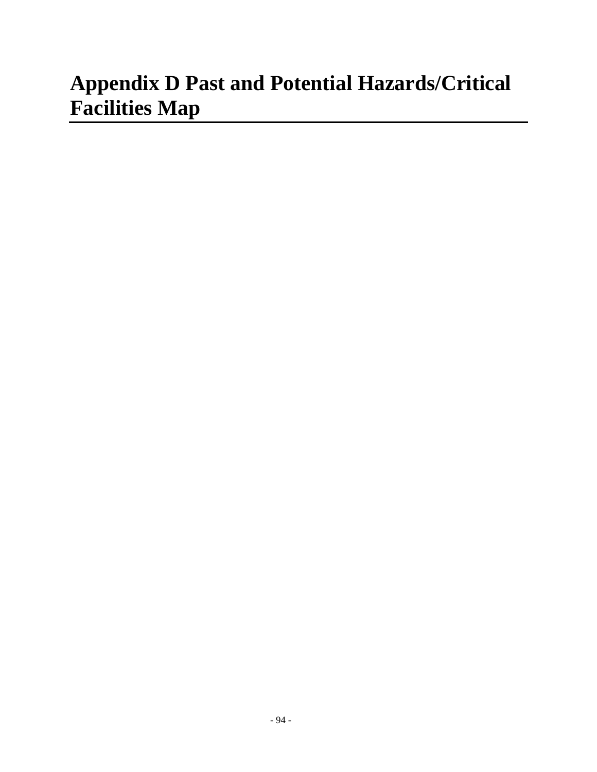# Appendix D Past and Potential Hazards/Critical Facilities Map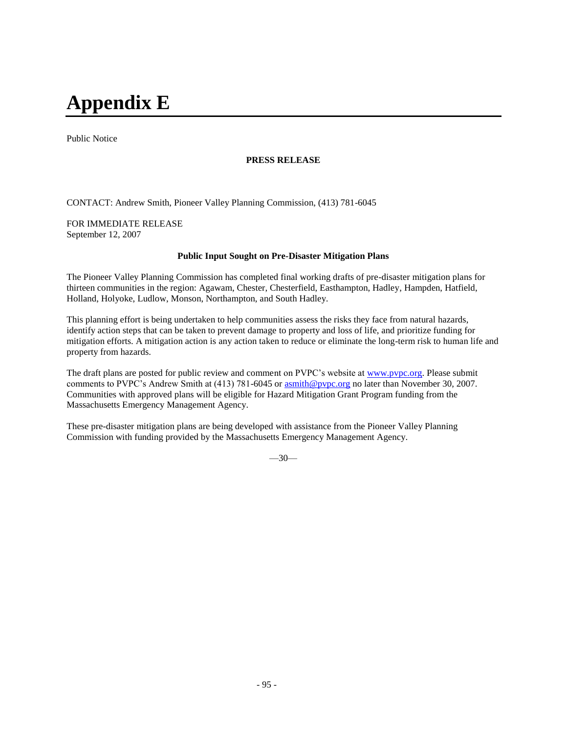# Appendix E

Public Notice

**PRESS RELEASE**

CONTACT: Andrew Smith, Pioneer Valley Planning Commission, (413) 781-6045

FOR IMMEDIATE RELEASE
September 12, 2007

**Public Input Sought on Pre-Disaster Mitigation Plans**

The Pioneer Valley Planning Commission has completed final working drafts of pre-disaster mitigation plans for thirteen communities in the region: Agawam, Chester, Chesterfield, Easthampton, Hadley, Hampden, Hatfield, Holland, Holyoke, Ludlow, Monson, Northampton, and South Hadley.

This planning effort is being undertaken to help communities assess the risks they face from natural hazards, identify action steps that can be taken to prevent damage to property and loss of life, and prioritize funding for mitigation efforts. A mitigation action is any action taken to reduce or eliminate the long-term risk to human life and property from hazards.

The draft plans are posted for public review and comment on PVPC's website at www.pvpc.org. Please submit comments to PVPC's Andrew Smith at (413) 781-6045 or asmith@pvpc.org no later than November 30, 2007. Communities with approved plans will be eligible for Hazard Mitigation Grant Program funding from the Massachusetts Emergency Management Agency.

These pre-disaster mitigation plans are being developed with assistance from the Pioneer Valley Planning Commission with funding provided by the Massachusetts Emergency Management Agency.

—30—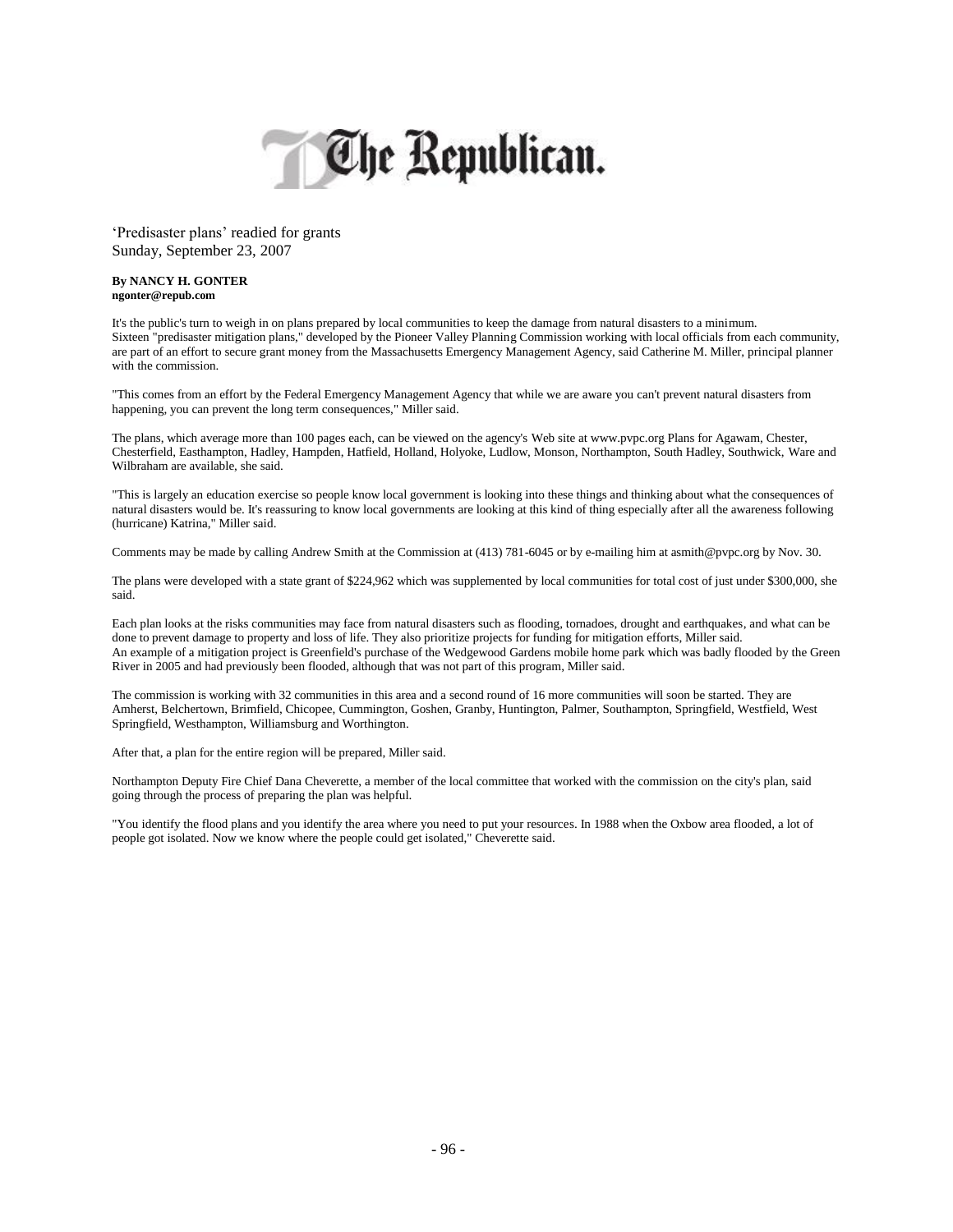# The Republican.

'Predisaster plans' readied for grants
Sunday, September 23, 2007

**By NANCY H. GONTER**
**ngonter@repub.com**

It's the public's turn to weigh in on plans prepared by local communities to keep the damage from natural disasters to a minimum.
Sixteen "predisaster mitigation plans," developed by the Pioneer Valley Planning Commission working with local officials from each community, are part of an effort to secure grant money from the Massachusetts Emergency Management Agency, said Catherine M. Miller, principal planner with the commission.

"This comes from an effort by the Federal Emergency Management Agency that while we are aware you can't prevent natural disasters from happening, you can prevent the long term consequences," Miller said.

The plans, which average more than 100 pages each, can be viewed on the agency's Web site at www.pvpc.org Plans for Agawam, Chester, Chesterfield, Easthampton, Hadley, Hampden, Hatfield, Holland, Holyoke, Ludlow, Monson, Northampton, South Hadley, Southwick, Ware and Wilbraham are available, she said.

"This is largely an education exercise so people know local government is looking into these things and thinking about what the consequences of natural disasters would be. It's reassuring to know local governments are looking at this kind of thing especially after all the awareness following (hurricane) Katrina," Miller said.

Comments may be made by calling Andrew Smith at the Commission at (413) 781-6045 or by e-mailing him at asmith@pvpc.org by Nov. 30.

The plans were developed with a state grant of $224,962 which was supplemented by local communities for total cost of just under $300,000, she said.

Each plan looks at the risks communities may face from natural disasters such as flooding, tornadoes, drought and earthquakes, and what can be done to prevent damage to property and loss of life. They also prioritize projects for funding for mitigation efforts, Miller said.
An example of a mitigation project is Greenfield's purchase of the Wedgewood Gardens mobile home park which was badly flooded by the Green River in 2005 and had previously been flooded, although that was not part of this program, Miller said.

The commission is working with 32 communities in this area and a second round of 16 more communities will soon be started. They are Amherst, Belchertown, Brimfield, Chicopee, Cummington, Goshen, Granby, Huntington, Palmer, Southampton, Springfield, Westfield, West Springfield, Westhampton, Williamsburg and Worthington.

After that, a plan for the entire region will be prepared, Miller said.

Northampton Deputy Fire Chief Dana Cheverette, a member of the local committee that worked with the commission on the city's plan, said going through the process of preparing the plan was helpful.

"You identify the flood plans and you identify the area where you need to put your resources. In 1988 when the Oxbow area flooded, a lot of people got isolated. Now we know where the people could get isolated," Cheverette said.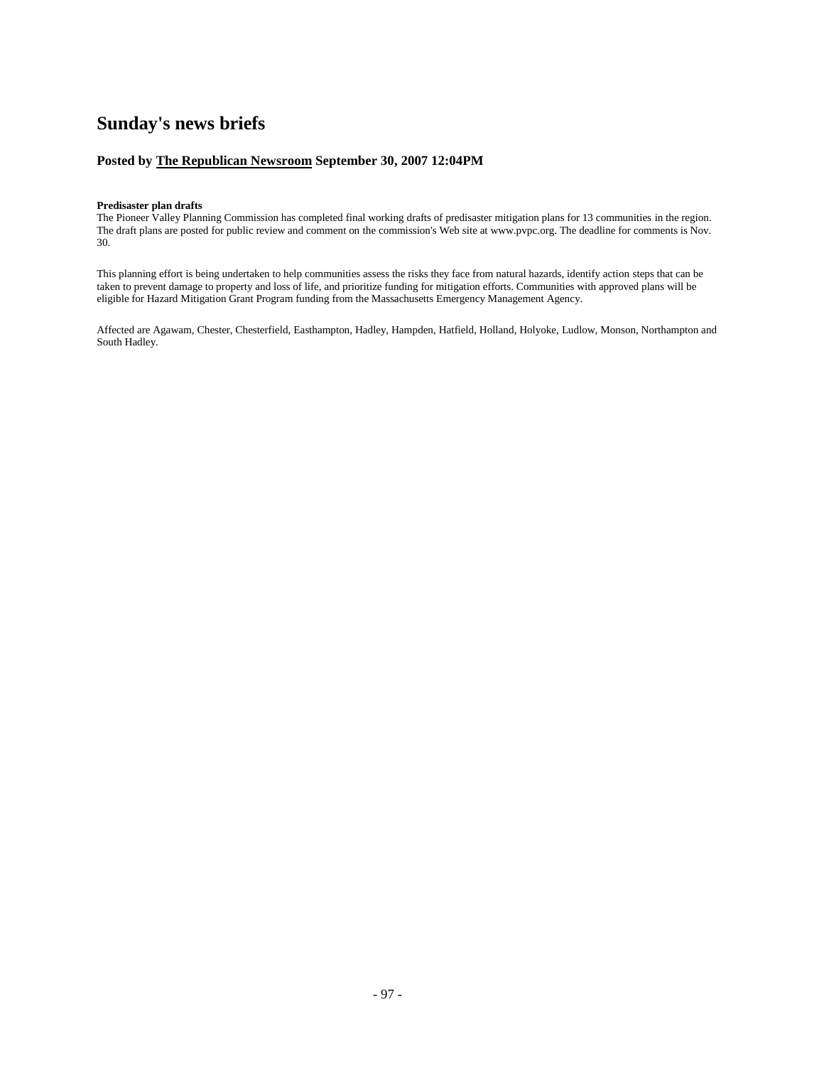# Sunday's news briefs

### Posted by The Republican Newsroom September 30, 2007 12:04PM

**Predisaster plan drafts**

The Pioneer Valley Planning Commission has completed final working drafts of predisaster mitigation plans for 13 communities in the region. The draft plans are posted for public review and comment on the commission's Web site at www.pvpc.org. The deadline for comments is Nov. 30.

This planning effort is being undertaken to help communities assess the risks they face from natural hazards, identify action steps that can be taken to prevent damage to property and loss of life, and prioritize funding for mitigation efforts. Communities with approved plans will be eligible for Hazard Mitigation Grant Program funding from the Massachusetts Emergency Management Agency.

Affected are Agawam, Chester, Chesterfield, Easthampton, Hadley, Hampden, Hatfield, Holland, Holyoke, Ludlow, Monson, Northampton and South Hadley.